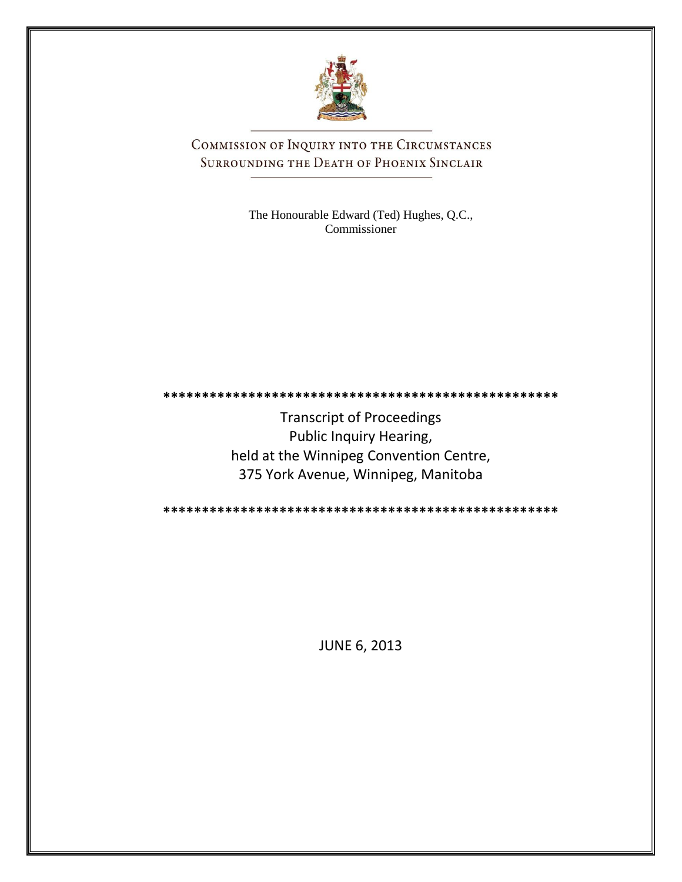# COMMISSION OF INQUIRY INTO THE CIRCUMSTANCES SURROUNDING THE DEATH OF PHOENIX SINCLAIR

The Honourable Edward (Ted) Hughes, Q.C.,
Commissioner

\*\*\*\*\*\*\*\*\*\*\*\*\*\*\*\*\*\*\*\*\*\*\*\*\*\*\*\*\*\*\*\*\*\*\*\*\*\*\*\*\*\*\*\*\*\*\*\*\*\*\*\*\*

Transcript of Proceedings
Public Inquiry Hearing,
held at the Winnipeg Convention Centre,
375 York Avenue, Winnipeg, Manitoba

\*\*\*\*\*\*\*\*\*\*\*\*\*\*\*\*\*\*\*\*\*\*\*\*\*\*\*\*\*\*\*\*\*\*\*\*\*\*\*\*\*\*\*\*\*\*\*\*\*\*\*\*\*

JUNE 6, 2013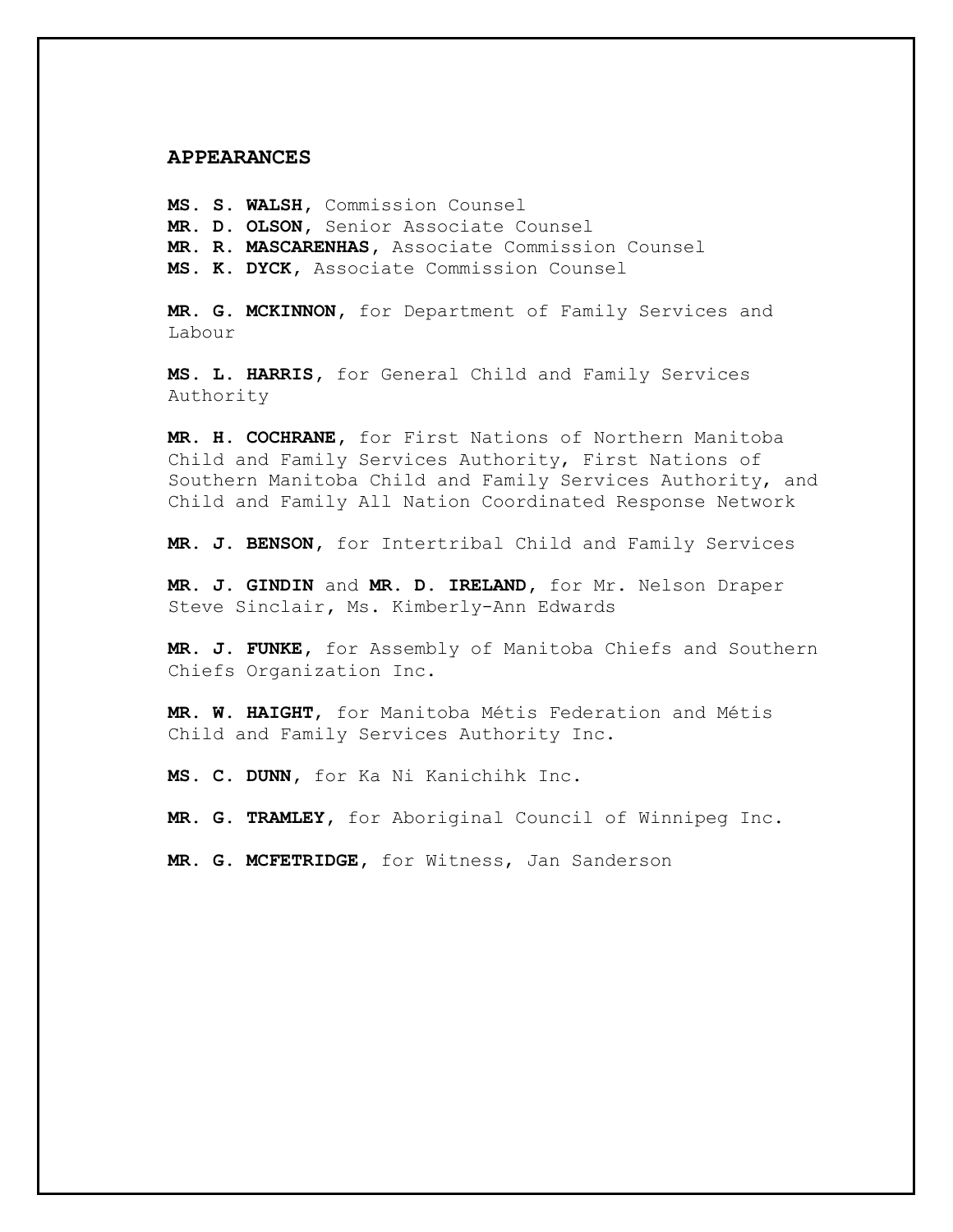## APPEARANCES

**MS. S. WALSH,** Commission Counsel
**MR. D. OLSON,** Senior Associate Counsel
**MR. R. MASCARENHAS,** Associate Commission Counsel
**MS. K. DYCK,** Associate Commission Counsel

**MR. G. MCKINNON,** for Department of Family Services and Labour

**MS. L. HARRIS,** for General Child and Family Services Authority

**MR. H. COCHRANE,** for First Nations of Northern Manitoba Child and Family Services Authority, First Nations of Southern Manitoba Child and Family Services Authority, and Child and Family All Nation Coordinated Response Network

**MR. J. BENSON,** for Intertribal Child and Family Services

**MR. J. GINDIN** and **MR. D. IRELAND,** for Mr. Nelson Draper Steve Sinclair, Ms. Kimberly-Ann Edwards

**MR. J. FUNKE,** for Assembly of Manitoba Chiefs and Southern Chiefs Organization Inc.

**MR. W. HAIGHT,** for Manitoba Métis Federation and Métis Child and Family Services Authority Inc.

**MS. C. DUNN,** for Ka Ni Kanichihk Inc.

**MR. G. TRAMLEY,** for Aboriginal Council of Winnipeg Inc.

**MR. G. MCFETRIDGE,** for Witness, Jan Sanderson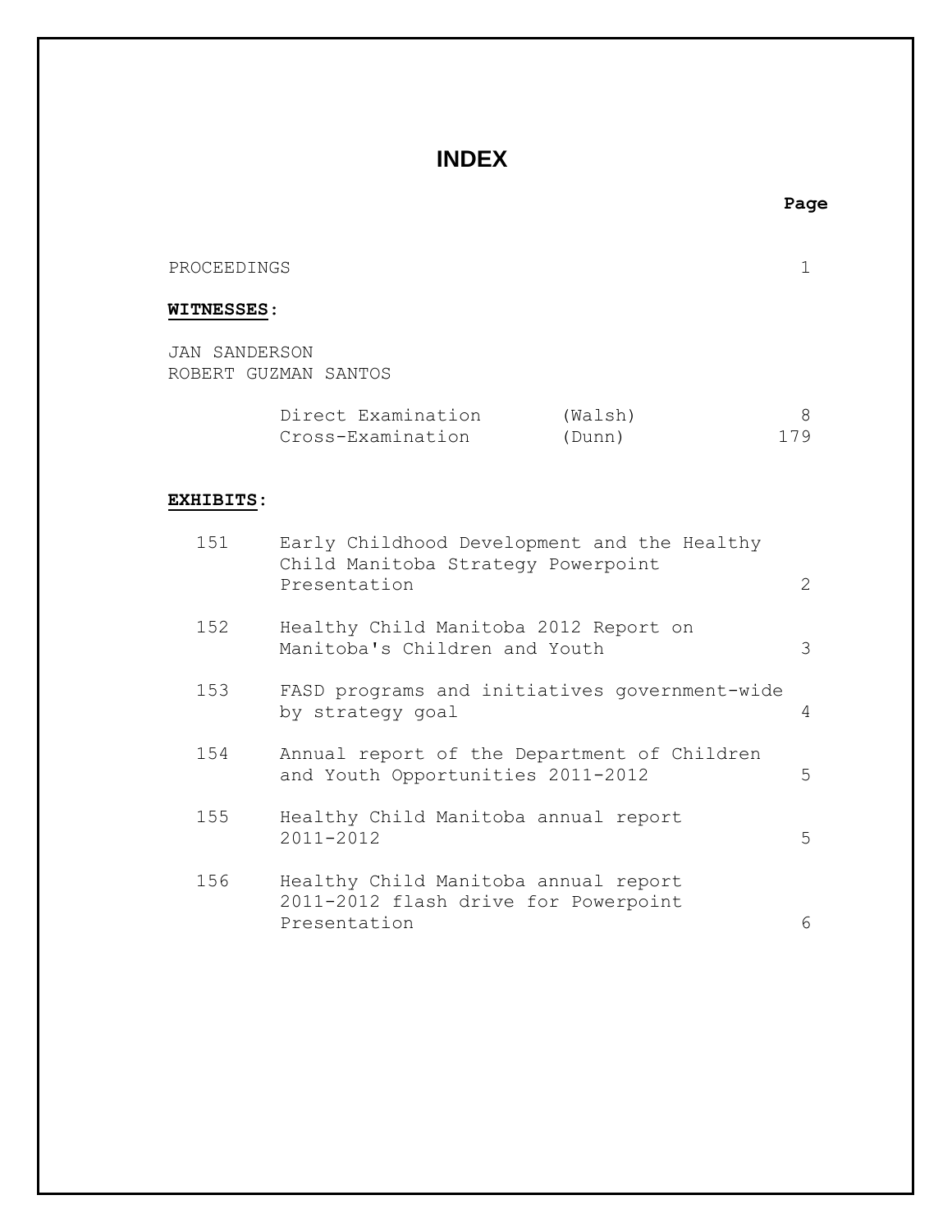# INDEX

| | | | Page |
|---|---|---|---|
| PROCEEDINGS | | | 1 |

**WITNESSES**:

JAN SANDERSON
ROBERT GUZMAN SANTOS

| | | |
|---|---|---|
| Direct Examination | (Walsh) | 8 |
| Cross-Examination | (Dunn) | 179 |

**EXHIBITS**:

| | | |
|---|---|---|
| 151 | Early Childhood Development and the Healthy Child Manitoba Strategy Powerpoint Presentation | 2 |
| 152 | Healthy Child Manitoba 2012 Report on Manitoba's Children and Youth | 3 |
| 153 | FASD programs and initiatives government-wide by strategy goal | 4 |
| 154 | Annual report of the Department of Children and Youth Opportunities 2011-2012 | 5 |
| 155 | Healthy Child Manitoba annual report 2011-2012 | 5 |
| 156 | Healthy Child Manitoba annual report 2011-2012 flash drive for Powerpoint Presentation | 6 |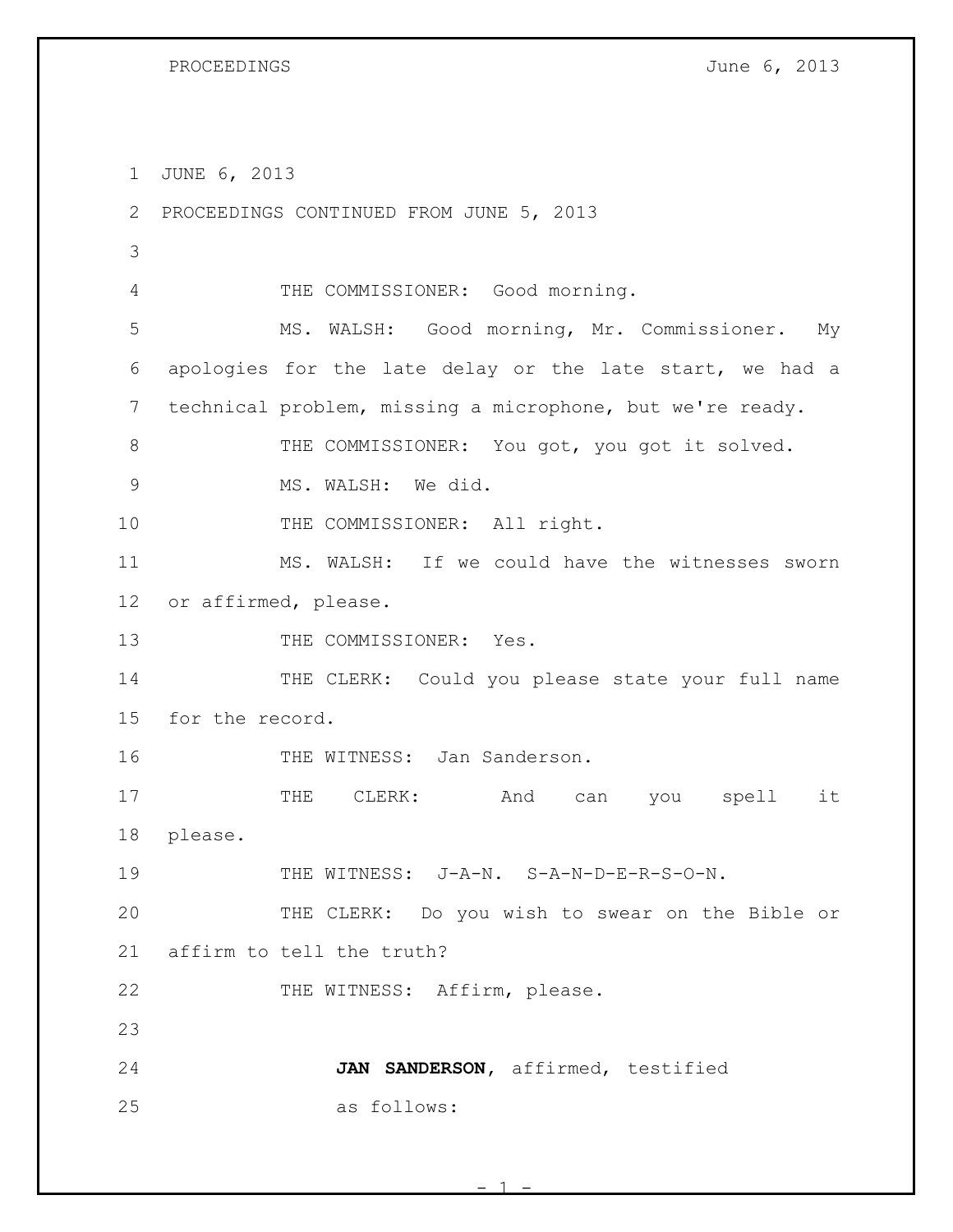JUNE 6, 2013

PROCEEDINGS CONTINUED FROM JUNE 5, 2013

THE COMMISSIONER: Good morning.

MS. WALSH: Good morning, Mr. Commissioner. My apologies for the late delay or the late start, we had a technical problem, missing a microphone, but we're ready.

THE COMMISSIONER: You got, you got it solved.

MS. WALSH: We did.

THE COMMISSIONER: All right.

MS. WALSH: If we could have the witnesses sworn or affirmed, please.

THE COMMISSIONER: Yes.

THE CLERK: Could you please state your full name for the record.

THE WITNESS: Jan Sanderson.

THE CLERK: And can you spell it please.

THE WITNESS: J-A-N. S-A-N-D-E-R-S-O-N.

THE CLERK: Do you wish to swear on the Bible or affirm to tell the truth?

THE WITNESS: Affirm, please.

**JAN SANDERSON**, affirmed, testified as follows: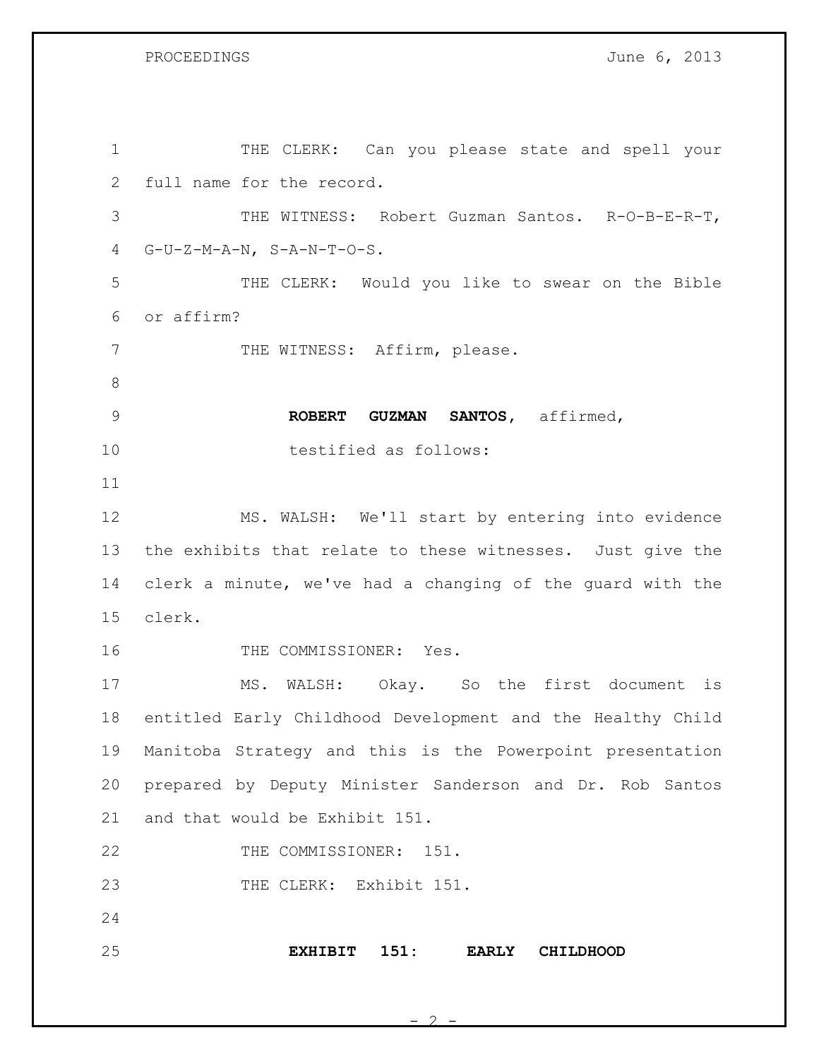THE CLERK: Can you please state and spell your full name for the record.

THE WITNESS: Robert Guzman Santos. R-O-B-E-R-T, G-U-Z-M-A-N, S-A-N-T-O-S.

THE CLERK: Would you like to swear on the Bible or affirm?

THE WITNESS: Affirm, please.

**ROBERT GUZMAN SANTOS,** affirmed,
testified as follows:

MS. WALSH: We'll start by entering into evidence the exhibits that relate to these witnesses. Just give the clerk a minute, we've had a changing of the guard with the clerk.

THE COMMISSIONER: Yes.

MS. WALSH: Okay. So the first document is entitled Early Childhood Development and the Healthy Child Manitoba Strategy and this is the Powerpoint presentation prepared by Deputy Minister Sanderson and Dr. Rob Santos and that would be Exhibit 151.

THE COMMISSIONER: 151.

THE CLERK: Exhibit 151.

**EXHIBIT 151: EARLY CHILDHOOD**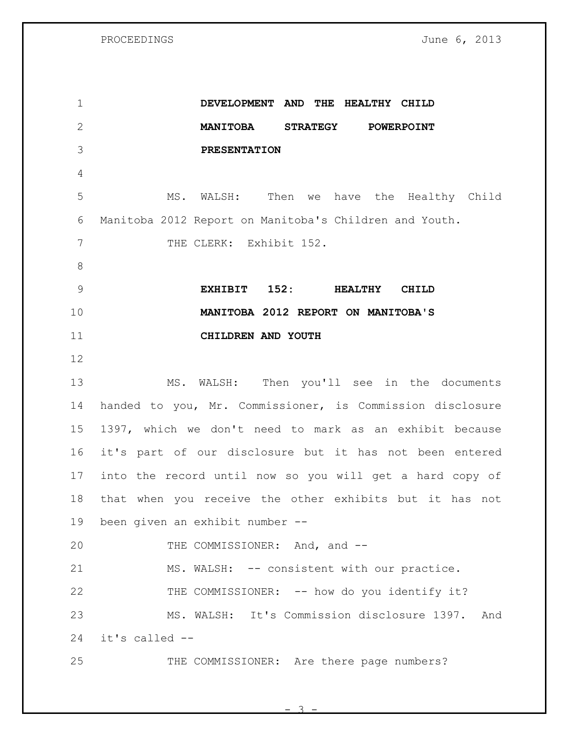**DEVELOPMENT AND THE HEALTHY CHILD MANITOBA STRATEGY POWERPOINT PRESENTATION**

MS. WALSH: Then we have the Healthy Child Manitoba 2012 Report on Manitoba's Children and Youth.

THE CLERK: Exhibit 152.

**EXHIBIT 152: HEALTHY CHILD MANITOBA 2012 REPORT ON MANITOBA'S CHILDREN AND YOUTH**

MS. WALSH: Then you'll see in the documents handed to you, Mr. Commissioner, is Commission disclosure 1397, which we don't need to mark as an exhibit because it's part of our disclosure but it has not been entered into the record until now so you will get a hard copy of that when you receive the other exhibits but it has not been given an exhibit number --

THE COMMISSIONER: And, and --

MS. WALSH: -- consistent with our practice.

THE COMMISSIONER: -- how do you identify it?

MS. WALSH: It's Commission disclosure 1397. And it's called --

THE COMMISSIONER: Are there page numbers?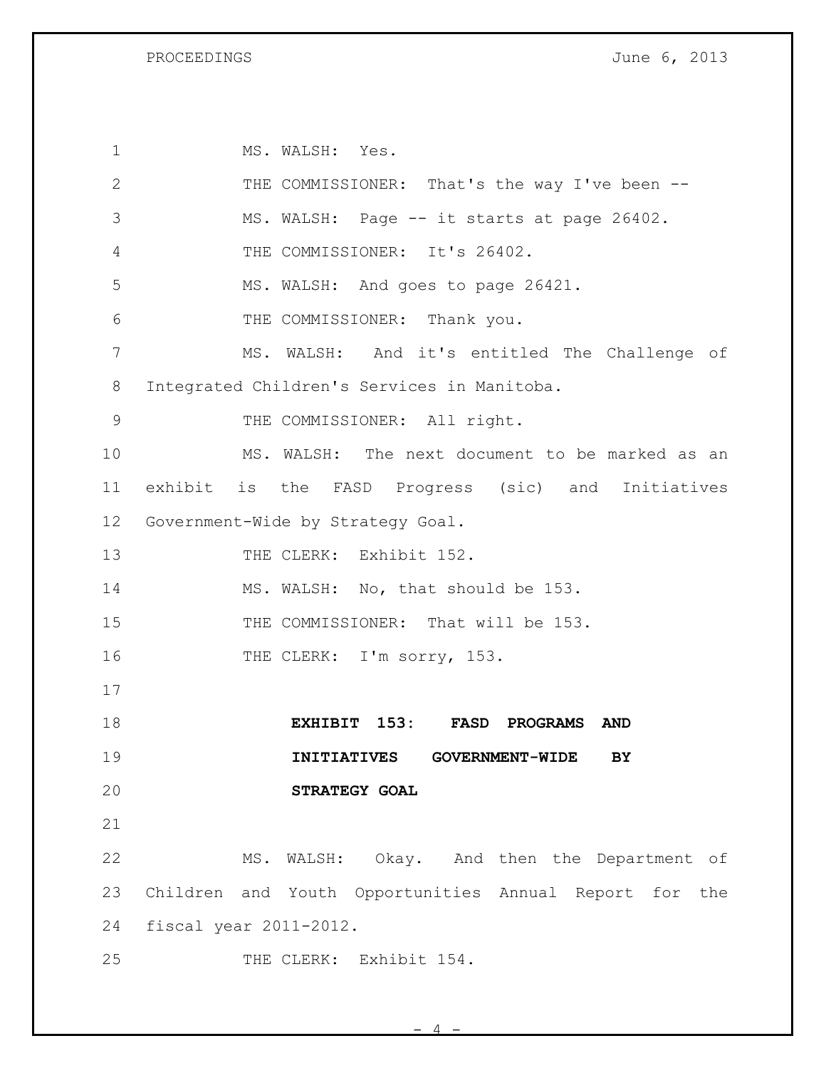MS. WALSH: Yes.

THE COMMISSIONER: That's the way I've been --

MS. WALSH: Page -- it starts at page 26402.

THE COMMISSIONER: It's 26402.

MS. WALSH: And goes to page 26421.

THE COMMISSIONER: Thank you.

MS. WALSH: And it's entitled The Challenge of Integrated Children's Services in Manitoba.

THE COMMISSIONER: All right.

MS. WALSH: The next document to be marked as an exhibit is the FASD Progress (sic) and Initiatives Government-Wide by Strategy Goal.

THE CLERK: Exhibit 152.

MS. WALSH: No, that should be 153.

THE COMMISSIONER: That will be 153.

THE CLERK: I'm sorry, 153.

**EXHIBIT 153: FASD PROGRAMS AND INITIATIVES GOVERNMENT-WIDE BY STRATEGY GOAL**

MS. WALSH: Okay. And then the Department of Children and Youth Opportunities Annual Report for the fiscal year 2011-2012.

THE CLERK: Exhibit 154.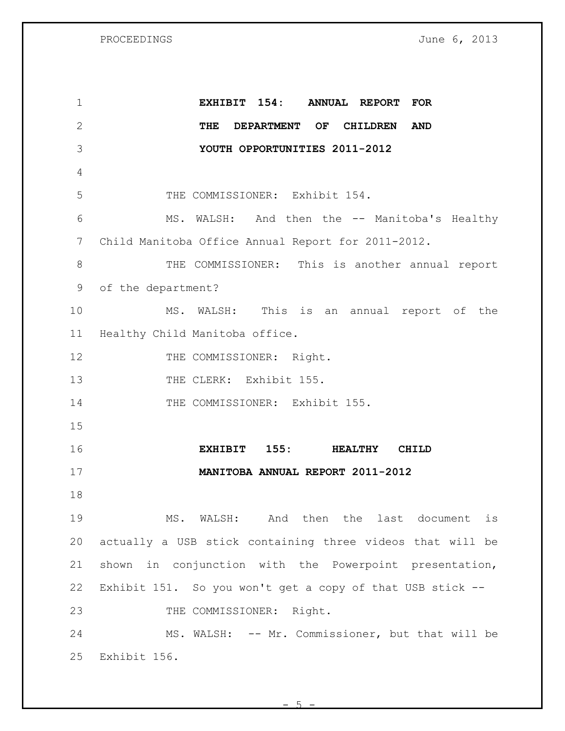**EXHIBIT 154: ANNUAL REPORT FOR THE DEPARTMENT OF CHILDREN AND YOUTH OPPORTUNITIES 2011-2012**

THE COMMISSIONER: Exhibit 154.

MS. WALSH: And then the -- Manitoba's Healthy Child Manitoba Office Annual Report for 2011-2012.

THE COMMISSIONER: This is another annual report of the department?

MS. WALSH: This is an annual report of the Healthy Child Manitoba office.

THE COMMISSIONER: Right.

THE CLERK: Exhibit 155.

THE COMMISSIONER: Exhibit 155.

**EXHIBIT 155: HEALTHY CHILD MANITOBA ANNUAL REPORT 2011-2012**

MS. WALSH: And then the last document is actually a USB stick containing three videos that will be shown in conjunction with the Powerpoint presentation, Exhibit 151. So you won't get a copy of that USB stick --

THE COMMISSIONER: Right.

MS. WALSH: -- Mr. Commissioner, but that will be Exhibit 156.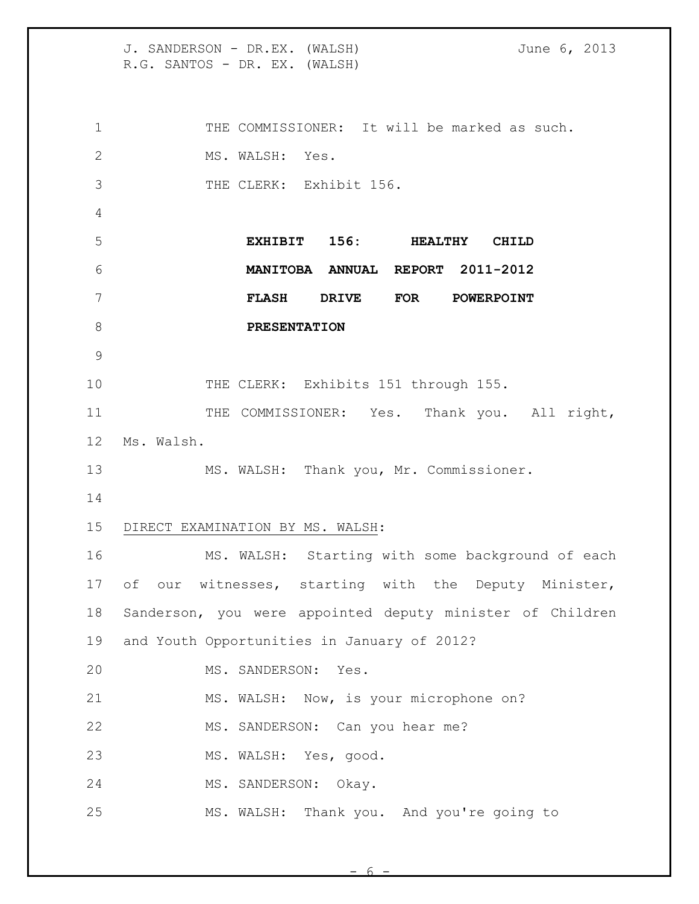THE COMMISSIONER: It will be marked as such.

MS. WALSH: Yes.

THE CLERK: Exhibit 156.

**EXHIBIT 156: HEALTHY CHILD MANITOBA ANNUAL REPORT 2011-2012 FLASH DRIVE FOR POWERPOINT PRESENTATION**

THE CLERK: Exhibits 151 through 155.

THE COMMISSIONER: Yes. Thank you. All right, Ms. Walsh.

MS. WALSH: Thank you, Mr. Commissioner.

DIRECT EXAMINATION BY MS. WALSH:

MS. WALSH: Starting with some background of each of our witnesses, starting with the Deputy Minister, Sanderson, you were appointed deputy minister of Children and Youth Opportunities in January of 2012?

MS. SANDERSON: Yes.

MS. WALSH: Now, is your microphone on?

MS. SANDERSON: Can you hear me?

MS. WALSH: Yes, good.

MS. SANDERSON: Okay.

MS. WALSH: Thank you. And you're going to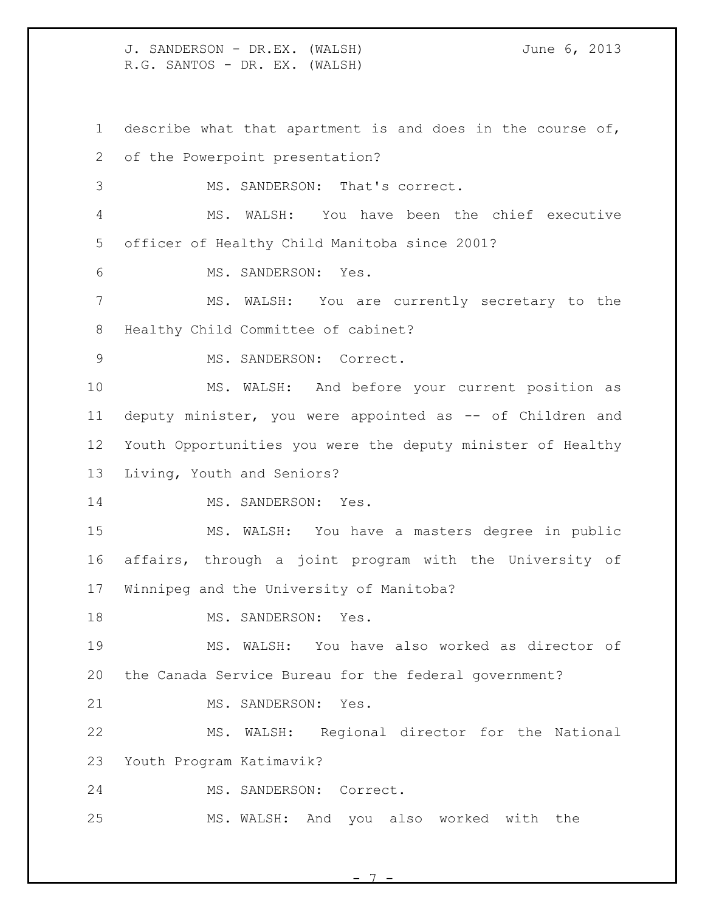describe what that apartment is and does in the course of, of the Powerpoint presentation?

MS. SANDERSON: That's correct.

MS. WALSH: You have been the chief executive officer of Healthy Child Manitoba since 2001?

MS. SANDERSON: Yes.

MS. WALSH: You are currently secretary to the Healthy Child Committee of cabinet?

MS. SANDERSON: Correct.

MS. WALSH: And before your current position as deputy minister, you were appointed as -- of Children and Youth Opportunities you were the deputy minister of Healthy Living, Youth and Seniors?

MS. SANDERSON: Yes.

MS. WALSH: You have a masters degree in public affairs, through a joint program with the University of Winnipeg and the University of Manitoba?

MS. SANDERSON: Yes.

MS. WALSH: You have also worked as director of the Canada Service Bureau for the federal government?

MS. SANDERSON: Yes.

MS. WALSH: Regional director for the National Youth Program Katimavik?

MS. SANDERSON: Correct.

MS. WALSH: And you also worked with the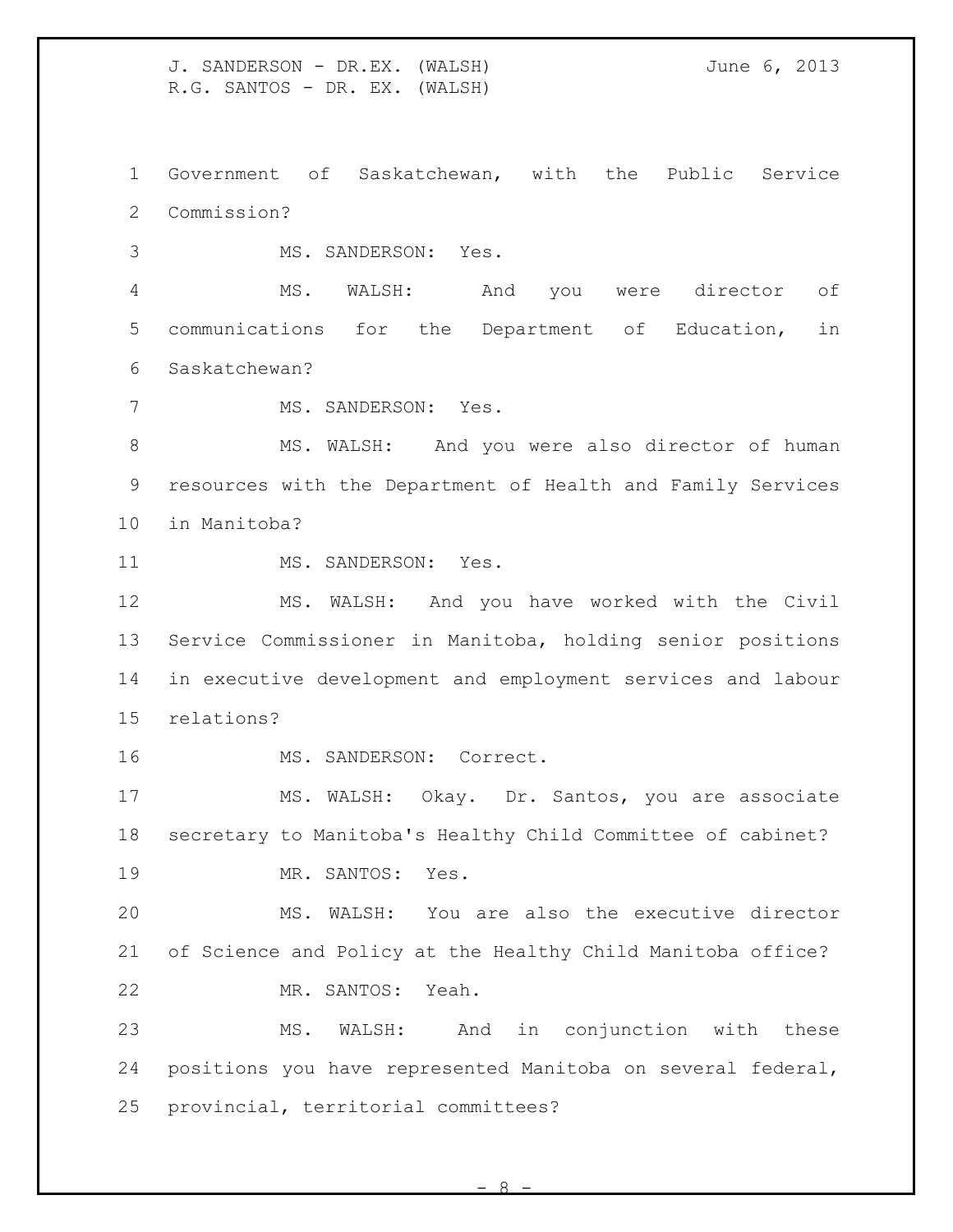Government of Saskatchewan, with the Public Service Commission?

MS. SANDERSON: Yes.

MS. WALSH: And you were director of communications for the Department of Education, in Saskatchewan?

MS. SANDERSON: Yes.

MS. WALSH: And you were also director of human resources with the Department of Health and Family Services in Manitoba?

MS. SANDERSON: Yes.

MS. WALSH: And you have worked with the Civil Service Commissioner in Manitoba, holding senior positions in executive development and employment services and labour relations?

MS. SANDERSON: Correct.

MS. WALSH: Okay. Dr. Santos, you are associate secretary to Manitoba's Healthy Child Committee of cabinet?

MR. SANTOS: Yes.

MS. WALSH: You are also the executive director of Science and Policy at the Healthy Child Manitoba office?

MR. SANTOS: Yeah.

MS. WALSH: And in conjunction with these positions you have represented Manitoba on several federal, provincial, territorial committees?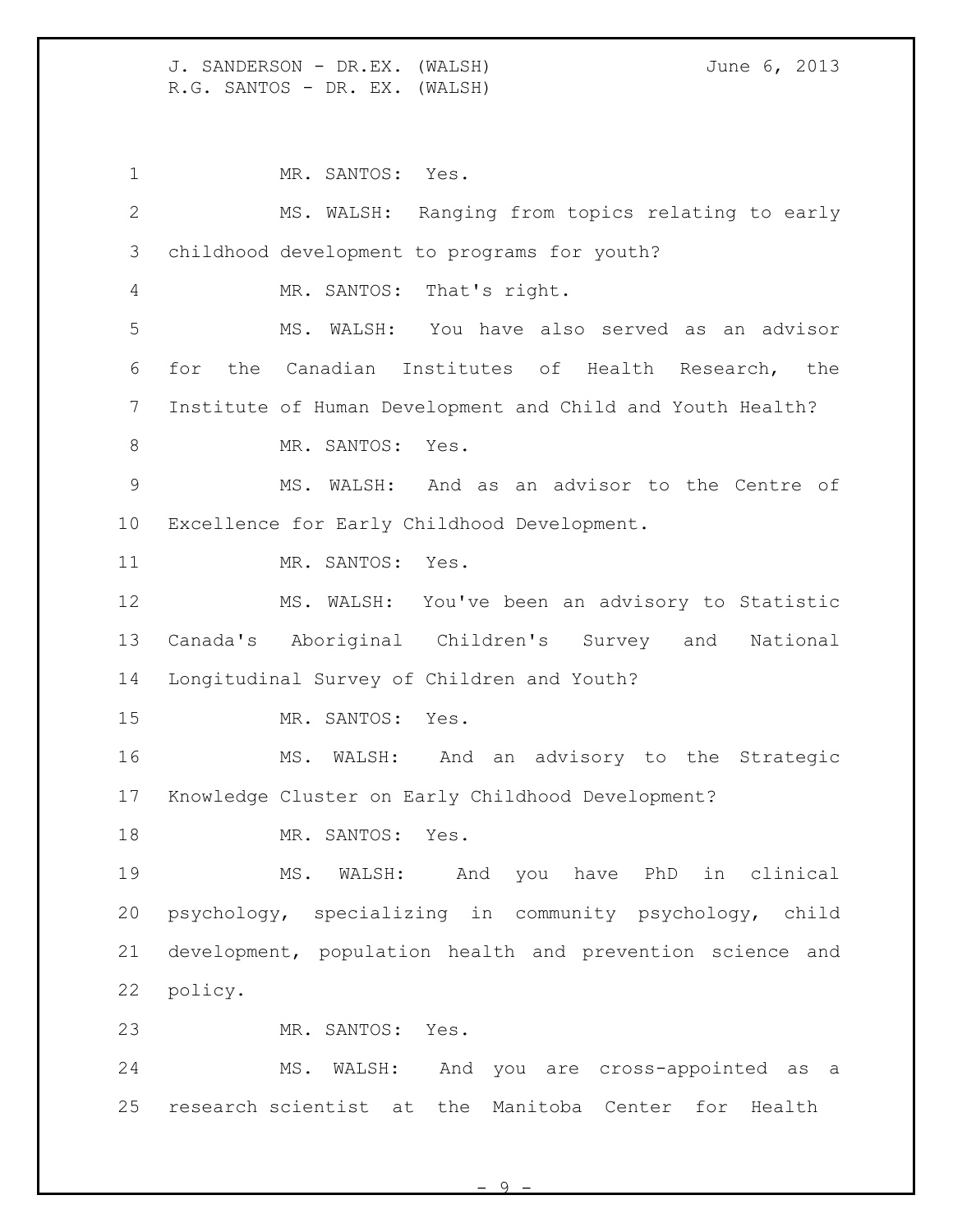MR. SANTOS: Yes.

MS. WALSH: Ranging from topics relating to early childhood development to programs for youth?

MR. SANTOS: That's right.

MS. WALSH: You have also served as an advisor for the Canadian Institutes of Health Research, the Institute of Human Development and Child and Youth Health?

MR. SANTOS: Yes.

MS. WALSH: And as an advisor to the Centre of Excellence for Early Childhood Development.

MR. SANTOS: Yes.

MS. WALSH: You've been an advisory to Statistic Canada's Aboriginal Children's Survey and National Longitudinal Survey of Children and Youth?

MR. SANTOS: Yes.

MS. WALSH: And an advisory to the Strategic Knowledge Cluster on Early Childhood Development?

MR. SANTOS: Yes.

MS. WALSH: And you have PhD in clinical psychology, specializing in community psychology, child development, population health and prevention science and policy.

MR. SANTOS: Yes.

MS. WALSH: And you are cross-appointed as a research scientist at the Manitoba Center for Health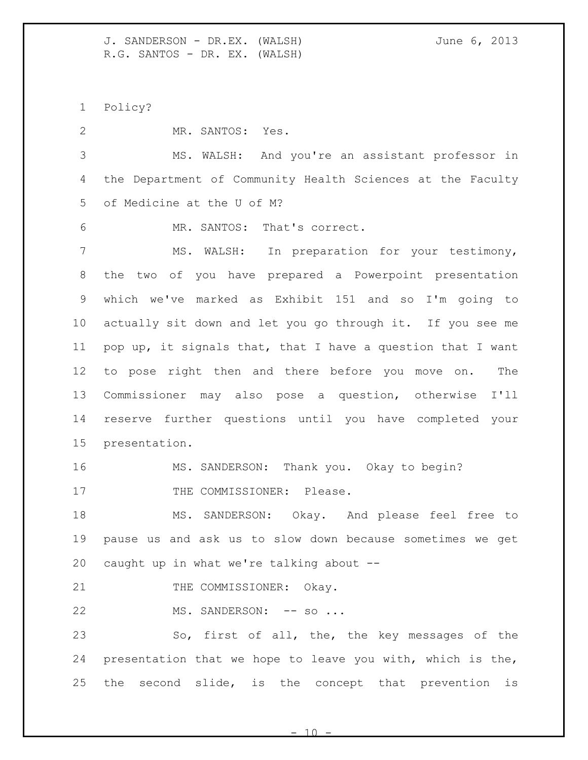Policy?

MR. SANTOS: Yes.

MS. WALSH: And you're an assistant professor in the Department of Community Health Sciences at the Faculty of Medicine at the U of M?

MR. SANTOS: That's correct.

MS. WALSH: In preparation for your testimony, the two of you have prepared a Powerpoint presentation which we've marked as Exhibit 151 and so I'm going to actually sit down and let you go through it. If you see me pop up, it signals that, that I have a question that I want to pose right then and there before you move on. The Commissioner may also pose a question, otherwise I'll reserve further questions until you have completed your presentation.

MS. SANDERSON: Thank you. Okay to begin?

THE COMMISSIONER: Please.

MS. SANDERSON: Okay. And please feel free to pause us and ask us to slow down because sometimes we get caught up in what we're talking about --

THE COMMISSIONER: Okay.

MS. SANDERSON: -- so ...

So, first of all, the, the key messages of the presentation that we hope to leave you with, which is the, the second slide, is the concept that prevention is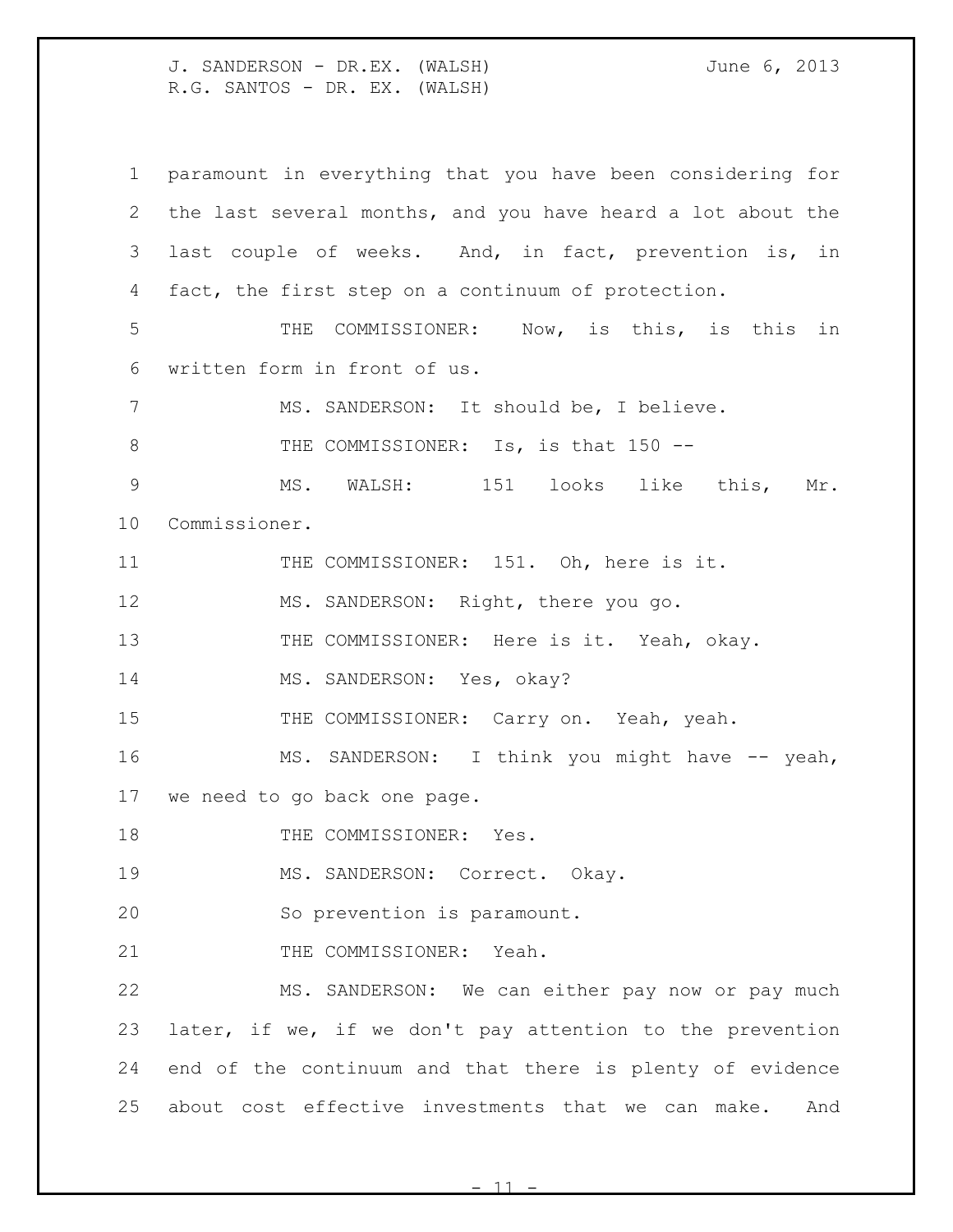paramount in everything that you have been considering for the last several months, and you have heard a lot about the last couple of weeks. And, in fact, prevention is, in fact, the first step on a continuum of protection.

THE COMMISSIONER: Now, is this, is this in written form in front of us.

MS. SANDERSON: It should be, I believe.

THE COMMISSIONER: Is, is that 150 --

MS. WALSH: 151 looks like this, Mr. Commissioner.

THE COMMISSIONER: 151. Oh, here is it.

MS. SANDERSON: Right, there you go.

THE COMMISSIONER: Here is it. Yeah, okay.

MS. SANDERSON: Yes, okay?

THE COMMISSIONER: Carry on. Yeah, yeah.

MS. SANDERSON: I think you might have -- yeah, we need to go back one page.

THE COMMISSIONER: Yes.

MS. SANDERSON: Correct. Okay.

So prevention is paramount.

THE COMMISSIONER: Yeah.

MS. SANDERSON: We can either pay now or pay much later, if we, if we don't pay attention to the prevention end of the continuum and that there is plenty of evidence about cost effective investments that we can make. And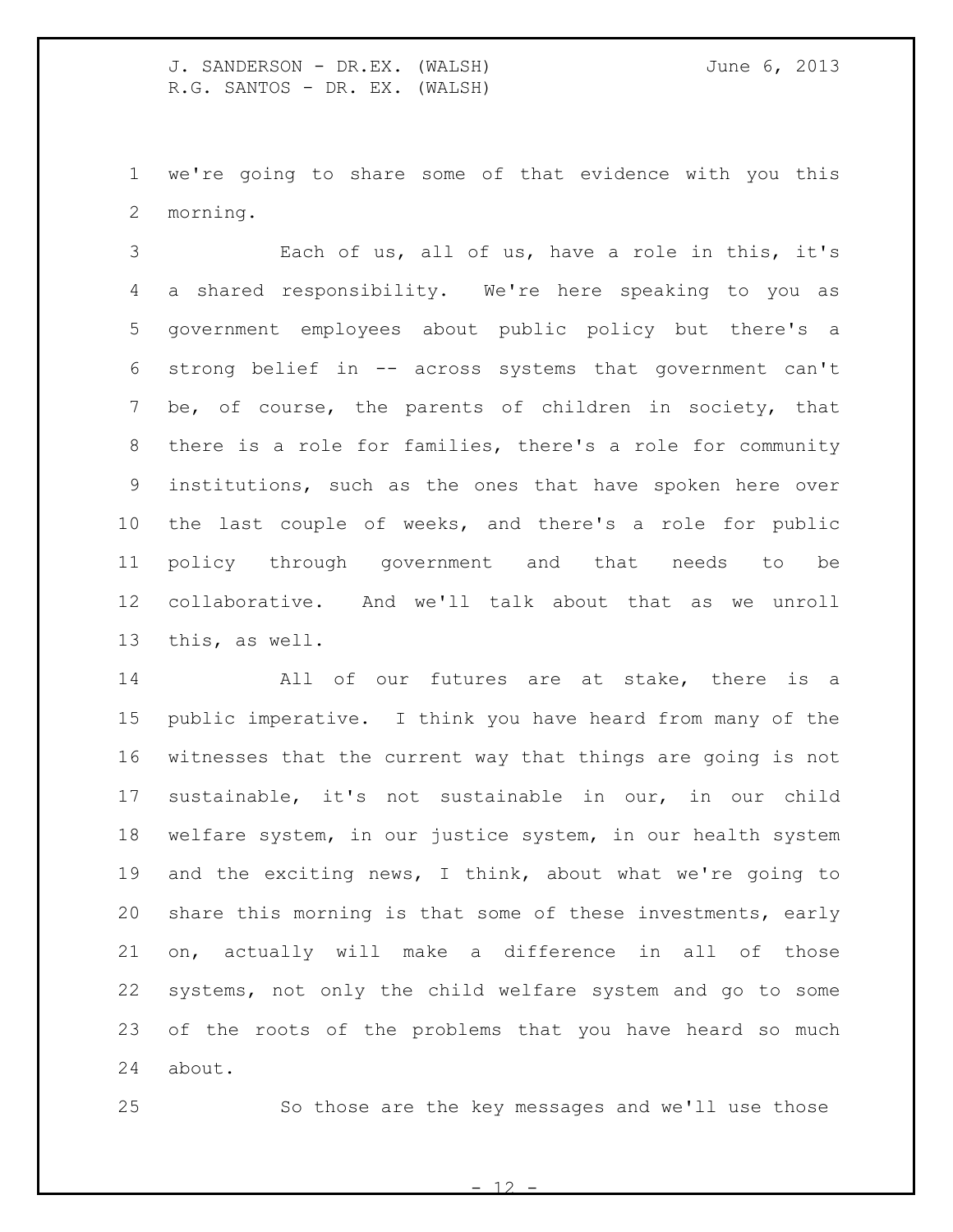we're going to share some of that evidence with you this morning.

Each of us, all of us, have a role in this, it's a shared responsibility. We're here speaking to you as government employees about public policy but there's a strong belief in -- across systems that government can't be, of course, the parents of children in society, that there is a role for families, there's a role for community institutions, such as the ones that have spoken here over the last couple of weeks, and there's a role for public policy through government and that needs to be collaborative. And we'll talk about that as we unroll this, as well.

All of our futures are at stake, there is a public imperative. I think you have heard from many of the witnesses that the current way that things are going is not sustainable, it's not sustainable in our, in our child welfare system, in our justice system, in our health system and the exciting news, I think, about what we're going to share this morning is that some of these investments, early on, actually will make a difference in all of those systems, not only the child welfare system and go to some of the roots of the problems that you have heard so much about.

So those are the key messages and we'll use those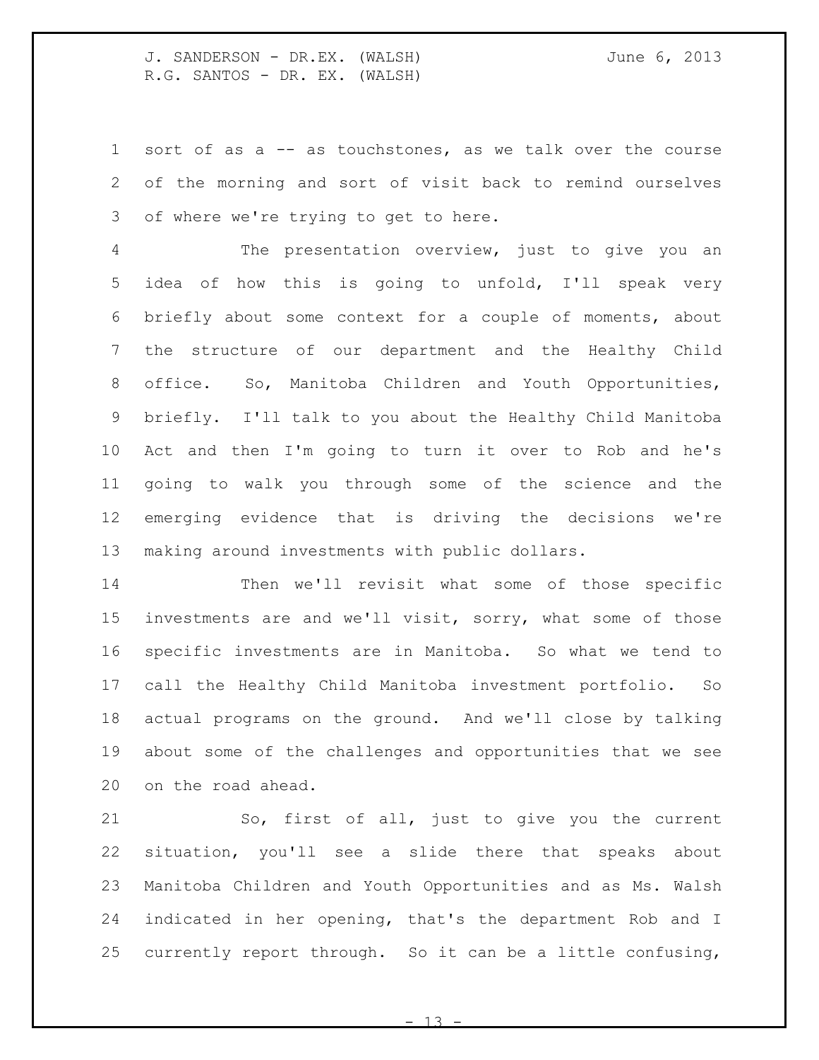sort of as a -- as touchstones, as we talk over the course of the morning and sort of visit back to remind ourselves of where we're trying to get to here.

The presentation overview, just to give you an idea of how this is going to unfold, I'll speak very briefly about some context for a couple of moments, about the structure of our department and the Healthy Child office. So, Manitoba Children and Youth Opportunities, briefly. I'll talk to you about the Healthy Child Manitoba Act and then I'm going to turn it over to Rob and he's going to walk you through some of the science and the emerging evidence that is driving the decisions we're making around investments with public dollars.

Then we'll revisit what some of those specific investments are and we'll visit, sorry, what some of those specific investments are in Manitoba. So what we tend to call the Healthy Child Manitoba investment portfolio. So actual programs on the ground. And we'll close by talking about some of the challenges and opportunities that we see on the road ahead.

So, first of all, just to give you the current situation, you'll see a slide there that speaks about Manitoba Children and Youth Opportunities and as Ms. Walsh indicated in her opening, that's the department Rob and I currently report through. So it can be a little confusing,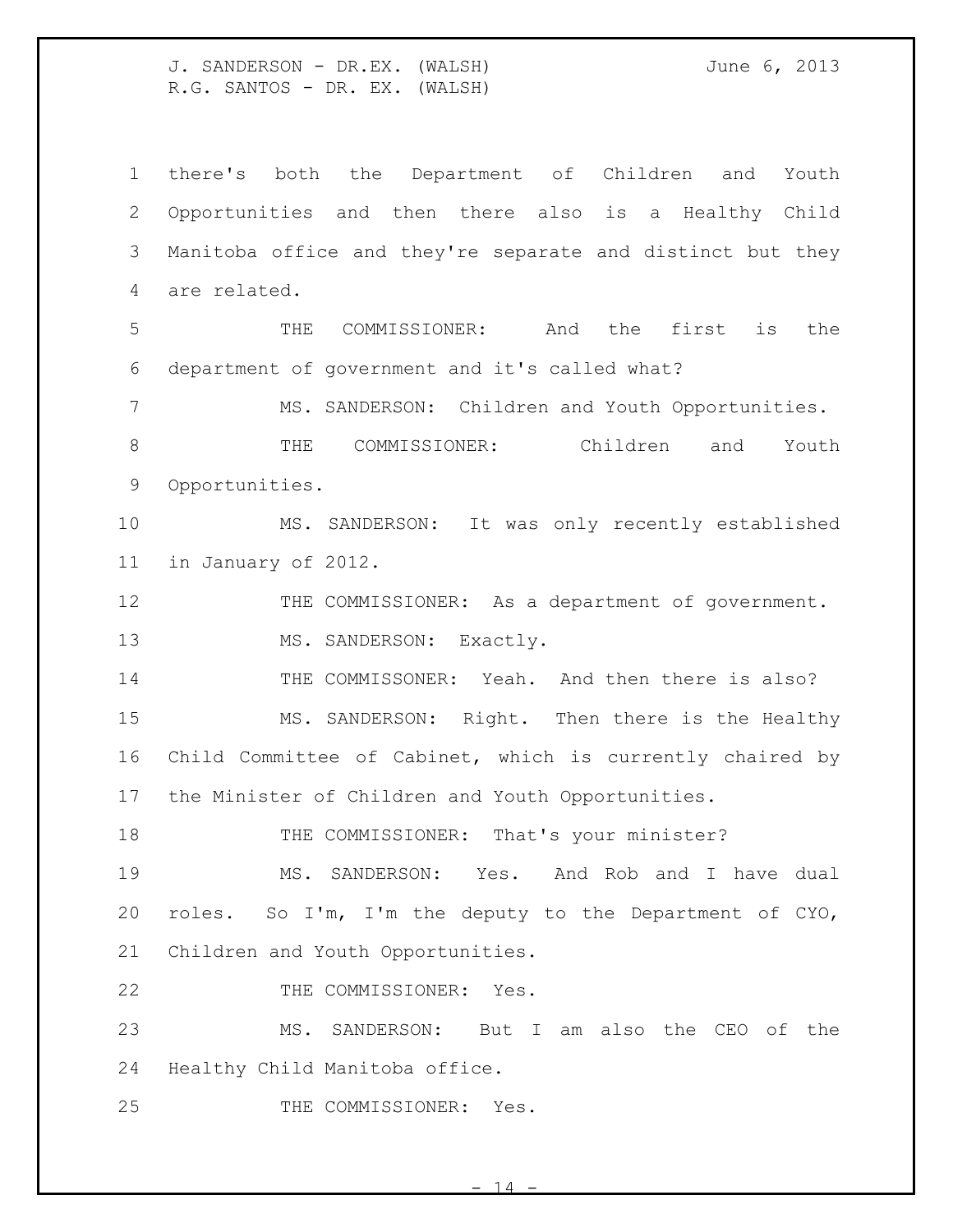there's both the Department of Children and Youth Opportunities and then there also is a Healthy Child Manitoba office and they're separate and distinct but they are related.

THE COMMISSIONER: And the first is the department of government and it's called what?

MS. SANDERSON: Children and Youth Opportunities.

THE COMMISSIONER: Children and Youth Opportunities.

MS. SANDERSON: It was only recently established in January of 2012.

THE COMMISSIONER: As a department of government.

MS. SANDERSON: Exactly.

THE COMMISSONER: Yeah. And then there is also?

MS. SANDERSON: Right. Then there is the Healthy Child Committee of Cabinet, which is currently chaired by the Minister of Children and Youth Opportunities.

THE COMMISSIONER: That's your minister?

MS. SANDERSON: Yes. And Rob and I have dual roles. So I'm, I'm the deputy to the Department of CYO, Children and Youth Opportunities.

THE COMMISSIONER: Yes.

MS. SANDERSON: But I am also the CEO of the Healthy Child Manitoba office.

THE COMMISSIONER: Yes.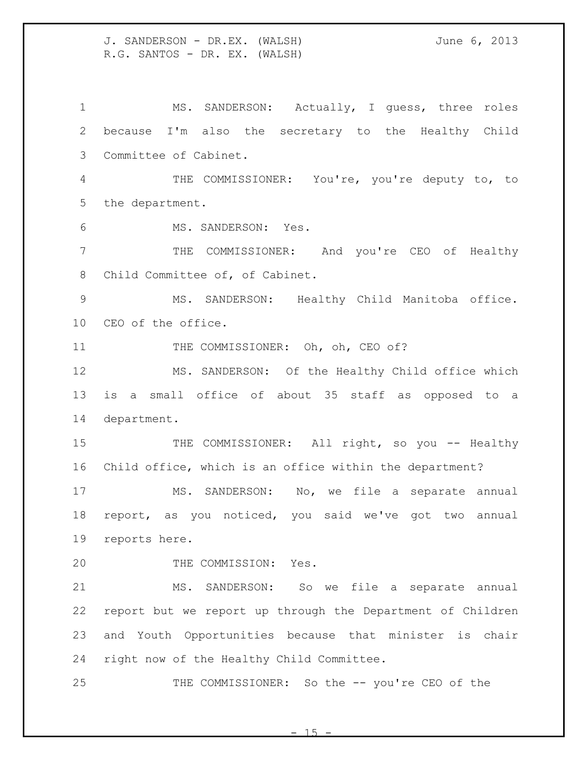MS. SANDERSON: Actually, I guess, three roles because I'm also the secretary to the Healthy Child Committee of Cabinet.

THE COMMISSIONER: You're, you're deputy to, to the department.

MS. SANDERSON: Yes.

THE COMMISSIONER: And you're CEO of Healthy Child Committee of, of Cabinet.

MS. SANDERSON: Healthy Child Manitoba office. CEO of the office.

THE COMMISSIONER: Oh, oh, CEO of?

MS. SANDERSON: Of the Healthy Child office which is a small office of about 35 staff as opposed to a department.

THE COMMISSIONER: All right, so you -- Healthy Child office, which is an office within the department?

MS. SANDERSON: No, we file a separate annual report, as you noticed, you said we've got two annual reports here.

THE COMMISSION: Yes.

MS. SANDERSON: So we file a separate annual report but we report up through the Department of Children and Youth Opportunities because that minister is chair right now of the Healthy Child Committee.

THE COMMISSIONER: So the -- you're CEO of the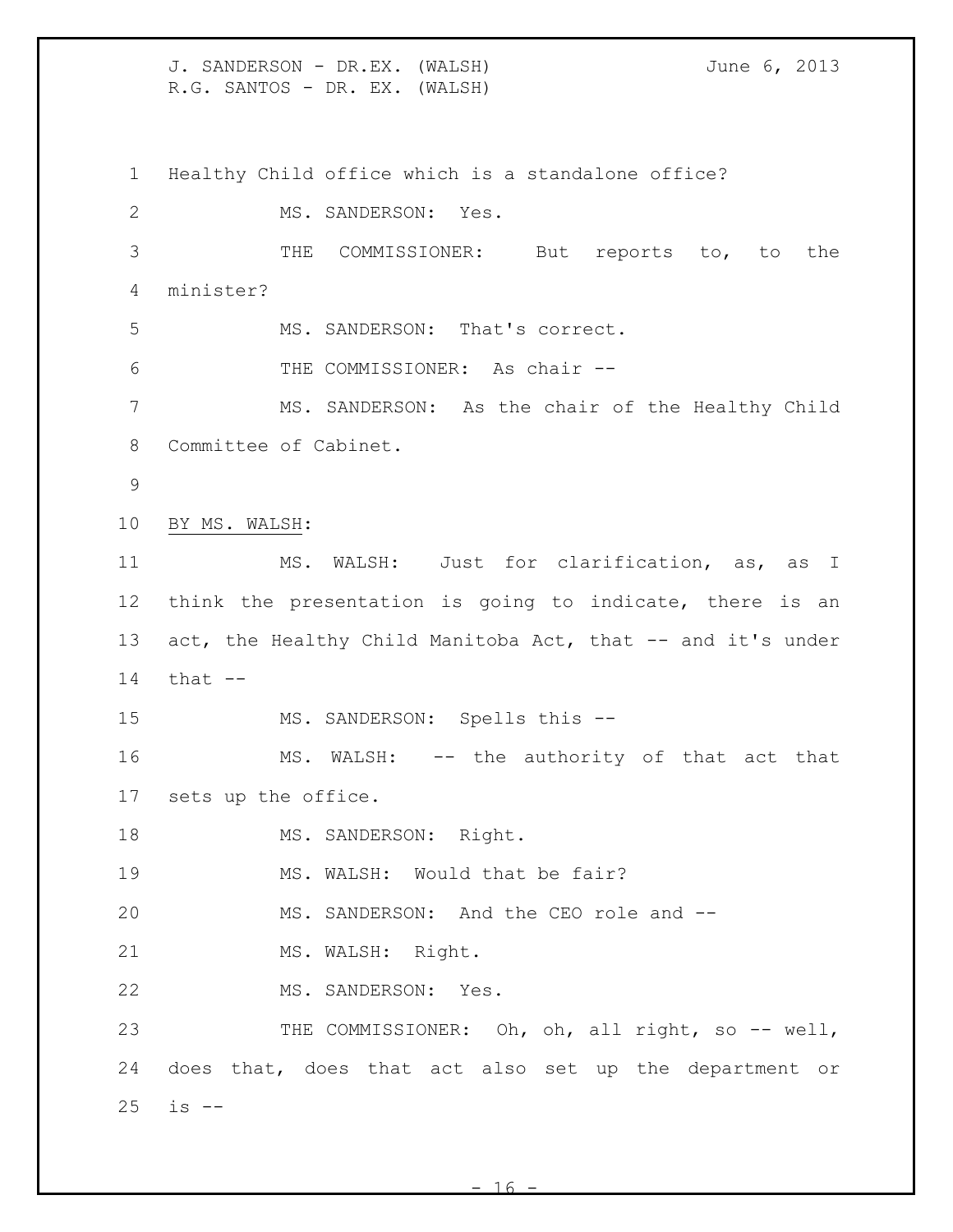Healthy Child office which is a standalone office?

MS. SANDERSON: Yes.

THE COMMISSIONER: But reports to, to the minister?

MS. SANDERSON: That's correct.

THE COMMISSIONER: As chair --

MS. SANDERSON: As the chair of the Healthy Child Committee of Cabinet.

BY MS. WALSH:

MS. WALSH: Just for clarification, as, as I think the presentation is going to indicate, there is an act, the Healthy Child Manitoba Act, that -- and it's under that --

MS. SANDERSON: Spells this --

MS. WALSH: -- the authority of that act that sets up the office.

MS. SANDERSON: Right.

MS. WALSH: Would that be fair?

MS. SANDERSON: And the CEO role and --

MS. WALSH: Right.

MS. SANDERSON: Yes.

THE COMMISSIONER: Oh, oh, all right, so -- well, does that, does that act also set up the department or is --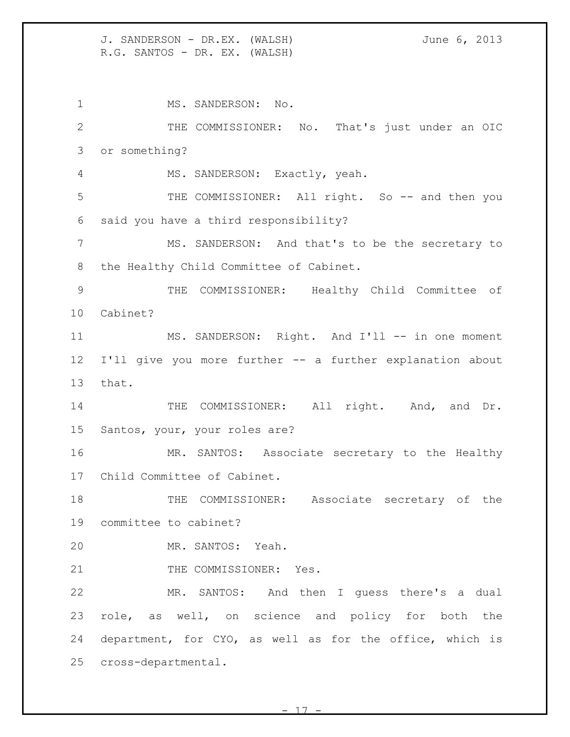MS. SANDERSON: No.

THE COMMISSIONER: No. That's just under an OIC or something?

MS. SANDERSON: Exactly, yeah.

THE COMMISSIONER: All right. So -- and then you said you have a third responsibility?

MS. SANDERSON: And that's to be the secretary to the Healthy Child Committee of Cabinet.

THE COMMISSIONER: Healthy Child Committee of Cabinet?

MS. SANDERSON: Right. And I'll -- in one moment I'll give you more further -- a further explanation about that.

THE COMMISSIONER: All right. And, and Dr. Santos, your, your roles are?

MR. SANTOS: Associate secretary to the Healthy Child Committee of Cabinet.

THE COMMISSIONER: Associate secretary of the committee to cabinet?

MR. SANTOS: Yeah.

THE COMMISSIONER: Yes.

MR. SANTOS: And then I guess there's a dual role, as well, on science and policy for both the department, for CYO, as well as for the office, which is cross-departmental.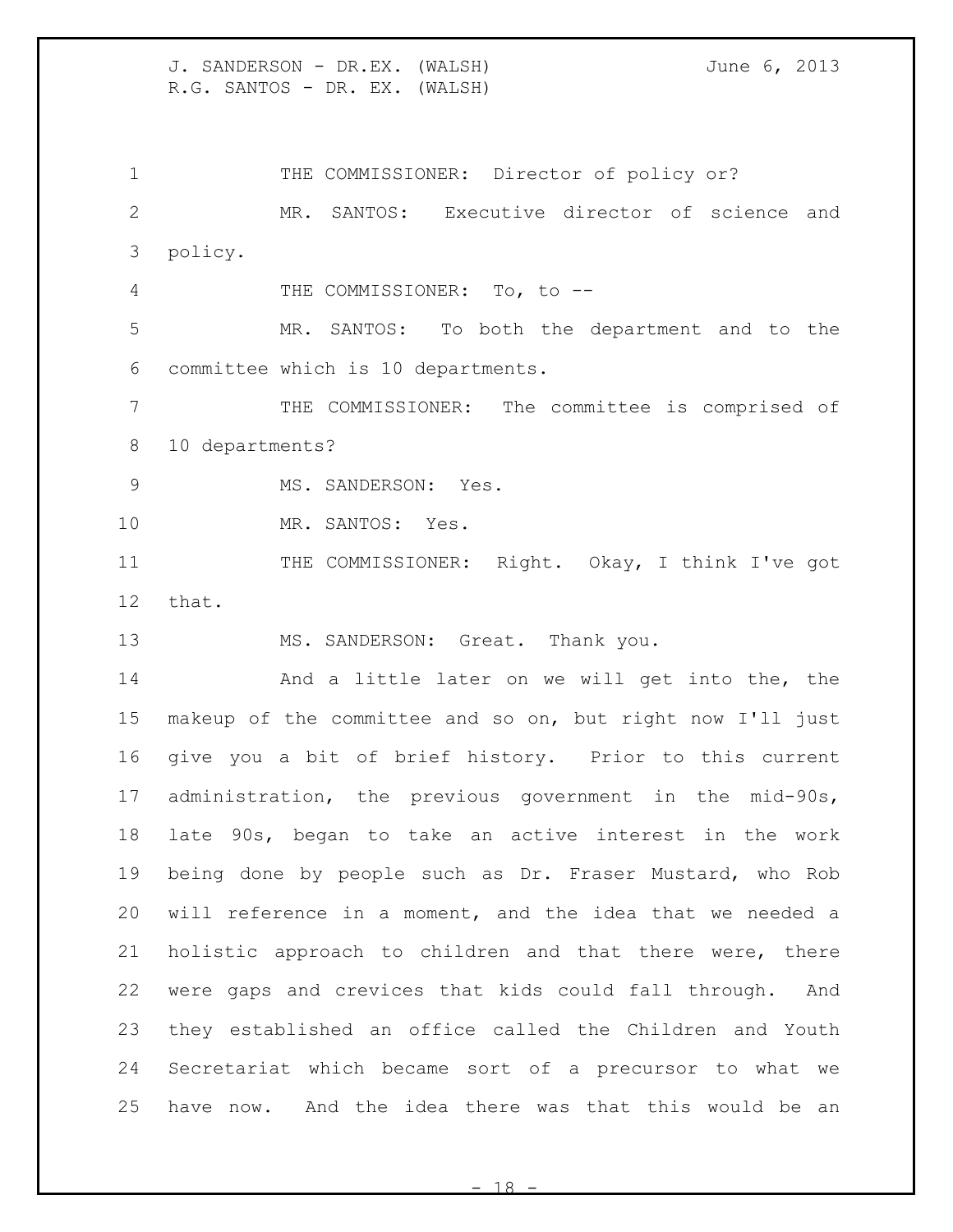THE COMMISSIONER: Director of policy or?

MR. SANTOS: Executive director of science and policy.

THE COMMISSIONER: To, to --

MR. SANTOS: To both the department and to the committee which is 10 departments.

THE COMMISSIONER: The committee is comprised of 10 departments?

MS. SANDERSON: Yes.

MR. SANTOS: Yes.

THE COMMISSIONER: Right. Okay, I think I've got that.

MS. SANDERSON: Great. Thank you.

And a little later on we will get into the, the makeup of the committee and so on, but right now I'll just give you a bit of brief history. Prior to this current administration, the previous government in the mid-90s, late 90s, began to take an active interest in the work being done by people such as Dr. Fraser Mustard, who Rob will reference in a moment, and the idea that we needed a holistic approach to children and that there were, there were gaps and crevices that kids could fall through. And they established an office called the Children and Youth Secretariat which became sort of a precursor to what we have now. And the idea there was that this would be an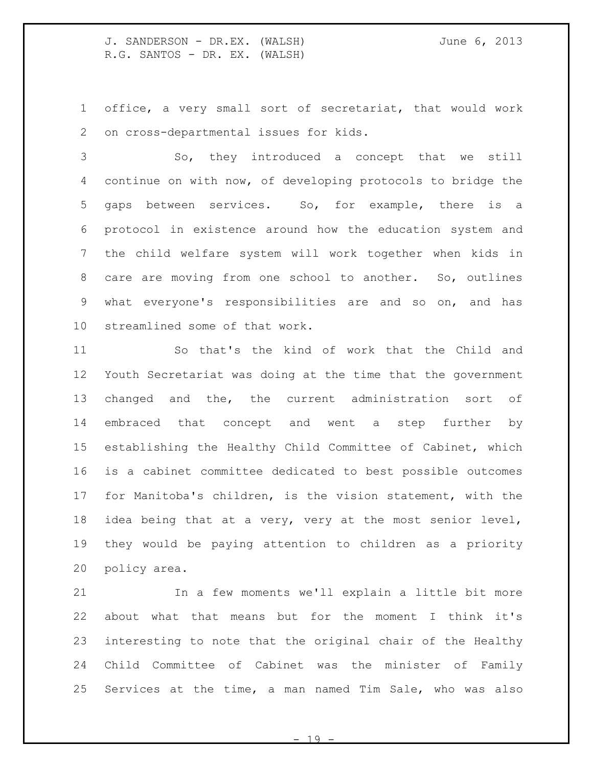office, a very small sort of secretariat, that would work on cross-departmental issues for kids.

So, they introduced a concept that we still continue on with now, of developing protocols to bridge the gaps between services. So, for example, there is a protocol in existence around how the education system and the child welfare system will work together when kids in care are moving from one school to another. So, outlines what everyone's responsibilities are and so on, and has streamlined some of that work.

So that's the kind of work that the Child and Youth Secretariat was doing at the time that the government changed and the, the current administration sort of embraced that concept and went a step further by establishing the Healthy Child Committee of Cabinet, which is a cabinet committee dedicated to best possible outcomes for Manitoba's children, is the vision statement, with the idea being that at a very, very at the most senior level, they would be paying attention to children as a priority policy area.

In a few moments we'll explain a little bit more about what that means but for the moment I think it's interesting to note that the original chair of the Healthy Child Committee of Cabinet was the minister of Family Services at the time, a man named Tim Sale, who was also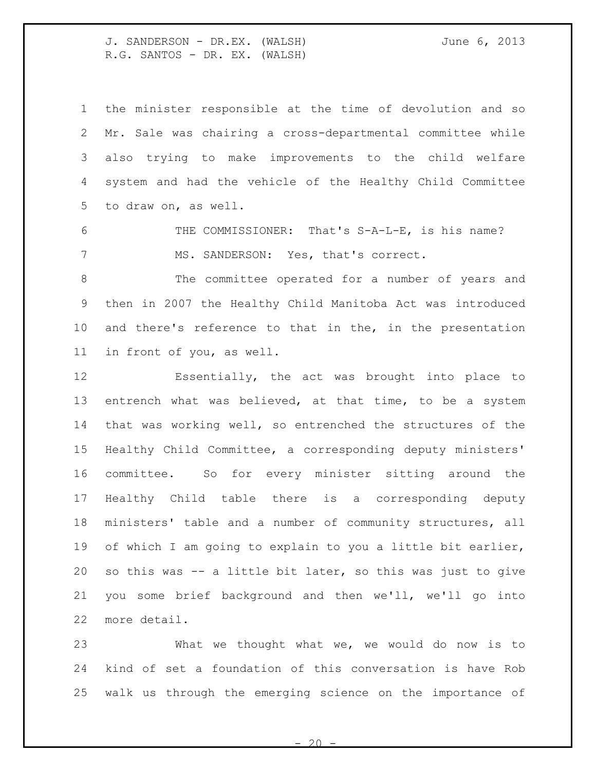the minister responsible at the time of devolution and so Mr. Sale was chairing a cross-departmental committee while also trying to make improvements to the child welfare system and had the vehicle of the Healthy Child Committee to draw on, as well.

THE COMMISSIONER: That's S-A-L-E, is his name?

MS. SANDERSON: Yes, that's correct.

The committee operated for a number of years and then in 2007 the Healthy Child Manitoba Act was introduced and there's reference to that in the, in the presentation in front of you, as well.

Essentially, the act was brought into place to entrench what was believed, at that time, to be a system that was working well, so entrenched the structures of the Healthy Child Committee, a corresponding deputy ministers' committee. So for every minister sitting around the Healthy Child table there is a corresponding deputy ministers' table and a number of community structures, all of which I am going to explain to you a little bit earlier, so this was -- a little bit later, so this was just to give you some brief background and then we'll, we'll go into more detail.

What we thought what we, we would do now is to kind of set a foundation of this conversation is have Rob walk us through the emerging science on the importance of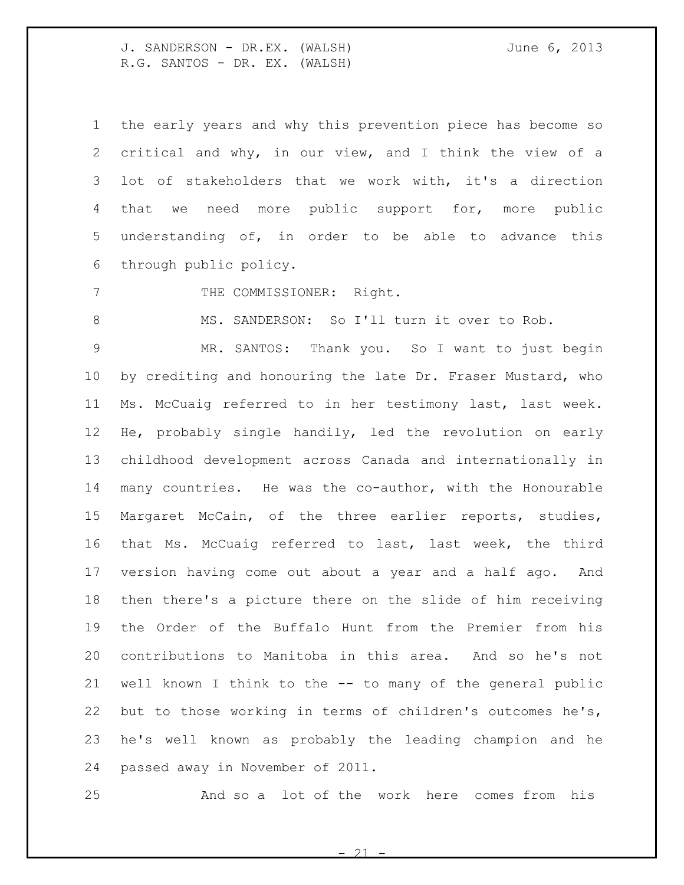the early years and why this prevention piece has become so critical and why, in our view, and I think the view of a lot of stakeholders that we work with, it's a direction that we need more public support for, more public understanding of, in order to be able to advance this through public policy.

THE COMMISSIONER: Right.

MS. SANDERSON: So I'll turn it over to Rob.

MR. SANTOS: Thank you. So I want to just begin by crediting and honouring the late Dr. Fraser Mustard, who Ms. McCuaig referred to in her testimony last, last week. He, probably single handily, led the revolution on early childhood development across Canada and internationally in many countries. He was the co-author, with the Honourable Margaret McCain, of the three earlier reports, studies, that Ms. McCuaig referred to last, last week, the third version having come out about a year and a half ago. And then there's a picture there on the slide of him receiving the Order of the Buffalo Hunt from the Premier from his contributions to Manitoba in this area. And so he's not well known I think to the -- to many of the general public but to those working in terms of children's outcomes he's, he's well known as probably the leading champion and he passed away in November of 2011.

And so a lot of the work here comes from his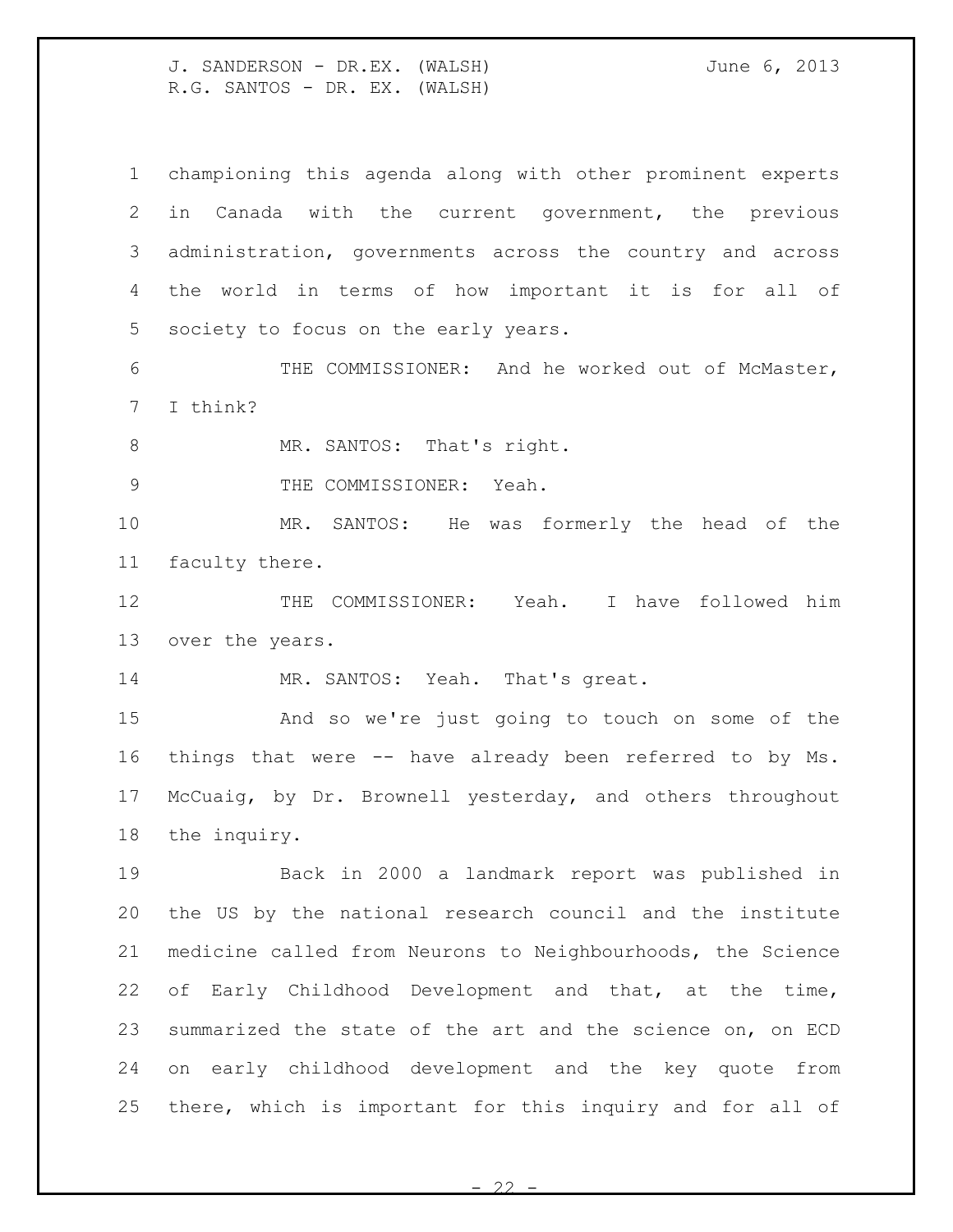championing this agenda along with other prominent experts in Canada with the current government, the previous administration, governments across the country and across the world in terms of how important it is for all of society to focus on the early years.

THE COMMISSIONER: And he worked out of McMaster, I think?

MR. SANTOS: That's right.

THE COMMISSIONER: Yeah.

MR. SANTOS: He was formerly the head of the faculty there.

THE COMMISSIONER: Yeah. I have followed him over the years.

MR. SANTOS: Yeah. That's great.

And so we're just going to touch on some of the things that were -- have already been referred to by Ms. McCuaig, by Dr. Brownell yesterday, and others throughout the inquiry.

Back in 2000 a landmark report was published in the US by the national research council and the institute medicine called from Neurons to Neighbourhoods, the Science of Early Childhood Development and that, at the time, summarized the state of the art and the science on, on ECD on early childhood development and the key quote from there, which is important for this inquiry and for all of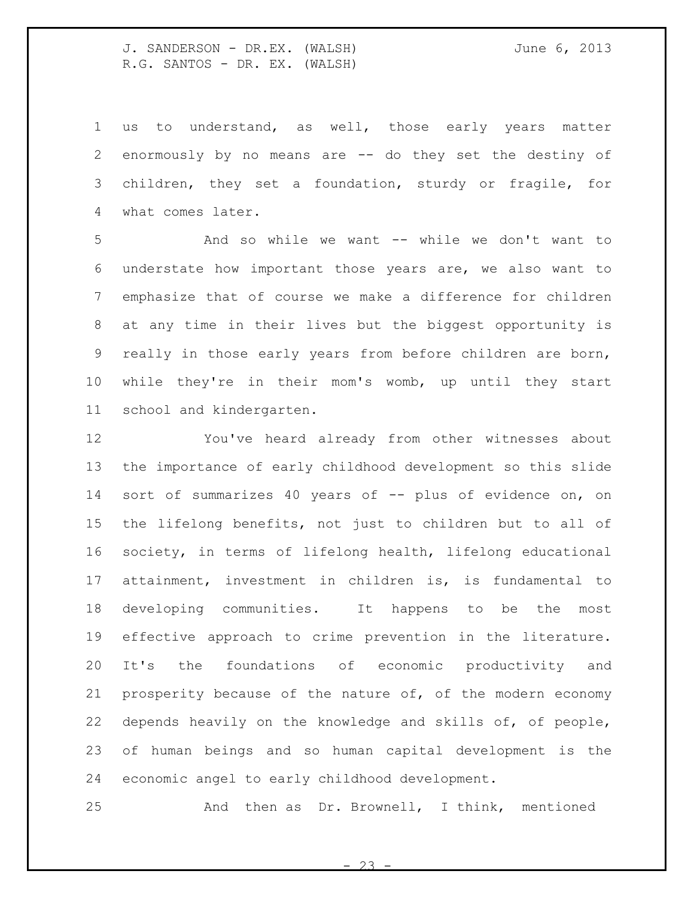us to understand, as well, those early years matter enormously by no means are -- do they set the destiny of children, they set a foundation, sturdy or fragile, for what comes later.

And so while we want -- while we don't want to understate how important those years are, we also want to emphasize that of course we make a difference for children at any time in their lives but the biggest opportunity is really in those early years from before children are born, while they're in their mom's womb, up until they start school and kindergarten.

You've heard already from other witnesses about the importance of early childhood development so this slide sort of summarizes 40 years of -- plus of evidence on, on the lifelong benefits, not just to children but to all of society, in terms of lifelong health, lifelong educational attainment, investment in children is, is fundamental to developing communities. It happens to be the most effective approach to crime prevention in the literature. It's the foundations of economic productivity and prosperity because of the nature of, of the modern economy depends heavily on the knowledge and skills of, of people, of human beings and so human capital development is the economic angel to early childhood development.

And then as Dr. Brownell, I think, mentioned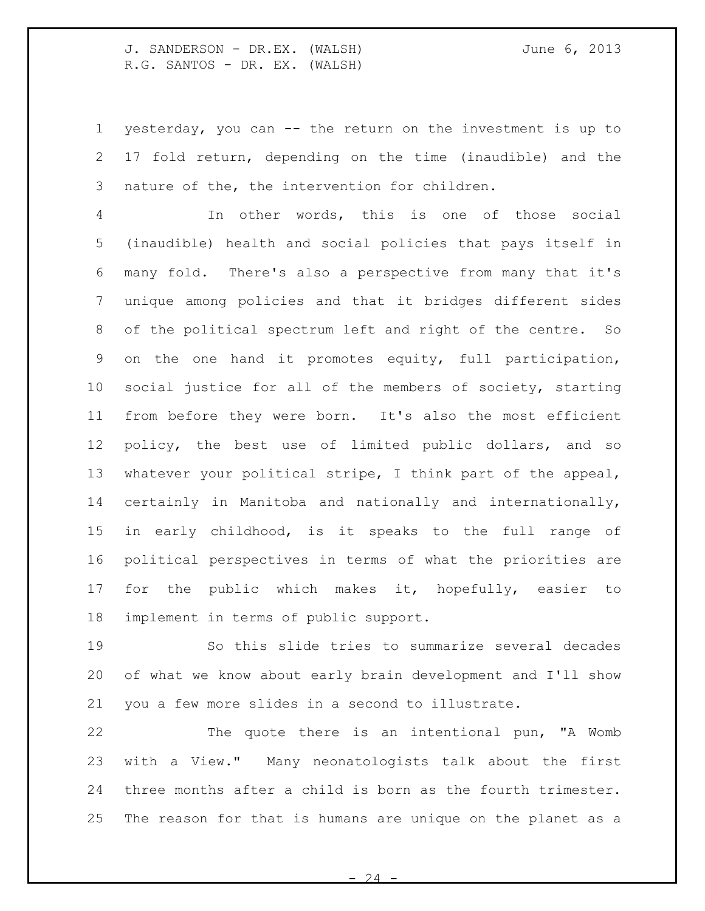yesterday, you can -- the return on the investment is up to 17 fold return, depending on the time (inaudible) and the nature of the, the intervention for children.

In other words, this is one of those social (inaudible) health and social policies that pays itself in many fold. There's also a perspective from many that it's unique among policies and that it bridges different sides of the political spectrum left and right of the centre. So on the one hand it promotes equity, full participation, social justice for all of the members of society, starting from before they were born. It's also the most efficient policy, the best use of limited public dollars, and so whatever your political stripe, I think part of the appeal, certainly in Manitoba and nationally and internationally, in early childhood, is it speaks to the full range of political perspectives in terms of what the priorities are for the public which makes it, hopefully, easier to implement in terms of public support.

So this slide tries to summarize several decades of what we know about early brain development and I'll show you a few more slides in a second to illustrate.

The quote there is an intentional pun, "A Womb with a View." Many neonatologists talk about the first three months after a child is born as the fourth trimester. The reason for that is humans are unique on the planet as a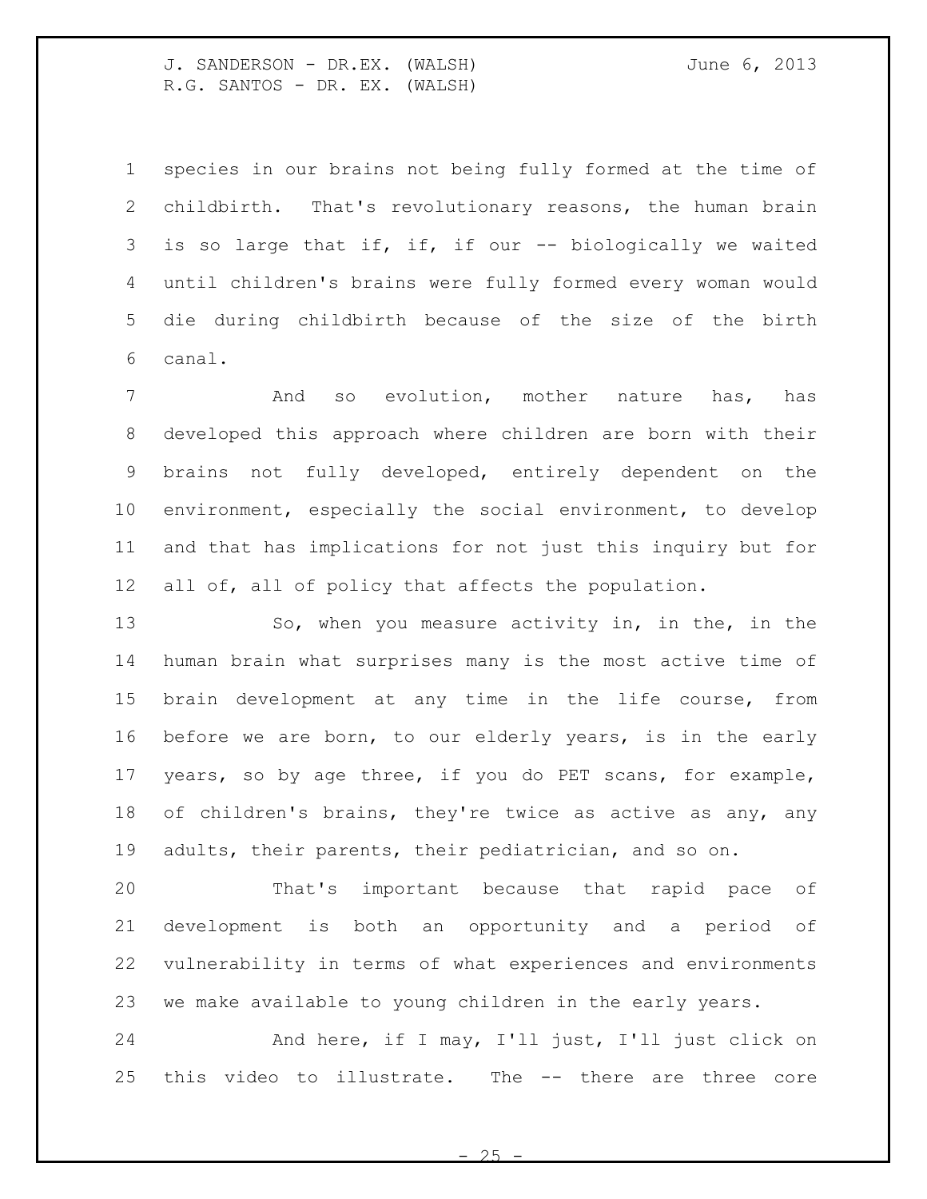species in our brains not being fully formed at the time of childbirth. That's revolutionary reasons, the human brain is so large that if, if, if our -- biologically we waited until children's brains were fully formed every woman would die during childbirth because of the size of the birth canal.

And so evolution, mother nature has, has developed this approach where children are born with their brains not fully developed, entirely dependent on the environment, especially the social environment, to develop and that has implications for not just this inquiry but for all of, all of policy that affects the population.

So, when you measure activity in, in the, in the human brain what surprises many is the most active time of brain development at any time in the life course, from before we are born, to our elderly years, is in the early years, so by age three, if you do PET scans, for example, of children's brains, they're twice as active as any, any adults, their parents, their pediatrician, and so on.

That's important because that rapid pace of development is both an opportunity and a period of vulnerability in terms of what experiences and environments we make available to young children in the early years.

And here, if I may, I'll just, I'll just click on this video to illustrate. The -- there are three core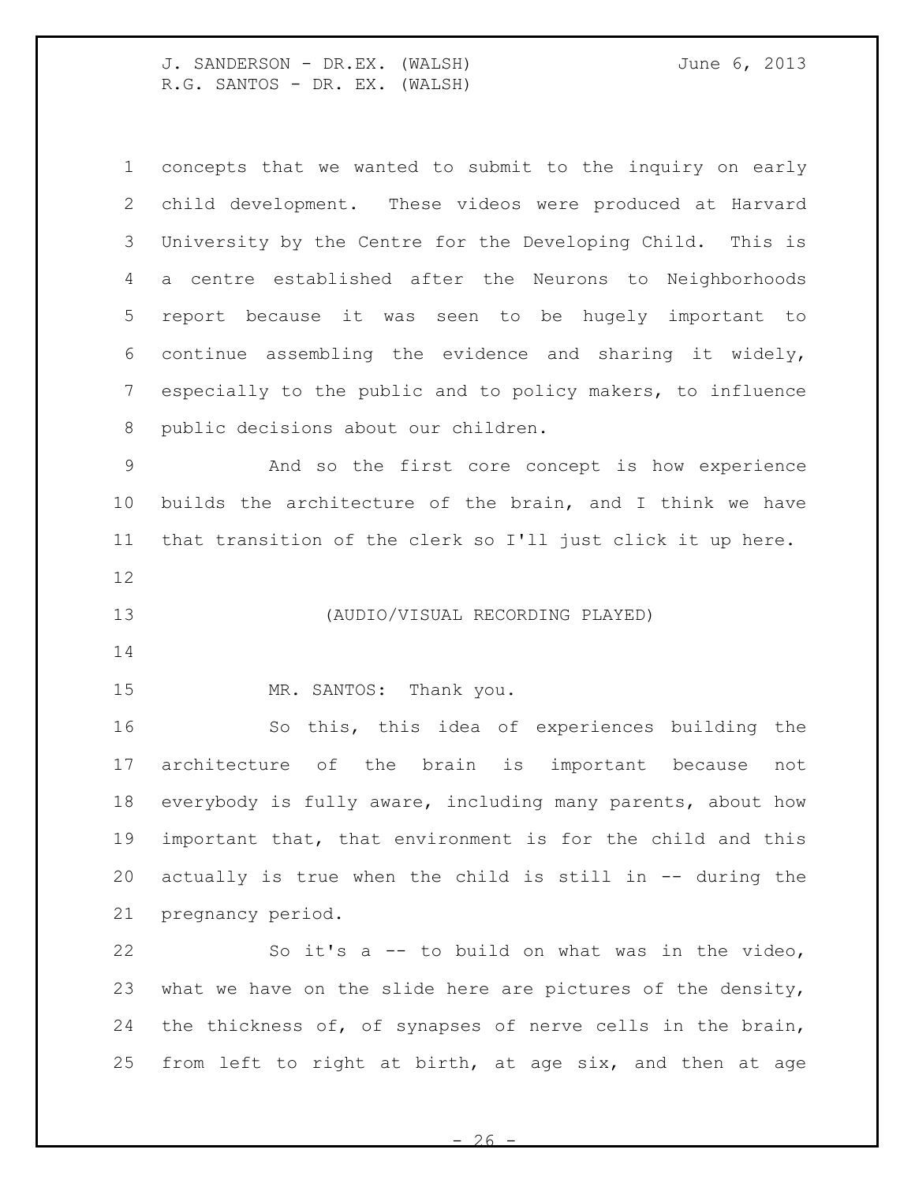concepts that we wanted to submit to the inquiry on early child development. These videos were produced at Harvard University by the Centre for the Developing Child. This is a centre established after the Neurons to Neighborhoods report because it was seen to be hugely important to continue assembling the evidence and sharing it widely, especially to the public and to policy makers, to influence public decisions about our children.

And so the first core concept is how experience builds the architecture of the brain, and I think we have that transition of the clerk so I'll just click it up here.

(AUDIO/VISUAL RECORDING PLAYED)

MR. SANTOS: Thank you.

So this, this idea of experiences building the architecture of the brain is important because not everybody is fully aware, including many parents, about how important that, that environment is for the child and this actually is true when the child is still in -- during the pregnancy period.

So it's a -- to build on what was in the video, what we have on the slide here are pictures of the density, the thickness of, of synapses of nerve cells in the brain, from left to right at birth, at age six, and then at age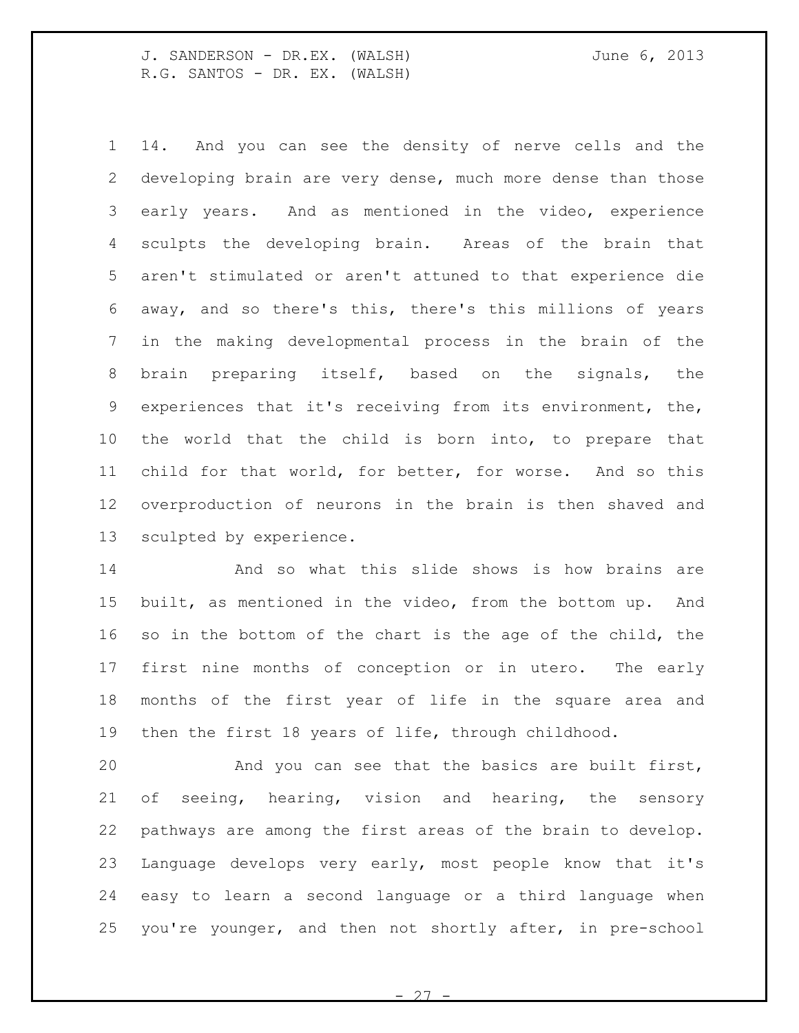14. And you can see the density of nerve cells and the developing brain are very dense, much more dense than those early years. And as mentioned in the video, experience sculpts the developing brain. Areas of the brain that aren't stimulated or aren't attuned to that experience die away, and so there's this, there's this millions of years in the making developmental process in the brain of the brain preparing itself, based on the signals, the experiences that it's receiving from its environment, the, the world that the child is born into, to prepare that child for that world, for better, for worse. And so this overproduction of neurons in the brain is then shaved and sculpted by experience.

And so what this slide shows is how brains are built, as mentioned in the video, from the bottom up. And so in the bottom of the chart is the age of the child, the first nine months of conception or in utero. The early months of the first year of life in the square area and then the first 18 years of life, through childhood.

And you can see that the basics are built first, of seeing, hearing, vision and hearing, the sensory pathways are among the first areas of the brain to develop. Language develops very early, most people know that it's easy to learn a second language or a third language when you're younger, and then not shortly after, in pre-school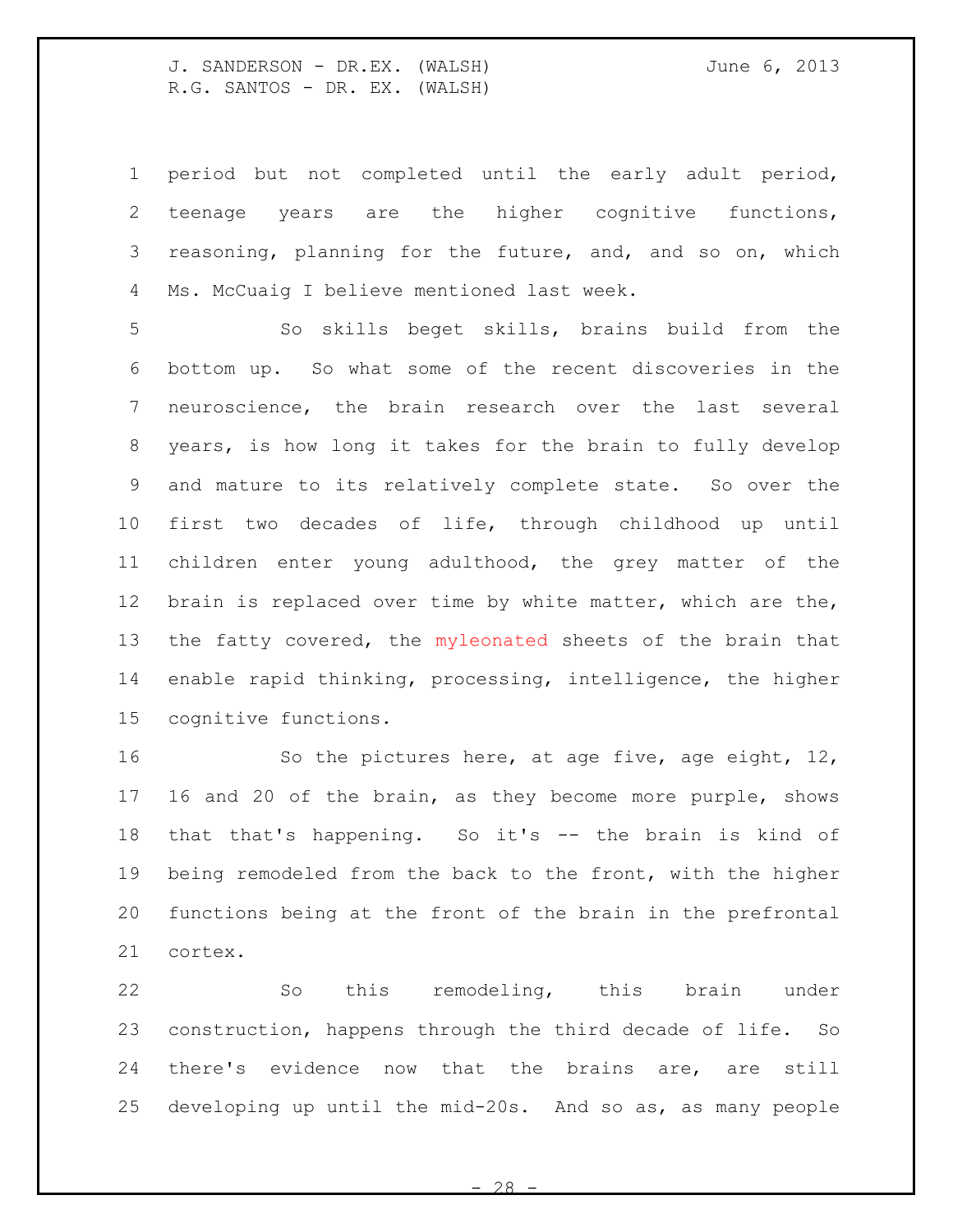period but not completed until the early adult period, teenage years are the higher cognitive functions, reasoning, planning for the future, and, and so on, which Ms. McCuaig I believe mentioned last week.

So skills beget skills, brains build from the bottom up. So what some of the recent discoveries in the neuroscience, the brain research over the last several years, is how long it takes for the brain to fully develop and mature to its relatively complete state. So over the first two decades of life, through childhood up until children enter young adulthood, the grey matter of the brain is replaced over time by white matter, which are the, the fatty covered, the myleonated sheets of the brain that enable rapid thinking, processing, intelligence, the higher cognitive functions.

So the pictures here, at age five, age eight, 12, 16 and 20 of the brain, as they become more purple, shows that that's happening. So it's -- the brain is kind of being remodeled from the back to the front, with the higher functions being at the front of the brain in the prefrontal cortex.

So this remodeling, this brain under construction, happens through the third decade of life. So there's evidence now that the brains are, are still developing up until the mid-20s. And so as, as many people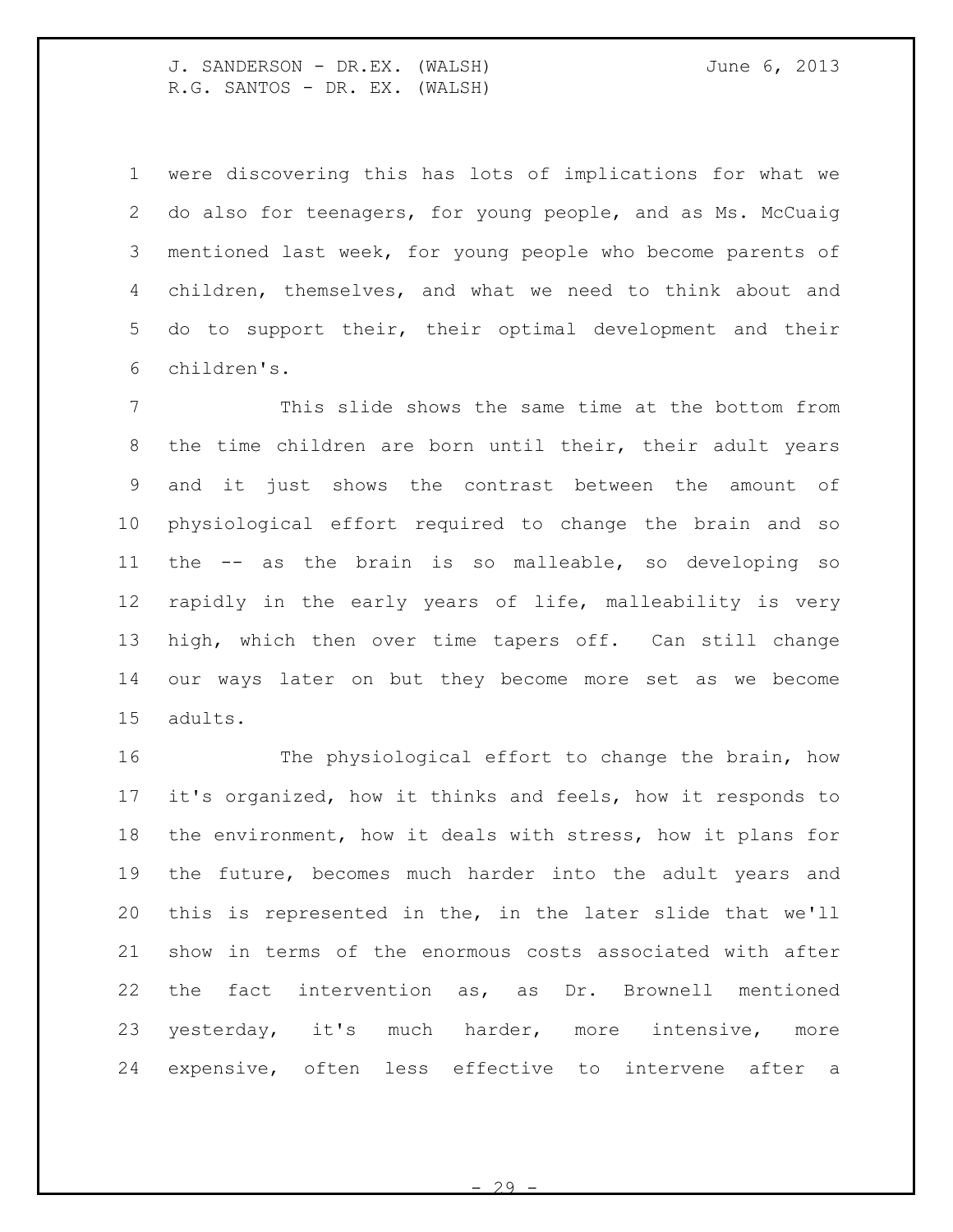were discovering this has lots of implications for what we do also for teenagers, for young people, and as Ms. McCuaig mentioned last week, for young people who become parents of children, themselves, and what we need to think about and do to support their, their optimal development and their children's.

This slide shows the same time at the bottom from the time children are born until their, their adult years and it just shows the contrast between the amount of physiological effort required to change the brain and so the -- as the brain is so malleable, so developing so rapidly in the early years of life, malleability is very high, which then over time tapers off. Can still change our ways later on but they become more set as we become adults.

The physiological effort to change the brain, how it's organized, how it thinks and feels, how it responds to the environment, how it deals with stress, how it plans for the future, becomes much harder into the adult years and this is represented in the, in the later slide that we'll show in terms of the enormous costs associated with after the fact intervention as, as Dr. Brownell mentioned yesterday, it's much harder, more intensive, more expensive, often less effective to intervene after a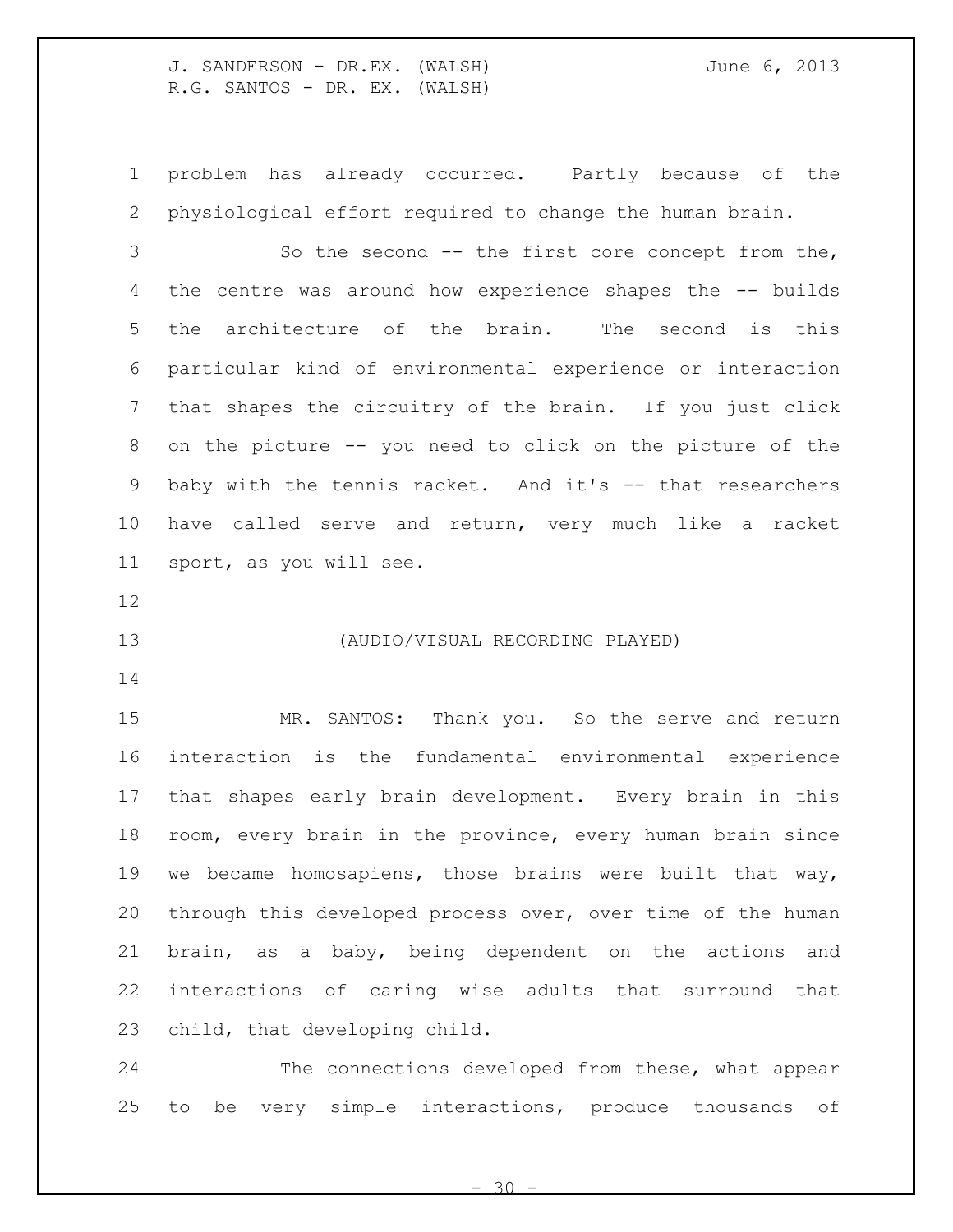problem has already occurred. Partly because of the physiological effort required to change the human brain.

So the second -- the first core concept from the, the centre was around how experience shapes the -- builds the architecture of the brain. The second is this particular kind of environmental experience or interaction that shapes the circuitry of the brain. If you just click on the picture -- you need to click on the picture of the baby with the tennis racket. And it's -- that researchers have called serve and return, very much like a racket sport, as you will see.

(AUDIO/VISUAL RECORDING PLAYED)

MR. SANTOS: Thank you. So the serve and return interaction is the fundamental environmental experience that shapes early brain development. Every brain in this room, every brain in the province, every human brain since we became homosapiens, those brains were built that way, through this developed process over, over time of the human brain, as a baby, being dependent on the actions and interactions of caring wise adults that surround that child, that developing child.

The connections developed from these, what appear to be very simple interactions, produce thousands of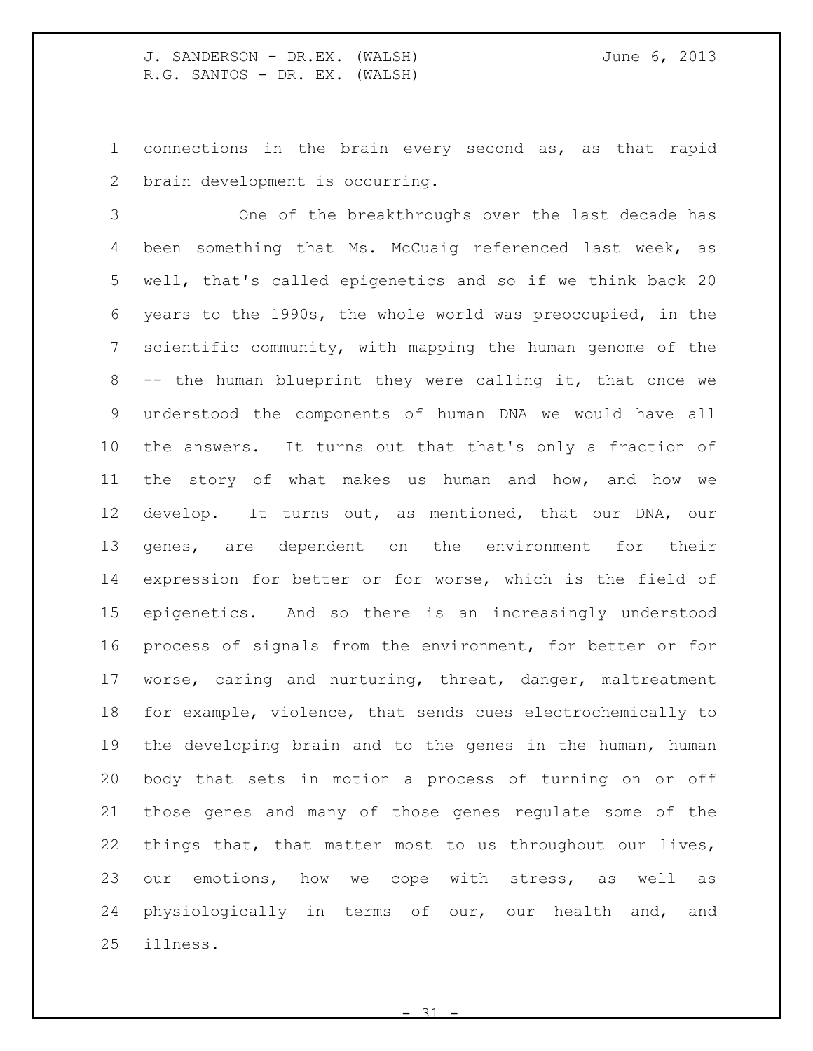connections in the brain every second as, as that rapid brain development is occurring.

One of the breakthroughs over the last decade has been something that Ms. McCuaig referenced last week, as well, that's called epigenetics and so if we think back 20 years to the 1990s, the whole world was preoccupied, in the scientific community, with mapping the human genome of the -- the human blueprint they were calling it, that once we understood the components of human DNA we would have all the answers. It turns out that that's only a fraction of the story of what makes us human and how, and how we develop. It turns out, as mentioned, that our DNA, our genes, are dependent on the environment for their expression for better or for worse, which is the field of epigenetics. And so there is an increasingly understood process of signals from the environment, for better or for worse, caring and nurturing, threat, danger, maltreatment for example, violence, that sends cues electrochemically to the developing brain and to the genes in the human, human body that sets in motion a process of turning on or off those genes and many of those genes regulate some of the things that, that matter most to us throughout our lives, our emotions, how we cope with stress, as well as physiologically in terms of our, our health and, and illness.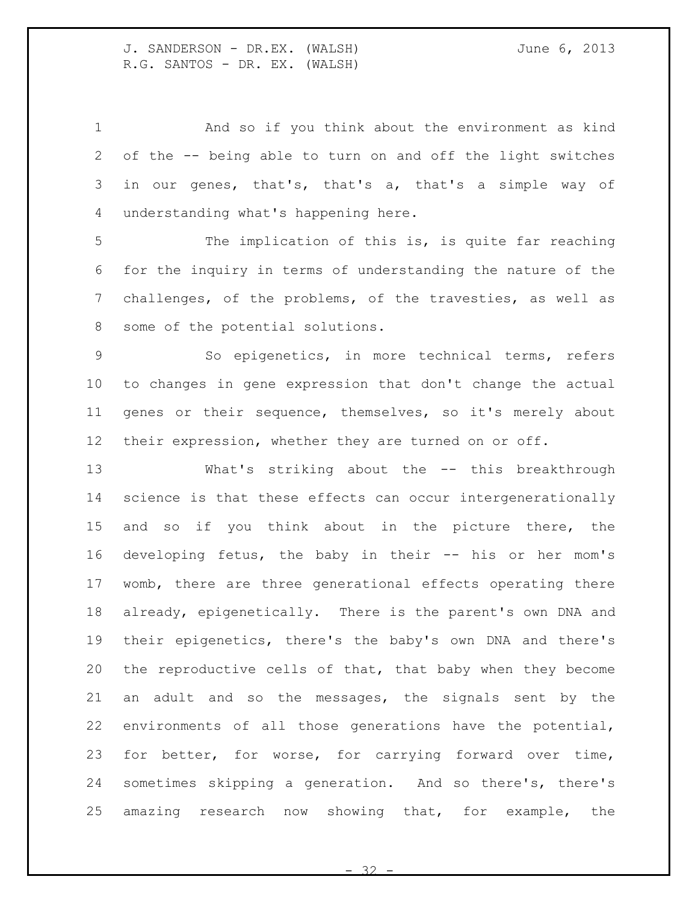And so if you think about the environment as kind of the -- being able to turn on and off the light switches in our genes, that's, that's a, that's a simple way of understanding what's happening here.

The implication of this is, is quite far reaching for the inquiry in terms of understanding the nature of the challenges, of the problems, of the travesties, as well as some of the potential solutions.

So epigenetics, in more technical terms, refers to changes in gene expression that don't change the actual genes or their sequence, themselves, so it's merely about their expression, whether they are turned on or off.

What's striking about the -- this breakthrough science is that these effects can occur intergenerationally and so if you think about in the picture there, the developing fetus, the baby in their -- his or her mom's womb, there are three generational effects operating there already, epigenetically. There is the parent's own DNA and their epigenetics, there's the baby's own DNA and there's the reproductive cells of that, that baby when they become an adult and so the messages, the signals sent by the environments of all those generations have the potential, for better, for worse, for carrying forward over time, sometimes skipping a generation. And so there's, there's amazing research now showing that, for example, the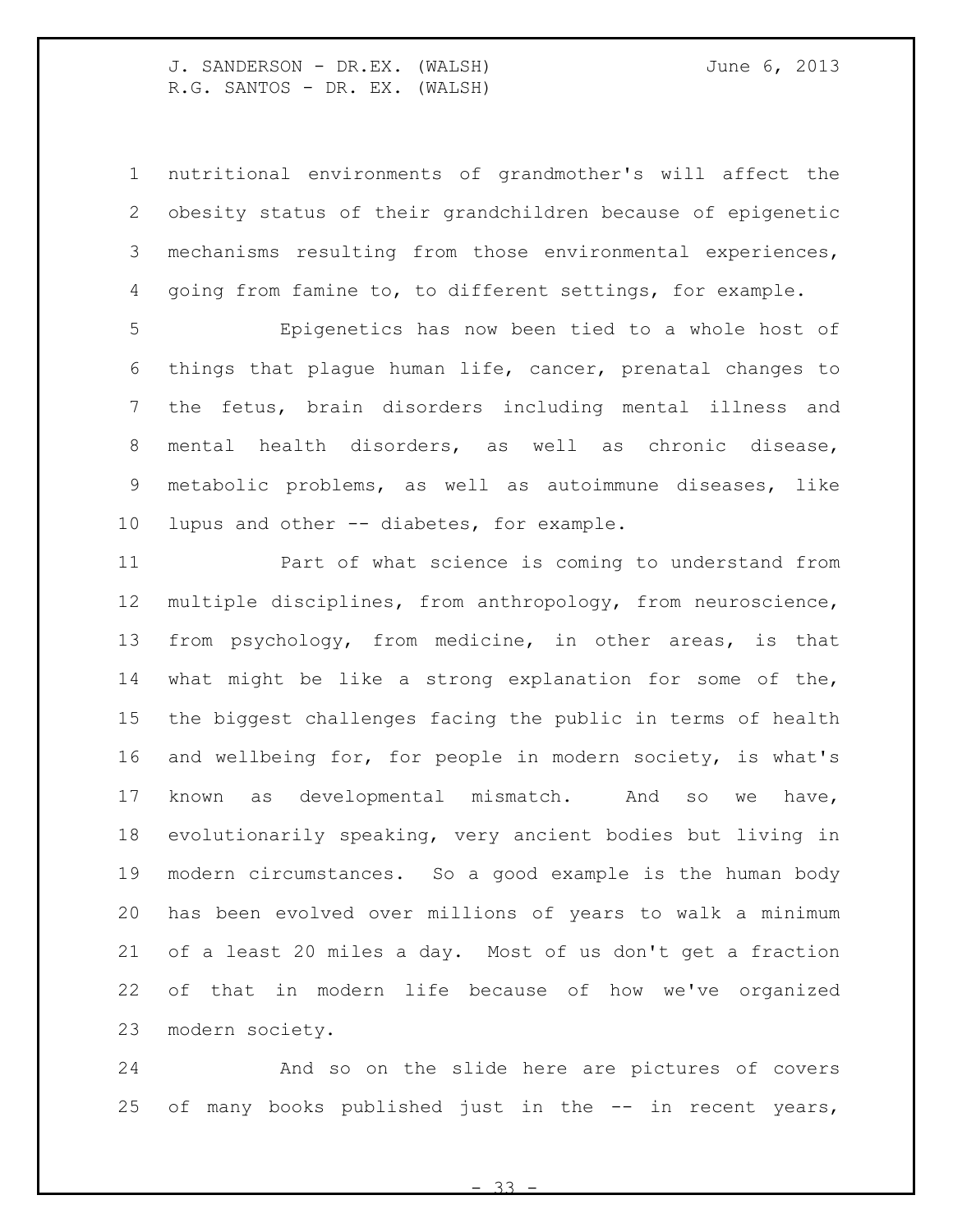nutritional environments of grandmother's will affect the obesity status of their grandchildren because of epigenetic mechanisms resulting from those environmental experiences, going from famine to, to different settings, for example.

Epigenetics has now been tied to a whole host of things that plague human life, cancer, prenatal changes to the fetus, brain disorders including mental illness and mental health disorders, as well as chronic disease, metabolic problems, as well as autoimmune diseases, like lupus and other -- diabetes, for example.

Part of what science is coming to understand from multiple disciplines, from anthropology, from neuroscience, from psychology, from medicine, in other areas, is that what might be like a strong explanation for some of the, the biggest challenges facing the public in terms of health and wellbeing for, for people in modern society, is what's known as developmental mismatch. And so we have, evolutionarily speaking, very ancient bodies but living in modern circumstances. So a good example is the human body has been evolved over millions of years to walk a minimum of a least 20 miles a day. Most of us don't get a fraction of that in modern life because of how we've organized modern society.

And so on the slide here are pictures of covers of many books published just in the -- in recent years,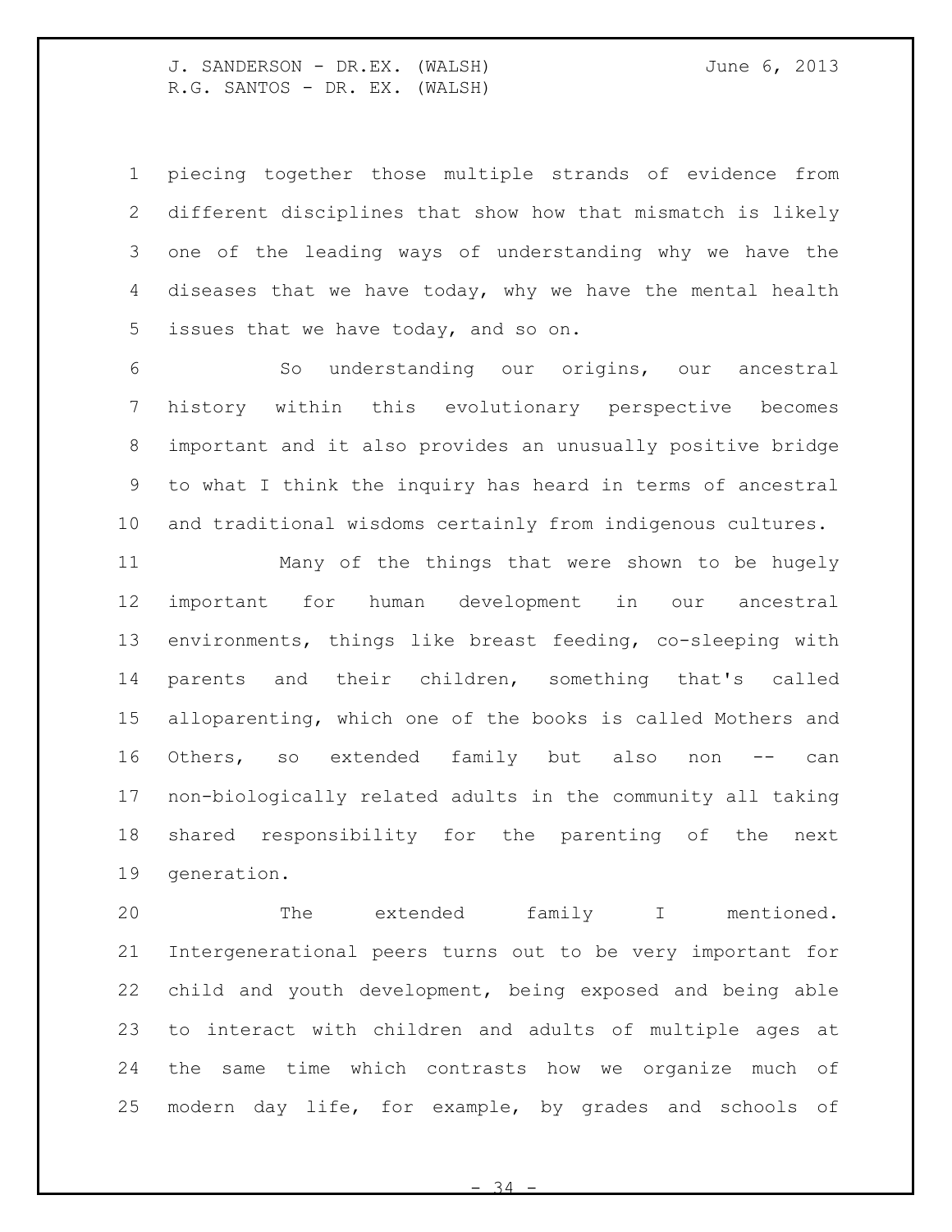piecing together those multiple strands of evidence from different disciplines that show how that mismatch is likely one of the leading ways of understanding why we have the diseases that we have today, why we have the mental health issues that we have today, and so on.

So understanding our origins, our ancestral history within this evolutionary perspective becomes important and it also provides an unusually positive bridge to what I think the inquiry has heard in terms of ancestral and traditional wisdoms certainly from indigenous cultures.

Many of the things that were shown to be hugely important for human development in our ancestral environments, things like breast feeding, co-sleeping with parents and their children, something that's called alloparenting, which one of the books is called Mothers and Others, so extended family but also non -- can non-biologically related adults in the community all taking shared responsibility for the parenting of the next generation.

The extended family I mentioned. Intergenerational peers turns out to be very important for child and youth development, being exposed and being able to interact with children and adults of multiple ages at the same time which contrasts how we organize much of modern day life, for example, by grades and schools of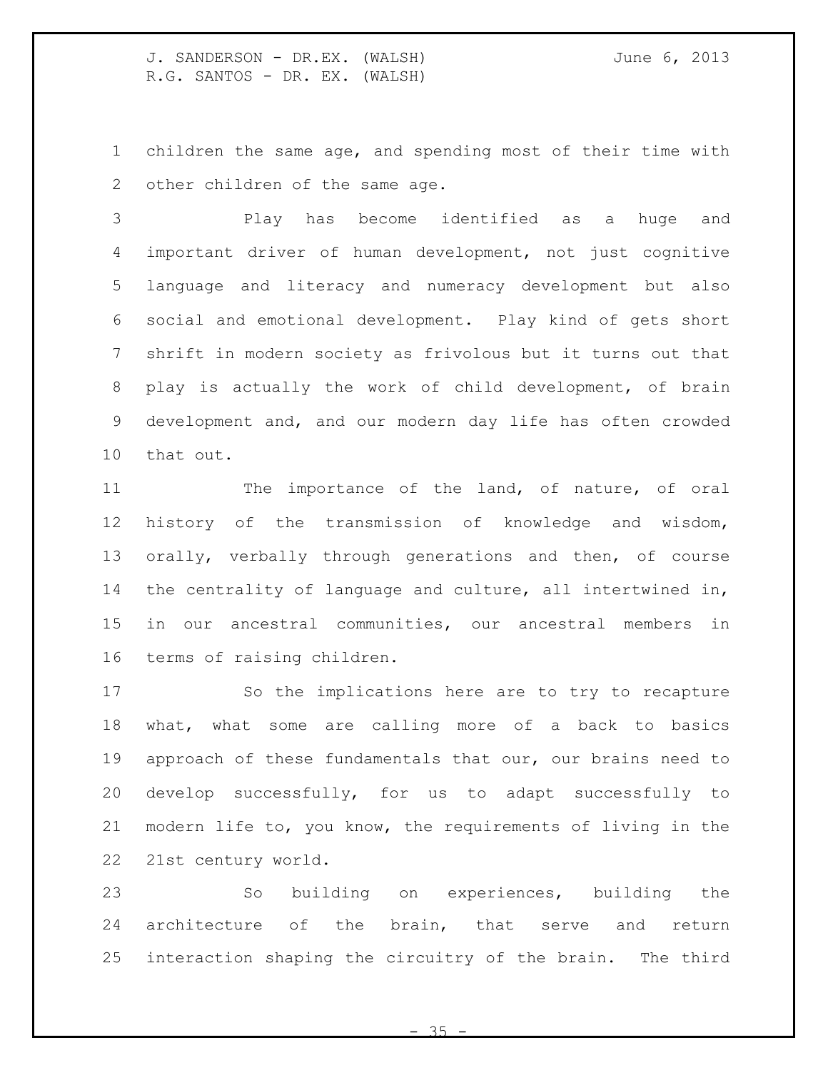children the same age, and spending most of their time with other children of the same age.

Play has become identified as a huge and important driver of human development, not just cognitive language and literacy and numeracy development but also social and emotional development. Play kind of gets short shrift in modern society as frivolous but it turns out that play is actually the work of child development, of brain development and, and our modern day life has often crowded that out.

The importance of the land, of nature, of oral history of the transmission of knowledge and wisdom, orally, verbally through generations and then, of course the centrality of language and culture, all intertwined in, in our ancestral communities, our ancestral members in terms of raising children.

So the implications here are to try to recapture what, what some are calling more of a back to basics approach of these fundamentals that our, our brains need to develop successfully, for us to adapt successfully to modern life to, you know, the requirements of living in the 21st century world.

So building on experiences, building the architecture of the brain, that serve and return interaction shaping the circuitry of the brain. The third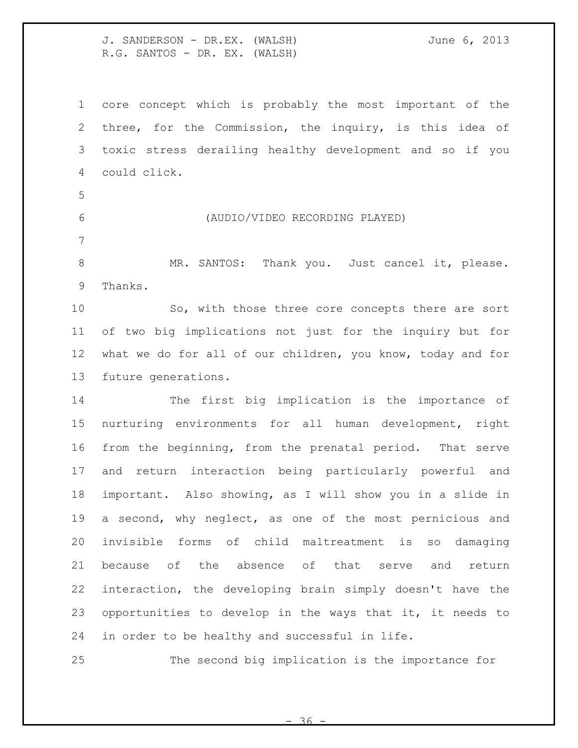core concept which is probably the most important of the three, for the Commission, the inquiry, is this idea of toxic stress derailing healthy development and so if you could click.

(AUDIO/VIDEO RECORDING PLAYED)

MR. SANTOS: Thank you. Just cancel it, please. Thanks.

So, with those three core concepts there are sort of two big implications not just for the inquiry but for what we do for all of our children, you know, today and for future generations.

The first big implication is the importance of nurturing environments for all human development, right from the beginning, from the prenatal period. That serve and return interaction being particularly powerful and important. Also showing, as I will show you in a slide in a second, why neglect, as one of the most pernicious and invisible forms of child maltreatment is so damaging because of the absence of that serve and return interaction, the developing brain simply doesn't have the opportunities to develop in the ways that it, it needs to in order to be healthy and successful in life.

The second big implication is the importance for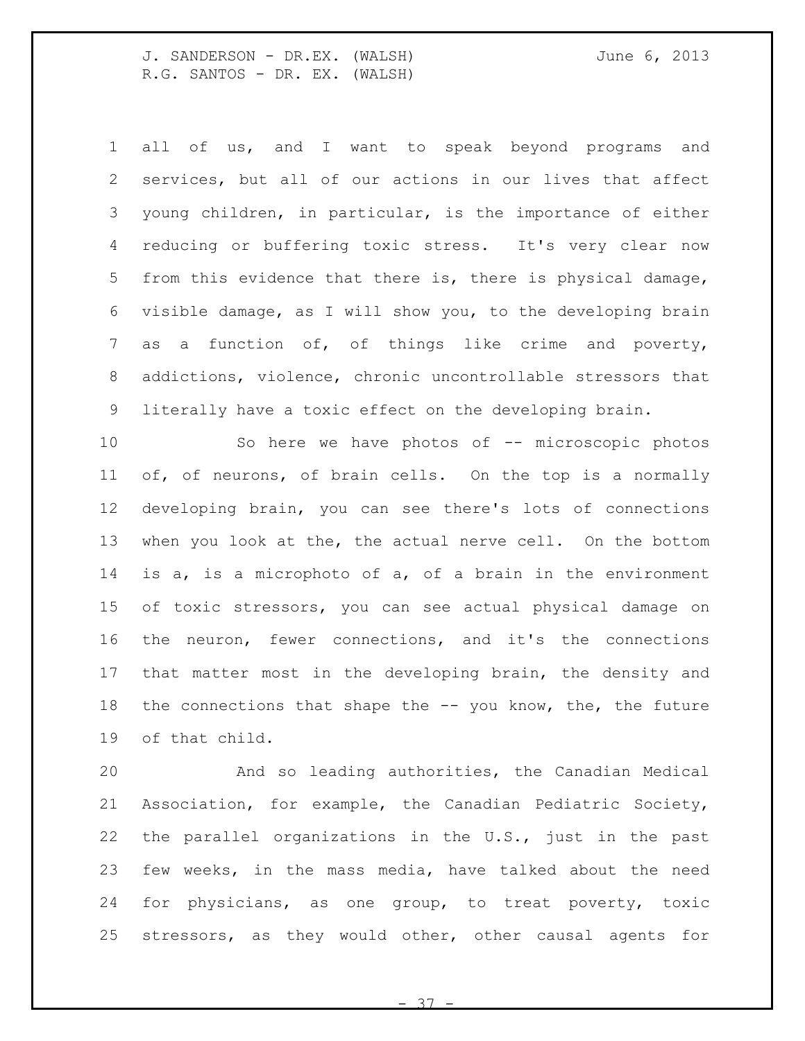all of us, and I want to speak beyond programs and services, but all of our actions in our lives that affect young children, in particular, is the importance of either reducing or buffering toxic stress. It's very clear now from this evidence that there is, there is physical damage, visible damage, as I will show you, to the developing brain as a function of, of things like crime and poverty, addictions, violence, chronic uncontrollable stressors that literally have a toxic effect on the developing brain.

So here we have photos of -- microscopic photos of, of neurons, of brain cells. On the top is a normally developing brain, you can see there's lots of connections when you look at the, the actual nerve cell. On the bottom is a, is a microphoto of a, of a brain in the environment of toxic stressors, you can see actual physical damage on the neuron, fewer connections, and it's the connections that matter most in the developing brain, the density and the connections that shape the -- you know, the, the future of that child.

And so leading authorities, the Canadian Medical Association, for example, the Canadian Pediatric Society, the parallel organizations in the U.S., just in the past few weeks, in the mass media, have talked about the need for physicians, as one group, to treat poverty, toxic stressors, as they would other, other causal agents for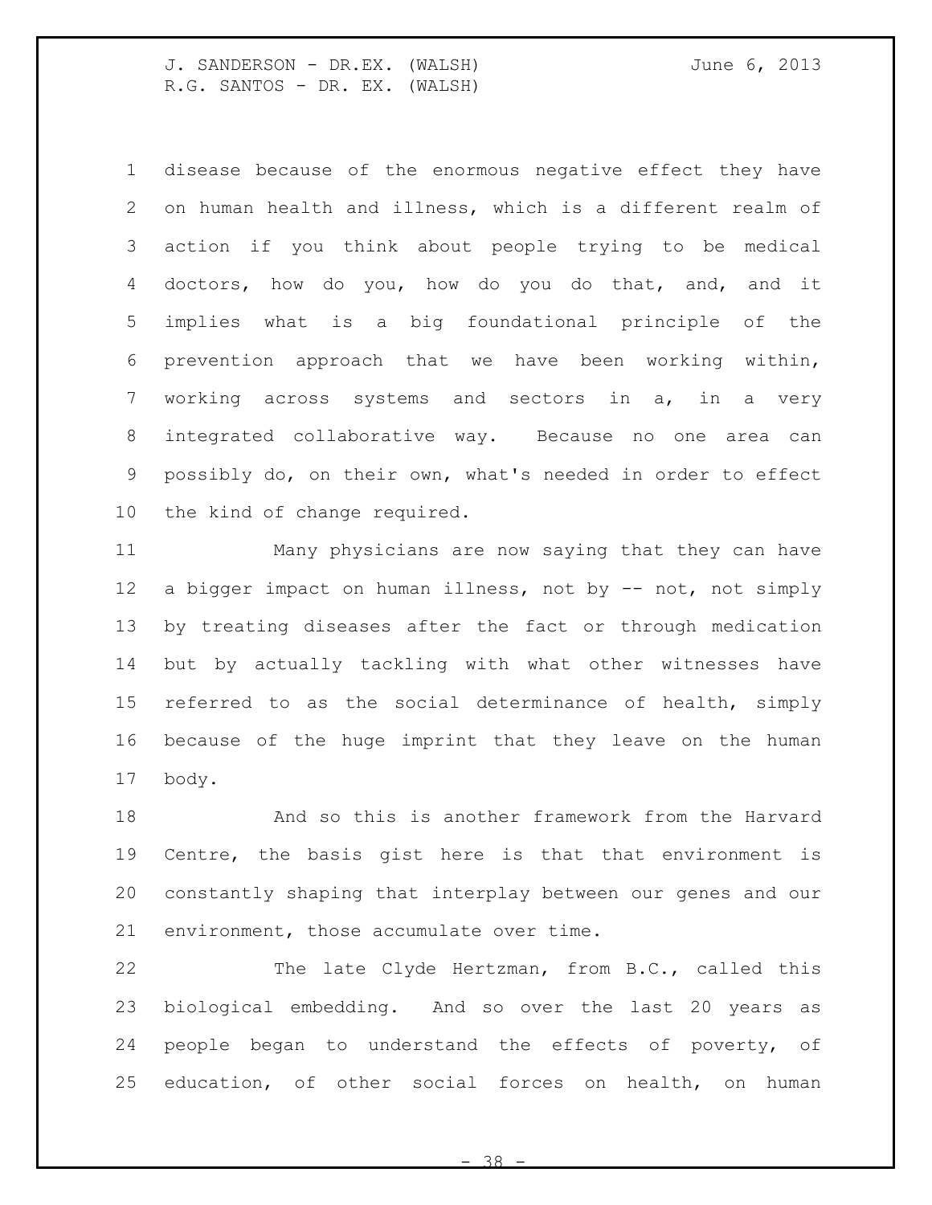disease because of the enormous negative effect they have on human health and illness, which is a different realm of action if you think about people trying to be medical doctors, how do you, how do you do that, and, and it implies what is a big foundational principle of the prevention approach that we have been working within, working across systems and sectors in a, in a very integrated collaborative way. Because no one area can possibly do, on their own, what's needed in order to effect the kind of change required.

Many physicians are now saying that they can have a bigger impact on human illness, not by -- not, not simply by treating diseases after the fact or through medication but by actually tackling with what other witnesses have referred to as the social determinance of health, simply because of the huge imprint that they leave on the human body.

And so this is another framework from the Harvard Centre, the basis gist here is that that environment is constantly shaping that interplay between our genes and our environment, those accumulate over time.

The late Clyde Hertzman, from B.C., called this biological embedding. And so over the last 20 years as people began to understand the effects of poverty, of education, of other social forces on health, on human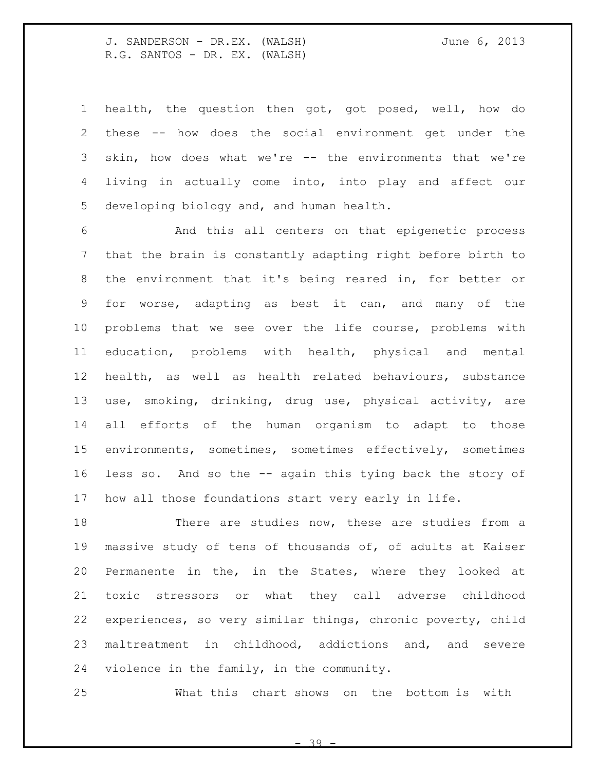health, the question then got, got posed, well, how do these -- how does the social environment get under the skin, how does what we're -- the environments that we're living in actually come into, into play and affect our developing biology and, and human health.

And this all centers on that epigenetic process that the brain is constantly adapting right before birth to the environment that it's being reared in, for better or for worse, adapting as best it can, and many of the problems that we see over the life course, problems with education, problems with health, physical and mental health, as well as health related behaviours, substance use, smoking, drinking, drug use, physical activity, are all efforts of the human organism to adapt to those environments, sometimes, sometimes effectively, sometimes less so. And so the -- again this tying back the story of how all those foundations start very early in life.

There are studies now, these are studies from a massive study of tens of thousands of, of adults at Kaiser Permanente in the, in the States, where they looked at toxic stressors or what they call adverse childhood experiences, so very similar things, chronic poverty, child maltreatment in childhood, addictions and, and severe violence in the family, in the community.

What this chart shows on the bottom is with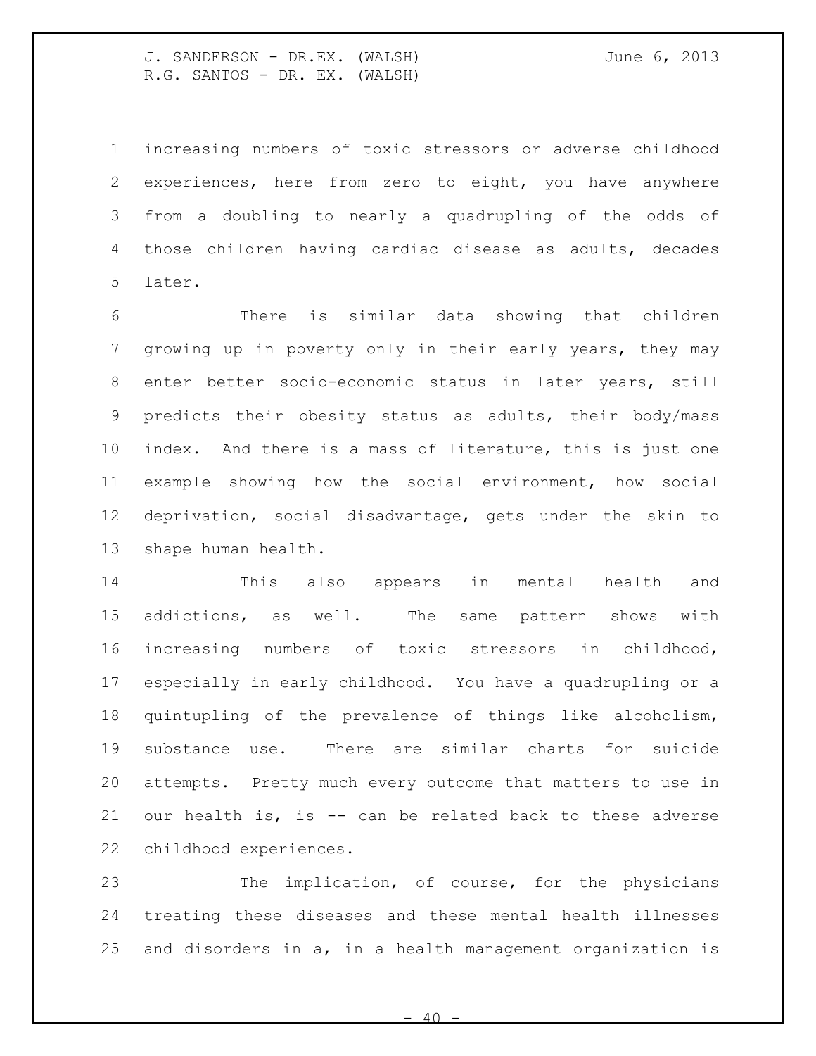increasing numbers of toxic stressors or adverse childhood experiences, here from zero to eight, you have anywhere from a doubling to nearly a quadrupling of the odds of those children having cardiac disease as adults, decades later.

There is similar data showing that children growing up in poverty only in their early years, they may enter better socio-economic status in later years, still predicts their obesity status as adults, their body/mass index. And there is a mass of literature, this is just one example showing how the social environment, how social deprivation, social disadvantage, gets under the skin to shape human health.

This also appears in mental health and addictions, as well. The same pattern shows with increasing numbers of toxic stressors in childhood, especially in early childhood. You have a quadrupling or a quintupling of the prevalence of things like alcoholism, substance use. There are similar charts for suicide attempts. Pretty much every outcome that matters to use in our health is, is -- can be related back to these adverse childhood experiences.

The implication, of course, for the physicians treating these diseases and these mental health illnesses and disorders in a, in a health management organization is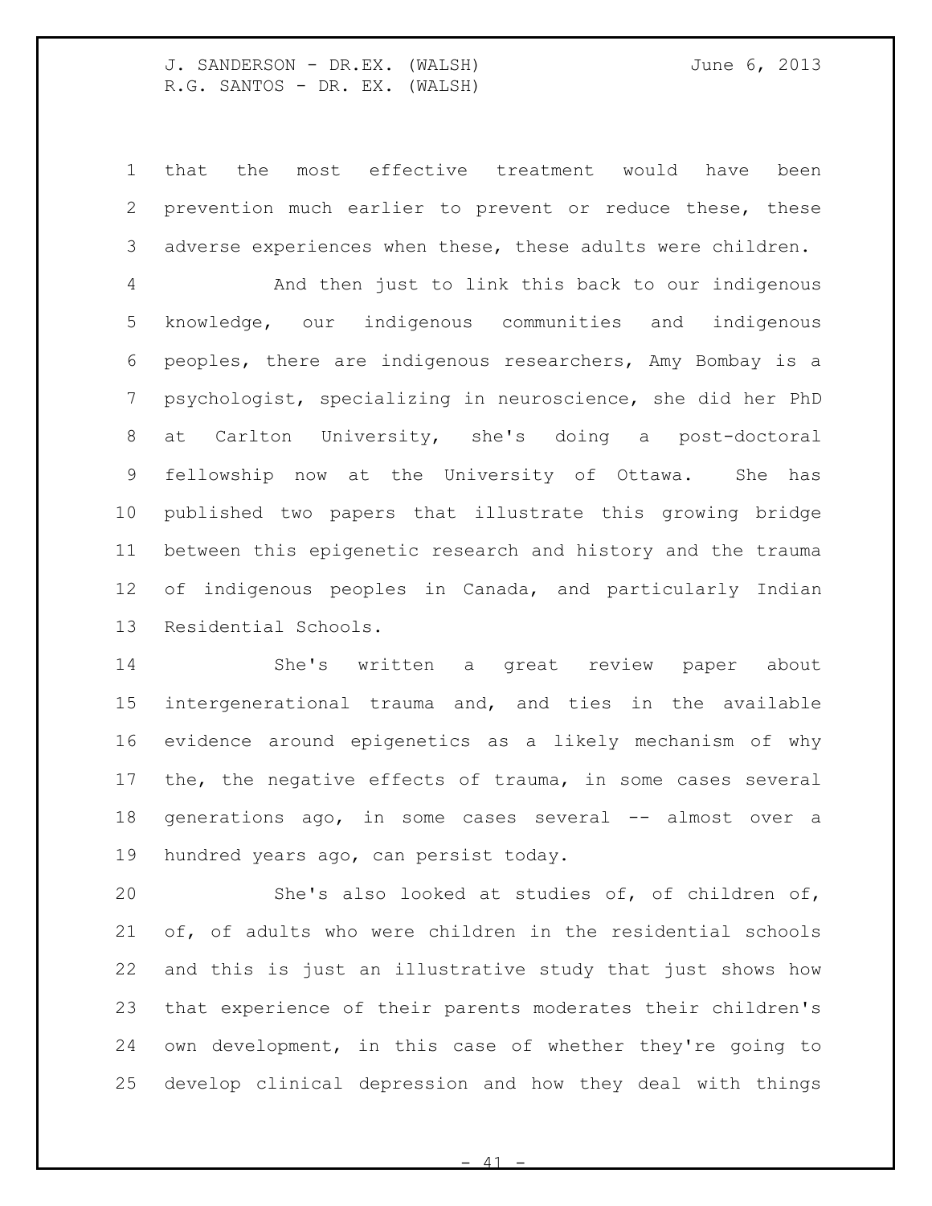that the most effective treatment would have been prevention much earlier to prevent or reduce these, these adverse experiences when these, these adults were children.

And then just to link this back to our indigenous knowledge, our indigenous communities and indigenous peoples, there are indigenous researchers, Amy Bombay is a psychologist, specializing in neuroscience, she did her PhD at Carlton University, she's doing a post-doctoral fellowship now at the University of Ottawa. She has published two papers that illustrate this growing bridge between this epigenetic research and history and the trauma of indigenous peoples in Canada, and particularly Indian Residential Schools.

She's written a great review paper about intergenerational trauma and, and ties in the available evidence around epigenetics as a likely mechanism of why the, the negative effects of trauma, in some cases several generations ago, in some cases several -- almost over a hundred years ago, can persist today.

She's also looked at studies of, of children of, of, of adults who were children in the residential schools and this is just an illustrative study that just shows how that experience of their parents moderates their children's own development, in this case of whether they're going to develop clinical depression and how they deal with things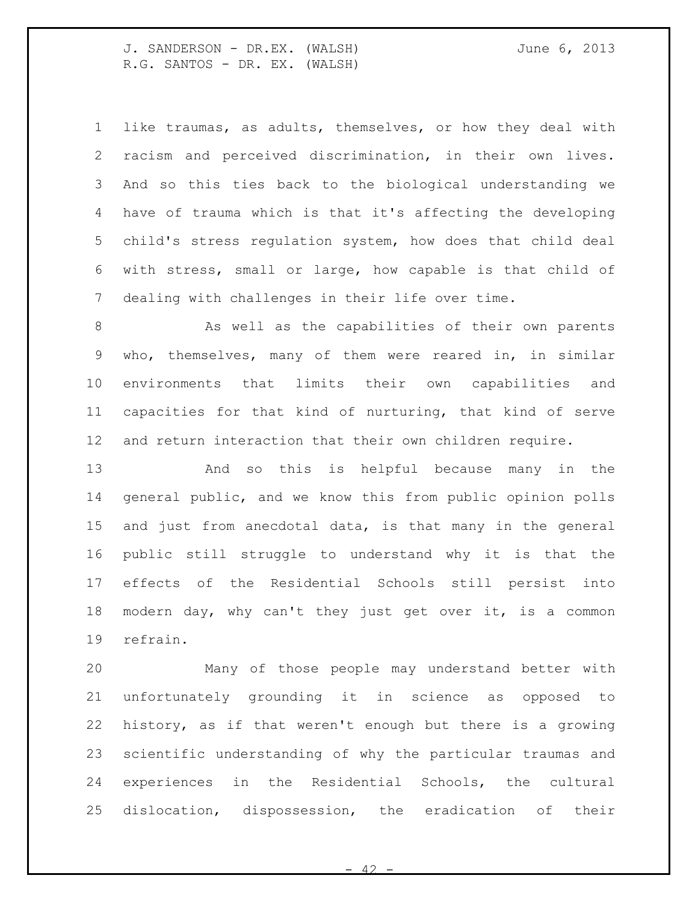like traumas, as adults, themselves, or how they deal with racism and perceived discrimination, in their own lives. And so this ties back to the biological understanding we have of trauma which is that it's affecting the developing child's stress regulation system, how does that child deal with stress, small or large, how capable is that child of dealing with challenges in their life over time.

As well as the capabilities of their own parents who, themselves, many of them were reared in, in similar environments that limits their own capabilities and capacities for that kind of nurturing, that kind of serve and return interaction that their own children require.

And so this is helpful because many in the general public, and we know this from public opinion polls and just from anecdotal data, is that many in the general public still struggle to understand why it is that the effects of the Residential Schools still persist into modern day, why can't they just get over it, is a common refrain.

Many of those people may understand better with unfortunately grounding it in science as opposed to history, as if that weren't enough but there is a growing scientific understanding of why the particular traumas and experiences in the Residential Schools, the cultural dislocation, dispossession, the eradication of their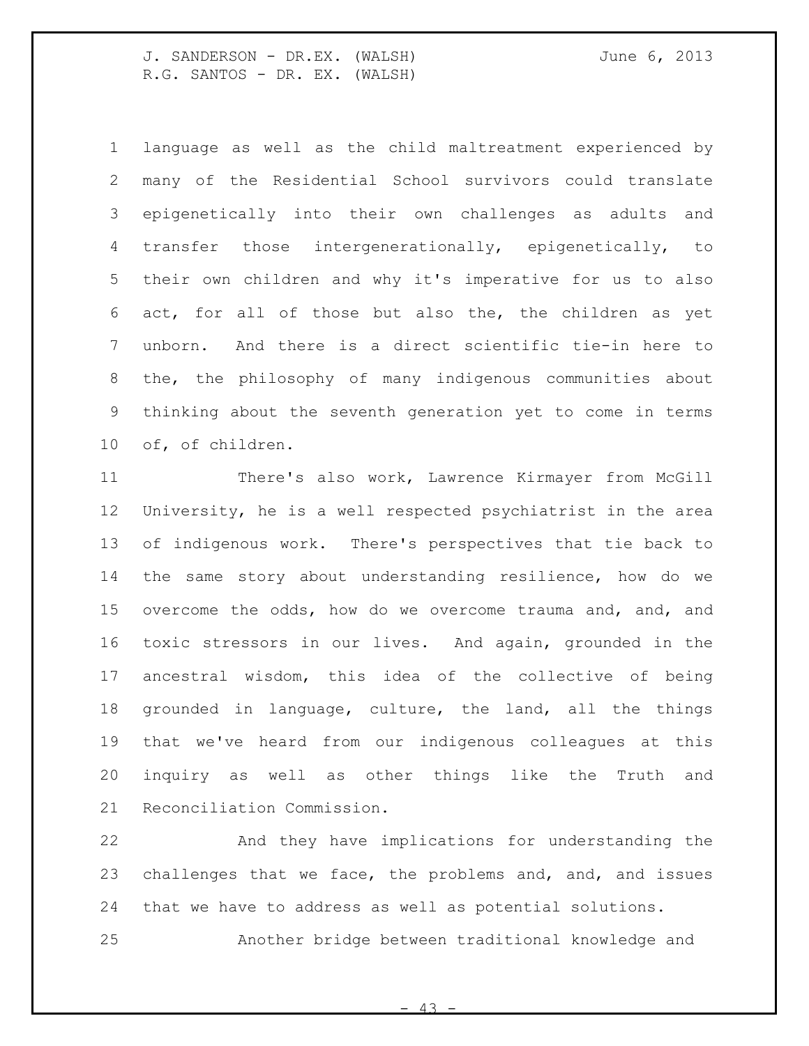language as well as the child maltreatment experienced by many of the Residential School survivors could translate epigenetically into their own challenges as adults and transfer those intergenerationally, epigenetically, to their own children and why it's imperative for us to also act, for all of those but also the, the children as yet unborn. And there is a direct scientific tie-in here to the, the philosophy of many indigenous communities about thinking about the seventh generation yet to come in terms of, of children.

There's also work, Lawrence Kirmayer from McGill University, he is a well respected psychiatrist in the area of indigenous work. There's perspectives that tie back to the same story about understanding resilience, how do we overcome the odds, how do we overcome trauma and, and, and toxic stressors in our lives. And again, grounded in the ancestral wisdom, this idea of the collective of being grounded in language, culture, the land, all the things that we've heard from our indigenous colleagues at this inquiry as well as other things like the Truth and Reconciliation Commission.

And they have implications for understanding the challenges that we face, the problems and, and, and issues that we have to address as well as potential solutions.

Another bridge between traditional knowledge and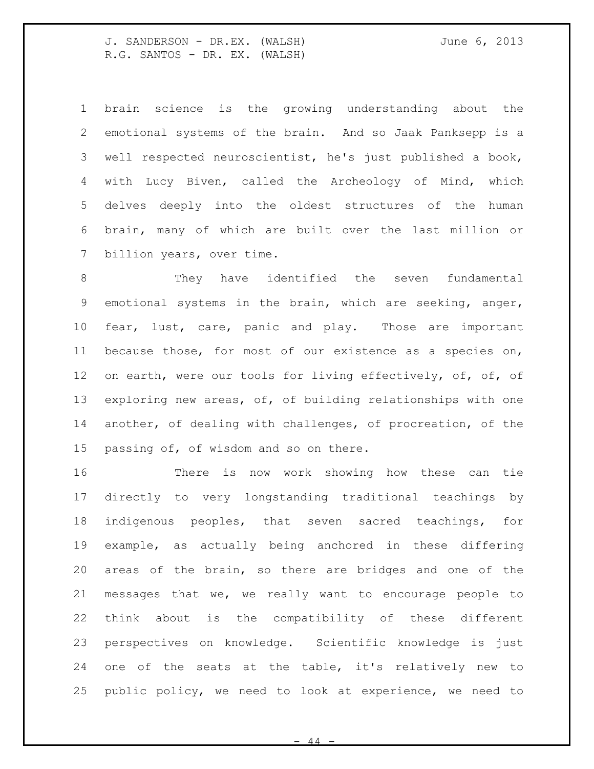brain science is the growing understanding about the emotional systems of the brain. And so Jaak Panksepp is a well respected neuroscientist, he's just published a book, with Lucy Biven, called the Archeology of Mind, which delves deeply into the oldest structures of the human brain, many of which are built over the last million or billion years, over time.

They have identified the seven fundamental emotional systems in the brain, which are seeking, anger, fear, lust, care, panic and play. Those are important because those, for most of our existence as a species on, on earth, were our tools for living effectively, of, of, of exploring new areas, of, of building relationships with one another, of dealing with challenges, of procreation, of the passing of, of wisdom and so on there.

There is now work showing how these can tie directly to very longstanding traditional teachings by indigenous peoples, that seven sacred teachings, for example, as actually being anchored in these differing areas of the brain, so there are bridges and one of the messages that we, we really want to encourage people to think about is the compatibility of these different perspectives on knowledge. Scientific knowledge is just one of the seats at the table, it's relatively new to public policy, we need to look at experience, we need to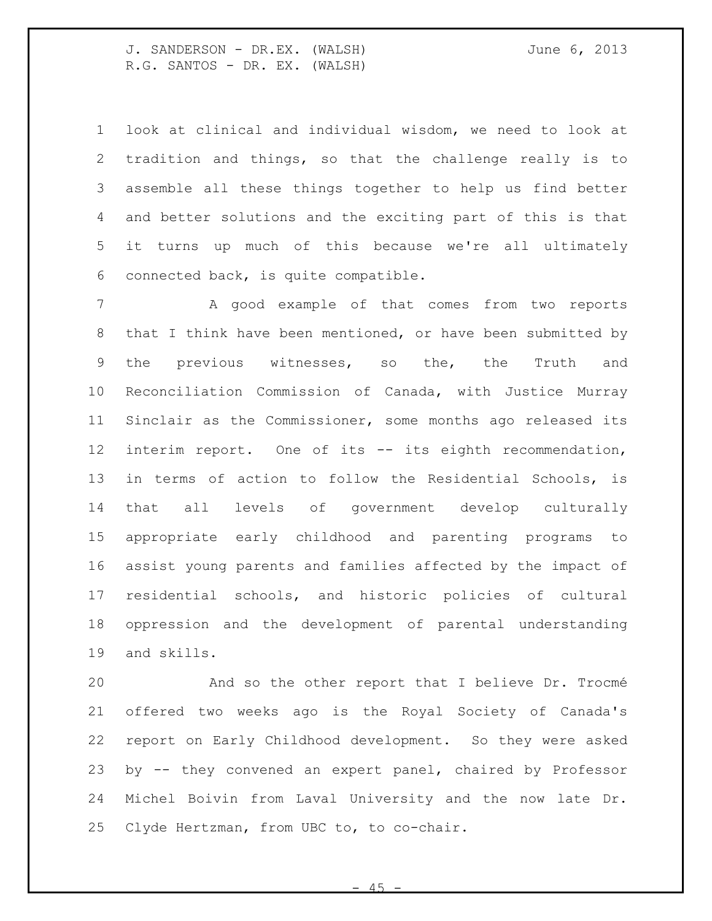look at clinical and individual wisdom, we need to look at tradition and things, so that the challenge really is to assemble all these things together to help us find better and better solutions and the exciting part of this is that it turns up much of this because we're all ultimately connected back, is quite compatible.

A good example of that comes from two reports that I think have been mentioned, or have been submitted by the previous witnesses, so the, the Truth and Reconciliation Commission of Canada, with Justice Murray Sinclair as the Commissioner, some months ago released its interim report. One of its -- its eighth recommendation, in terms of action to follow the Residential Schools, is that all levels of government develop culturally appropriate early childhood and parenting programs to assist young parents and families affected by the impact of residential schools, and historic policies of cultural oppression and the development of parental understanding and skills.

And so the other report that I believe Dr. Trocmé offered two weeks ago is the Royal Society of Canada's report on Early Childhood development. So they were asked by -- they convened an expert panel, chaired by Professor Michel Boivin from Laval University and the now late Dr. Clyde Hertzman, from UBC to, to co-chair.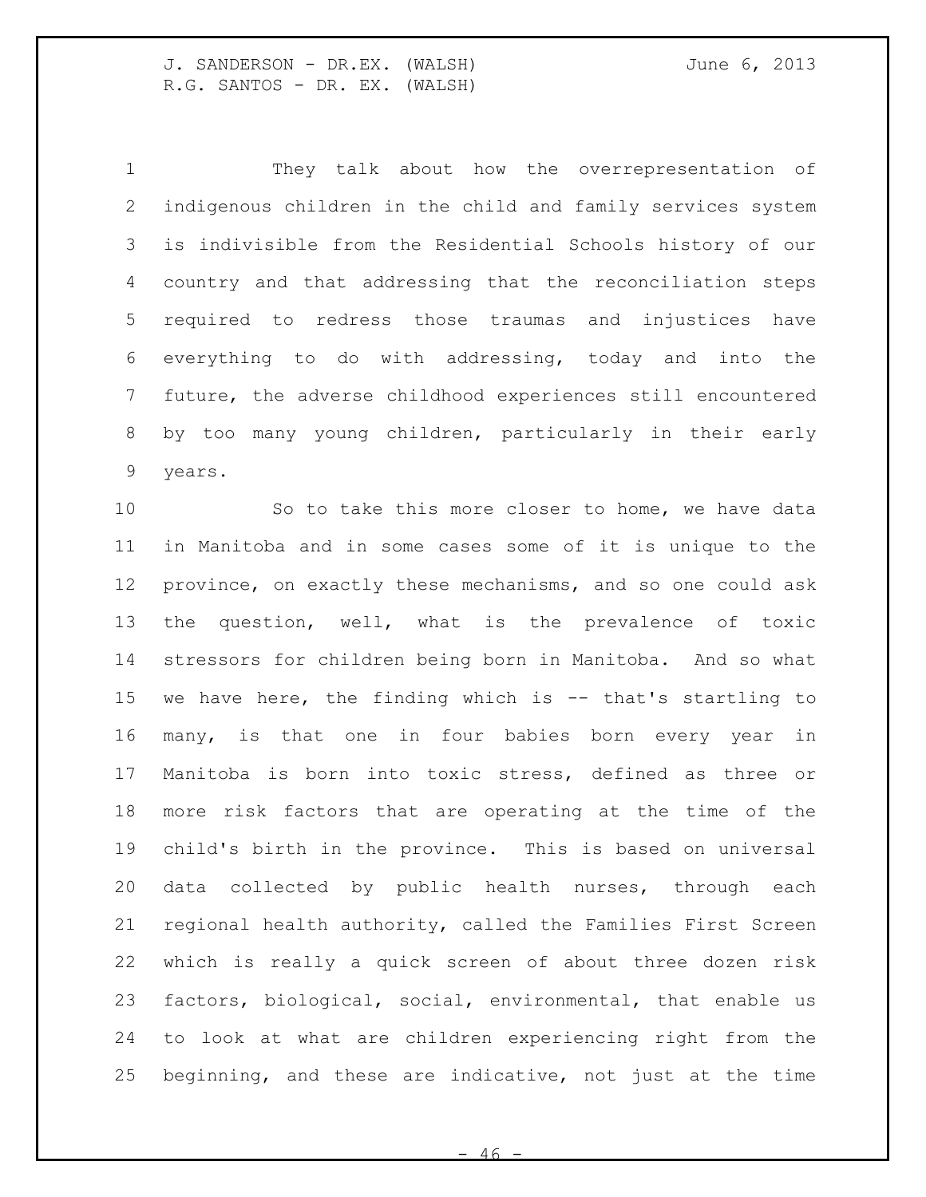They talk about how the overrepresentation of indigenous children in the child and family services system is indivisible from the Residential Schools history of our country and that addressing that the reconciliation steps required to redress those traumas and injustices have everything to do with addressing, today and into the future, the adverse childhood experiences still encountered by too many young children, particularly in their early years.

So to take this more closer to home, we have data in Manitoba and in some cases some of it is unique to the province, on exactly these mechanisms, and so one could ask the question, well, what is the prevalence of toxic stressors for children being born in Manitoba. And so what we have here, the finding which is -- that's startling to many, is that one in four babies born every year in Manitoba is born into toxic stress, defined as three or more risk factors that are operating at the time of the child's birth in the province. This is based on universal data collected by public health nurses, through each regional health authority, called the Families First Screen which is really a quick screen of about three dozen risk factors, biological, social, environmental, that enable us to look at what are children experiencing right from the beginning, and these are indicative, not just at the time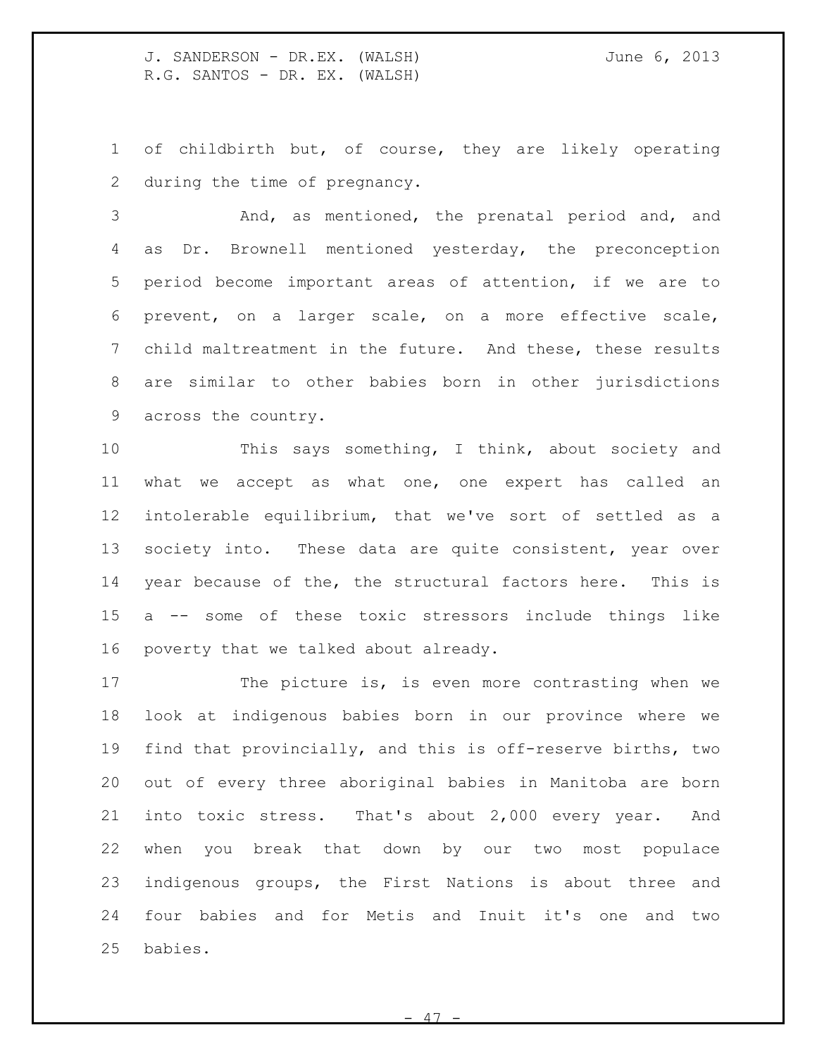of childbirth but, of course, they are likely operating during the time of pregnancy.

And, as mentioned, the prenatal period and, and as Dr. Brownell mentioned yesterday, the preconception period become important areas of attention, if we are to prevent, on a larger scale, on a more effective scale, child maltreatment in the future. And these, these results are similar to other babies born in other jurisdictions across the country.

This says something, I think, about society and what we accept as what one, one expert has called an intolerable equilibrium, that we've sort of settled as a society into. These data are quite consistent, year over year because of the, the structural factors here. This is a -- some of these toxic stressors include things like poverty that we talked about already.

The picture is, is even more contrasting when we look at indigenous babies born in our province where we find that provincially, and this is off-reserve births, two out of every three aboriginal babies in Manitoba are born into toxic stress. That's about 2,000 every year. And when you break that down by our two most populace indigenous groups, the First Nations is about three and four babies and for Metis and Inuit it's one and two babies.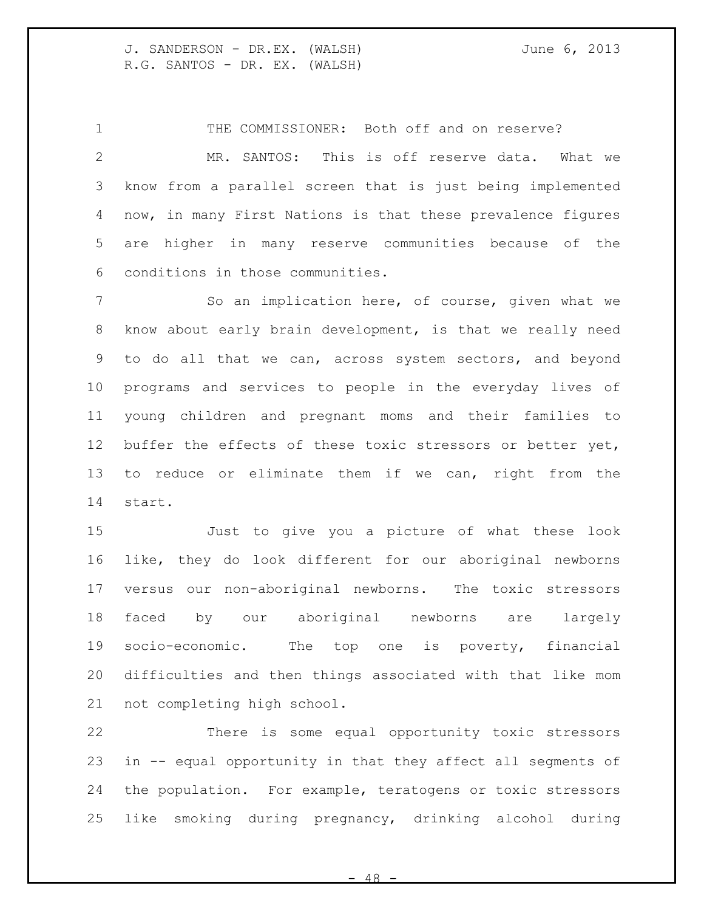THE COMMISSIONER: Both off and on reserve?

MR. SANTOS: This is off reserve data. What we know from a parallel screen that is just being implemented now, in many First Nations is that these prevalence figures are higher in many reserve communities because of the conditions in those communities.

So an implication here, of course, given what we know about early brain development, is that we really need to do all that we can, across system sectors, and beyond programs and services to people in the everyday lives of young children and pregnant moms and their families to buffer the effects of these toxic stressors or better yet, to reduce or eliminate them if we can, right from the start.

Just to give you a picture of what these look like, they do look different for our aboriginal newborns versus our non-aboriginal newborns. The toxic stressors faced by our aboriginal newborns are largely socio-economic. The top one is poverty, financial difficulties and then things associated with that like mom not completing high school.

There is some equal opportunity toxic stressors in -- equal opportunity in that they affect all segments of the population. For example, teratogens or toxic stressors like smoking during pregnancy, drinking alcohol during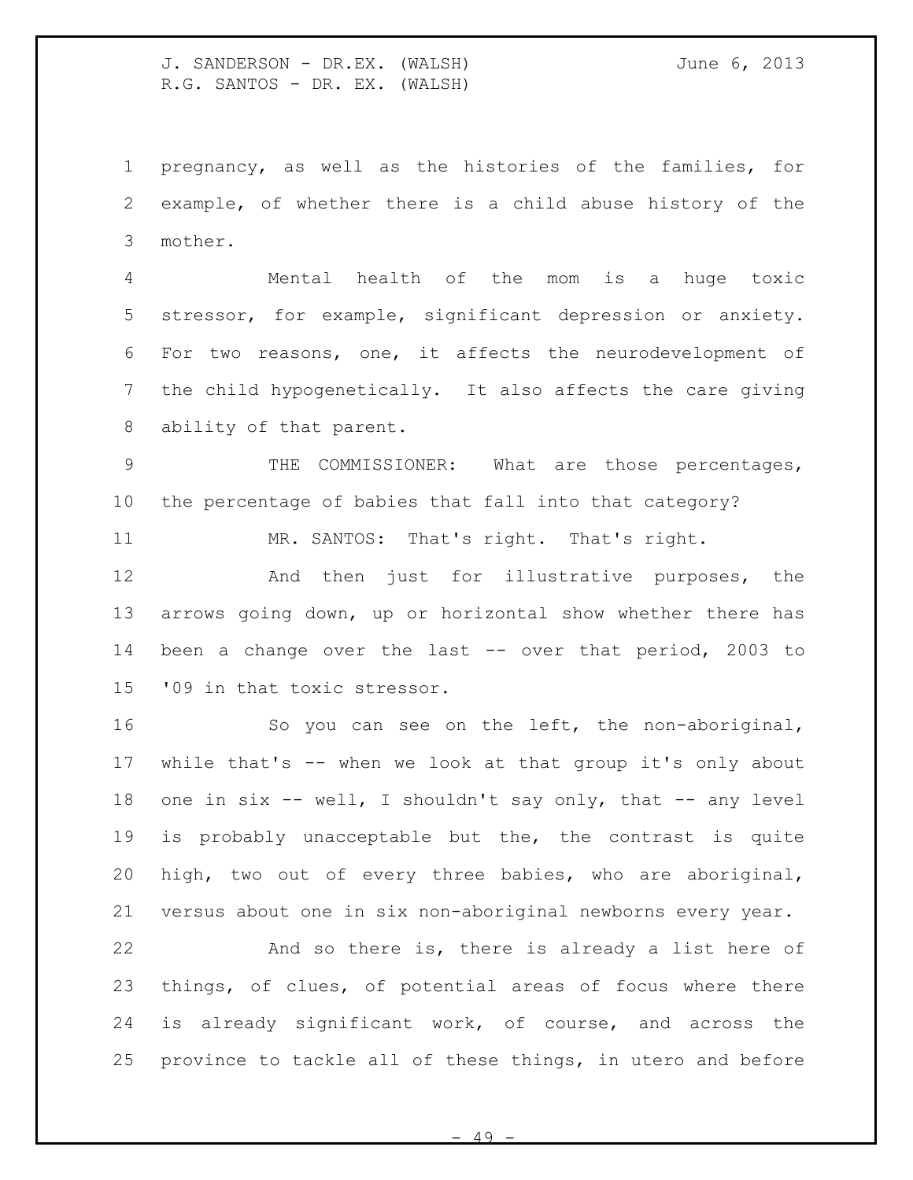pregnancy, as well as the histories of the families, for example, of whether there is a child abuse history of the mother.

Mental health of the mom is a huge toxic stressor, for example, significant depression or anxiety. For two reasons, one, it affects the neurodevelopment of the child hypogenetically. It also affects the care giving ability of that parent.

THE COMMISSIONER: What are those percentages, the percentage of babies that fall into that category?

MR. SANTOS: That's right. That's right.

And then just for illustrative purposes, the arrows going down, up or horizontal show whether there has been a change over the last -- over that period, 2003 to '09 in that toxic stressor.

So you can see on the left, the non-aboriginal, while that's -- when we look at that group it's only about one in six -- well, I shouldn't say only, that -- any level is probably unacceptable but the, the contrast is quite high, two out of every three babies, who are aboriginal, versus about one in six non-aboriginal newborns every year.

And so there is, there is already a list here of things, of clues, of potential areas of focus where there is already significant work, of course, and across the province to tackle all of these things, in utero and before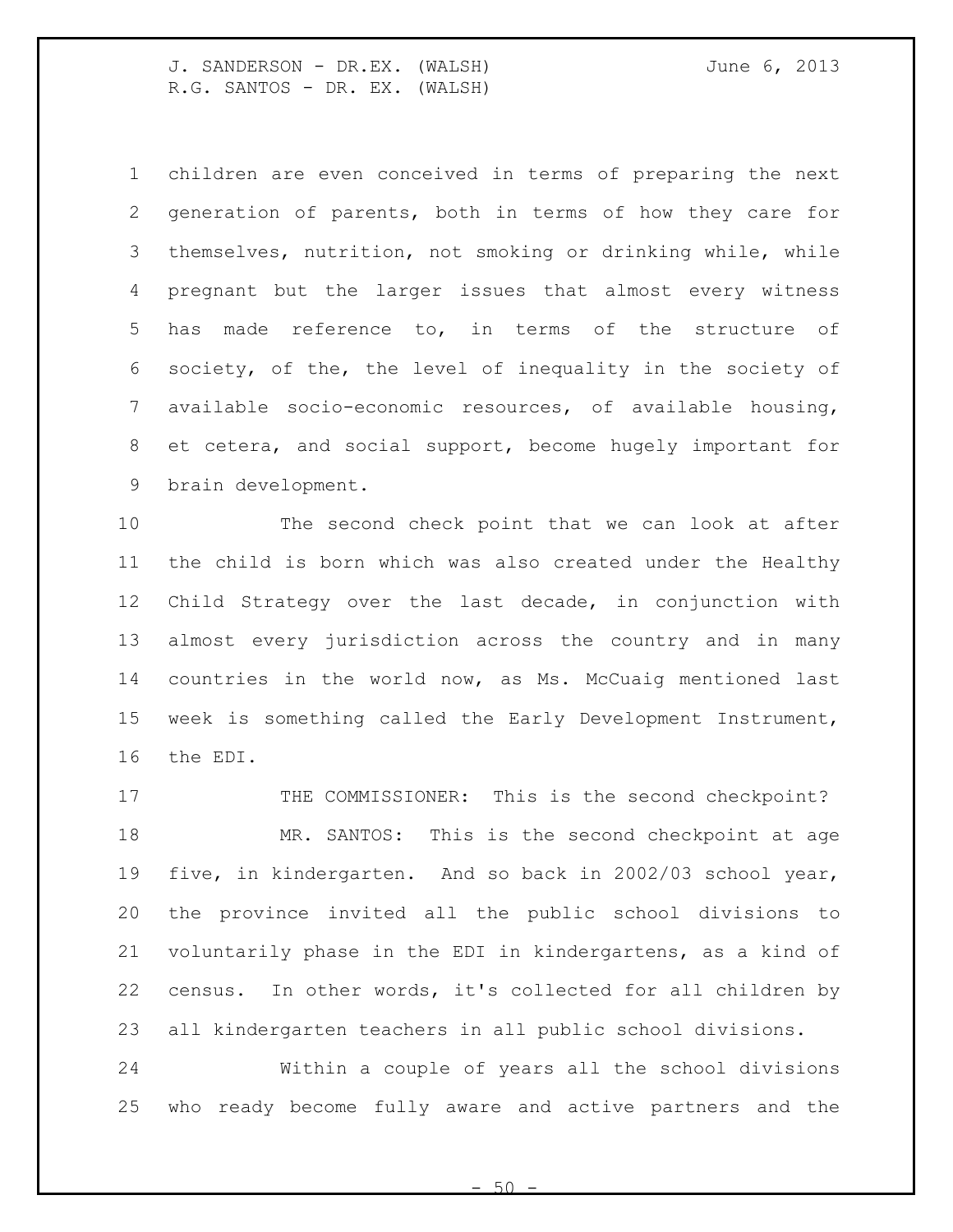children are even conceived in terms of preparing the next generation of parents, both in terms of how they care for themselves, nutrition, not smoking or drinking while, while pregnant but the larger issues that almost every witness has made reference to, in terms of the structure of society, of the, the level of inequality in the society of available socio-economic resources, of available housing, et cetera, and social support, become hugely important for brain development.

The second check point that we can look at after the child is born which was also created under the Healthy Child Strategy over the last decade, in conjunction with almost every jurisdiction across the country and in many countries in the world now, as Ms. McCuaig mentioned last week is something called the Early Development Instrument, the EDI.

THE COMMISSIONER: This is the second checkpoint?

MR. SANTOS: This is the second checkpoint at age five, in kindergarten. And so back in 2002/03 school year, the province invited all the public school divisions to voluntarily phase in the EDI in kindergartens, as a kind of census. In other words, it's collected for all children by all kindergarten teachers in all public school divisions.

Within a couple of years all the school divisions who ready become fully aware and active partners and the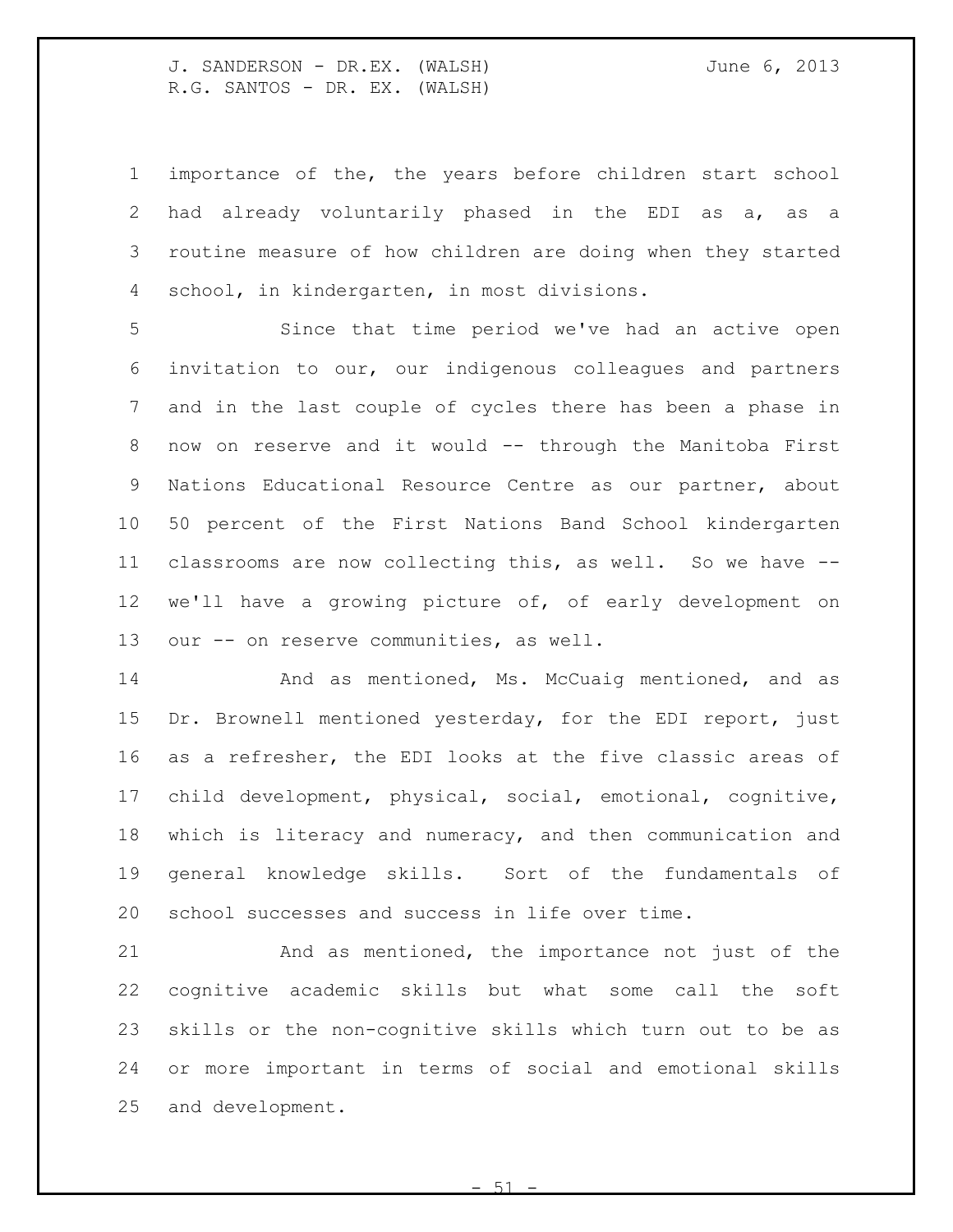importance of the, the years before children start school had already voluntarily phased in the EDI as a, as a routine measure of how children are doing when they started school, in kindergarten, in most divisions.

Since that time period we've had an active open invitation to our, our indigenous colleagues and partners and in the last couple of cycles there has been a phase in now on reserve and it would -- through the Manitoba First Nations Educational Resource Centre as our partner, about 50 percent of the First Nations Band School kindergarten classrooms are now collecting this, as well. So we have -- we'll have a growing picture of, of early development on our -- on reserve communities, as well.

And as mentioned, Ms. McCuaig mentioned, and as Dr. Brownell mentioned yesterday, for the EDI report, just as a refresher, the EDI looks at the five classic areas of child development, physical, social, emotional, cognitive, which is literacy and numeracy, and then communication and general knowledge skills. Sort of the fundamentals of school successes and success in life over time.

And as mentioned, the importance not just of the cognitive academic skills but what some call the soft skills or the non-cognitive skills which turn out to be as or more important in terms of social and emotional skills and development.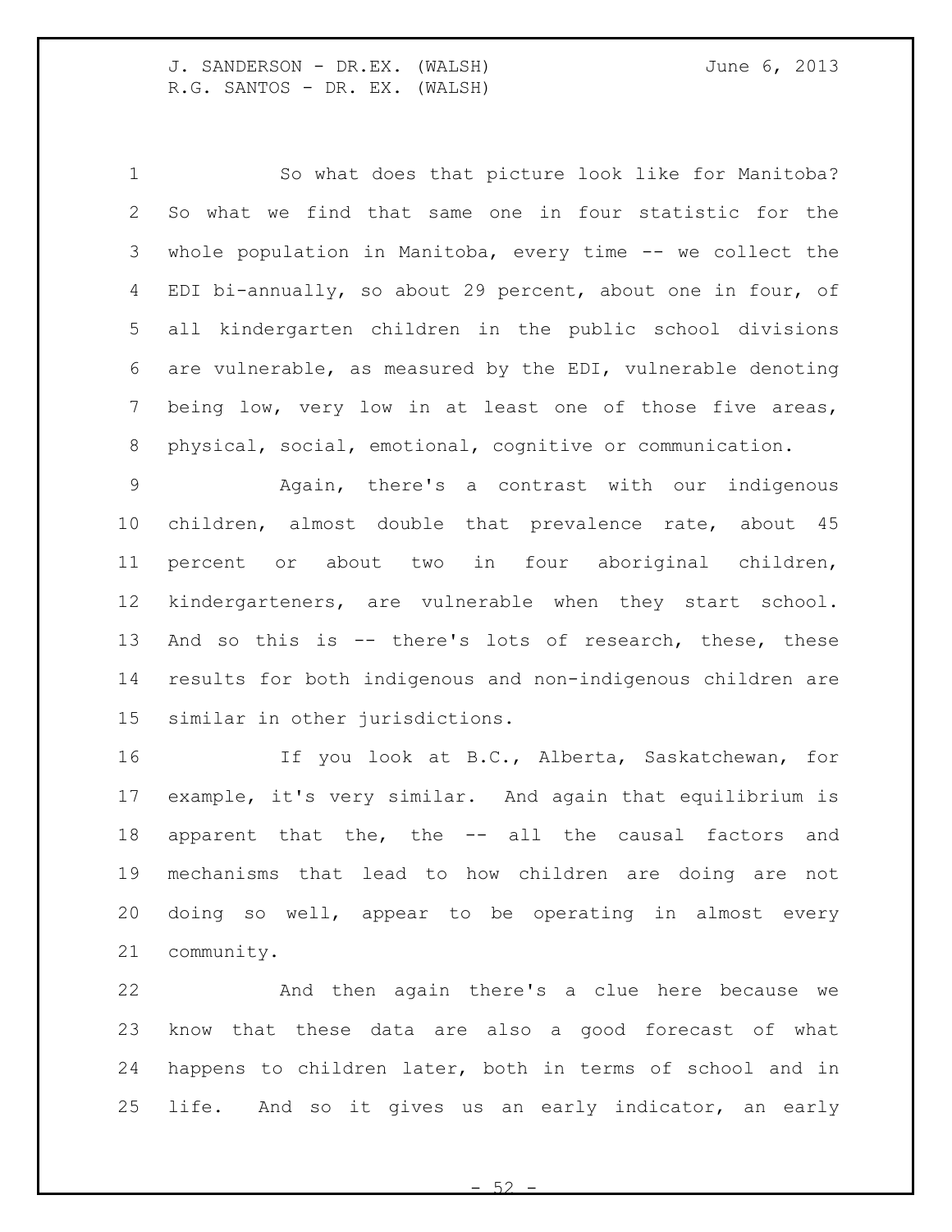So what does that picture look like for Manitoba? So what we find that same one in four statistic for the whole population in Manitoba, every time -- we collect the EDI bi-annually, so about 29 percent, about one in four, of all kindergarten children in the public school divisions are vulnerable, as measured by the EDI, vulnerable denoting being low, very low in at least one of those five areas, physical, social, emotional, cognitive or communication.

Again, there's a contrast with our indigenous children, almost double that prevalence rate, about 45 percent or about two in four aboriginal children, kindergarteners, are vulnerable when they start school. And so this is -- there's lots of research, these, these results for both indigenous and non-indigenous children are similar in other jurisdictions.

If you look at B.C., Alberta, Saskatchewan, for example, it's very similar. And again that equilibrium is apparent that the, the -- all the causal factors and mechanisms that lead to how children are doing are not doing so well, appear to be operating in almost every community.

And then again there's a clue here because we know that these data are also a good forecast of what happens to children later, both in terms of school and in life. And so it gives us an early indicator, an early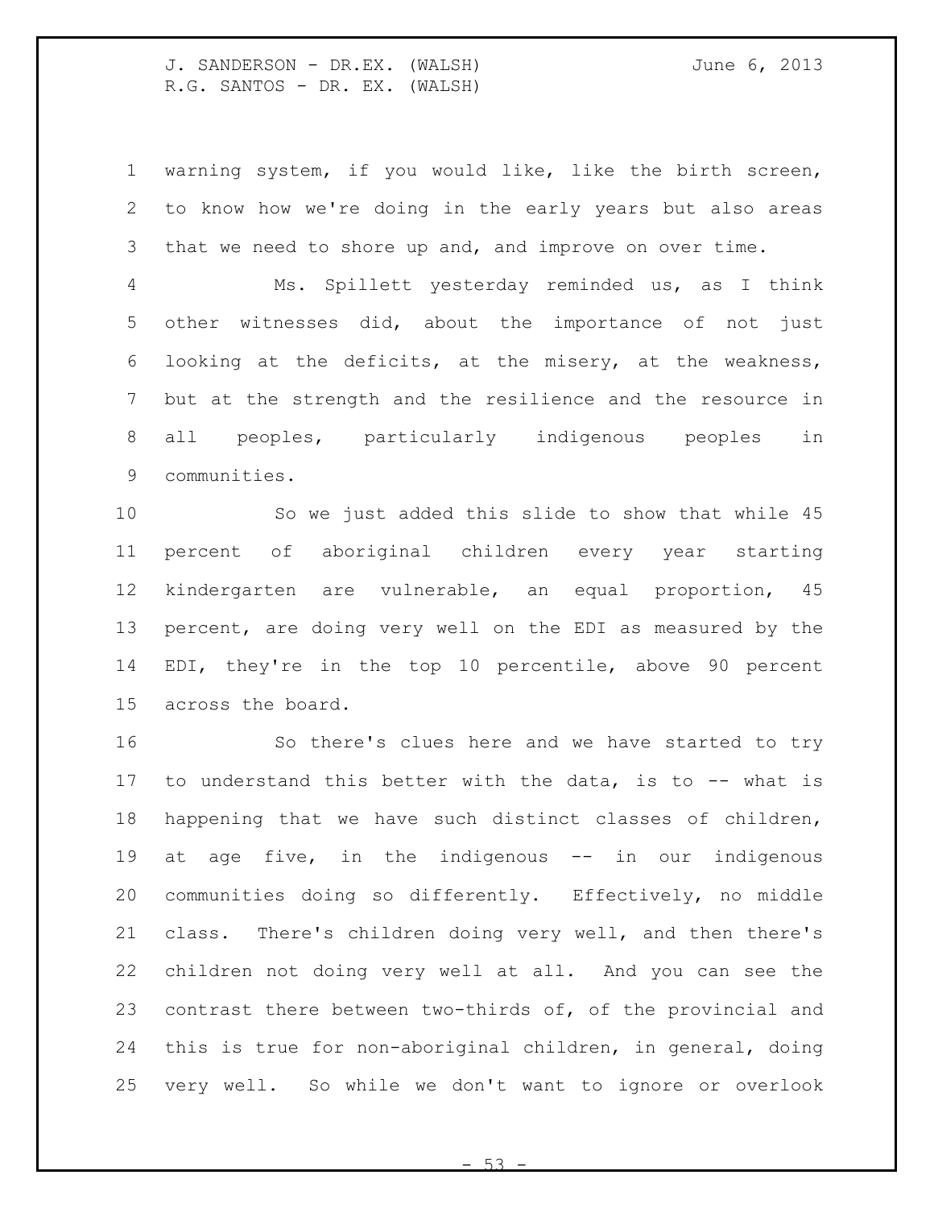warning system, if you would like, like the birth screen, to know how we're doing in the early years but also areas that we need to shore up and, and improve on over time.

Ms. Spillett yesterday reminded us, as I think other witnesses did, about the importance of not just looking at the deficits, at the misery, at the weakness, but at the strength and the resilience and the resource in all peoples, particularly indigenous peoples in communities.

So we just added this slide to show that while 45 percent of aboriginal children every year starting kindergarten are vulnerable, an equal proportion, 45 percent, are doing very well on the EDI as measured by the EDI, they're in the top 10 percentile, above 90 percent across the board.

So there's clues here and we have started to try to understand this better with the data, is to -- what is happening that we have such distinct classes of children, at age five, in the indigenous -- in our indigenous communities doing so differently. Effectively, no middle class. There's children doing very well, and then there's children not doing very well at all. And you can see the contrast there between two-thirds of, of the provincial and this is true for non-aboriginal children, in general, doing very well. So while we don't want to ignore or overlook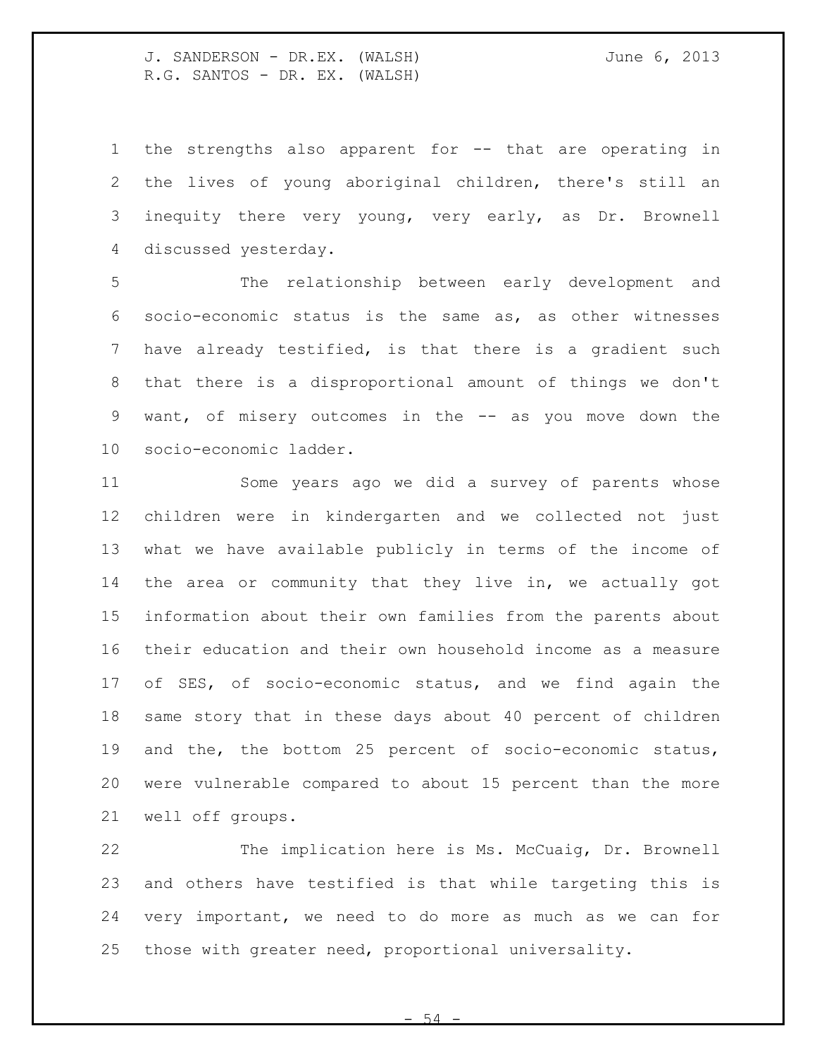the strengths also apparent for -- that are operating in the lives of young aboriginal children, there's still an inequity there very young, very early, as Dr. Brownell discussed yesterday.

The relationship between early development and socio-economic status is the same as, as other witnesses have already testified, is that there is a gradient such that there is a disproportional amount of things we don't want, of misery outcomes in the -- as you move down the socio-economic ladder.

Some years ago we did a survey of parents whose children were in kindergarten and we collected not just what we have available publicly in terms of the income of the area or community that they live in, we actually got information about their own families from the parents about their education and their own household income as a measure of SES, of socio-economic status, and we find again the same story that in these days about 40 percent of children and the, the bottom 25 percent of socio-economic status, were vulnerable compared to about 15 percent than the more well off groups.

The implication here is Ms. McCuaig, Dr. Brownell and others have testified is that while targeting this is very important, we need to do more as much as we can for those with greater need, proportional universality.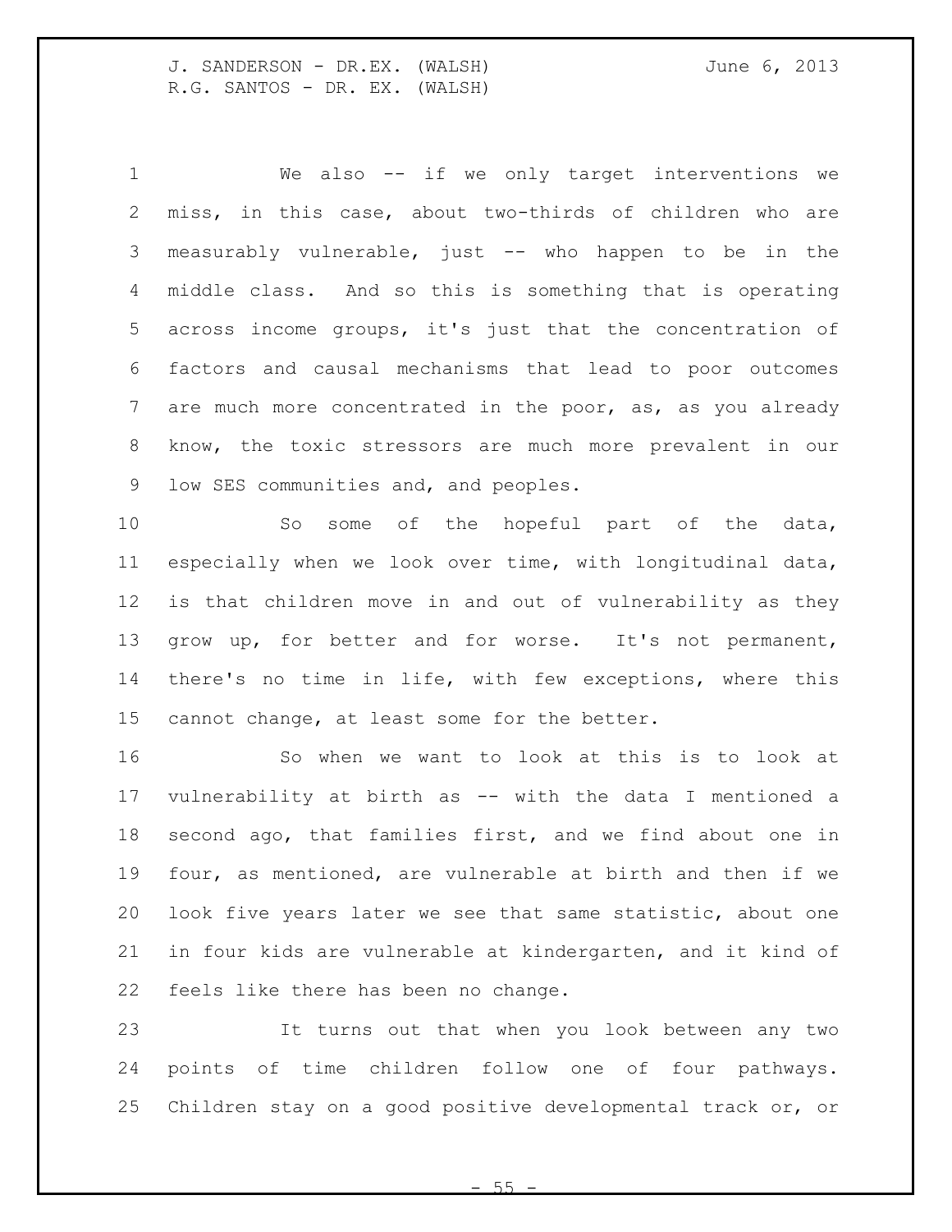We also -- if we only target interventions we miss, in this case, about two-thirds of children who are measurably vulnerable, just -- who happen to be in the middle class. And so this is something that is operating across income groups, it's just that the concentration of factors and causal mechanisms that lead to poor outcomes are much more concentrated in the poor, as, as you already know, the toxic stressors are much more prevalent in our low SES communities and, and peoples.

So some of the hopeful part of the data, especially when we look over time, with longitudinal data, is that children move in and out of vulnerability as they grow up, for better and for worse. It's not permanent, there's no time in life, with few exceptions, where this cannot change, at least some for the better.

So when we want to look at this is to look at vulnerability at birth as -- with the data I mentioned a second ago, that families first, and we find about one in four, as mentioned, are vulnerable at birth and then if we look five years later we see that same statistic, about one in four kids are vulnerable at kindergarten, and it kind of feels like there has been no change.

It turns out that when you look between any two points of time children follow one of four pathways. Children stay on a good positive developmental track or, or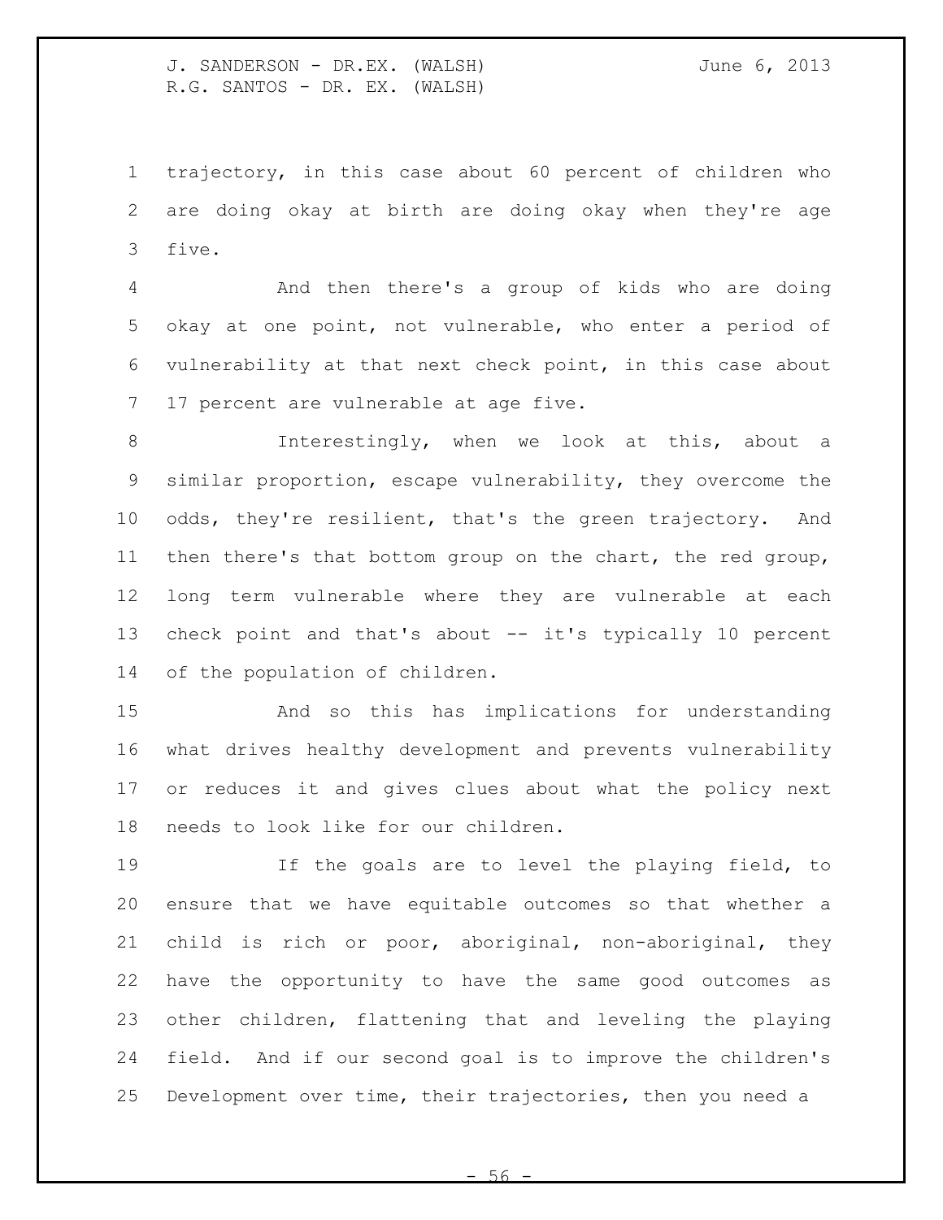trajectory, in this case about 60 percent of children who are doing okay at birth are doing okay when they're age five.

And then there's a group of kids who are doing okay at one point, not vulnerable, who enter a period of vulnerability at that next check point, in this case about 17 percent are vulnerable at age five.

Interestingly, when we look at this, about a similar proportion, escape vulnerability, they overcome the odds, they're resilient, that's the green trajectory. And then there's that bottom group on the chart, the red group, long term vulnerable where they are vulnerable at each check point and that's about -- it's typically 10 percent of the population of children.

And so this has implications for understanding what drives healthy development and prevents vulnerability or reduces it and gives clues about what the policy next needs to look like for our children.

If the goals are to level the playing field, to ensure that we have equitable outcomes so that whether a child is rich or poor, aboriginal, non-aboriginal, they have the opportunity to have the same good outcomes as other children, flattening that and leveling the playing field. And if our second goal is to improve the children's Development over time, their trajectories, then you need a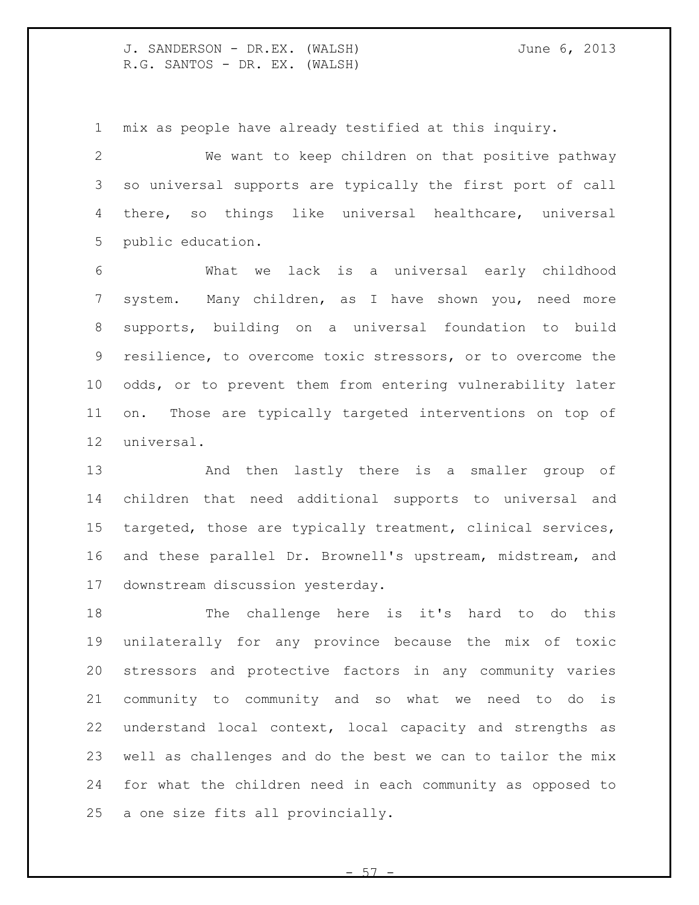mix as people have already testified at this inquiry.

We want to keep children on that positive pathway so universal supports are typically the first port of call there, so things like universal healthcare, universal public education.

What we lack is a universal early childhood system. Many children, as I have shown you, need more supports, building on a universal foundation to build resilience, to overcome toxic stressors, or to overcome the odds, or to prevent them from entering vulnerability later on. Those are typically targeted interventions on top of universal.

And then lastly there is a smaller group of children that need additional supports to universal and targeted, those are typically treatment, clinical services, and these parallel Dr. Brownell's upstream, midstream, and downstream discussion yesterday.

The challenge here is it's hard to do this unilaterally for any province because the mix of toxic stressors and protective factors in any community varies community to community and so what we need to do is understand local context, local capacity and strengths as well as challenges and do the best we can to tailor the mix for what the children need in each community as opposed to a one size fits all provincially.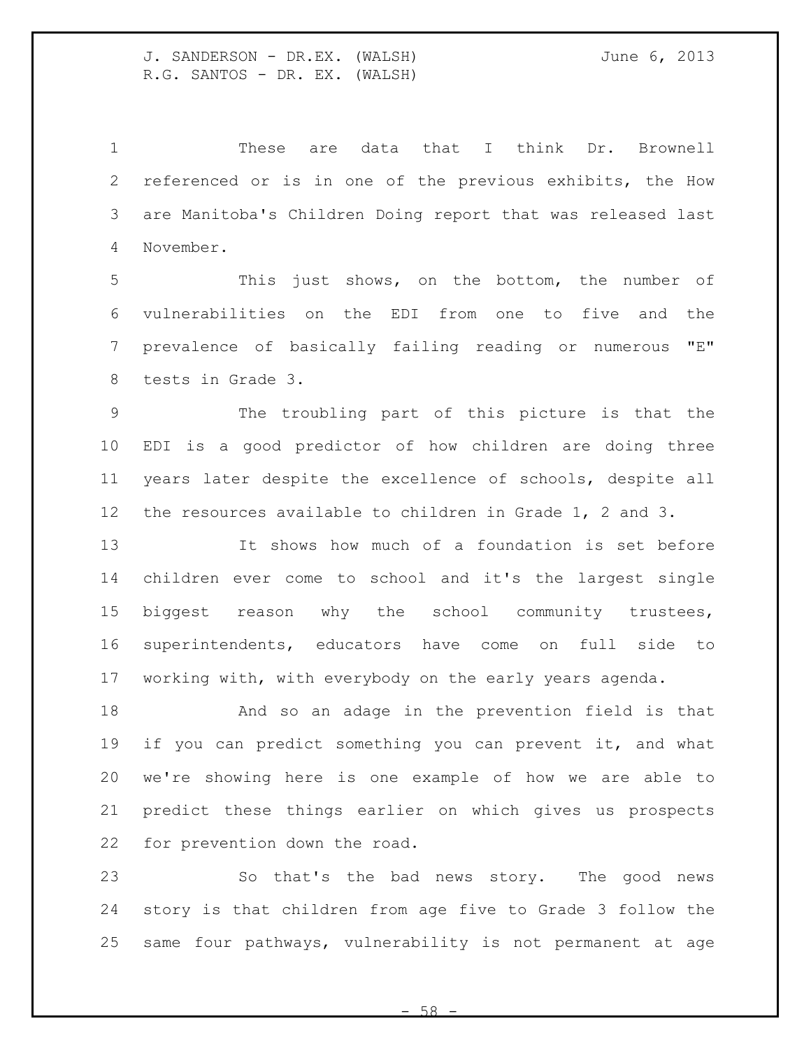These are data that I think Dr. Brownell referenced or is in one of the previous exhibits, the How are Manitoba's Children Doing report that was released last November.

This just shows, on the bottom, the number of vulnerabilities on the EDI from one to five and the prevalence of basically failing reading or numerous "E" tests in Grade 3.

The troubling part of this picture is that the EDI is a good predictor of how children are doing three years later despite the excellence of schools, despite all the resources available to children in Grade 1, 2 and 3.

It shows how much of a foundation is set before children ever come to school and it's the largest single biggest reason why the school community trustees, superintendents, educators have come on full side to working with, with everybody on the early years agenda.

And so an adage in the prevention field is that if you can predict something you can prevent it, and what we're showing here is one example of how we are able to predict these things earlier on which gives us prospects for prevention down the road.

So that's the bad news story. The good news story is that children from age five to Grade 3 follow the same four pathways, vulnerability is not permanent at age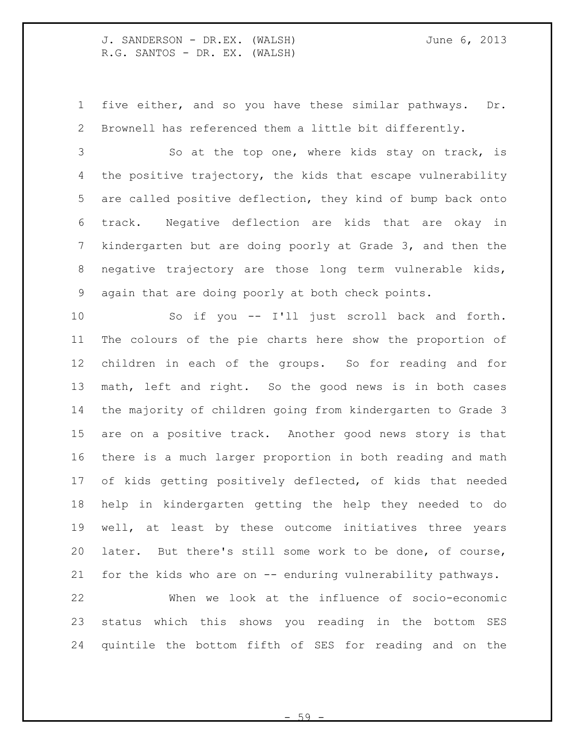five either, and so you have these similar pathways. Dr. Brownell has referenced them a little bit differently.

So at the top one, where kids stay on track, is the positive trajectory, the kids that escape vulnerability are called positive deflection, they kind of bump back onto track. Negative deflection are kids that are okay in kindergarten but are doing poorly at Grade 3, and then the negative trajectory are those long term vulnerable kids, again that are doing poorly at both check points.

So if you -- I'll just scroll back and forth. The colours of the pie charts here show the proportion of children in each of the groups. So for reading and for math, left and right. So the good news is in both cases the majority of children going from kindergarten to Grade 3 are on a positive track. Another good news story is that there is a much larger proportion in both reading and math of kids getting positively deflected, of kids that needed help in kindergarten getting the help they needed to do well, at least by these outcome initiatives three years later. But there's still some work to be done, of course, for the kids who are on -- enduring vulnerability pathways.

When we look at the influence of socio-economic status which this shows you reading in the bottom SES quintile the bottom fifth of SES for reading and on the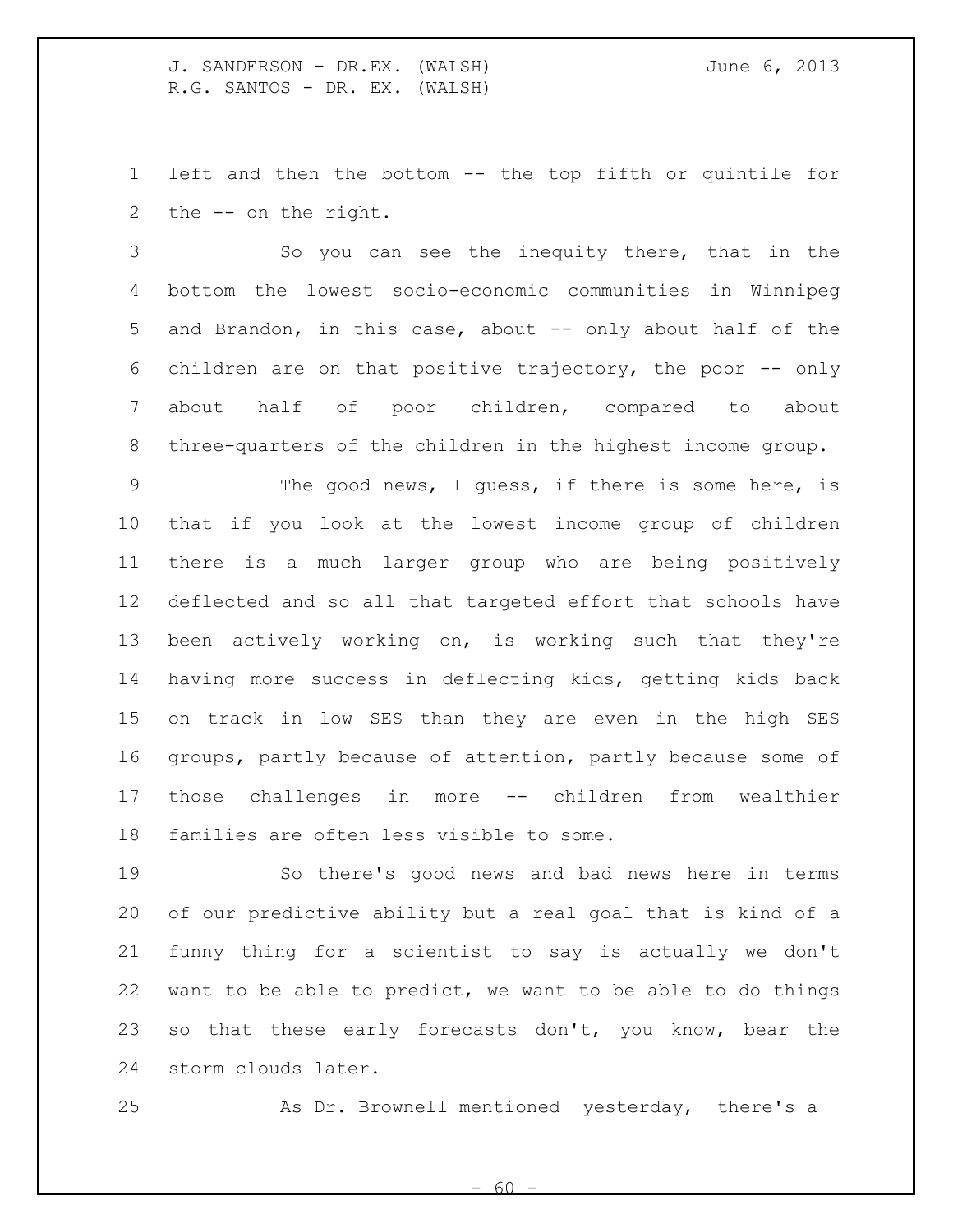left and then the bottom -- the top fifth or quintile for the -- on the right.

So you can see the inequity there, that in the bottom the lowest socio-economic communities in Winnipeg and Brandon, in this case, about -- only about half of the children are on that positive trajectory, the poor -- only about half of poor children, compared to about three-quarters of the children in the highest income group.

The good news, I guess, if there is some here, is that if you look at the lowest income group of children there is a much larger group who are being positively deflected and so all that targeted effort that schools have been actively working on, is working such that they're having more success in deflecting kids, getting kids back on track in low SES than they are even in the high SES groups, partly because of attention, partly because some of those challenges in more -- children from wealthier families are often less visible to some.

So there's good news and bad news here in terms of our predictive ability but a real goal that is kind of a funny thing for a scientist to say is actually we don't want to be able to predict, we want to be able to do things so that these early forecasts don't, you know, bear the storm clouds later.

As Dr. Brownell mentioned yesterday, there's a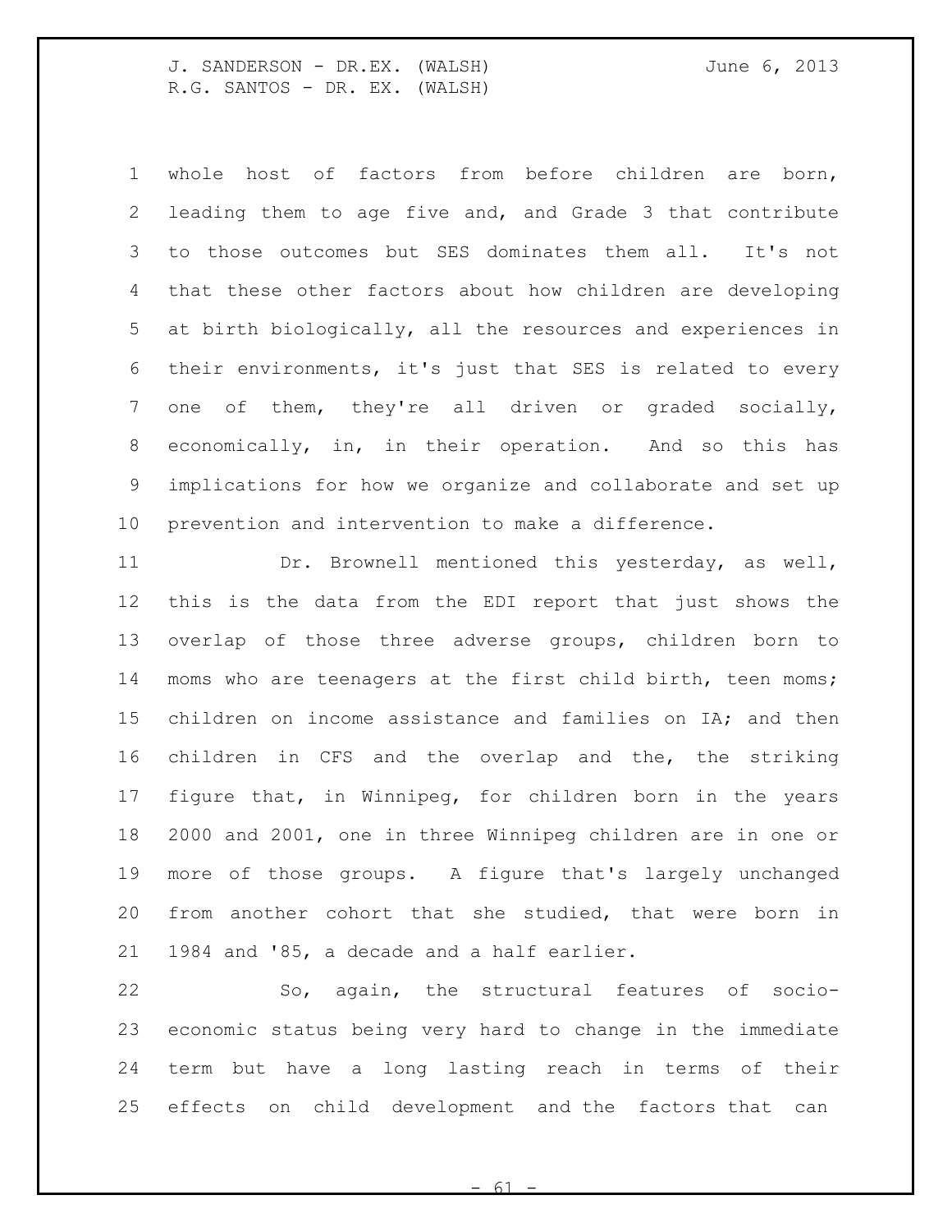whole host of factors from before children are born, leading them to age five and, and Grade 3 that contribute to those outcomes but SES dominates them all. It's not that these other factors about how children are developing at birth biologically, all the resources and experiences in their environments, it's just that SES is related to every one of them, they're all driven or graded socially, economically, in, in their operation. And so this has implications for how we organize and collaborate and set up prevention and intervention to make a difference.

Dr. Brownell mentioned this yesterday, as well, this is the data from the EDI report that just shows the overlap of those three adverse groups, children born to moms who are teenagers at the first child birth, teen moms; children on income assistance and families on IA; and then children in CFS and the overlap and the, the striking figure that, in Winnipeg, for children born in the years 2000 and 2001, one in three Winnipeg children are in one or more of those groups. A figure that's largely unchanged from another cohort that she studied, that were born in 1984 and '85, a decade and a half earlier.

So, again, the structural features of socio-economic status being very hard to change in the immediate term but have a long lasting reach in terms of their effects on child development and the factors that can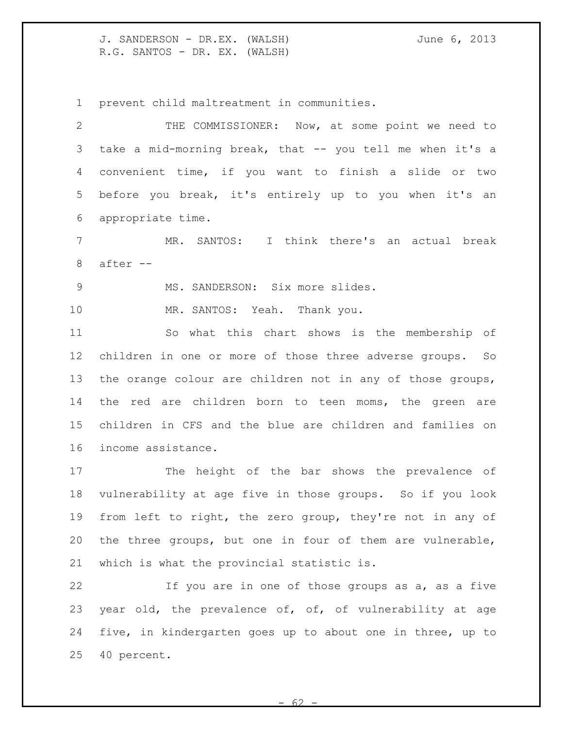prevent child maltreatment in communities.

THE COMMISSIONER: Now, at some point we need to take a mid-morning break, that -- you tell me when it's a convenient time, if you want to finish a slide or two before you break, it's entirely up to you when it's an appropriate time.

MR. SANTOS: I think there's an actual break after --

MS. SANDERSON: Six more slides.

MR. SANTOS: Yeah. Thank you.

So what this chart shows is the membership of children in one or more of those three adverse groups. So the orange colour are children not in any of those groups, the red are children born to teen moms, the green are children in CFS and the blue are children and families on income assistance.

The height of the bar shows the prevalence of vulnerability at age five in those groups. So if you look from left to right, the zero group, they're not in any of the three groups, but one in four of them are vulnerable, which is what the provincial statistic is.

If you are in one of those groups as a, as a five year old, the prevalence of, of, of vulnerability at age five, in kindergarten goes up to about one in three, up to 40 percent.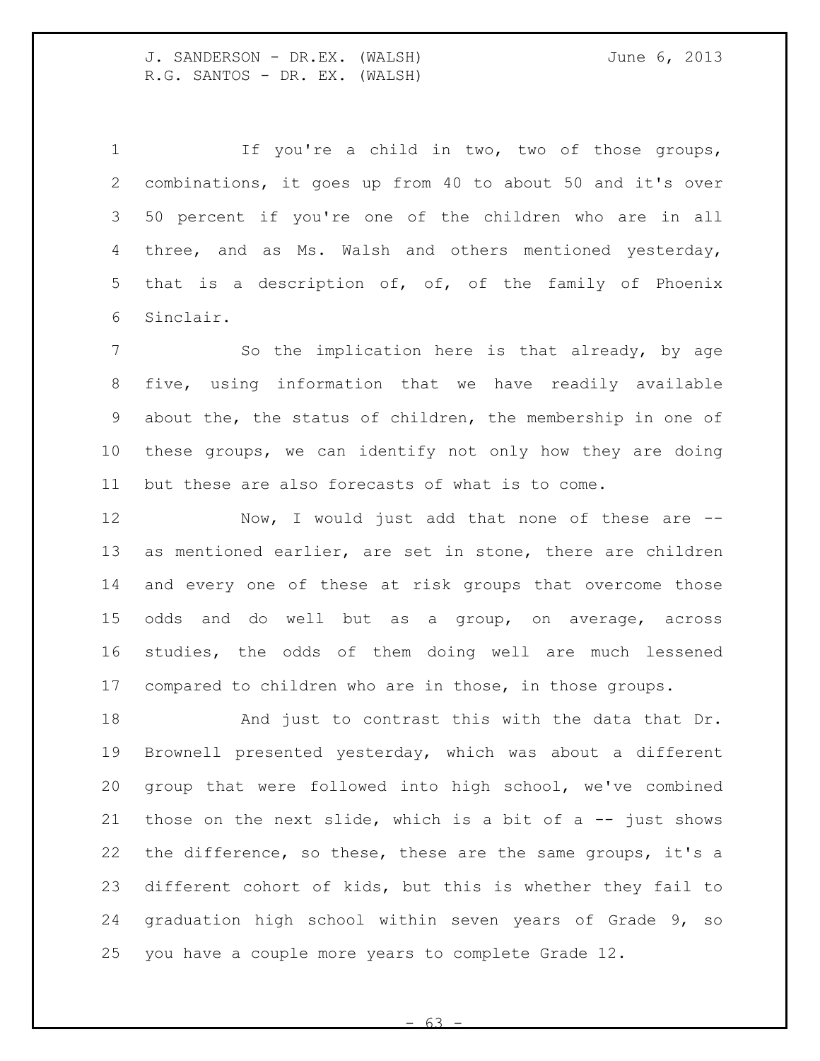If you're a child in two, two of those groups, combinations, it goes up from 40 to about 50 and it's over 50 percent if you're one of the children who are in all three, and as Ms. Walsh and others mentioned yesterday, that is a description of, of, of the family of Phoenix Sinclair.

So the implication here is that already, by age five, using information that we have readily available about the, the status of children, the membership in one of these groups, we can identify not only how they are doing but these are also forecasts of what is to come.

Now, I would just add that none of these are -- as mentioned earlier, are set in stone, there are children and every one of these at risk groups that overcome those odds and do well but as a group, on average, across studies, the odds of them doing well are much lessened compared to children who are in those, in those groups.

And just to contrast this with the data that Dr. Brownell presented yesterday, which was about a different group that were followed into high school, we've combined those on the next slide, which is a bit of a -- just shows the difference, so these, these are the same groups, it's a different cohort of kids, but this is whether they fail to graduation high school within seven years of Grade 9, so you have a couple more years to complete Grade 12.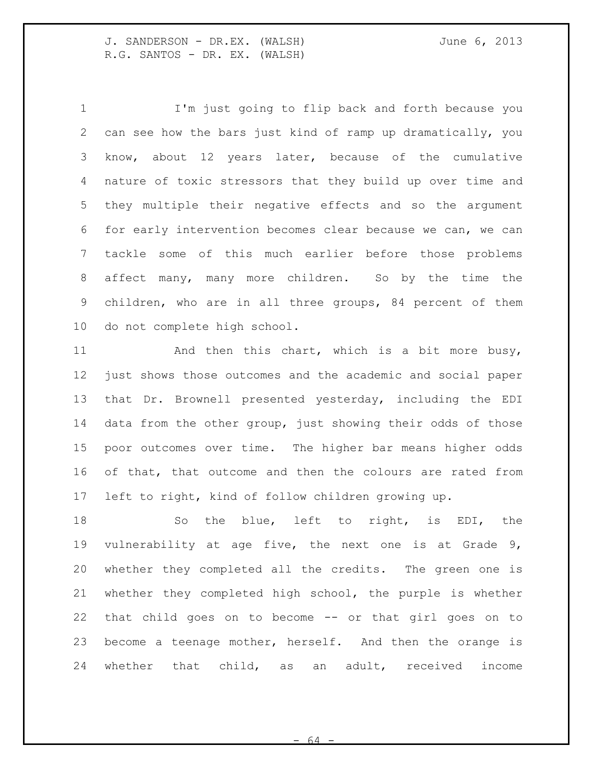I'm just going to flip back and forth because you can see how the bars just kind of ramp up dramatically, you know, about 12 years later, because of the cumulative nature of toxic stressors that they build up over time and they multiple their negative effects and so the argument for early intervention becomes clear because we can, we can tackle some of this much earlier before those problems affect many, many more children. So by the time the children, who are in all three groups, 84 percent of them do not complete high school.

And then this chart, which is a bit more busy, just shows those outcomes and the academic and social paper that Dr. Brownell presented yesterday, including the EDI data from the other group, just showing their odds of those poor outcomes over time. The higher bar means higher odds of that, that outcome and then the colours are rated from left to right, kind of follow children growing up.

So the blue, left to right, is EDI, the vulnerability at age five, the next one is at Grade 9, whether they completed all the credits. The green one is whether they completed high school, the purple is whether that child goes on to become -- or that girl goes on to become a teenage mother, herself. And then the orange is whether that child, as an adult, received income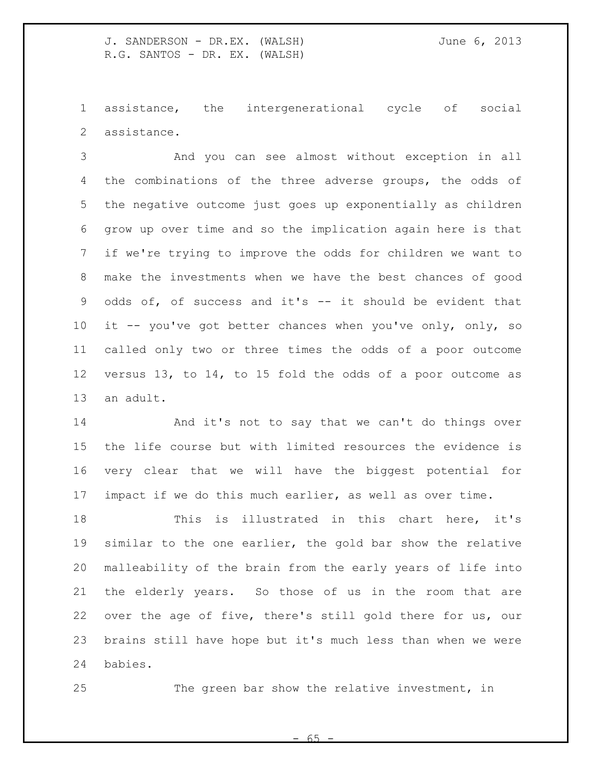assistance, the intergenerational cycle of social assistance.

And you can see almost without exception in all the combinations of the three adverse groups, the odds of the negative outcome just goes up exponentially as children grow up over time and so the implication again here is that if we're trying to improve the odds for children we want to make the investments when we have the best chances of good odds of, of success and it's -- it should be evident that it -- you've got better chances when you've only, only, so called only two or three times the odds of a poor outcome versus 13, to 14, to 15 fold the odds of a poor outcome as an adult.

And it's not to say that we can't do things over the life course but with limited resources the evidence is very clear that we will have the biggest potential for impact if we do this much earlier, as well as over time.

This is illustrated in this chart here, it's similar to the one earlier, the gold bar show the relative malleability of the brain from the early years of life into the elderly years. So those of us in the room that are over the age of five, there's still gold there for us, our brains still have hope but it's much less than when we were babies.

The green bar show the relative investment, in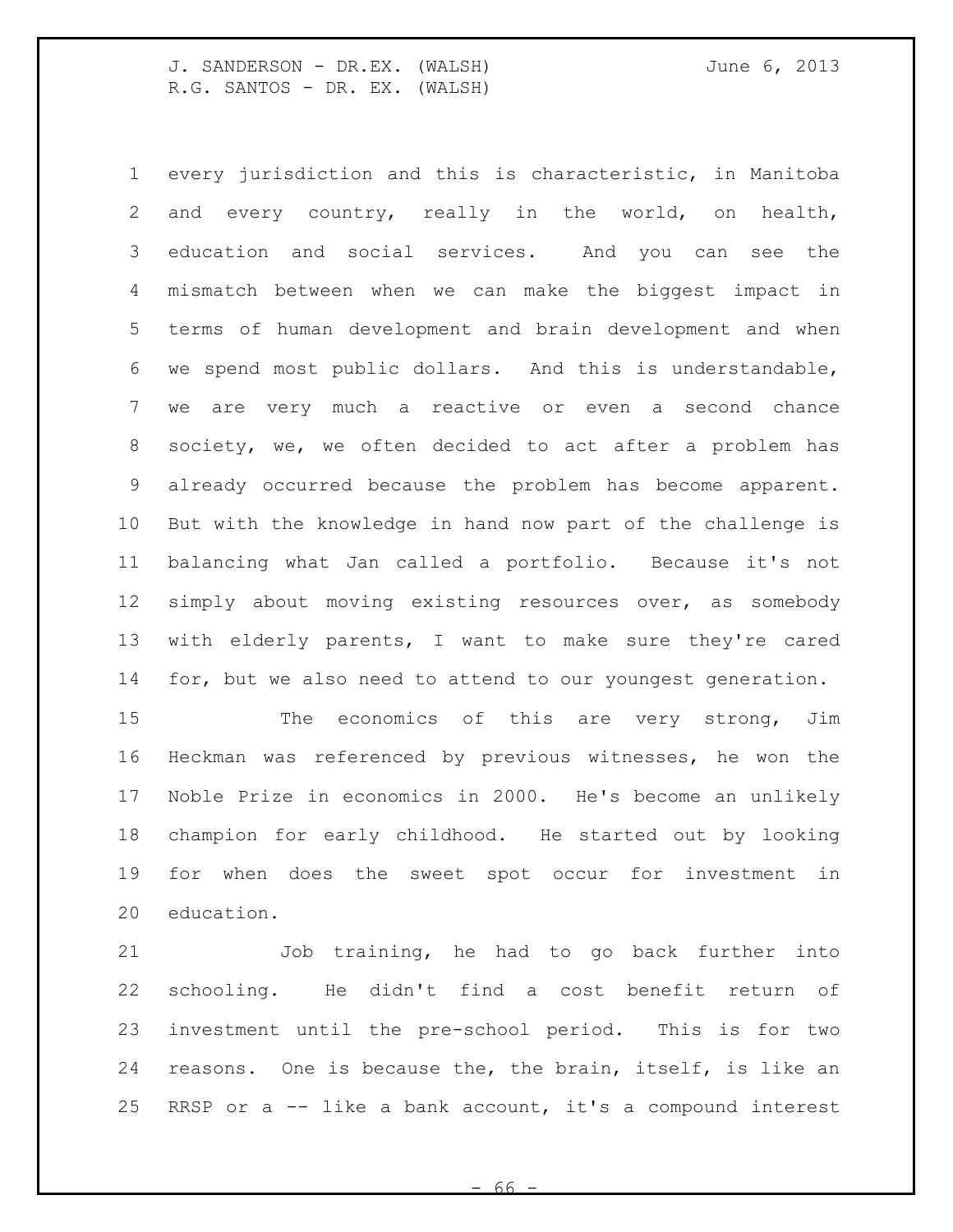every jurisdiction and this is characteristic, in Manitoba and every country, really in the world, on health, education and social services. And you can see the mismatch between when we can make the biggest impact in terms of human development and brain development and when we spend most public dollars. And this is understandable, we are very much a reactive or even a second chance society, we, we often decided to act after a problem has already occurred because the problem has become apparent. But with the knowledge in hand now part of the challenge is balancing what Jan called a portfolio. Because it's not simply about moving existing resources over, as somebody with elderly parents, I want to make sure they're cared for, but we also need to attend to our youngest generation.

The economics of this are very strong, Jim Heckman was referenced by previous witnesses, he won the Noble Prize in economics in 2000. He's become an unlikely champion for early childhood. He started out by looking for when does the sweet spot occur for investment in education.

Job training, he had to go back further into schooling. He didn't find a cost benefit return of investment until the pre-school period. This is for two reasons. One is because the, the brain, itself, is like an RRSP or a -- like a bank account, it's a compound interest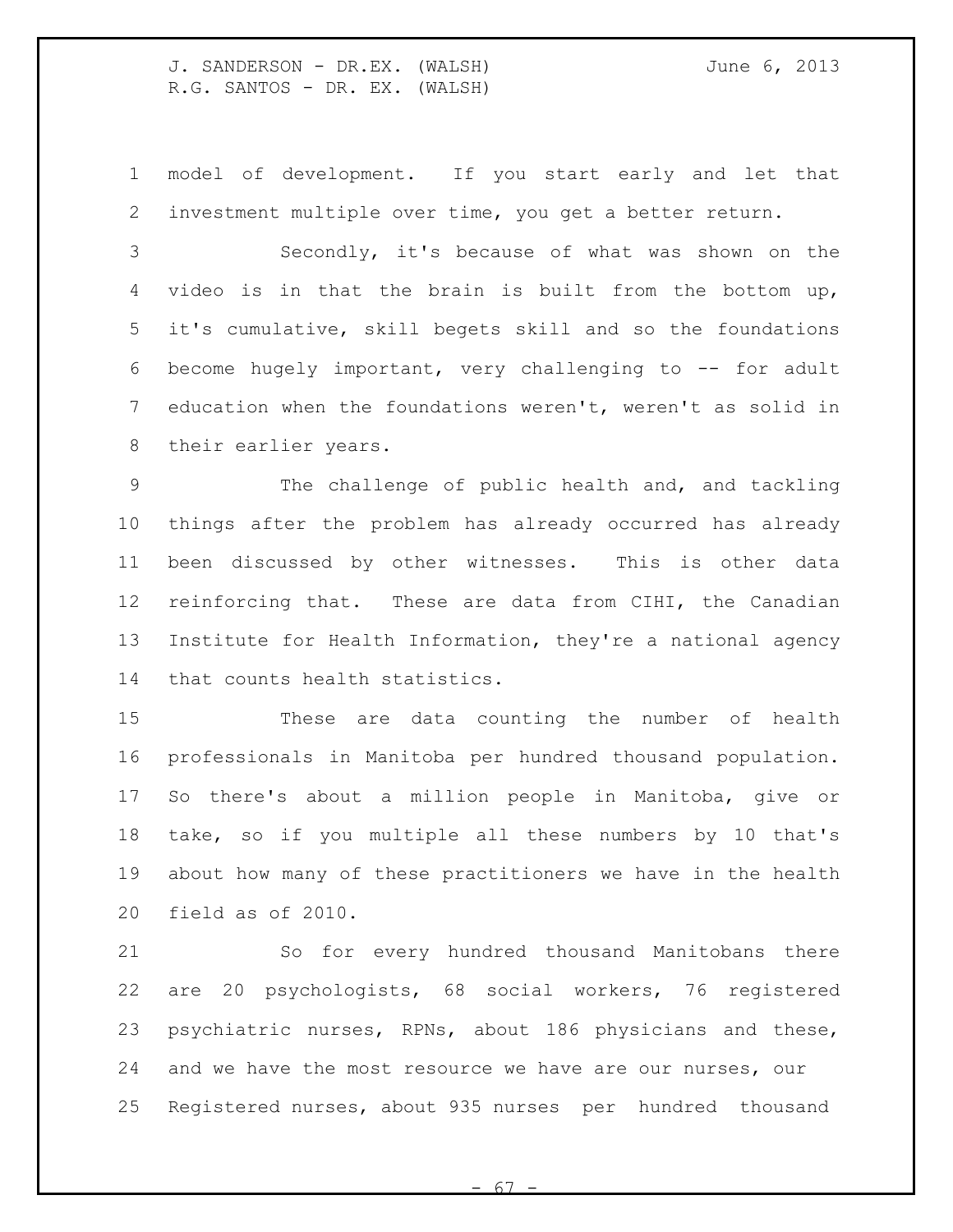model of development. If you start early and let that investment multiple over time, you get a better return.

Secondly, it's because of what was shown on the video is in that the brain is built from the bottom up, it's cumulative, skill begets skill and so the foundations become hugely important, very challenging to -- for adult education when the foundations weren't, weren't as solid in their earlier years.

The challenge of public health and, and tackling things after the problem has already occurred has already been discussed by other witnesses. This is other data reinforcing that. These are data from CIHI, the Canadian Institute for Health Information, they're a national agency that counts health statistics.

These are data counting the number of health professionals in Manitoba per hundred thousand population. So there's about a million people in Manitoba, give or take, so if you multiple all these numbers by 10 that's about how many of these practitioners we have in the health field as of 2010.

So for every hundred thousand Manitobans there are 20 psychologists, 68 social workers, 76 registered psychiatric nurses, RPNs, about 186 physicians and these, and we have the most resource we have are our nurses, our Registered nurses, about 935 nurses per hundred thousand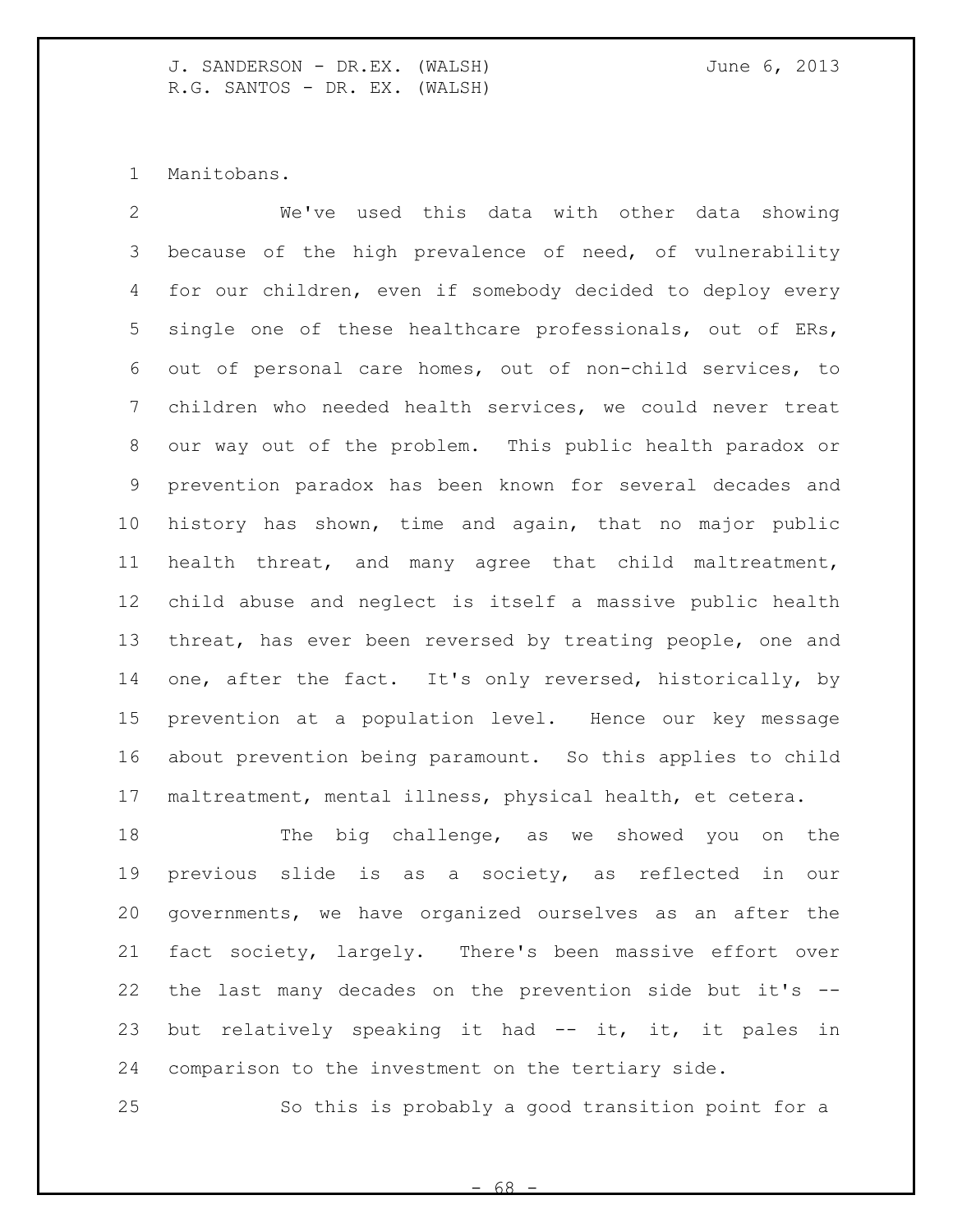Manitobans.

We've used this data with other data showing because of the high prevalence of need, of vulnerability for our children, even if somebody decided to deploy every single one of these healthcare professionals, out of ERs, out of personal care homes, out of non-child services, to children who needed health services, we could never treat our way out of the problem. This public health paradox or prevention paradox has been known for several decades and history has shown, time and again, that no major public health threat, and many agree that child maltreatment, child abuse and neglect is itself a massive public health threat, has ever been reversed by treating people, one and one, after the fact. It's only reversed, historically, by prevention at a population level. Hence our key message about prevention being paramount. So this applies to child maltreatment, mental illness, physical health, et cetera.

The big challenge, as we showed you on the previous slide is as a society, as reflected in our governments, we have organized ourselves as an after the fact society, largely. There's been massive effort over the last many decades on the prevention side but it's -- but relatively speaking it had -- it, it, it pales in comparison to the investment on the tertiary side.

So this is probably a good transition point for a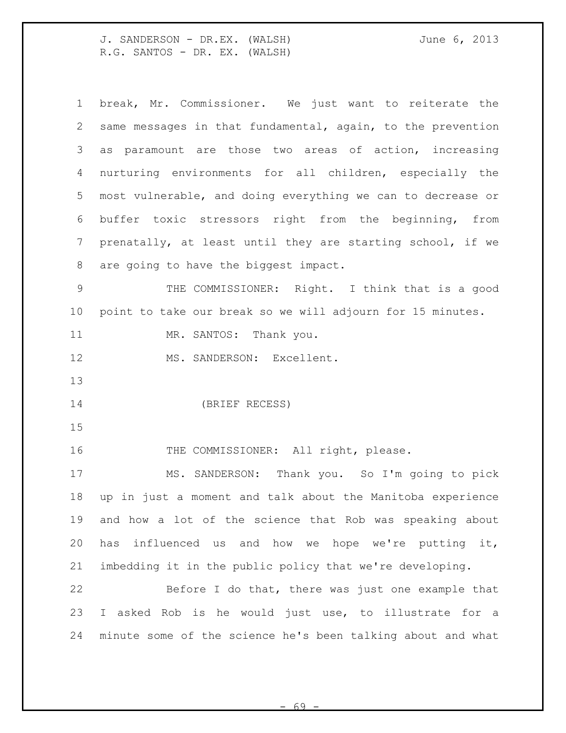break, Mr. Commissioner. We just want to reiterate the same messages in that fundamental, again, to the prevention as paramount are those two areas of action, increasing nurturing environments for all children, especially the most vulnerable, and doing everything we can to decrease or buffer toxic stressors right from the beginning, from prenatally, at least until they are starting school, if we are going to have the biggest impact.

THE COMMISSIONER: Right. I think that is a good point to take our break so we will adjourn for 15 minutes.

MR. SANTOS: Thank you.

MS. SANDERSON: Excellent.

(BRIEF RECESS)

THE COMMISSIONER: All right, please.

MS. SANDERSON: Thank you. So I'm going to pick up in just a moment and talk about the Manitoba experience and how a lot of the science that Rob was speaking about has influenced us and how we hope we're putting it, imbedding it in the public policy that we're developing.

Before I do that, there was just one example that I asked Rob is he would just use, to illustrate for a minute some of the science he's been talking about and what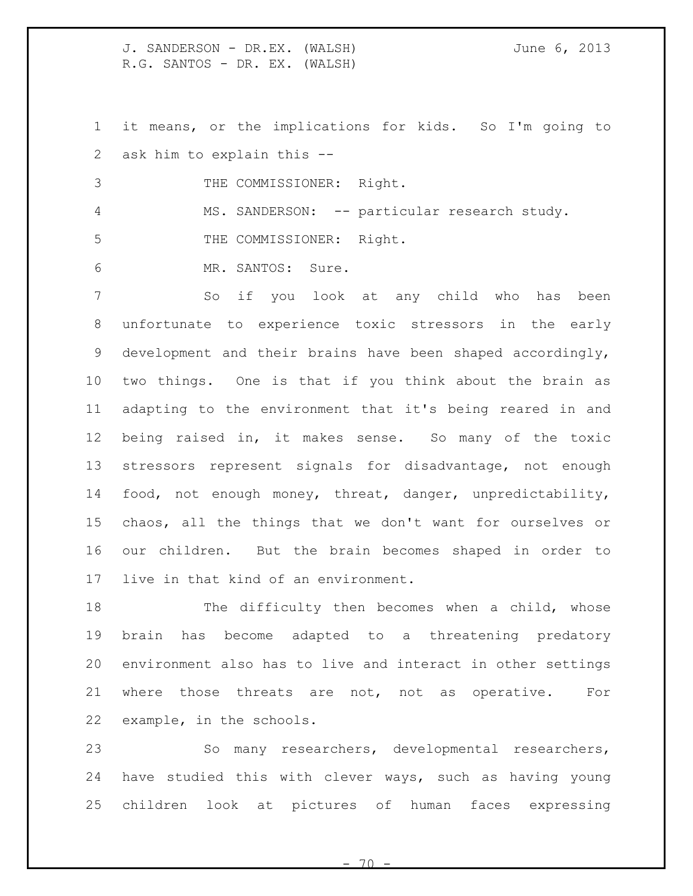it means, or the implications for kids. So I'm going to ask him to explain this --

THE COMMISSIONER: Right.

MS. SANDERSON: -- particular research study.

THE COMMISSIONER: Right.

MR. SANTOS: Sure.

So if you look at any child who has been unfortunate to experience toxic stressors in the early development and their brains have been shaped accordingly, two things. One is that if you think about the brain as adapting to the environment that it's being reared in and being raised in, it makes sense. So many of the toxic stressors represent signals for disadvantage, not enough food, not enough money, threat, danger, unpredictability, chaos, all the things that we don't want for ourselves or our children. But the brain becomes shaped in order to live in that kind of an environment.

The difficulty then becomes when a child, whose brain has become adapted to a threatening predatory environment also has to live and interact in other settings where those threats are not, not as operative. For example, in the schools.

So many researchers, developmental researchers, have studied this with clever ways, such as having young children look at pictures of human faces expressing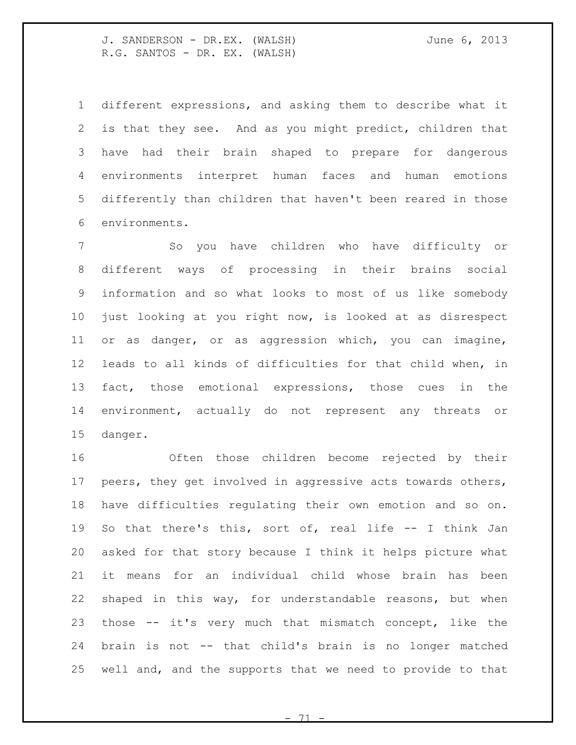different expressions, and asking them to describe what it is that they see. And as you might predict, children that have had their brain shaped to prepare for dangerous environments interpret human faces and human emotions differently than children that haven't been reared in those environments.

So you have children who have difficulty or different ways of processing in their brains social information and so what looks to most of us like somebody just looking at you right now, is looked at as disrespect or as danger, or as aggression which, you can imagine, leads to all kinds of difficulties for that child when, in fact, those emotional expressions, those cues in the environment, actually do not represent any threats or danger.

Often those children become rejected by their peers, they get involved in aggressive acts towards others, have difficulties regulating their own emotion and so on. So that there's this, sort of, real life -- I think Jan asked for that story because I think it helps picture what it means for an individual child whose brain has been shaped in this way, for understandable reasons, but when those -- it's very much that mismatch concept, like the brain is not -- that child's brain is no longer matched well and, and the supports that we need to provide to that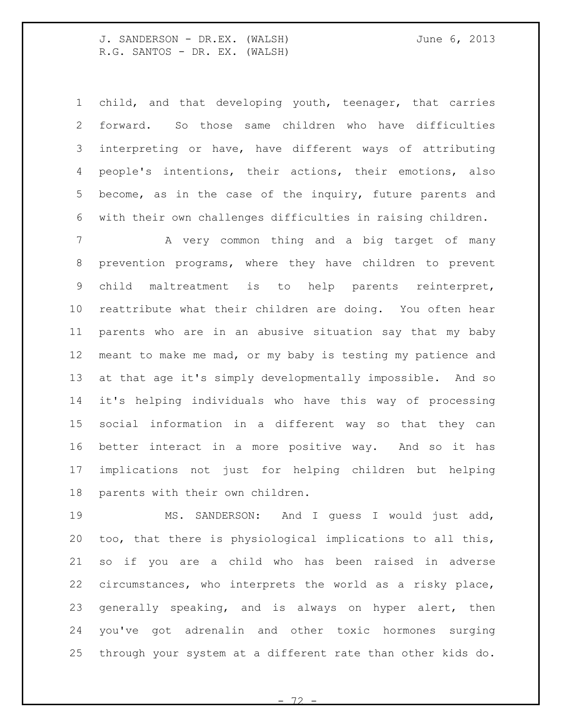child, and that developing youth, teenager, that carries forward. So those same children who have difficulties interpreting or have, have different ways of attributing people's intentions, their actions, their emotions, also become, as in the case of the inquiry, future parents and with their own challenges difficulties in raising children.

A very common thing and a big target of many prevention programs, where they have children to prevent child maltreatment is to help parents reinterpret, reattribute what their children are doing. You often hear parents who are in an abusive situation say that my baby meant to make me mad, or my baby is testing my patience and at that age it's simply developmentally impossible. And so it's helping individuals who have this way of processing social information in a different way so that they can better interact in a more positive way. And so it has implications not just for helping children but helping parents with their own children.

MS. SANDERSON: And I guess I would just add, too, that there is physiological implications to all this, so if you are a child who has been raised in adverse circumstances, who interprets the world as a risky place, generally speaking, and is always on hyper alert, then you've got adrenalin and other toxic hormones surging through your system at a different rate than other kids do.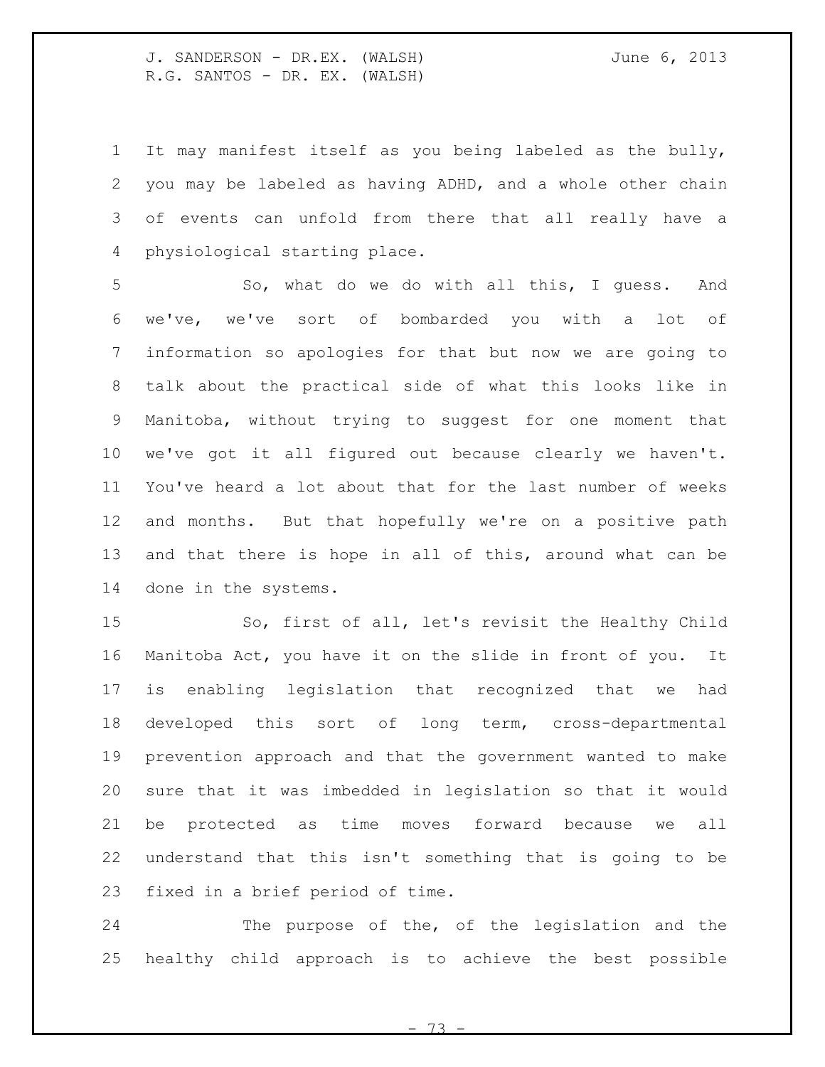It may manifest itself as you being labeled as the bully, you may be labeled as having ADHD, and a whole other chain of events can unfold from there that all really have a physiological starting place.

So, what do we do with all this, I guess. And we've, we've sort of bombarded you with a lot of information so apologies for that but now we are going to talk about the practical side of what this looks like in Manitoba, without trying to suggest for one moment that we've got it all figured out because clearly we haven't. You've heard a lot about that for the last number of weeks and months. But that hopefully we're on a positive path and that there is hope in all of this, around what can be done in the systems.

So, first of all, let's revisit the Healthy Child Manitoba Act, you have it on the slide in front of you. It is enabling legislation that recognized that we had developed this sort of long term, cross-departmental prevention approach and that the government wanted to make sure that it was imbedded in legislation so that it would be protected as time moves forward because we all understand that this isn't something that is going to be fixed in a brief period of time.

The purpose of the, of the legislation and the healthy child approach is to achieve the best possible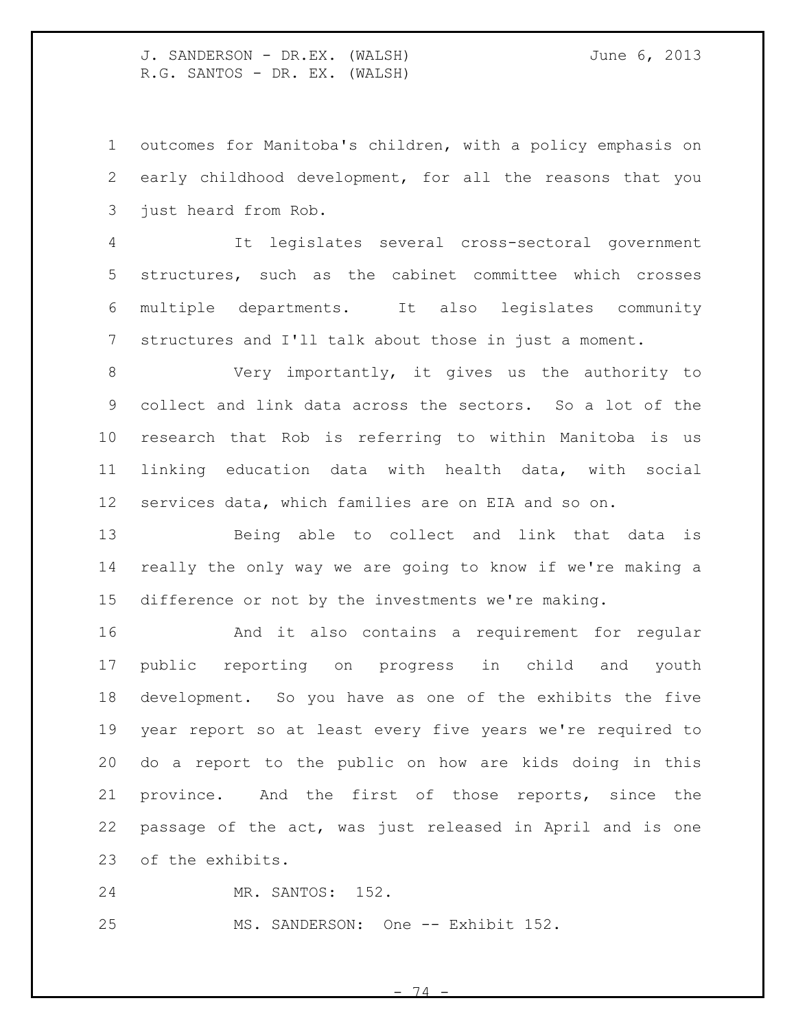outcomes for Manitoba's children, with a policy emphasis on early childhood development, for all the reasons that you just heard from Rob.

It legislates several cross-sectoral government structures, such as the cabinet committee which crosses multiple departments. It also legislates community structures and I'll talk about those in just a moment.

Very importantly, it gives us the authority to collect and link data across the sectors. So a lot of the research that Rob is referring to within Manitoba is us linking education data with health data, with social services data, which families are on EIA and so on.

Being able to collect and link that data is really the only way we are going to know if we're making a difference or not by the investments we're making.

And it also contains a requirement for regular public reporting on progress in child and youth development. So you have as one of the exhibits the five year report so at least every five years we're required to do a report to the public on how are kids doing in this province. And the first of those reports, since the passage of the act, was just released in April and is one of the exhibits.

MR. SANTOS: 152.

MS. SANDERSON: One -- Exhibit 152.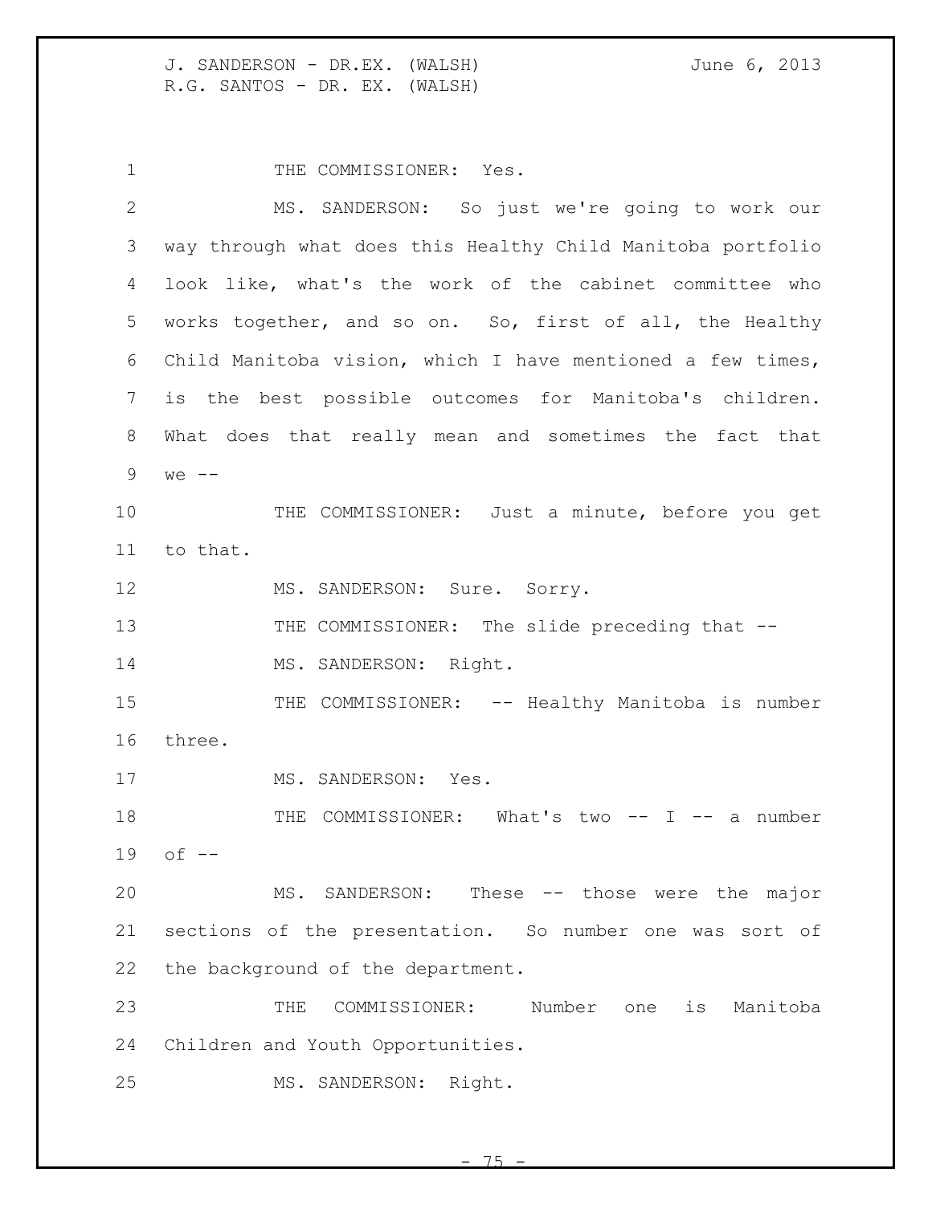THE COMMISSIONER: Yes.

MS. SANDERSON: So just we're going to work our way through what does this Healthy Child Manitoba portfolio look like, what's the work of the cabinet committee who works together, and so on. So, first of all, the Healthy Child Manitoba vision, which I have mentioned a few times, is the best possible outcomes for Manitoba's children. What does that really mean and sometimes the fact that we --

THE COMMISSIONER: Just a minute, before you get to that.

MS. SANDERSON: Sure. Sorry.

THE COMMISSIONER: The slide preceding that --

MS. SANDERSON: Right.

THE COMMISSIONER: -- Healthy Manitoba is number three.

MS. SANDERSON: Yes.

THE COMMISSIONER: What's two -- I -- a number of --

MS. SANDERSON: These -- those were the major sections of the presentation. So number one was sort of the background of the department.

THE COMMISSIONER: Number one is Manitoba Children and Youth Opportunities.

MS. SANDERSON: Right.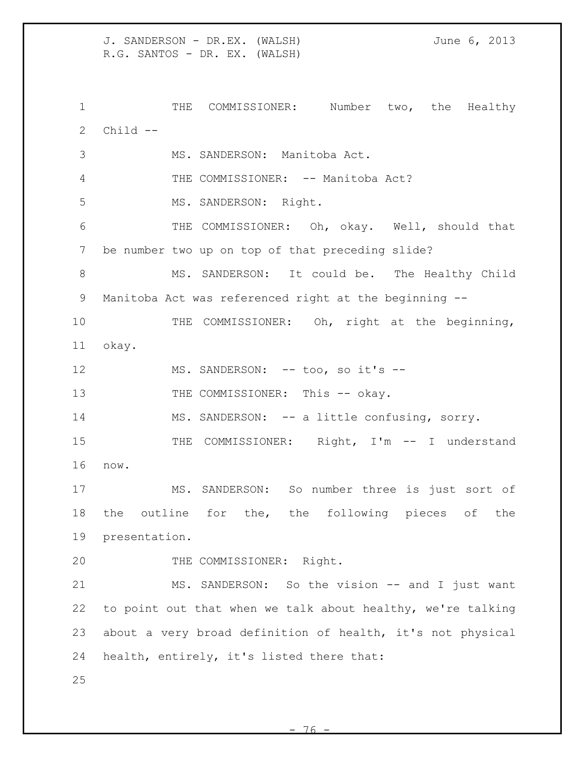THE COMMISSIONER: Number two, the Healthy Child --

MS. SANDERSON: Manitoba Act.

THE COMMISSIONER: -- Manitoba Act?

MS. SANDERSON: Right.

THE COMMISSIONER: Oh, okay. Well, should that be number two up on top of that preceding slide?

MS. SANDERSON: It could be. The Healthy Child Manitoba Act was referenced right at the beginning --

THE COMMISSIONER: Oh, right at the beginning, okay.

MS. SANDERSON: -- too, so it's --

THE COMMISSIONER: This -- okay.

MS. SANDERSON: -- a little confusing, sorry.

THE COMMISSIONER: Right, I'm -- I understand now.

MS. SANDERSON: So number three is just sort of the outline for the, the following pieces of the presentation.

THE COMMISSIONER: Right.

MS. SANDERSON: So the vision -- and I just want to point out that when we talk about healthy, we're talking about a very broad definition of health, it's not physical health, entirely, it's listed there that: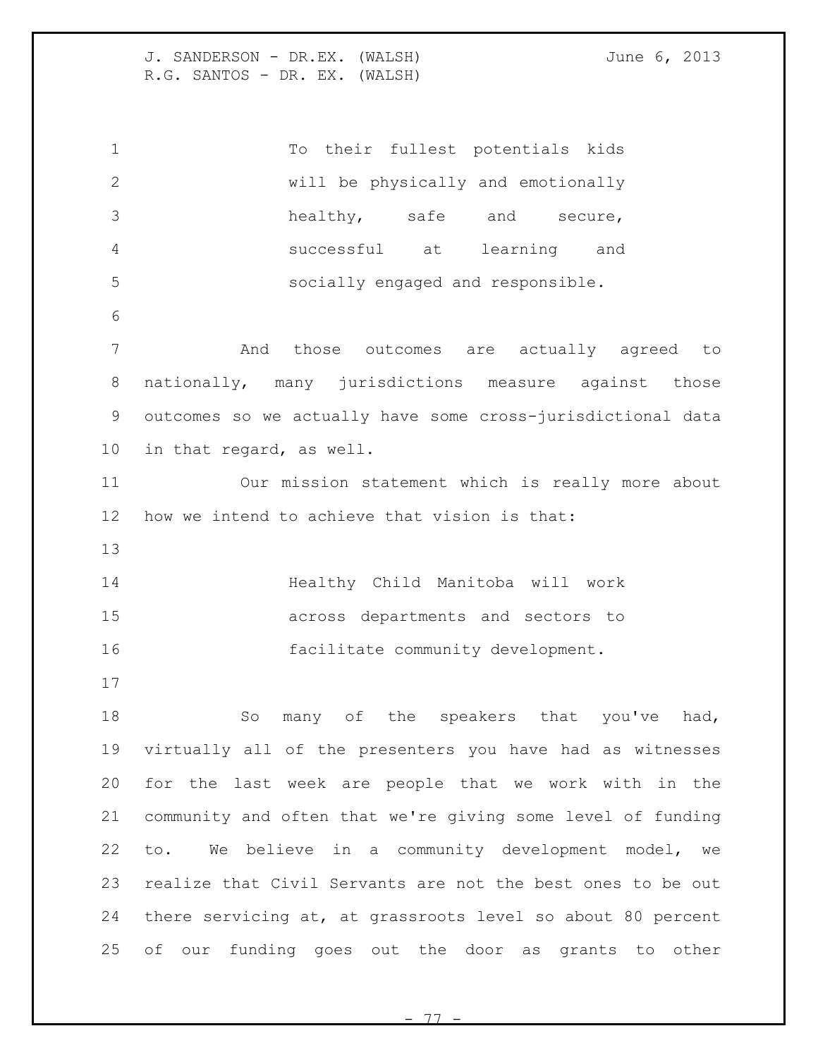> To their fullest potentials kids will be physically and emotionally healthy, safe and secure, successful at learning and socially engaged and responsible.

And those outcomes are actually agreed to nationally, many jurisdictions measure against those outcomes so we actually have some cross-jurisdictional data in that regard, as well.

Our mission statement which is really more about how we intend to achieve that vision is that:

> Healthy Child Manitoba will work across departments and sectors to facilitate community development.

So many of the speakers that you've had, virtually all of the presenters you have had as witnesses for the last week are people that we work with in the community and often that we're giving some level of funding to. We believe in a community development model, we realize that Civil Servants are not the best ones to be out there servicing at, at grassroots level so about 80 percent of our funding goes out the door as grants to other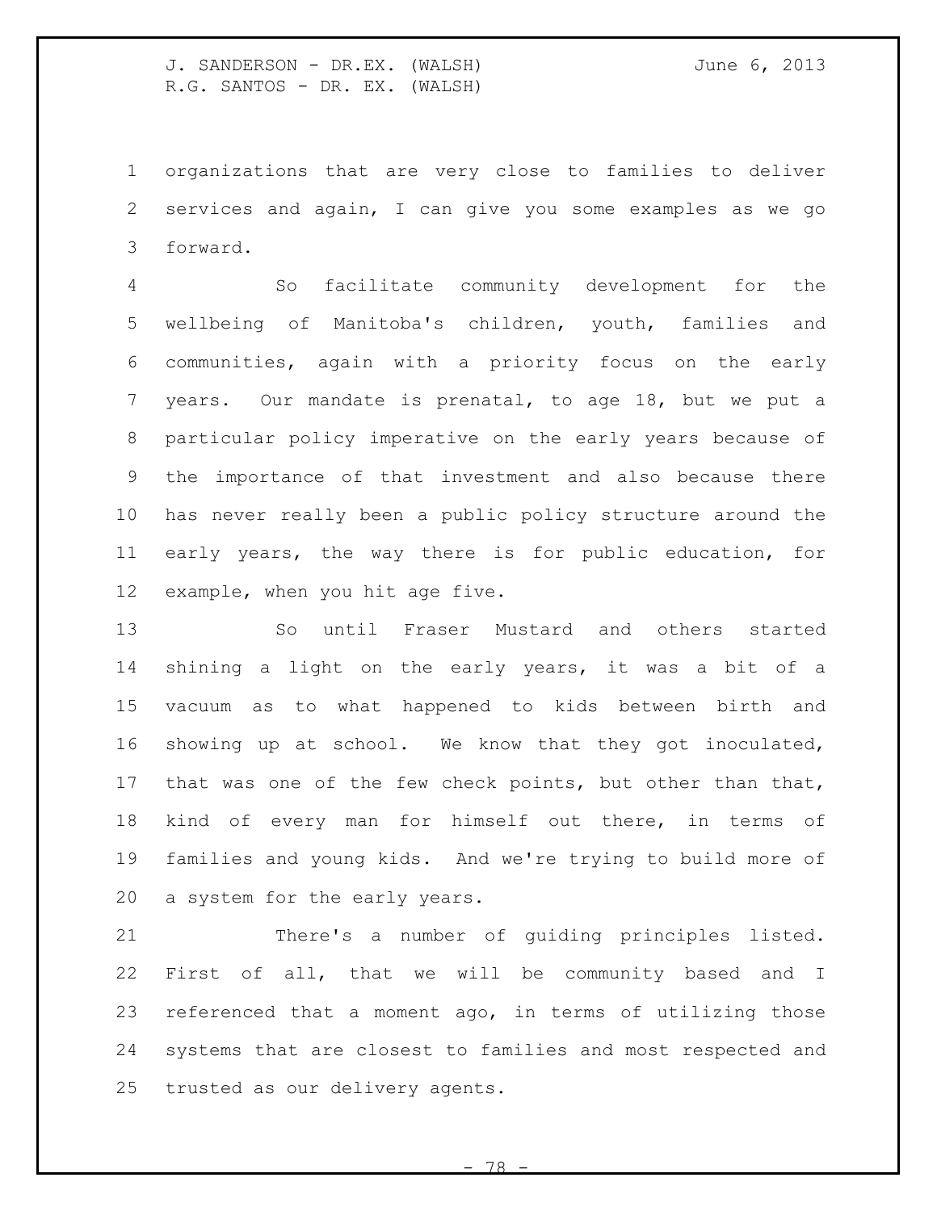organizations that are very close to families to deliver services and again, I can give you some examples as we go forward.

So facilitate community development for the wellbeing of Manitoba's children, youth, families and communities, again with a priority focus on the early years. Our mandate is prenatal, to age 18, but we put a particular policy imperative on the early years because of the importance of that investment and also because there has never really been a public policy structure around the early years, the way there is for public education, for example, when you hit age five.

So until Fraser Mustard and others started shining a light on the early years, it was a bit of a vacuum as to what happened to kids between birth and showing up at school. We know that they got inoculated, that was one of the few check points, but other than that, kind of every man for himself out there, in terms of families and young kids. And we're trying to build more of a system for the early years.

There's a number of guiding principles listed. First of all, that we will be community based and I referenced that a moment ago, in terms of utilizing those systems that are closest to families and most respected and trusted as our delivery agents.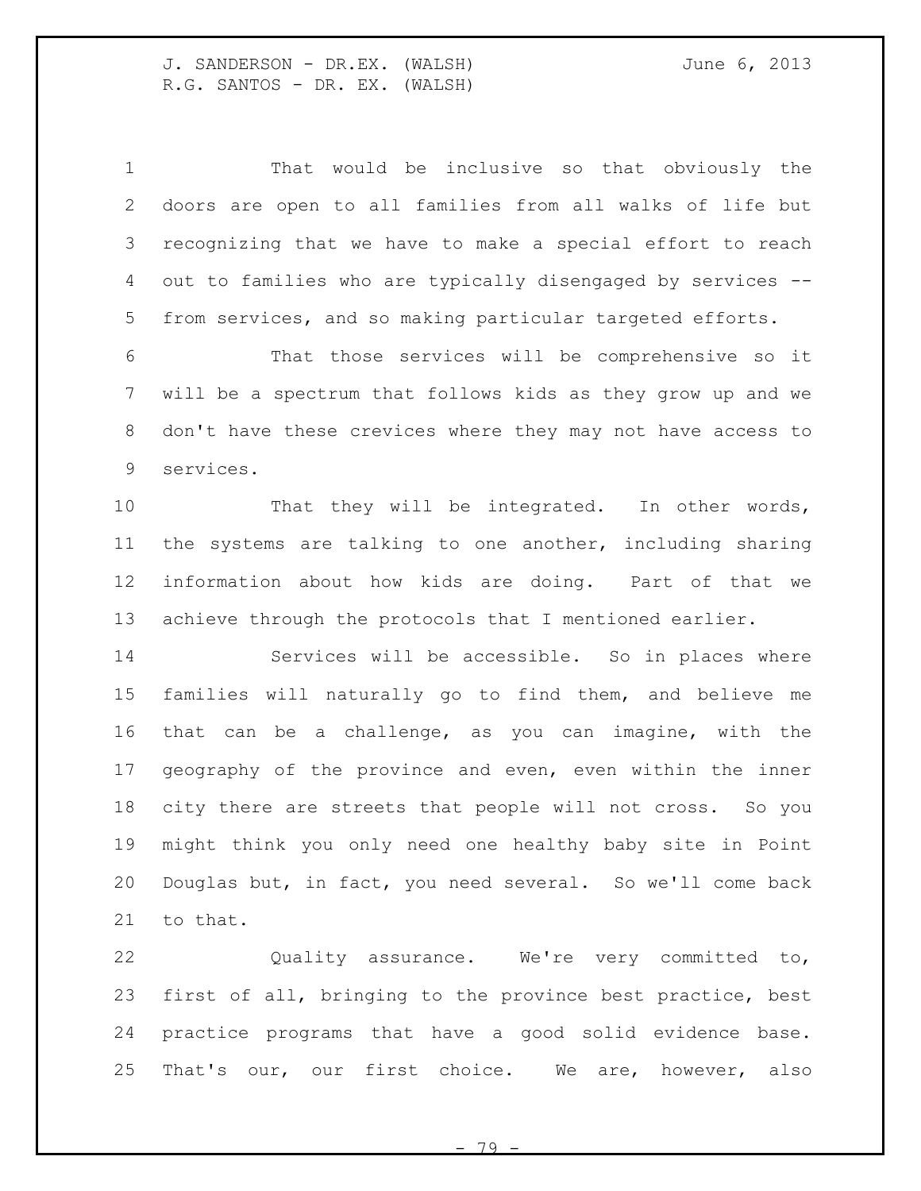That would be inclusive so that obviously the doors are open to all families from all walks of life but recognizing that we have to make a special effort to reach out to families who are typically disengaged by services -- from services, and so making particular targeted efforts.

That those services will be comprehensive so it will be a spectrum that follows kids as they grow up and we don't have these crevices where they may not have access to services.

That they will be integrated. In other words, the systems are talking to one another, including sharing information about how kids are doing. Part of that we achieve through the protocols that I mentioned earlier.

Services will be accessible. So in places where families will naturally go to find them, and believe me that can be a challenge, as you can imagine, with the geography of the province and even, even within the inner city there are streets that people will not cross. So you might think you only need one healthy baby site in Point Douglas but, in fact, you need several. So we'll come back to that.

Quality assurance. We're very committed to, first of all, bringing to the province best practice, best practice programs that have a good solid evidence base. That's our, our first choice. We are, however, also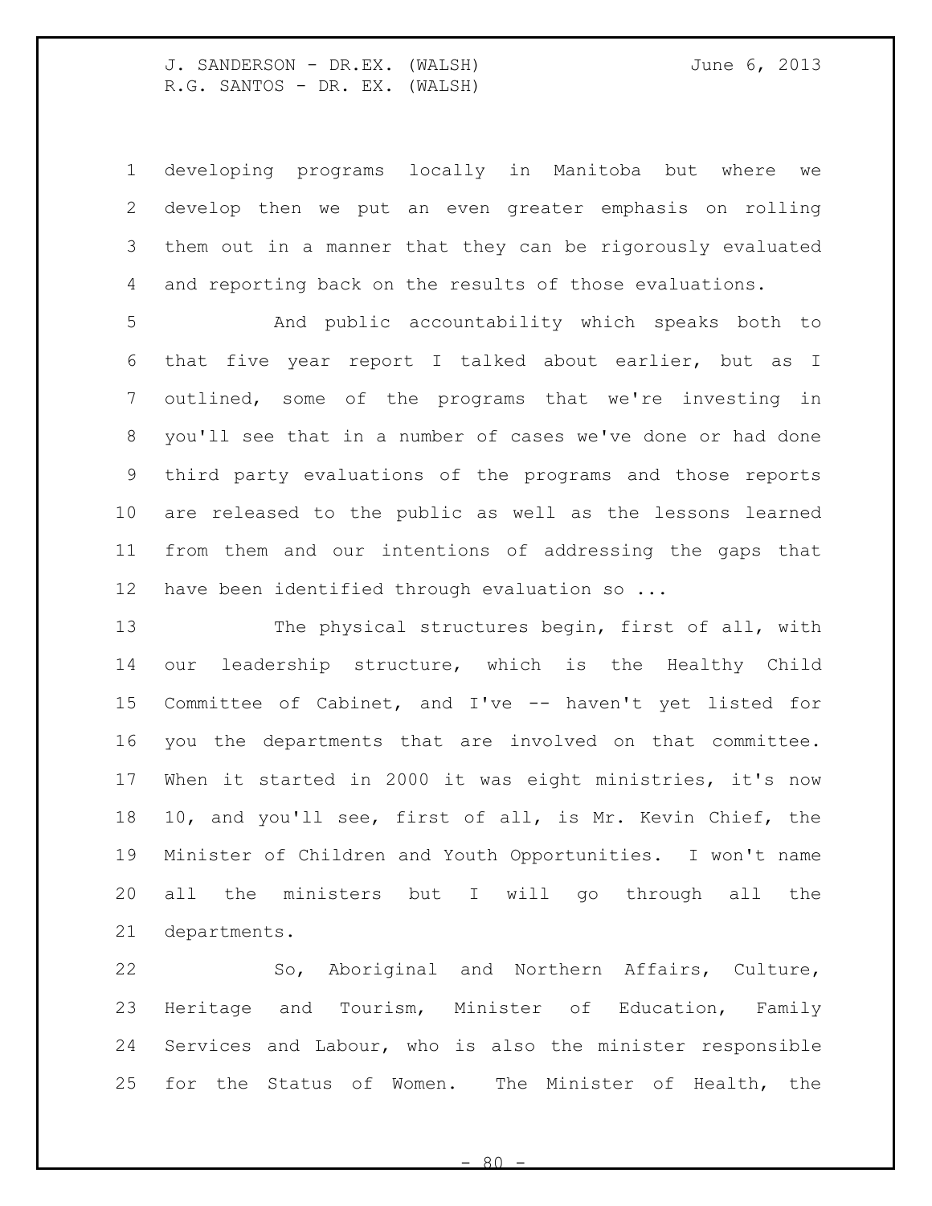developing programs locally in Manitoba but where we develop then we put an even greater emphasis on rolling them out in a manner that they can be rigorously evaluated and reporting back on the results of those evaluations.

And public accountability which speaks both to that five year report I talked about earlier, but as I outlined, some of the programs that we're investing in you'll see that in a number of cases we've done or had done third party evaluations of the programs and those reports are released to the public as well as the lessons learned from them and our intentions of addressing the gaps that have been identified through evaluation so ...

The physical structures begin, first of all, with our leadership structure, which is the Healthy Child Committee of Cabinet, and I've -- haven't yet listed for you the departments that are involved on that committee. When it started in 2000 it was eight ministries, it's now 10, and you'll see, first of all, is Mr. Kevin Chief, the Minister of Children and Youth Opportunities. I won't name all the ministers but I will go through all the departments.

So, Aboriginal and Northern Affairs, Culture, Heritage and Tourism, Minister of Education, Family Services and Labour, who is also the minister responsible for the Status of Women. The Minister of Health, the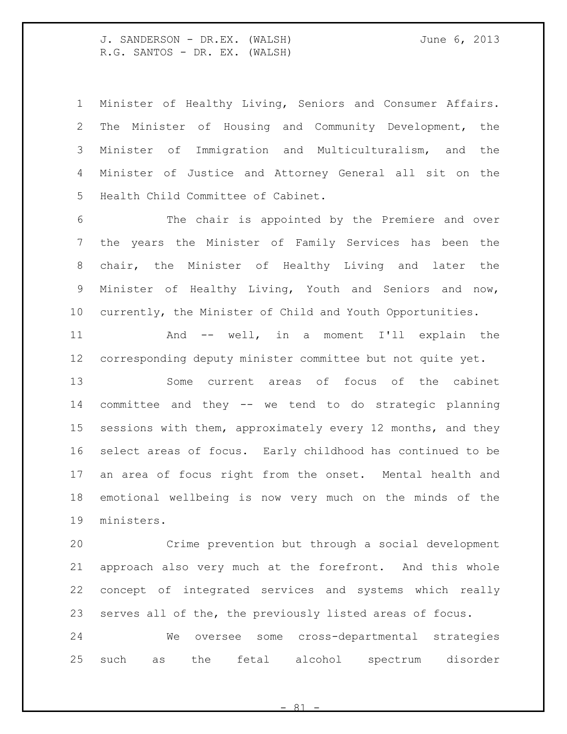Minister of Healthy Living, Seniors and Consumer Affairs. The Minister of Housing and Community Development, the Minister of Immigration and Multiculturalism, and the Minister of Justice and Attorney General all sit on the Health Child Committee of Cabinet.

The chair is appointed by the Premiere and over the years the Minister of Family Services has been the chair, the Minister of Healthy Living and later the Minister of Healthy Living, Youth and Seniors and now, currently, the Minister of Child and Youth Opportunities.

And -- well, in a moment I'll explain the corresponding deputy minister committee but not quite yet.

Some current areas of focus of the cabinet committee and they -- we tend to do strategic planning sessions with them, approximately every 12 months, and they select areas of focus. Early childhood has continued to be an area of focus right from the onset. Mental health and emotional wellbeing is now very much on the minds of the ministers.

Crime prevention but through a social development approach also very much at the forefront. And this whole concept of integrated services and systems which really serves all of the, the previously listed areas of focus.

We oversee some cross-departmental strategies such as the fetal alcohol spectrum disorder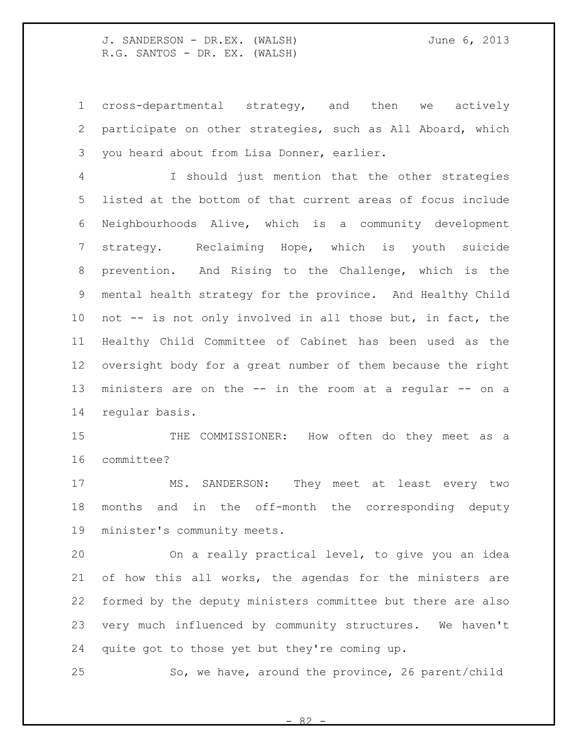cross-departmental strategy, and then we actively participate on other strategies, such as All Aboard, which you heard about from Lisa Donner, earlier.

I should just mention that the other strategies listed at the bottom of that current areas of focus include Neighbourhoods Alive, which is a community development strategy. Reclaiming Hope, which is youth suicide prevention. And Rising to the Challenge, which is the mental health strategy for the province. And Healthy Child not -- is not only involved in all those but, in fact, the Healthy Child Committee of Cabinet has been used as the oversight body for a great number of them because the right ministers are on the -- in the room at a regular -- on a regular basis.

THE COMMISSIONER: How often do they meet as a committee?

MS. SANDERSON: They meet at least every two months and in the off-month the corresponding deputy minister's community meets.

On a really practical level, to give you an idea of how this all works, the agendas for the ministers are formed by the deputy ministers committee but there are also very much influenced by community structures. We haven't quite got to those yet but they're coming up.

So, we have, around the province, 26 parent/child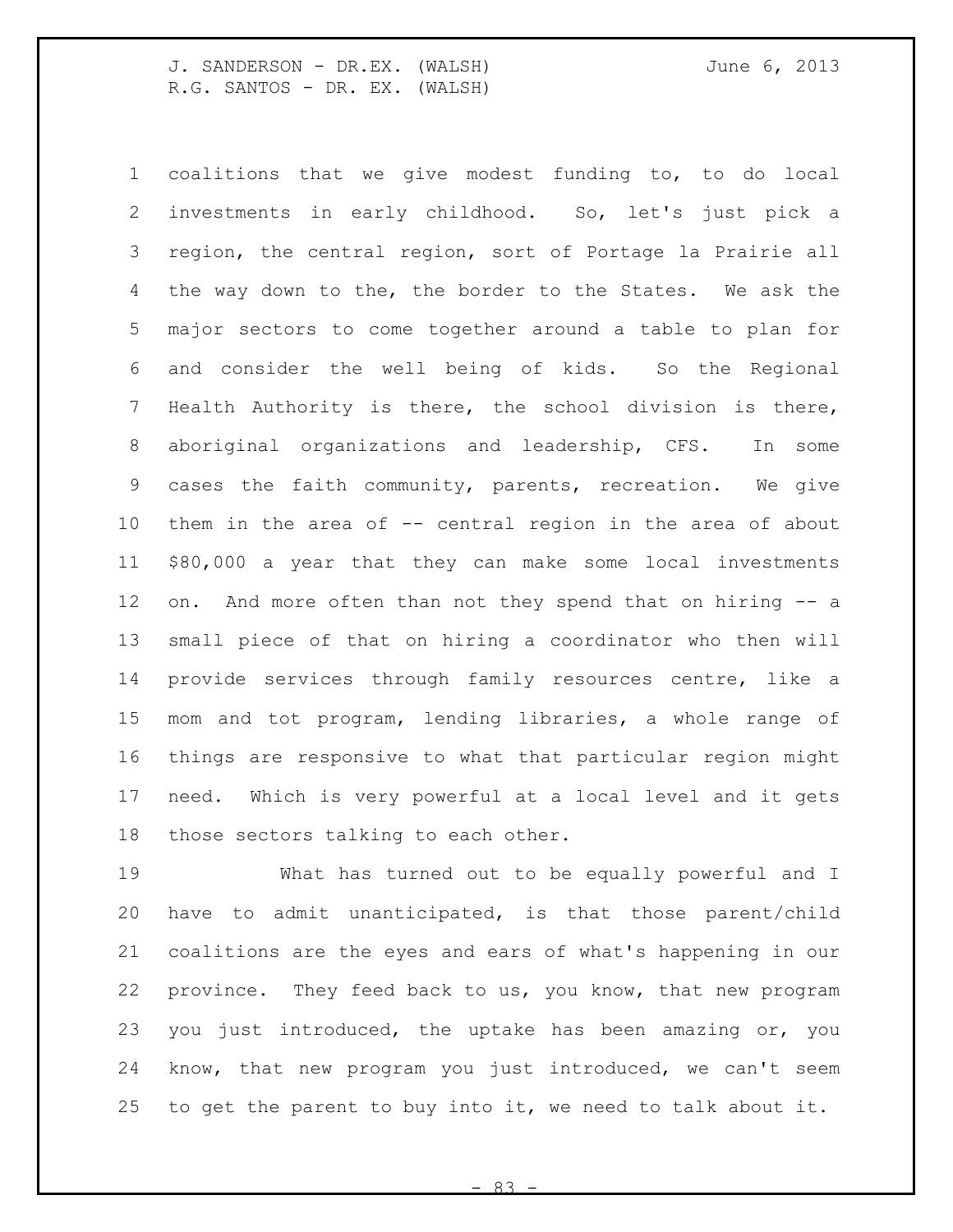coalitions that we give modest funding to, to do local investments in early childhood. So, let's just pick a region, the central region, sort of Portage la Prairie all the way down to the, the border to the States. We ask the major sectors to come together around a table to plan for and consider the well being of kids. So the Regional Health Authority is there, the school division is there, aboriginal organizations and leadership, CFS. In some cases the faith community, parents, recreation. We give them in the area of -- central region in the area of about $80,000 a year that they can make some local investments on. And more often than not they spend that on hiring -- a small piece of that on hiring a coordinator who then will provide services through family resources centre, like a mom and tot program, lending libraries, a whole range of things are responsive to what that particular region might need. Which is very powerful at a local level and it gets those sectors talking to each other.

What has turned out to be equally powerful and I have to admit unanticipated, is that those parent/child coalitions are the eyes and ears of what's happening in our province. They feed back to us, you know, that new program you just introduced, the uptake has been amazing or, you know, that new program you just introduced, we can't seem to get the parent to buy into it, we need to talk about it.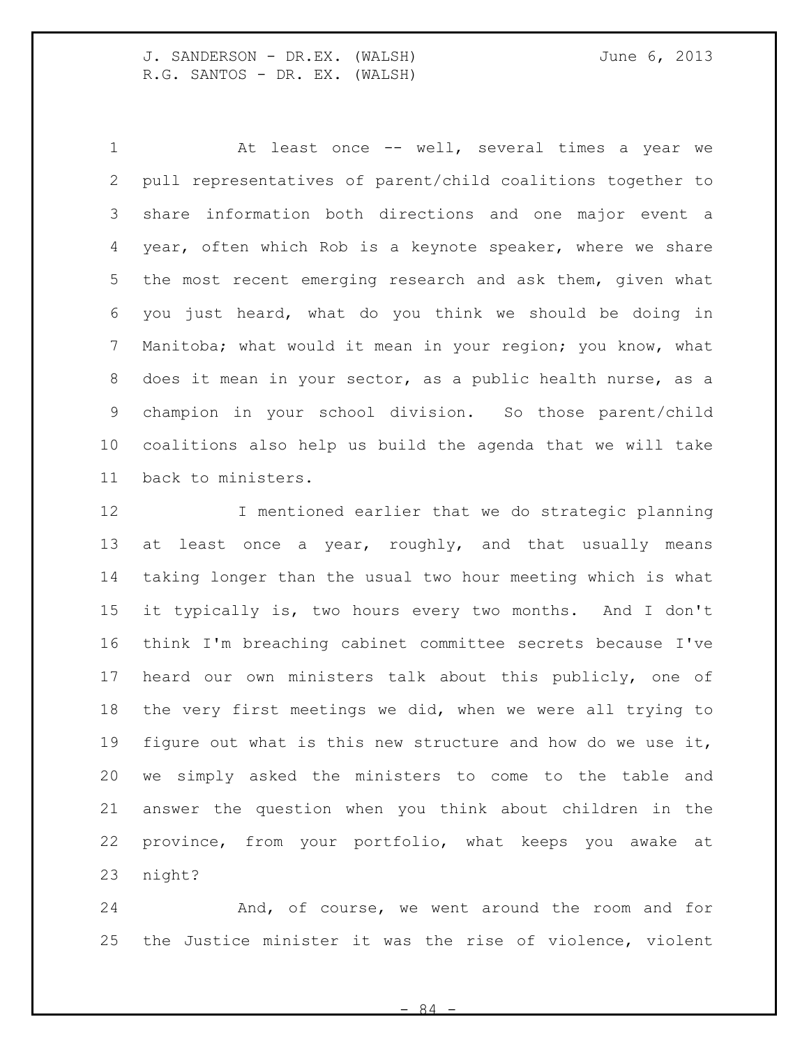At least once -- well, several times a year we pull representatives of parent/child coalitions together to share information both directions and one major event a year, often which Rob is a keynote speaker, where we share the most recent emerging research and ask them, given what you just heard, what do you think we should be doing in Manitoba; what would it mean in your region; you know, what does it mean in your sector, as a public health nurse, as a champion in your school division. So those parent/child coalitions also help us build the agenda that we will take back to ministers.

I mentioned earlier that we do strategic planning at least once a year, roughly, and that usually means taking longer than the usual two hour meeting which is what it typically is, two hours every two months. And I don't think I'm breaching cabinet committee secrets because I've heard our own ministers talk about this publicly, one of the very first meetings we did, when we were all trying to figure out what is this new structure and how do we use it, we simply asked the ministers to come to the table and answer the question when you think about children in the province, from your portfolio, what keeps you awake at night?

And, of course, we went around the room and for the Justice minister it was the rise of violence, violent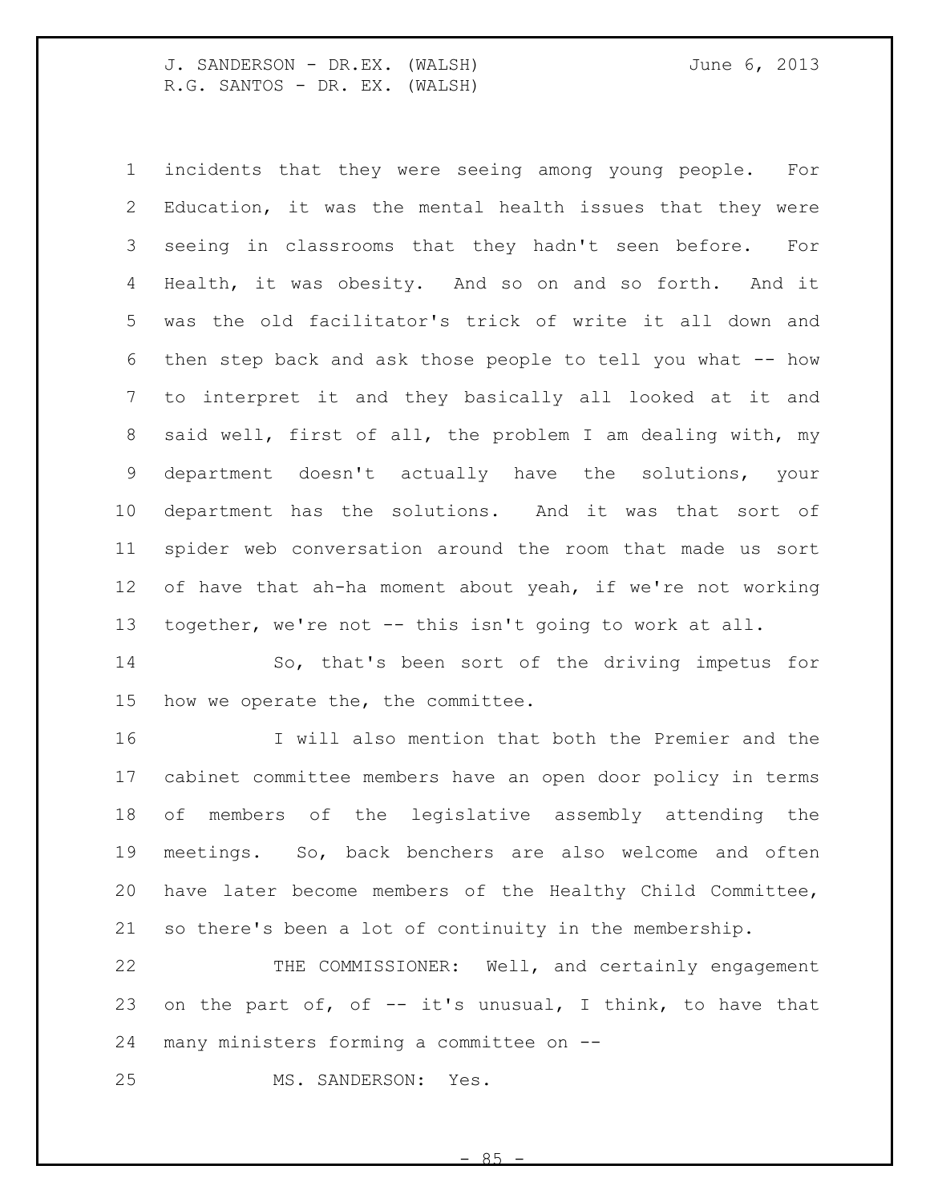incidents that they were seeing among young people. For Education, it was the mental health issues that they were seeing in classrooms that they hadn't seen before. For Health, it was obesity. And so on and so forth. And it was the old facilitator's trick of write it all down and then step back and ask those people to tell you what -- how to interpret it and they basically all looked at it and said well, first of all, the problem I am dealing with, my department doesn't actually have the solutions, your department has the solutions. And it was that sort of spider web conversation around the room that made us sort of have that ah-ha moment about yeah, if we're not working together, we're not -- this isn't going to work at all.

So, that's been sort of the driving impetus for how we operate the, the committee.

I will also mention that both the Premier and the cabinet committee members have an open door policy in terms of members of the legislative assembly attending the meetings. So, back benchers are also welcome and often have later become members of the Healthy Child Committee, so there's been a lot of continuity in the membership.

THE COMMISSIONER: Well, and certainly engagement on the part of, of -- it's unusual, I think, to have that many ministers forming a committee on --

MS. SANDERSON: Yes.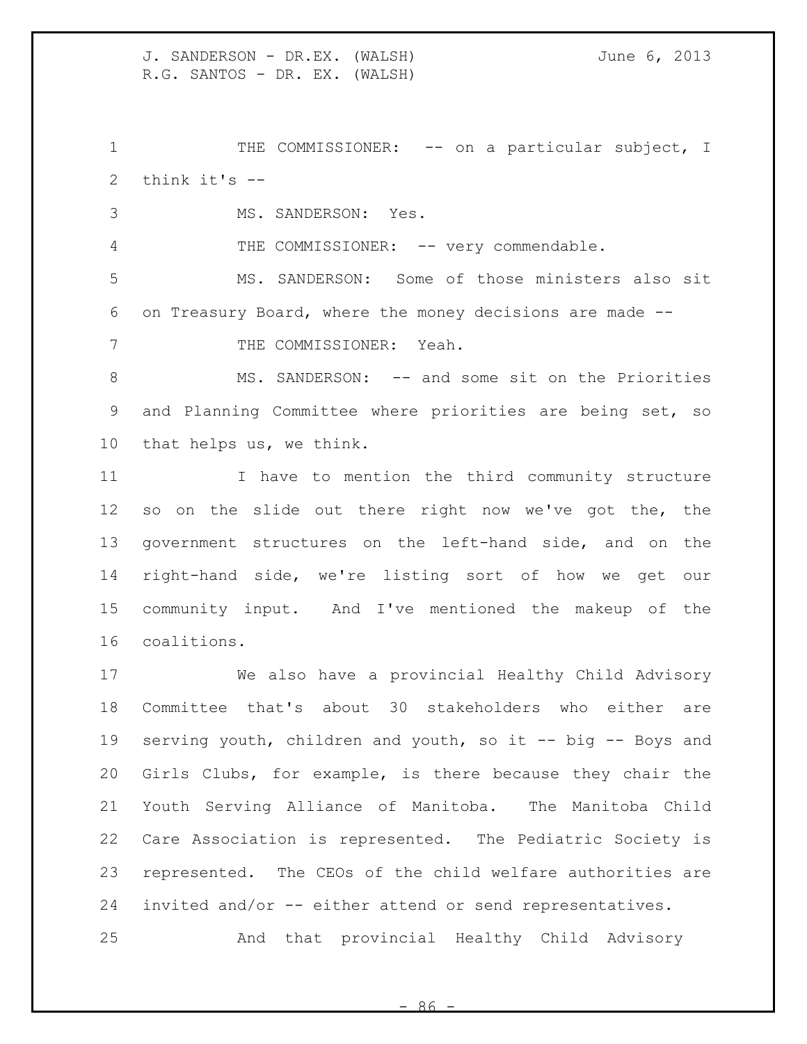THE COMMISSIONER: -- on a particular subject, I think it's --

MS. SANDERSON: Yes.

THE COMMISSIONER: -- very commendable.

MS. SANDERSON: Some of those ministers also sit on Treasury Board, where the money decisions are made --

THE COMMISSIONER: Yeah.

MS. SANDERSON: -- and some sit on the Priorities and Planning Committee where priorities are being set, so that helps us, we think.

I have to mention the third community structure so on the slide out there right now we've got the, the government structures on the left-hand side, and on the right-hand side, we're listing sort of how we get our community input. And I've mentioned the makeup of the coalitions.

We also have a provincial Healthy Child Advisory Committee that's about 30 stakeholders who either are serving youth, children and youth, so it -- big -- Boys and Girls Clubs, for example, is there because they chair the Youth Serving Alliance of Manitoba. The Manitoba Child Care Association is represented. The Pediatric Society is represented. The CEOs of the child welfare authorities are invited and/or -- either attend or send representatives.

And that provincial Healthy Child Advisory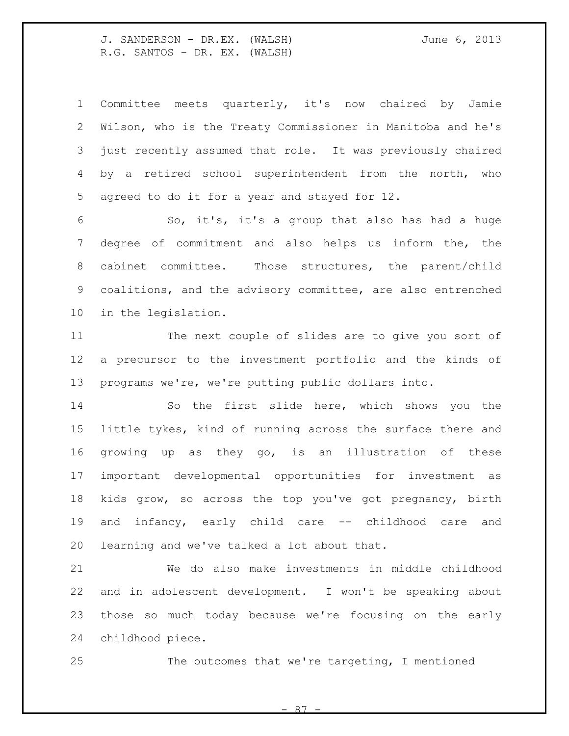Committee meets quarterly, it's now chaired by Jamie Wilson, who is the Treaty Commissioner in Manitoba and he's just recently assumed that role. It was previously chaired by a retired school superintendent from the north, who agreed to do it for a year and stayed for 12.

So, it's, it's a group that also has had a huge degree of commitment and also helps us inform the, the cabinet committee. Those structures, the parent/child coalitions, and the advisory committee, are also entrenched in the legislation.

The next couple of slides are to give you sort of a precursor to the investment portfolio and the kinds of programs we're, we're putting public dollars into.

So the first slide here, which shows you the little tykes, kind of running across the surface there and growing up as they go, is an illustration of these important developmental opportunities for investment as kids grow, so across the top you've got pregnancy, birth and infancy, early child care -- childhood care and learning and we've talked a lot about that.

We do also make investments in middle childhood and in adolescent development. I won't be speaking about those so much today because we're focusing on the early childhood piece.

The outcomes that we're targeting, I mentioned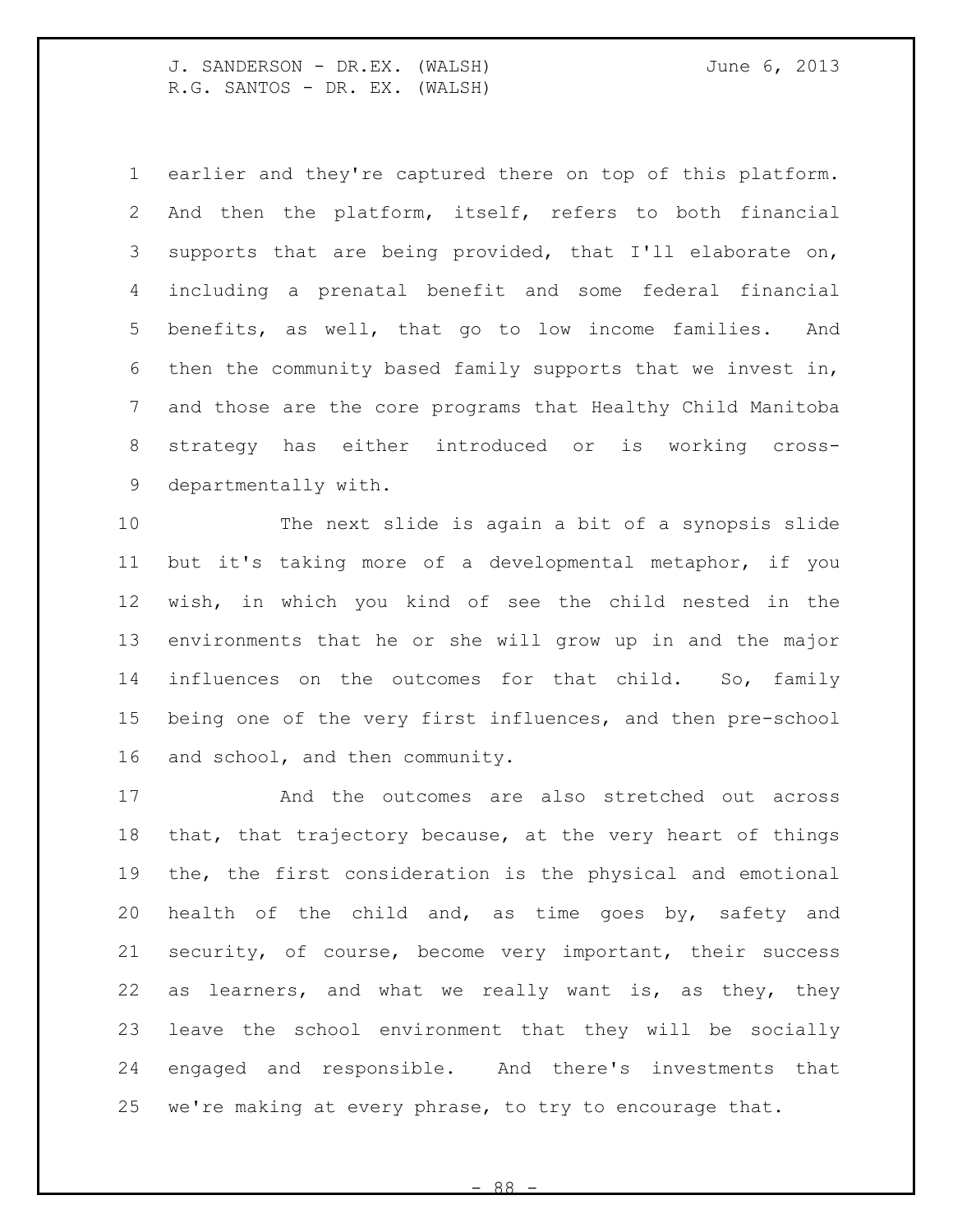earlier and they're captured there on top of this platform. And then the platform, itself, refers to both financial supports that are being provided, that I'll elaborate on, including a prenatal benefit and some federal financial benefits, as well, that go to low income families. And then the community based family supports that we invest in, and those are the core programs that Healthy Child Manitoba strategy has either introduced or is working cross-departmentally with.

The next slide is again a bit of a synopsis slide but it's taking more of a developmental metaphor, if you wish, in which you kind of see the child nested in the environments that he or she will grow up in and the major influences on the outcomes for that child. So, family being one of the very first influences, and then pre-school and school, and then community.

And the outcomes are also stretched out across that, that trajectory because, at the very heart of things the, the first consideration is the physical and emotional health of the child and, as time goes by, safety and security, of course, become very important, their success as learners, and what we really want is, as they, they leave the school environment that they will be socially engaged and responsible. And there's investments that we're making at every phrase, to try to encourage that.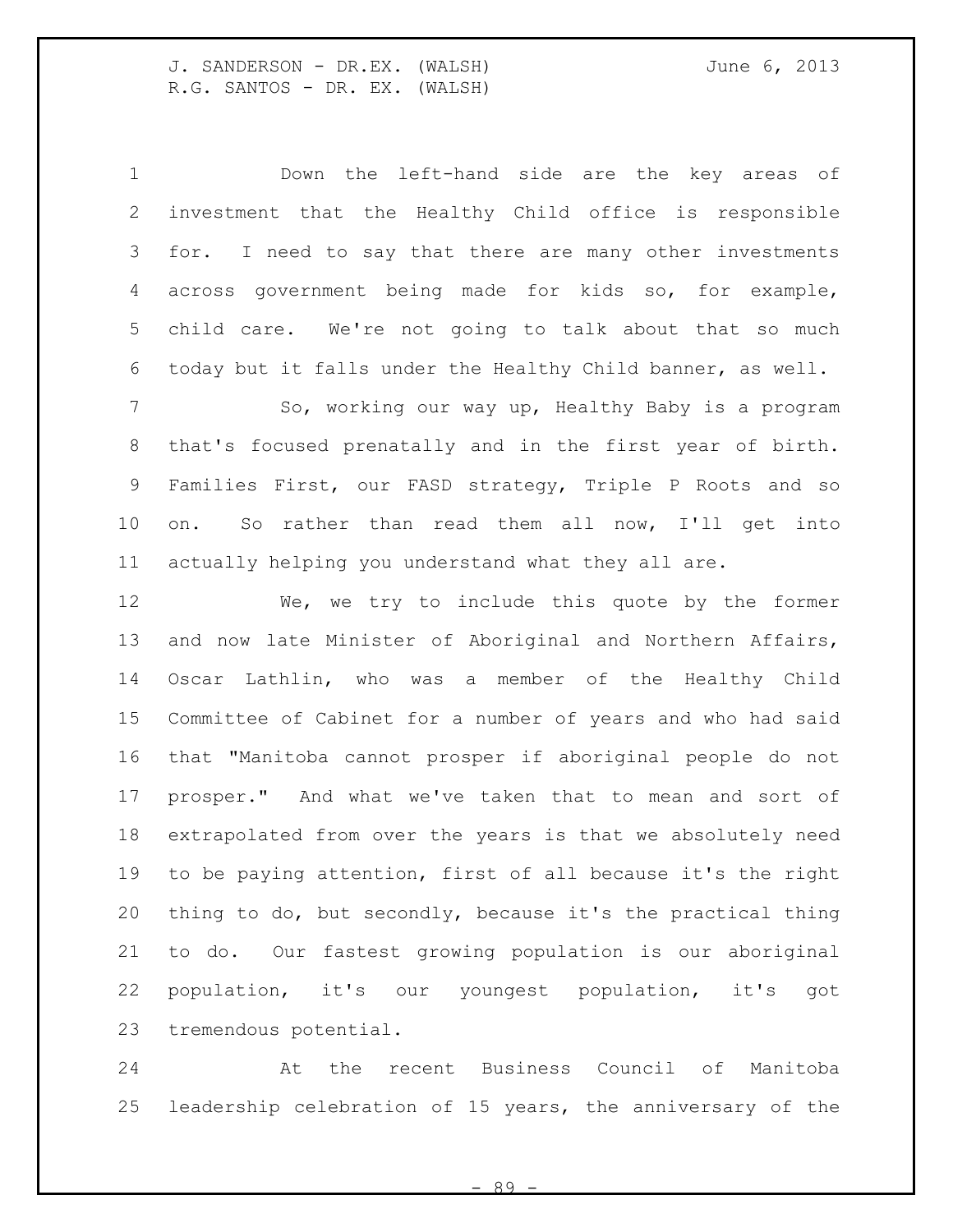Down the left-hand side are the key areas of investment that the Healthy Child office is responsible for. I need to say that there are many other investments across government being made for kids so, for example, child care. We're not going to talk about that so much today but it falls under the Healthy Child banner, as well.

So, working our way up, Healthy Baby is a program that's focused prenatally and in the first year of birth. Families First, our FASD strategy, Triple P Roots and so on. So rather than read them all now, I'll get into actually helping you understand what they all are.

We, we try to include this quote by the former and now late Minister of Aboriginal and Northern Affairs, Oscar Lathlin, who was a member of the Healthy Child Committee of Cabinet for a number of years and who had said that "Manitoba cannot prosper if aboriginal people do not prosper." And what we've taken that to mean and sort of extrapolated from over the years is that we absolutely need to be paying attention, first of all because it's the right thing to do, but secondly, because it's the practical thing to do. Our fastest growing population is our aboriginal population, it's our youngest population, it's got tremendous potential.

At the recent Business Council of Manitoba leadership celebration of 15 years, the anniversary of the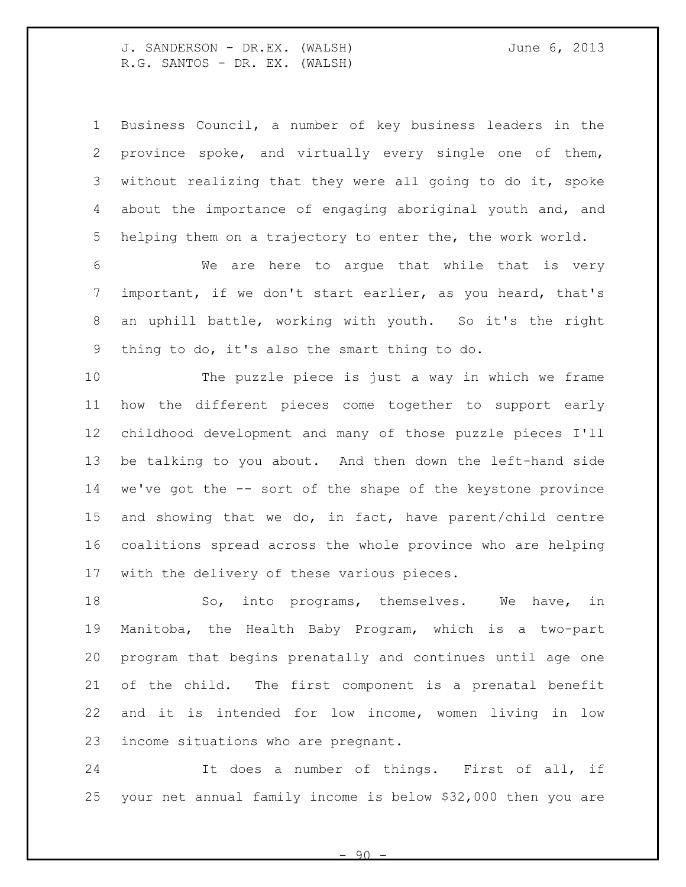Business Council, a number of key business leaders in the province spoke, and virtually every single one of them, without realizing that they were all going to do it, spoke about the importance of engaging aboriginal youth and, and helping them on a trajectory to enter the, the work world.

We are here to argue that while that is very important, if we don't start earlier, as you heard, that's an uphill battle, working with youth. So it's the right thing to do, it's also the smart thing to do.

The puzzle piece is just a way in which we frame how the different pieces come together to support early childhood development and many of those puzzle pieces I'll be talking to you about. And then down the left-hand side we've got the -- sort of the shape of the keystone province and showing that we do, in fact, have parent/child centre coalitions spread across the whole province who are helping with the delivery of these various pieces.

So, into programs, themselves. We have, in Manitoba, the Health Baby Program, which is a two-part program that begins prenatally and continues until age one of the child. The first component is a prenatal benefit and it is intended for low income, women living in low income situations who are pregnant.

It does a number of things. First of all, if your net annual family income is below $32,000 then you are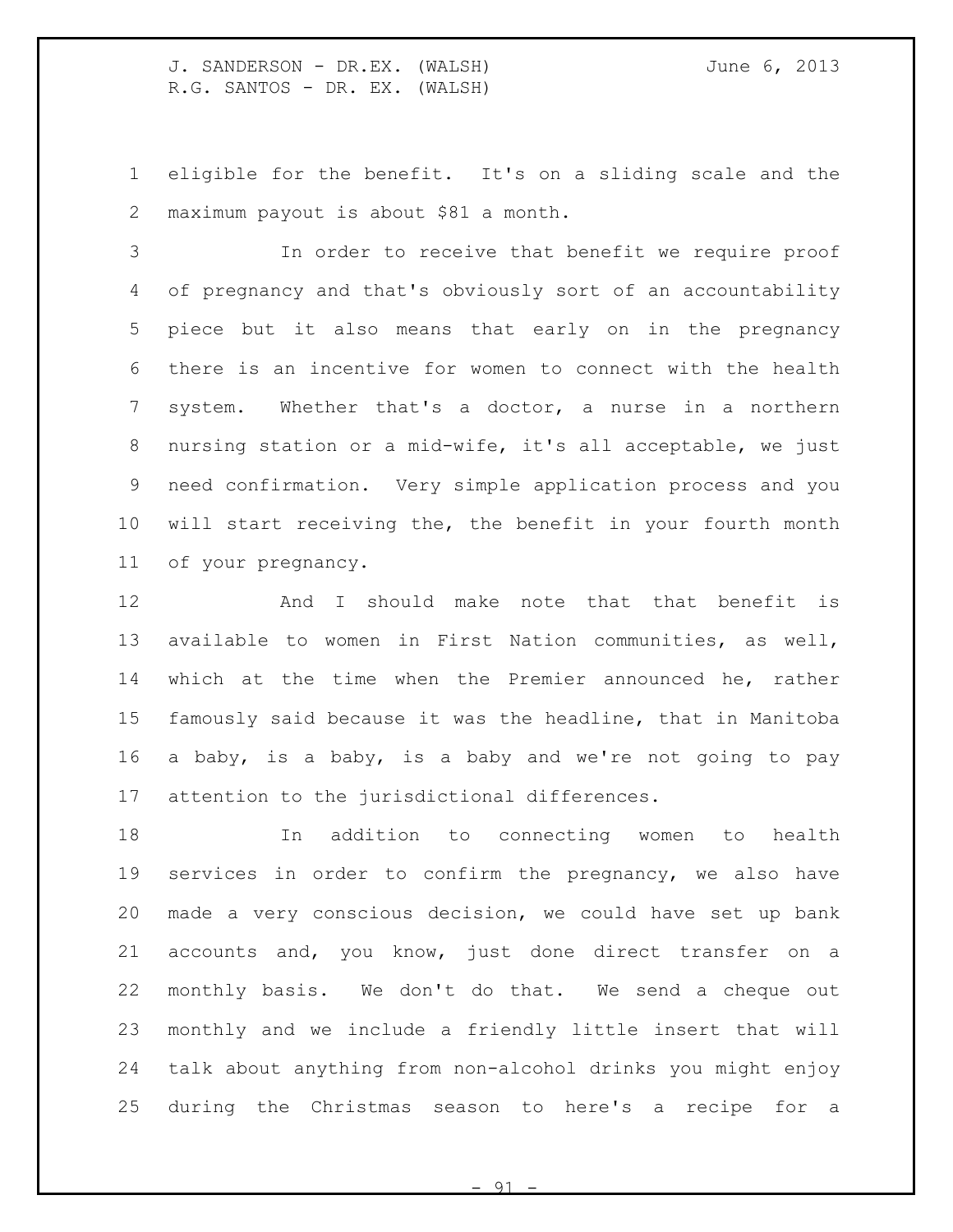eligible for the benefit. It's on a sliding scale and the maximum payout is about $81 a month.

In order to receive that benefit we require proof of pregnancy and that's obviously sort of an accountability piece but it also means that early on in the pregnancy there is an incentive for women to connect with the health system. Whether that's a doctor, a nurse in a northern nursing station or a mid-wife, it's all acceptable, we just need confirmation. Very simple application process and you will start receiving the, the benefit in your fourth month of your pregnancy.

And I should make note that that benefit is available to women in First Nation communities, as well, which at the time when the Premier announced he, rather famously said because it was the headline, that in Manitoba a baby, is a baby, is a baby and we're not going to pay attention to the jurisdictional differences.

In addition to connecting women to health services in order to confirm the pregnancy, we also have made a very conscious decision, we could have set up bank accounts and, you know, just done direct transfer on a monthly basis. We don't do that. We send a cheque out monthly and we include a friendly little insert that will talk about anything from non-alcohol drinks you might enjoy during the Christmas season to here's a recipe for a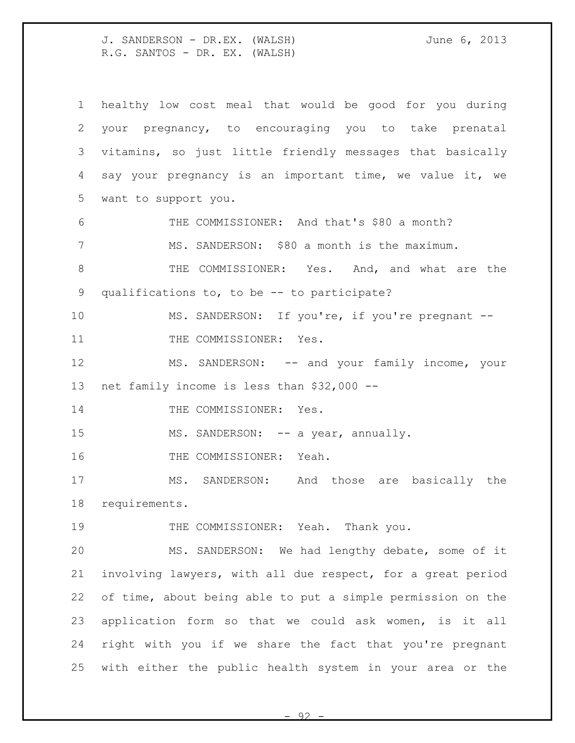healthy low cost meal that would be good for you during your pregnancy, to encouraging you to take prenatal vitamins, so just little friendly messages that basically say your pregnancy is an important time, we value it, we want to support you.

THE COMMISSIONER: And that's $80 a month?

MS. SANDERSON: $80 a month is the maximum.

THE COMMISSIONER: Yes. And, and what are the qualifications to, to be -- to participate?

MS. SANDERSON: If you're, if you're pregnant --

THE COMMISSIONER: Yes.

MS. SANDERSON: -- and your family income, your net family income is less than $32,000 --

THE COMMISSIONER: Yes.

MS. SANDERSON: -- a year, annually.

THE COMMISSIONER: Yeah.

MS. SANDERSON: And those are basically the requirements.

THE COMMISSIONER: Yeah. Thank you.

MS. SANDERSON: We had lengthy debate, some of it involving lawyers, with all due respect, for a great period of time, about being able to put a simple permission on the application form so that we could ask women, is it all right with you if we share the fact that you're pregnant with either the public health system in your area or the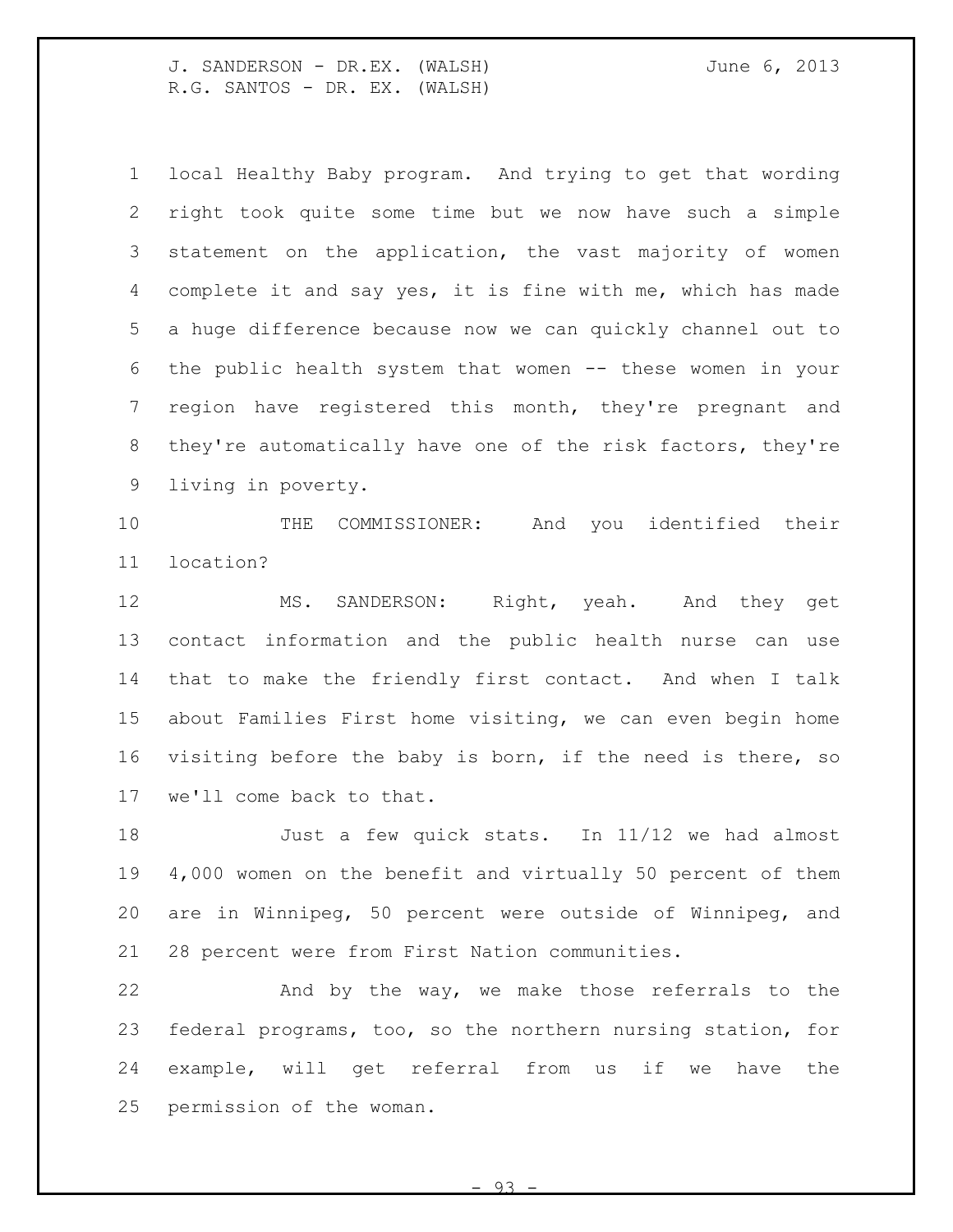local Healthy Baby program. And trying to get that wording right took quite some time but we now have such a simple statement on the application, the vast majority of women complete it and say yes, it is fine with me, which has made a huge difference because now we can quickly channel out to the public health system that women -- these women in your region have registered this month, they're pregnant and they're automatically have one of the risk factors, they're living in poverty.

THE COMMISSIONER: And you identified their location?

MS. SANDERSON: Right, yeah. And they get contact information and the public health nurse can use that to make the friendly first contact. And when I talk about Families First home visiting, we can even begin home visiting before the baby is born, if the need is there, so we'll come back to that.

Just a few quick stats. In 11/12 we had almost 4,000 women on the benefit and virtually 50 percent of them are in Winnipeg, 50 percent were outside of Winnipeg, and 28 percent were from First Nation communities.

And by the way, we make those referrals to the federal programs, too, so the northern nursing station, for example, will get referral from us if we have the permission of the woman.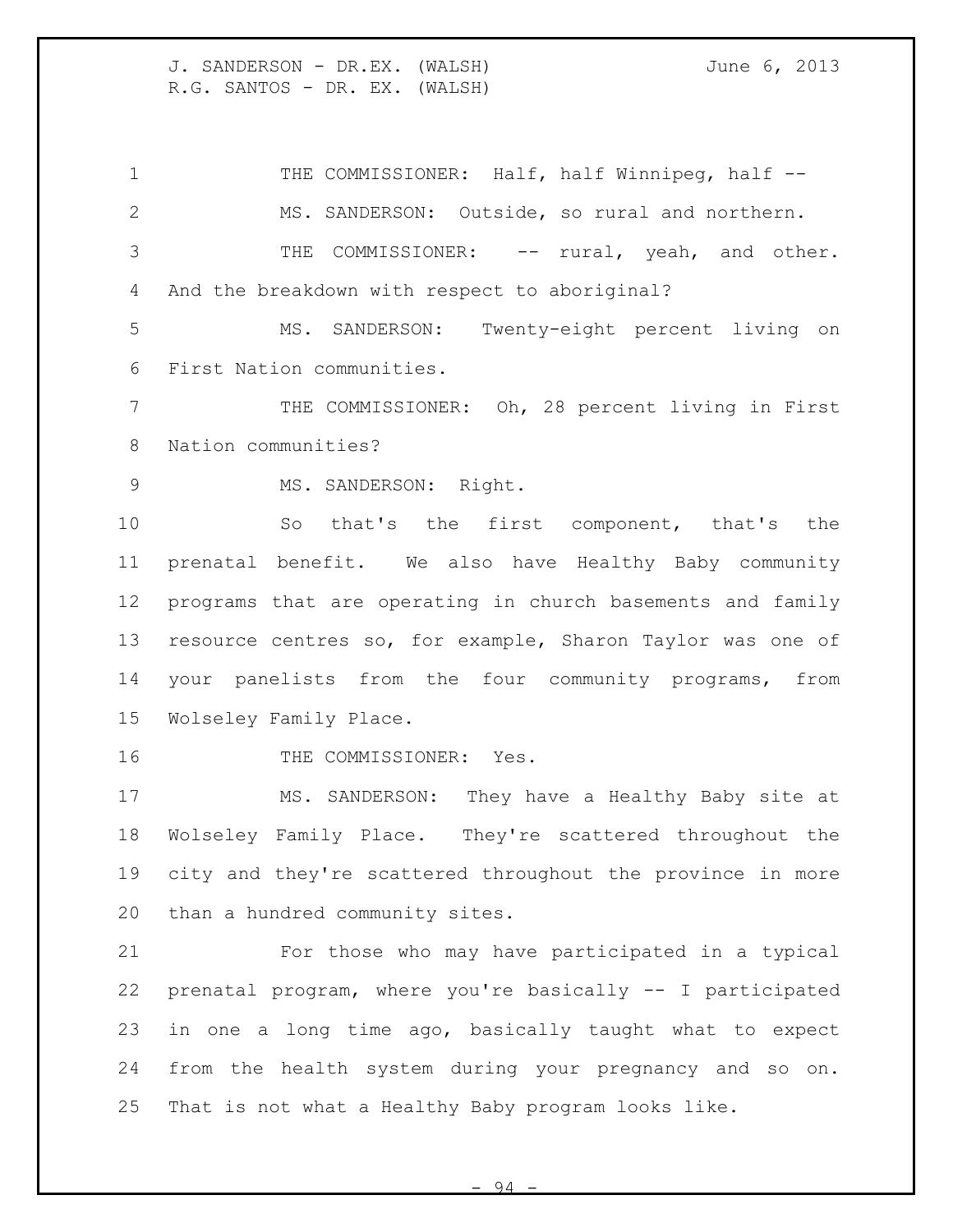THE COMMISSIONER: Half, half Winnipeg, half --

MS. SANDERSON: Outside, so rural and northern.

THE COMMISSIONER: -- rural, yeah, and other. And the breakdown with respect to aboriginal?

MS. SANDERSON: Twenty-eight percent living on First Nation communities.

THE COMMISSIONER: Oh, 28 percent living in First Nation communities?

MS. SANDERSON: Right.

So that's the first component, that's the prenatal benefit. We also have Healthy Baby community programs that are operating in church basements and family resource centres so, for example, Sharon Taylor was one of your panelists from the four community programs, from Wolseley Family Place.

THE COMMISSIONER: Yes.

MS. SANDERSON: They have a Healthy Baby site at Wolseley Family Place. They're scattered throughout the city and they're scattered throughout the province in more than a hundred community sites.

For those who may have participated in a typical prenatal program, where you're basically -- I participated in one a long time ago, basically taught what to expect from the health system during your pregnancy and so on. That is not what a Healthy Baby program looks like.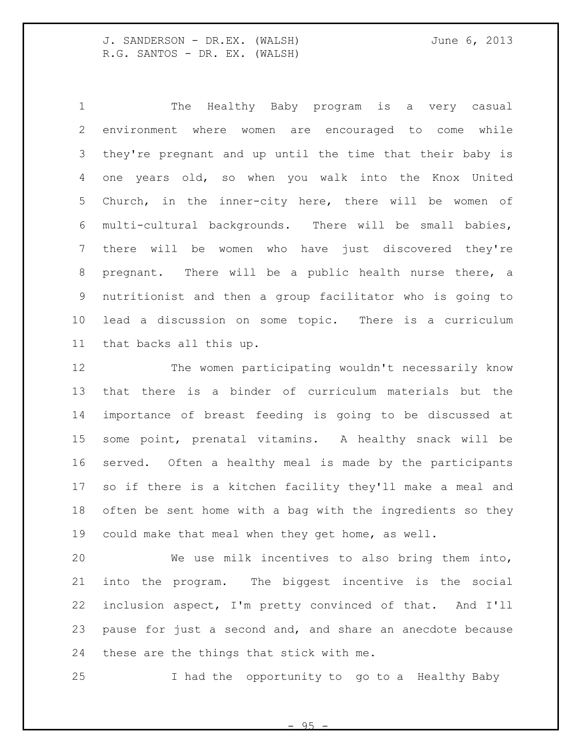The Healthy Baby program is a very casual environment where women are encouraged to come while they're pregnant and up until the time that their baby is one years old, so when you walk into the Knox United Church, in the inner-city here, there will be women of multi-cultural backgrounds. There will be small babies, there will be women who have just discovered they're pregnant. There will be a public health nurse there, a nutritionist and then a group facilitator who is going to lead a discussion on some topic. There is a curriculum that backs all this up.

The women participating wouldn't necessarily know that there is a binder of curriculum materials but the importance of breast feeding is going to be discussed at some point, prenatal vitamins. A healthy snack will be served. Often a healthy meal is made by the participants so if there is a kitchen facility they'll make a meal and often be sent home with a bag with the ingredients so they could make that meal when they get home, as well.

We use milk incentives to also bring them into, into the program. The biggest incentive is the social inclusion aspect, I'm pretty convinced of that. And I'll pause for just a second and, and share an anecdote because these are the things that stick with me.

I had the opportunity to go to a Healthy Baby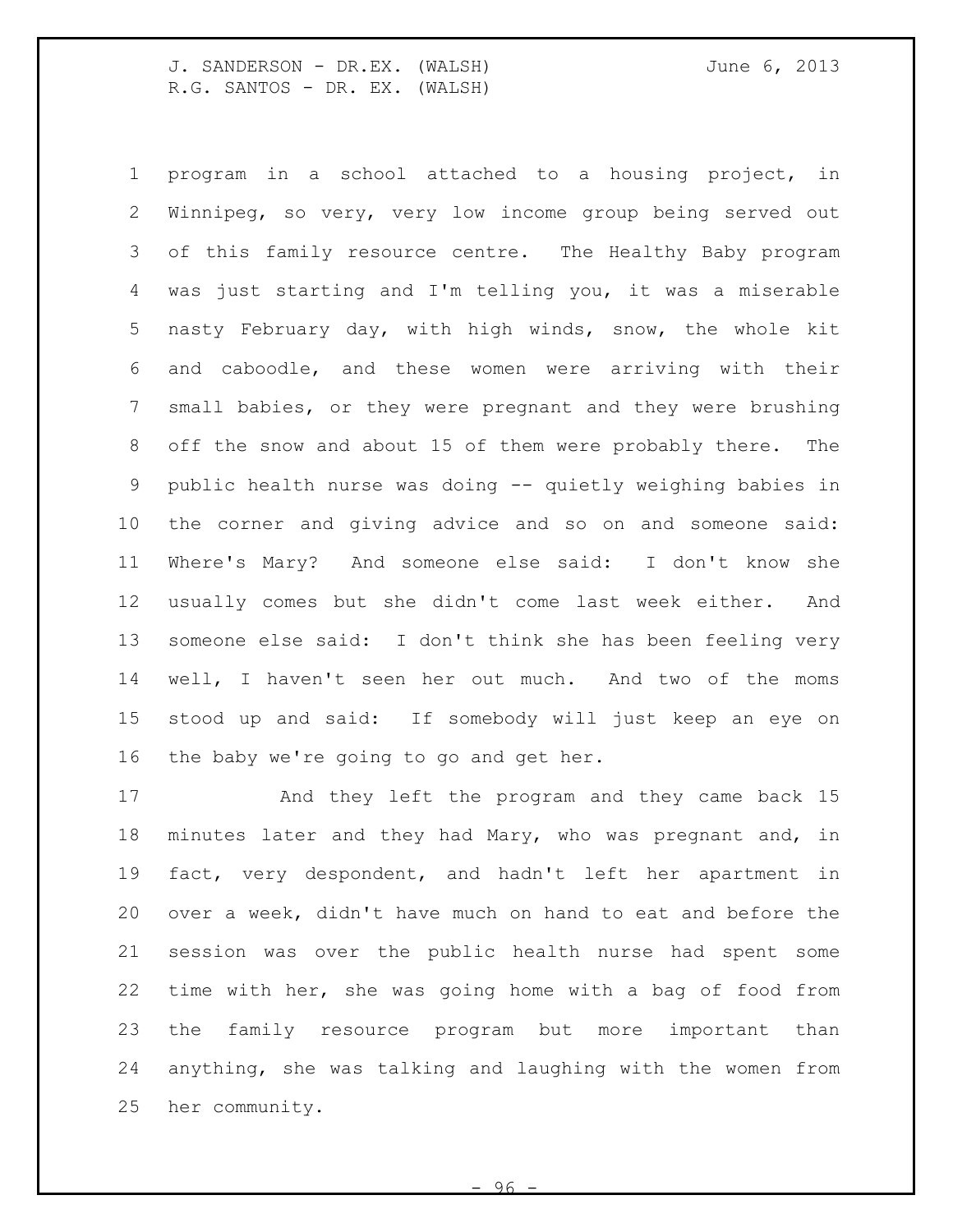program in a school attached to a housing project, in Winnipeg, so very, very low income group being served out of this family resource centre. The Healthy Baby program was just starting and I'm telling you, it was a miserable nasty February day, with high winds, snow, the whole kit and caboodle, and these women were arriving with their small babies, or they were pregnant and they were brushing off the snow and about 15 of them were probably there. The public health nurse was doing -- quietly weighing babies in the corner and giving advice and so on and someone said: Where's Mary? And someone else said: I don't know she usually comes but she didn't come last week either. And someone else said: I don't think she has been feeling very well, I haven't seen her out much. And two of the moms stood up and said: If somebody will just keep an eye on the baby we're going to go and get her.

And they left the program and they came back 15 minutes later and they had Mary, who was pregnant and, in fact, very despondent, and hadn't left her apartment in over a week, didn't have much on hand to eat and before the session was over the public health nurse had spent some time with her, she was going home with a bag of food from the family resource program but more important than anything, she was talking and laughing with the women from her community.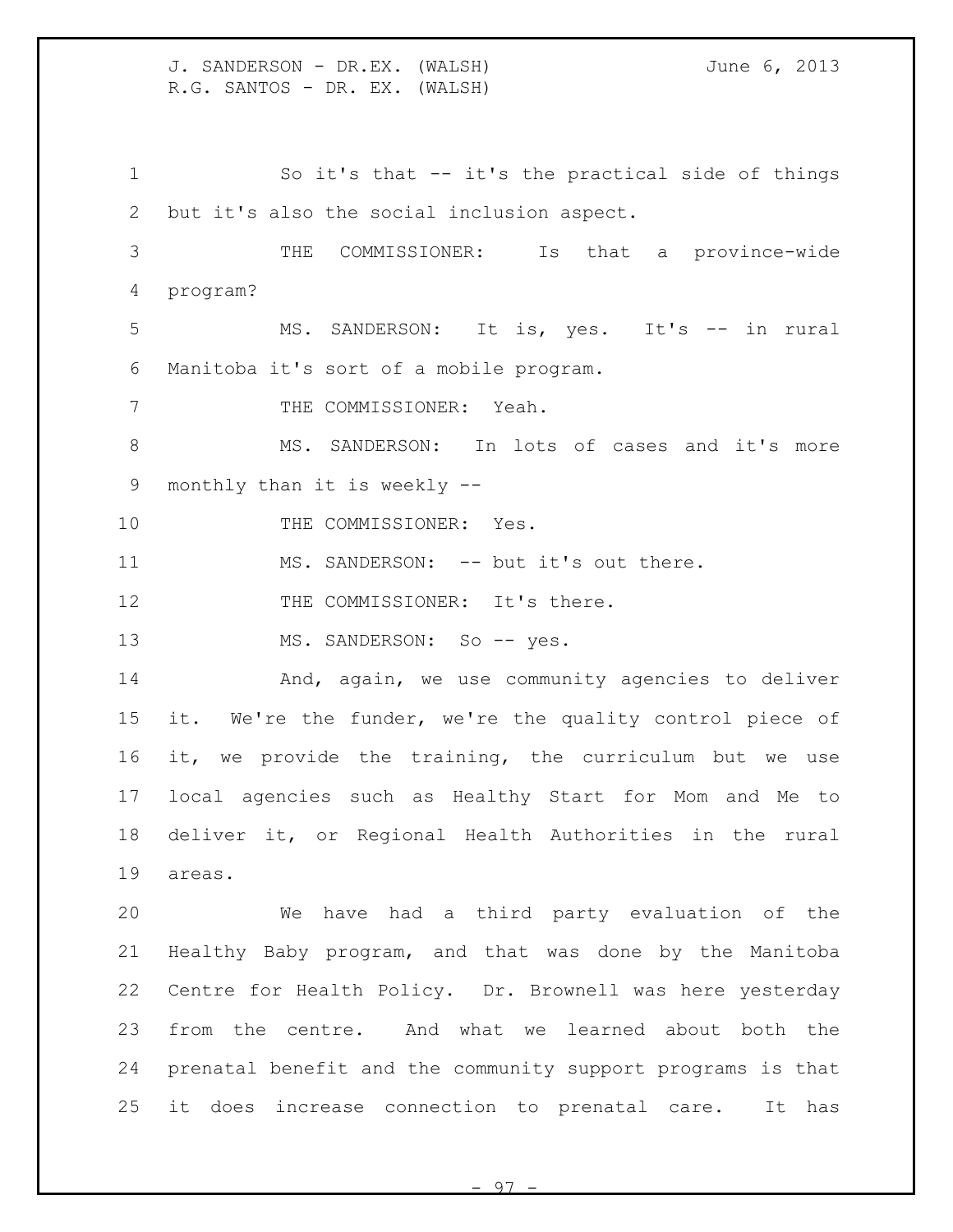So it's that -- it's the practical side of things but it's also the social inclusion aspect.

THE COMMISSIONER: Is that a province-wide program?

MS. SANDERSON: It is, yes. It's -- in rural Manitoba it's sort of a mobile program.

THE COMMISSIONER: Yeah.

MS. SANDERSON: In lots of cases and it's more monthly than it is weekly --

THE COMMISSIONER: Yes.

MS. SANDERSON: -- but it's out there.

THE COMMISSIONER: It's there.

MS. SANDERSON: So -- yes.

And, again, we use community agencies to deliver it. We're the funder, we're the quality control piece of it, we provide the training, the curriculum but we use local agencies such as Healthy Start for Mom and Me to deliver it, or Regional Health Authorities in the rural areas.

We have had a third party evaluation of the Healthy Baby program, and that was done by the Manitoba Centre for Health Policy. Dr. Brownell was here yesterday from the centre. And what we learned about both the prenatal benefit and the community support programs is that it does increase connection to prenatal care. It has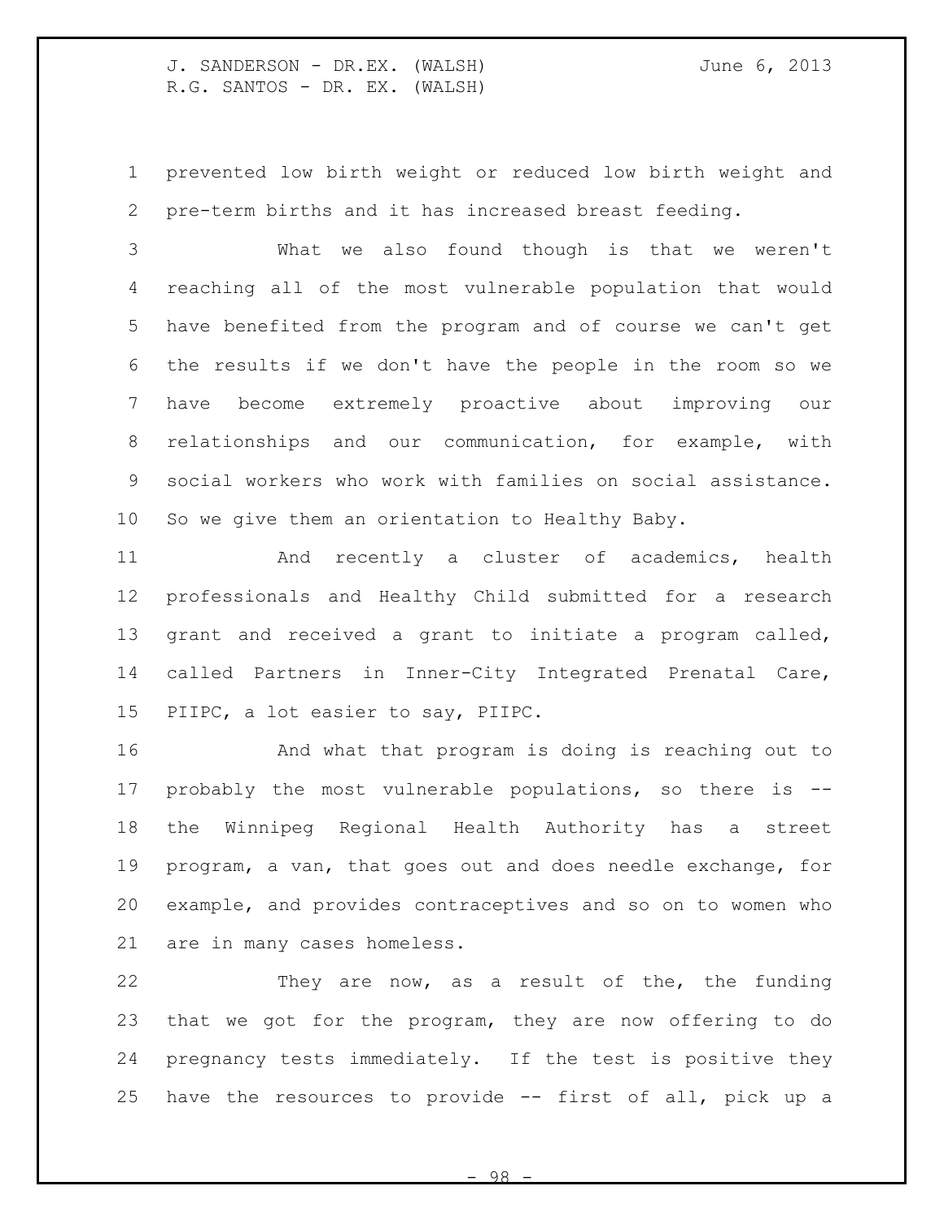prevented low birth weight or reduced low birth weight and pre-term births and it has increased breast feeding.

What we also found though is that we weren't reaching all of the most vulnerable population that would have benefited from the program and of course we can't get the results if we don't have the people in the room so we have become extremely proactive about improving our relationships and our communication, for example, with social workers who work with families on social assistance. So we give them an orientation to Healthy Baby.

And recently a cluster of academics, health professionals and Healthy Child submitted for a research grant and received a grant to initiate a program called, called Partners in Inner-City Integrated Prenatal Care, PIIPC, a lot easier to say, PIIPC.

And what that program is doing is reaching out to probably the most vulnerable populations, so there is -- the Winnipeg Regional Health Authority has a street program, a van, that goes out and does needle exchange, for example, and provides contraceptives and so on to women who are in many cases homeless.

They are now, as a result of the, the funding that we got for the program, they are now offering to do pregnancy tests immediately. If the test is positive they have the resources to provide -- first of all, pick up a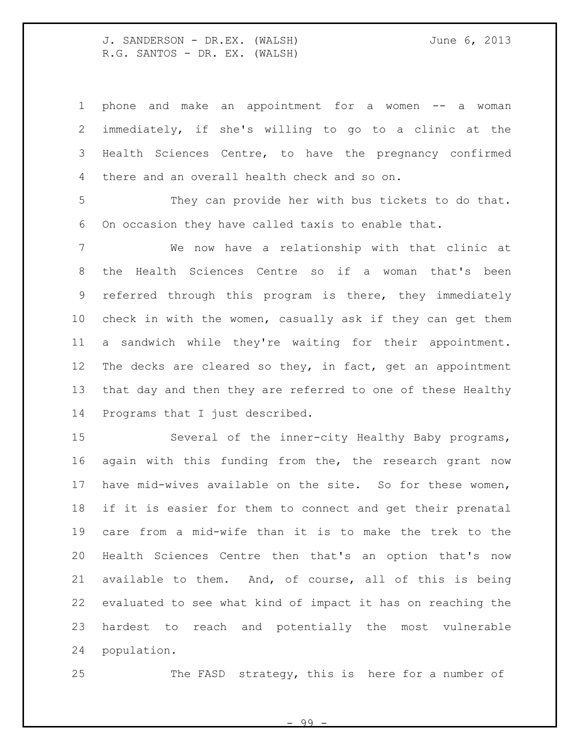phone and make an appointment for a women -- a woman immediately, if she's willing to go to a clinic at the Health Sciences Centre, to have the pregnancy confirmed there and an overall health check and so on.

They can provide her with bus tickets to do that. On occasion they have called taxis to enable that.

We now have a relationship with that clinic at the Health Sciences Centre so if a woman that's been referred through this program is there, they immediately check in with the women, casually ask if they can get them a sandwich while they're waiting for their appointment. The decks are cleared so they, in fact, get an appointment that day and then they are referred to one of these Healthy Programs that I just described.

Several of the inner-city Healthy Baby programs, again with this funding from the, the research grant now have mid-wives available on the site. So for these women, if it is easier for them to connect and get their prenatal care from a mid-wife than it is to make the trek to the Health Sciences Centre then that's an option that's now available to them. And, of course, all of this is being evaluated to see what kind of impact it has on reaching the hardest to reach and potentially the most vulnerable population.

The FASD strategy, this is here for a number of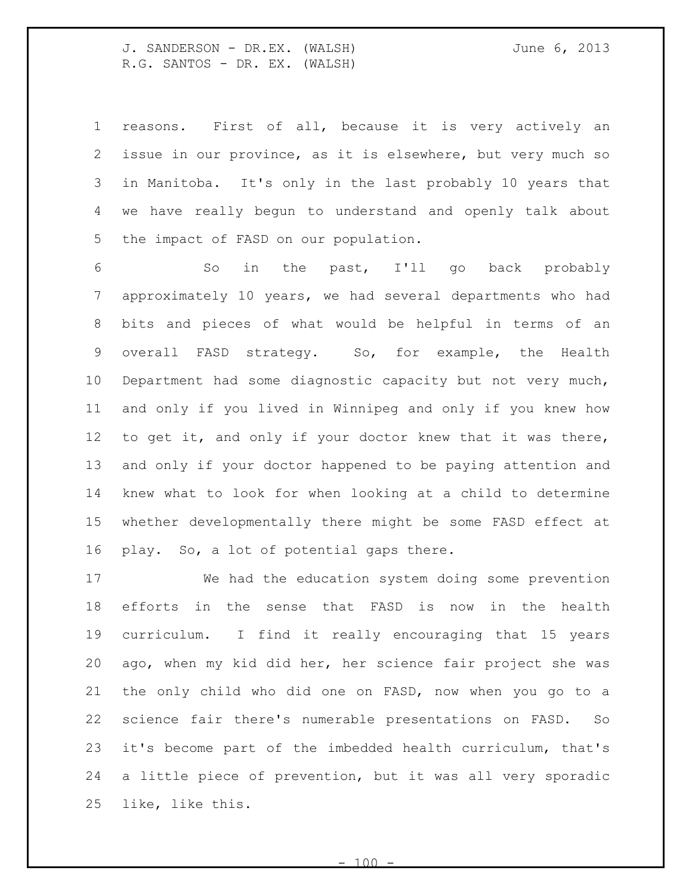reasons. First of all, because it is very actively an issue in our province, as it is elsewhere, but very much so in Manitoba. It's only in the last probably 10 years that we have really begun to understand and openly talk about the impact of FASD on our population.

So in the past, I'll go back probably approximately 10 years, we had several departments who had bits and pieces of what would be helpful in terms of an overall FASD strategy. So, for example, the Health Department had some diagnostic capacity but not very much, and only if you lived in Winnipeg and only if you knew how to get it, and only if your doctor knew that it was there, and only if your doctor happened to be paying attention and knew what to look for when looking at a child to determine whether developmentally there might be some FASD effect at play. So, a lot of potential gaps there.

We had the education system doing some prevention efforts in the sense that FASD is now in the health curriculum. I find it really encouraging that 15 years ago, when my kid did her, her science fair project she was the only child who did one on FASD, now when you go to a science fair there's numerable presentations on FASD. So it's become part of the imbedded health curriculum, that's a little piece of prevention, but it was all very sporadic like, like this.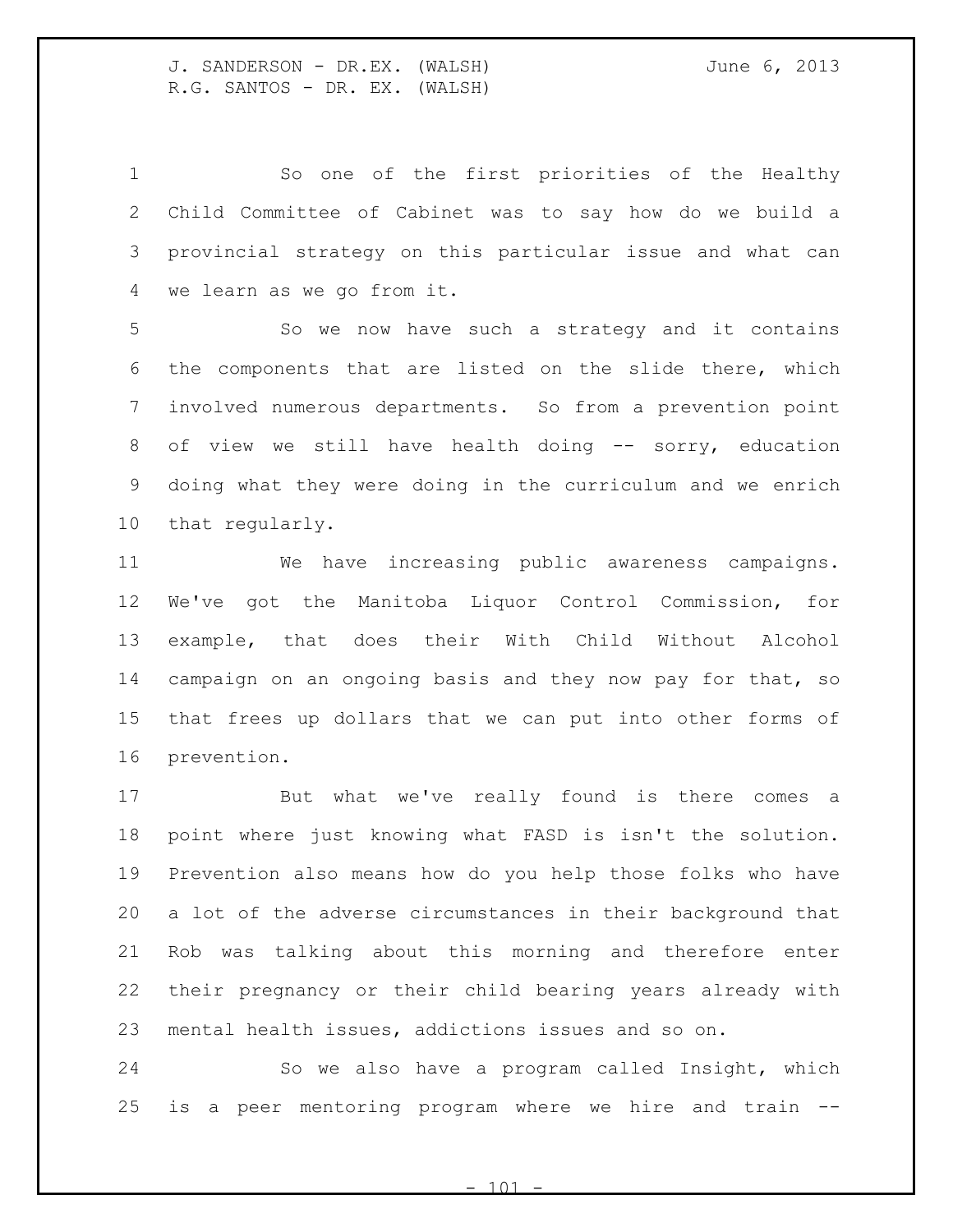So one of the first priorities of the Healthy Child Committee of Cabinet was to say how do we build a provincial strategy on this particular issue and what can we learn as we go from it.

So we now have such a strategy and it contains the components that are listed on the slide there, which involved numerous departments. So from a prevention point of view we still have health doing -- sorry, education doing what they were doing in the curriculum and we enrich that regularly.

We have increasing public awareness campaigns. We've got the Manitoba Liquor Control Commission, for example, that does their With Child Without Alcohol campaign on an ongoing basis and they now pay for that, so that frees up dollars that we can put into other forms of prevention.

But what we've really found is there comes a point where just knowing what FASD is isn't the solution. Prevention also means how do you help those folks who have a lot of the adverse circumstances in their background that Rob was talking about this morning and therefore enter their pregnancy or their child bearing years already with mental health issues, addictions issues and so on.

So we also have a program called Insight, which is a peer mentoring program where we hire and train --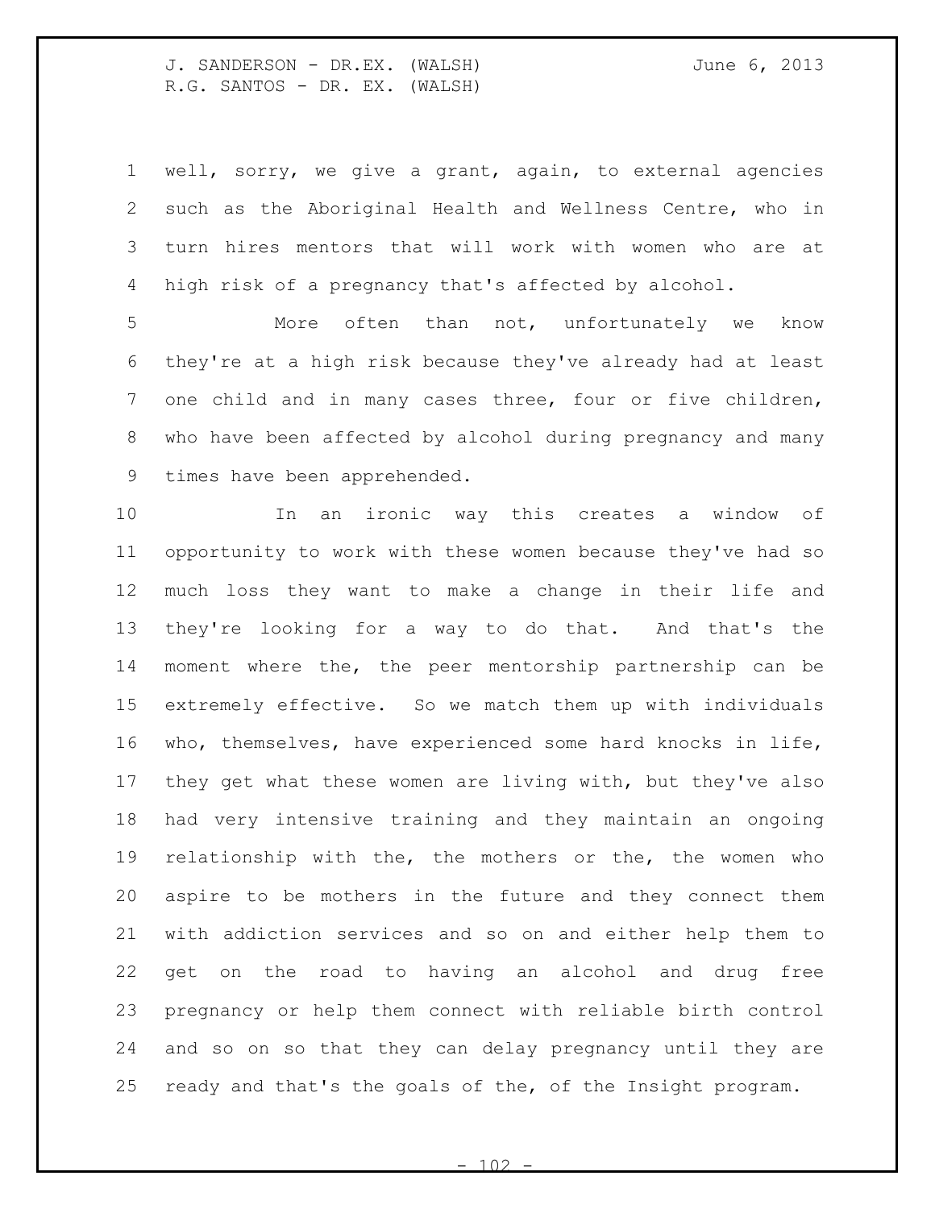well, sorry, we give a grant, again, to external agencies such as the Aboriginal Health and Wellness Centre, who in turn hires mentors that will work with women who are at high risk of a pregnancy that's affected by alcohol.

More often than not, unfortunately we know they're at a high risk because they've already had at least one child and in many cases three, four or five children, who have been affected by alcohol during pregnancy and many times have been apprehended.

In an ironic way this creates a window of opportunity to work with these women because they've had so much loss they want to make a change in their life and they're looking for a way to do that. And that's the moment where the, the peer mentorship partnership can be extremely effective. So we match them up with individuals who, themselves, have experienced some hard knocks in life, they get what these women are living with, but they've also had very intensive training and they maintain an ongoing relationship with the, the mothers or the, the women who aspire to be mothers in the future and they connect them with addiction services and so on and either help them to get on the road to having an alcohol and drug free pregnancy or help them connect with reliable birth control and so on so that they can delay pregnancy until they are ready and that's the goals of the, of the Insight program.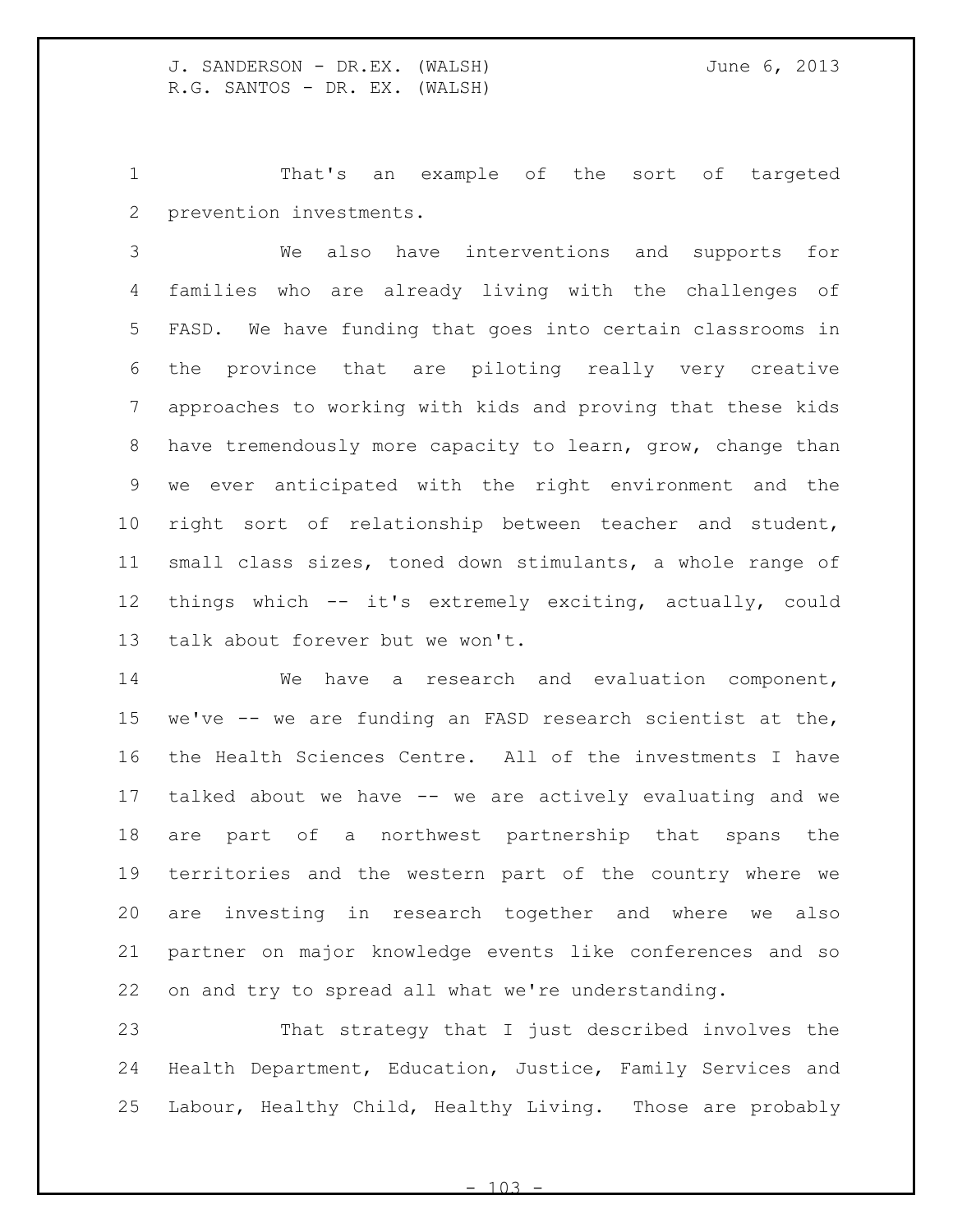That's an example of the sort of targeted prevention investments.

We also have interventions and supports for families who are already living with the challenges of FASD. We have funding that goes into certain classrooms in the province that are piloting really very creative approaches to working with kids and proving that these kids have tremendously more capacity to learn, grow, change than we ever anticipated with the right environment and the right sort of relationship between teacher and student, small class sizes, toned down stimulants, a whole range of things which -- it's extremely exciting, actually, could talk about forever but we won't.

We have a research and evaluation component, we've -- we are funding an FASD research scientist at the, the Health Sciences Centre. All of the investments I have talked about we have -- we are actively evaluating and we are part of a northwest partnership that spans the territories and the western part of the country where we are investing in research together and where we also partner on major knowledge events like conferences and so on and try to spread all what we're understanding.

That strategy that I just described involves the Health Department, Education, Justice, Family Services and Labour, Healthy Child, Healthy Living. Those are probably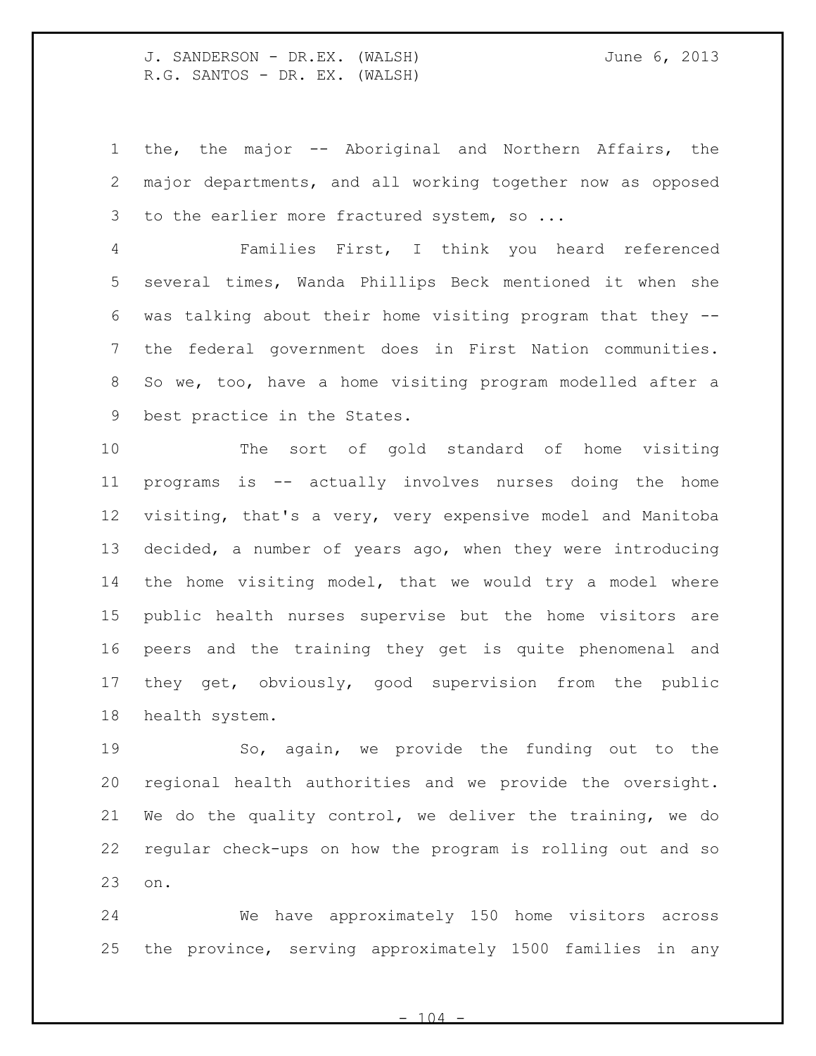the, the major -- Aboriginal and Northern Affairs, the major departments, and all working together now as opposed to the earlier more fractured system, so ...

Families First, I think you heard referenced several times, Wanda Phillips Beck mentioned it when she was talking about their home visiting program that they -- the federal government does in First Nation communities. So we, too, have a home visiting program modelled after a best practice in the States.

The sort of gold standard of home visiting programs is -- actually involves nurses doing the home visiting, that's a very, very expensive model and Manitoba decided, a number of years ago, when they were introducing the home visiting model, that we would try a model where public health nurses supervise but the home visitors are peers and the training they get is quite phenomenal and they get, obviously, good supervision from the public health system.

So, again, we provide the funding out to the regional health authorities and we provide the oversight. We do the quality control, we deliver the training, we do regular check-ups on how the program is rolling out and so on.

We have approximately 150 home visitors across the province, serving approximately 1500 families in any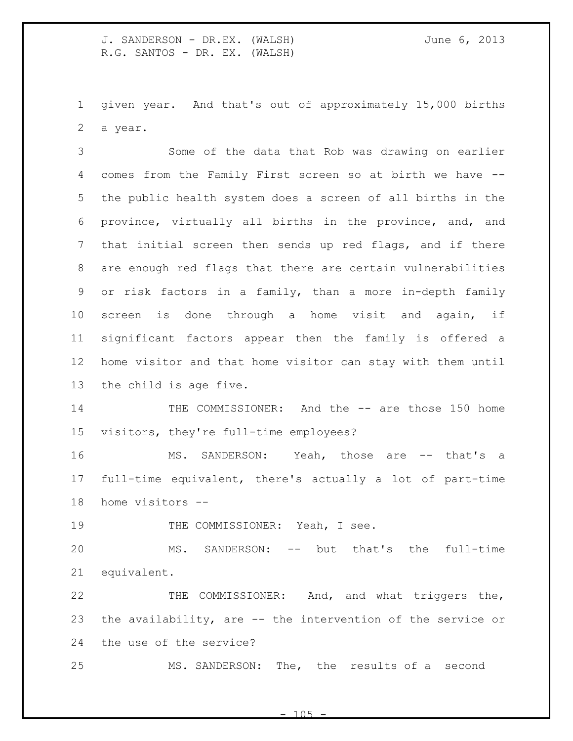given year. And that's out of approximately 15,000 births a year.

Some of the data that Rob was drawing on earlier comes from the Family First screen so at birth we have -- the public health system does a screen of all births in the province, virtually all births in the province, and, and that initial screen then sends up red flags, and if there are enough red flags that there are certain vulnerabilities or risk factors in a family, than a more in-depth family screen is done through a home visit and again, if significant factors appear then the family is offered a home visitor and that home visitor can stay with them until the child is age five.

THE COMMISSIONER: And the -- are those 150 home visitors, they're full-time employees?

MS. SANDERSON: Yeah, those are -- that's a full-time equivalent, there's actually a lot of part-time home visitors --

THE COMMISSIONER: Yeah, I see.

MS. SANDERSON: -- but that's the full-time equivalent.

THE COMMISSIONER: And, and what triggers the, the availability, are -- the intervention of the service or the use of the service?

MS. SANDERSON: The, the results of a second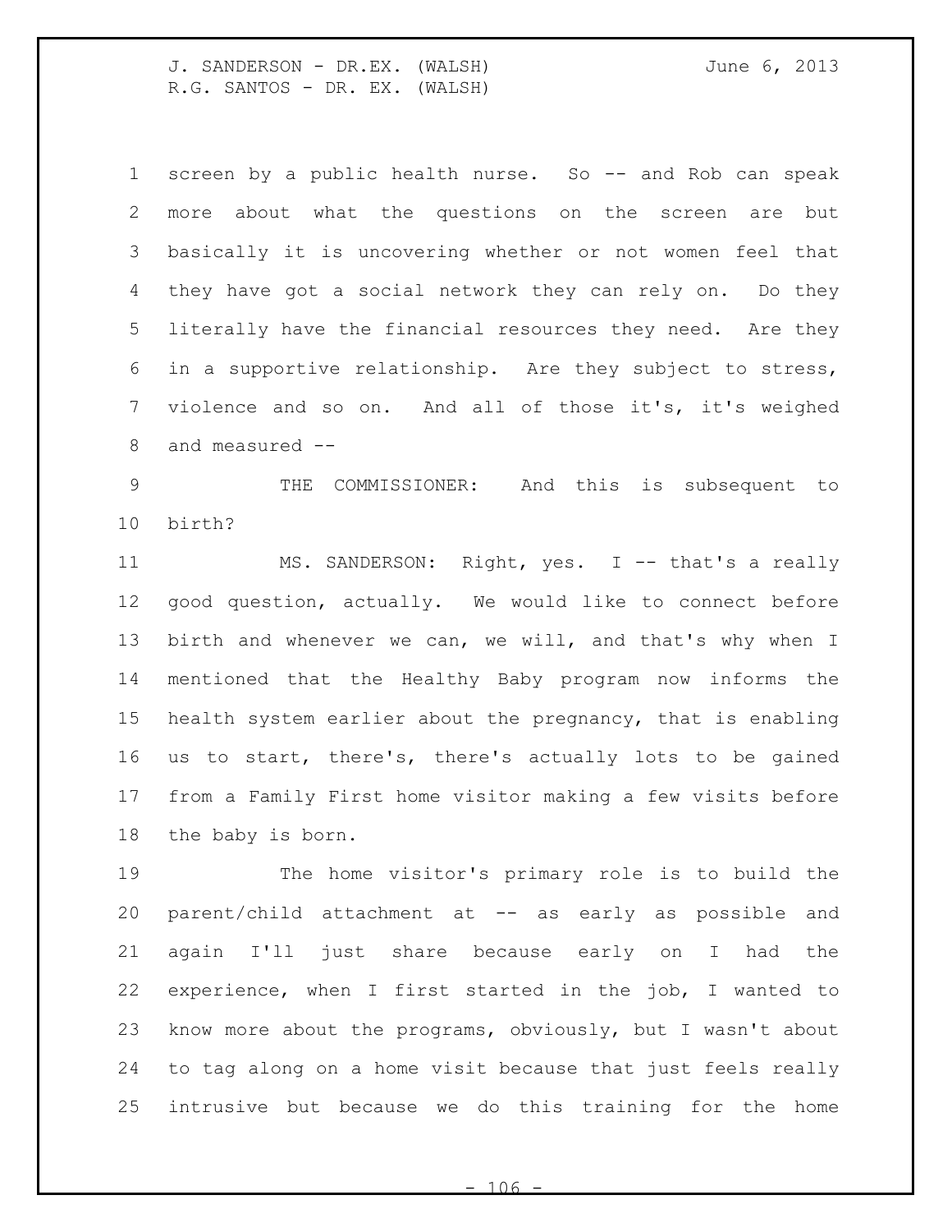screen by a public health nurse. So -- and Rob can speak more about what the questions on the screen are but basically it is uncovering whether or not women feel that they have got a social network they can rely on. Do they literally have the financial resources they need. Are they in a supportive relationship. Are they subject to stress, violence and so on. And all of those it's, it's weighed and measured --

THE COMMISSIONER: And this is subsequent to birth?

MS. SANDERSON: Right, yes. I -- that's a really good question, actually. We would like to connect before birth and whenever we can, we will, and that's why when I mentioned that the Healthy Baby program now informs the health system earlier about the pregnancy, that is enabling us to start, there's, there's actually lots to be gained from a Family First home visitor making a few visits before the baby is born.

The home visitor's primary role is to build the parent/child attachment at -- as early as possible and again I'll just share because early on I had the experience, when I first started in the job, I wanted to know more about the programs, obviously, but I wasn't about to tag along on a home visit because that just feels really intrusive but because we do this training for the home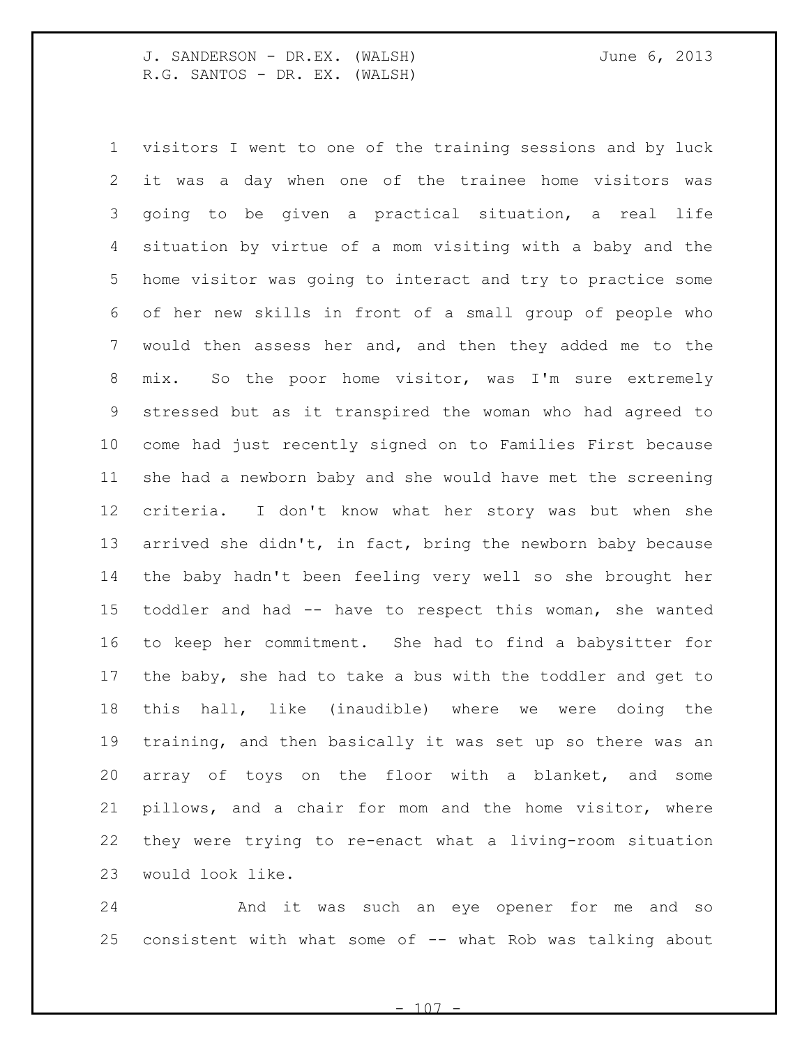visitors I went to one of the training sessions and by luck it was a day when one of the trainee home visitors was going to be given a practical situation, a real life situation by virtue of a mom visiting with a baby and the home visitor was going to interact and try to practice some of her new skills in front of a small group of people who would then assess her and, and then they added me to the mix. So the poor home visitor, was I'm sure extremely stressed but as it transpired the woman who had agreed to come had just recently signed on to Families First because she had a newborn baby and she would have met the screening criteria. I don't know what her story was but when she arrived she didn't, in fact, bring the newborn baby because the baby hadn't been feeling very well so she brought her toddler and had -- have to respect this woman, she wanted to keep her commitment. She had to find a babysitter for the baby, she had to take a bus with the toddler and get to this hall, like (inaudible) where we were doing the training, and then basically it was set up so there was an array of toys on the floor with a blanket, and some pillows, and a chair for mom and the home visitor, where they were trying to re-enact what a living-room situation would look like.

And it was such an eye opener for me and so consistent with what some of -- what Rob was talking about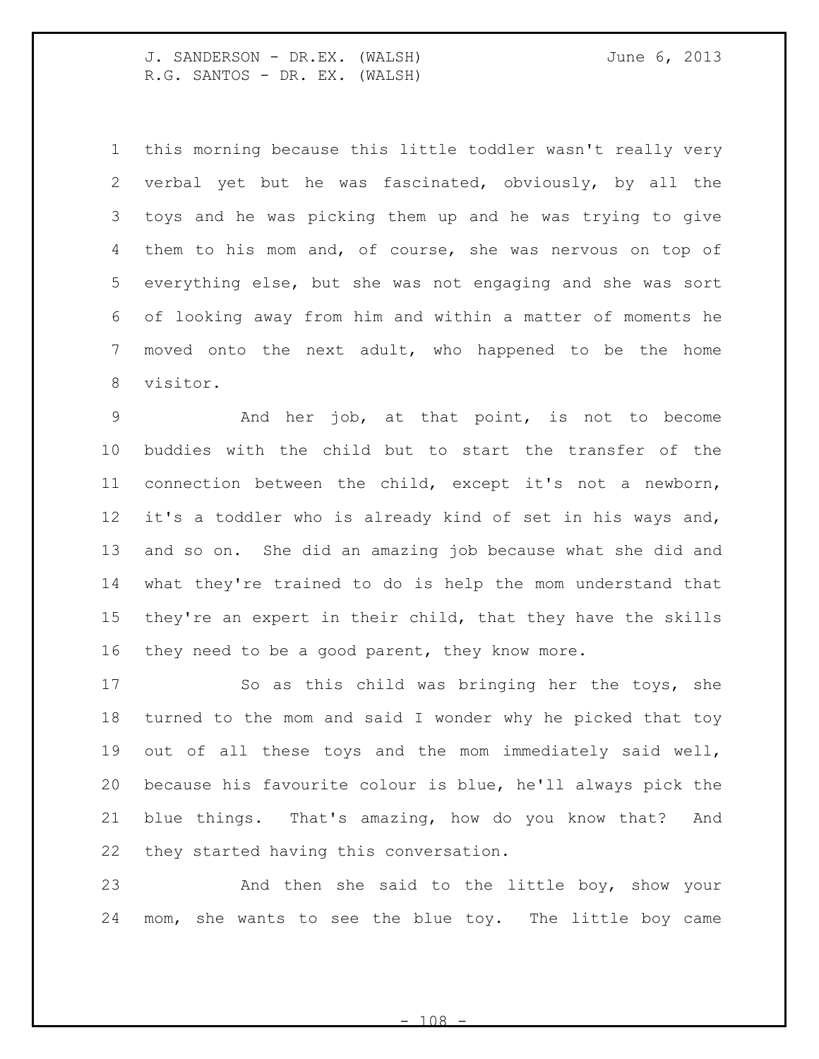this morning because this little toddler wasn't really very verbal yet but he was fascinated, obviously, by all the toys and he was picking them up and he was trying to give them to his mom and, of course, she was nervous on top of everything else, but she was not engaging and she was sort of looking away from him and within a matter of moments he moved onto the next adult, who happened to be the home visitor.

And her job, at that point, is not to become buddies with the child but to start the transfer of the connection between the child, except it's not a newborn, it's a toddler who is already kind of set in his ways and, and so on. She did an amazing job because what she did and what they're trained to do is help the mom understand that they're an expert in their child, that they have the skills they need to be a good parent, they know more.

So as this child was bringing her the toys, she turned to the mom and said I wonder why he picked that toy out of all these toys and the mom immediately said well, because his favourite colour is blue, he'll always pick the blue things. That's amazing, how do you know that? And they started having this conversation.

And then she said to the little boy, show your mom, she wants to see the blue toy. The little boy came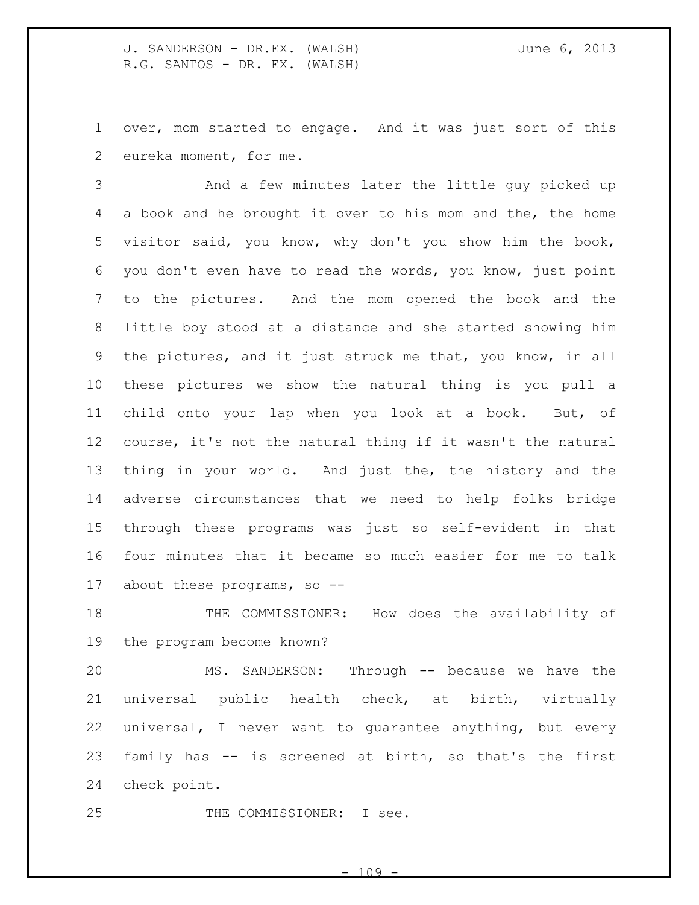over, mom started to engage. And it was just sort of this eureka moment, for me.

And a few minutes later the little guy picked up a book and he brought it over to his mom and the, the home visitor said, you know, why don't you show him the book, you don't even have to read the words, you know, just point to the pictures. And the mom opened the book and the little boy stood at a distance and she started showing him the pictures, and it just struck me that, you know, in all these pictures we show the natural thing is you pull a child onto your lap when you look at a book. But, of course, it's not the natural thing if it wasn't the natural thing in your world. And just the, the history and the adverse circumstances that we need to help folks bridge through these programs was just so self-evident in that four minutes that it became so much easier for me to talk about these programs, so --

THE COMMISSIONER: How does the availability of the program become known?

MS. SANDERSON: Through -- because we have the universal public health check, at birth, virtually universal, I never want to guarantee anything, but every family has -- is screened at birth, so that's the first check point.

THE COMMISSIONER: I see.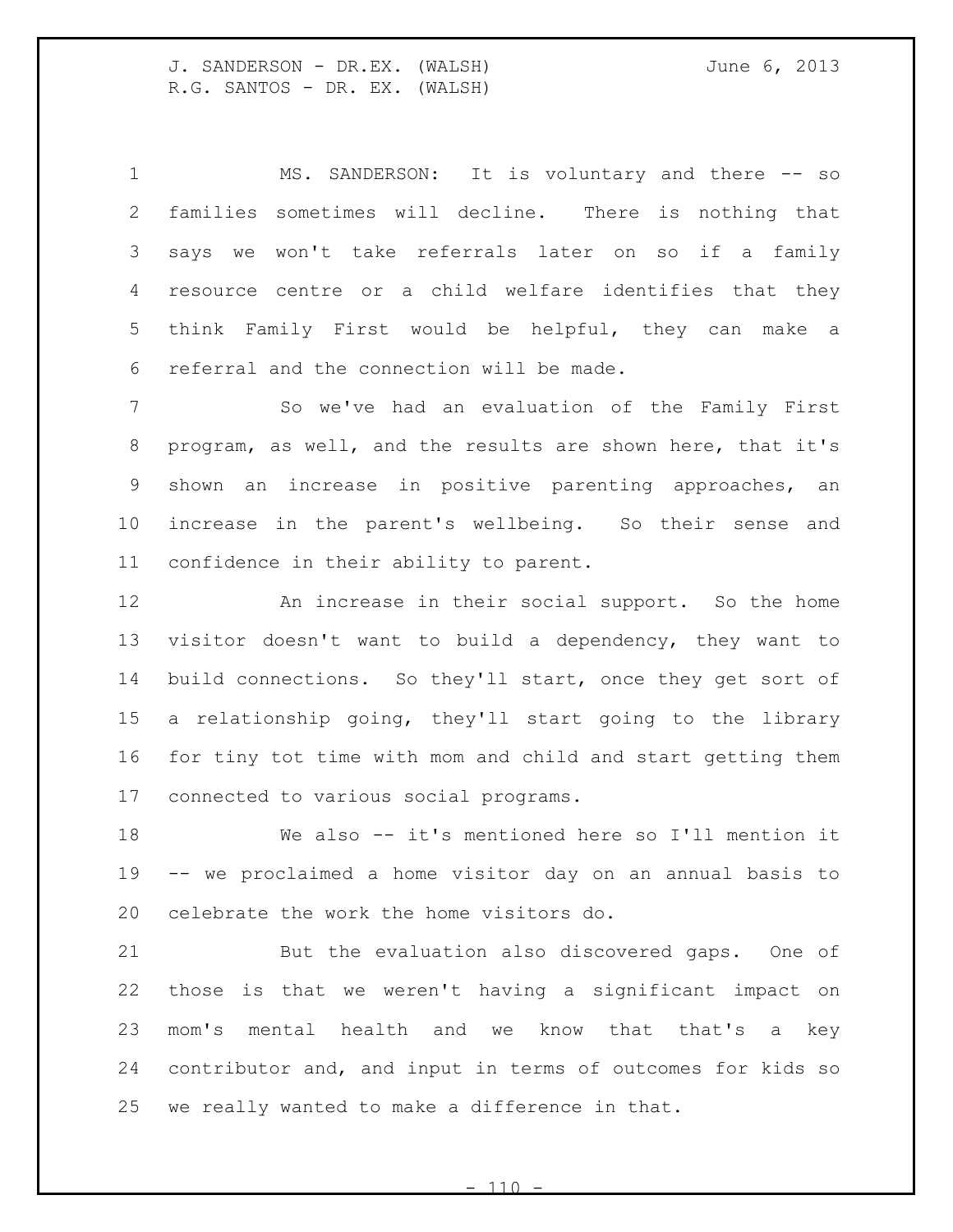MS. SANDERSON: It is voluntary and there -- so families sometimes will decline. There is nothing that says we won't take referrals later on so if a family resource centre or a child welfare identifies that they think Family First would be helpful, they can make a referral and the connection will be made.

So we've had an evaluation of the Family First program, as well, and the results are shown here, that it's shown an increase in positive parenting approaches, an increase in the parent's wellbeing. So their sense and confidence in their ability to parent.

An increase in their social support. So the home visitor doesn't want to build a dependency, they want to build connections. So they'll start, once they get sort of a relationship going, they'll start going to the library for tiny tot time with mom and child and start getting them connected to various social programs.

We also -- it's mentioned here so I'll mention it -- we proclaimed a home visitor day on an annual basis to celebrate the work the home visitors do.

But the evaluation also discovered gaps. One of those is that we weren't having a significant impact on mom's mental health and we know that that's a key contributor and, and input in terms of outcomes for kids so we really wanted to make a difference in that.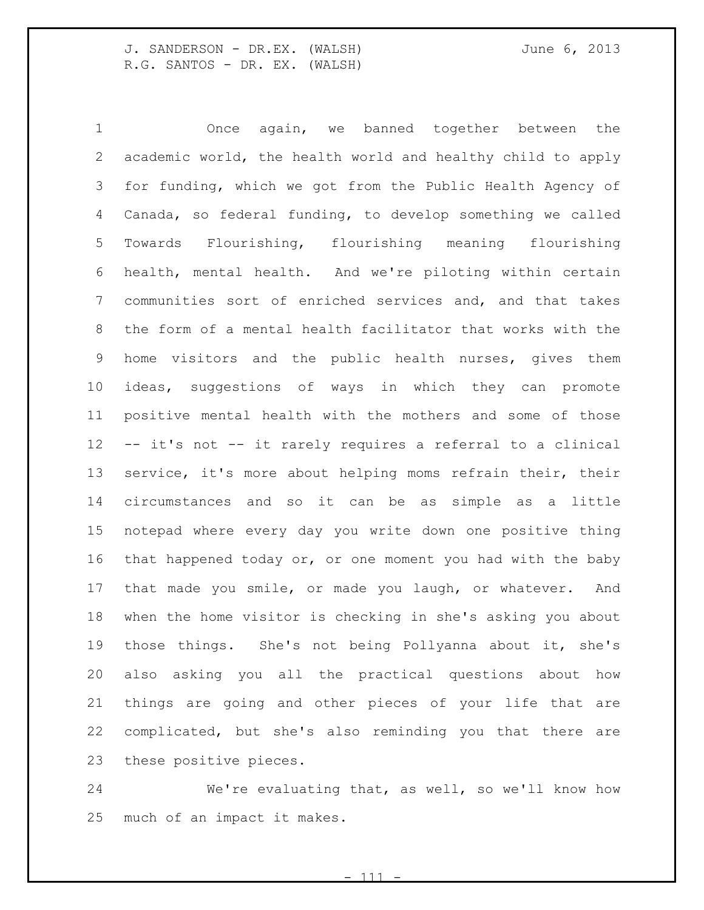Once again, we banned together between the academic world, the health world and healthy child to apply for funding, which we got from the Public Health Agency of Canada, so federal funding, to develop something we called Towards Flourishing, flourishing meaning flourishing health, mental health. And we're piloting within certain communities sort of enriched services and, and that takes the form of a mental health facilitator that works with the home visitors and the public health nurses, gives them ideas, suggestions of ways in which they can promote positive mental health with the mothers and some of those -- it's not -- it rarely requires a referral to a clinical service, it's more about helping moms refrain their, their circumstances and so it can be as simple as a little notepad where every day you write down one positive thing that happened today or, or one moment you had with the baby that made you smile, or made you laugh, or whatever. And when the home visitor is checking in she's asking you about those things. She's not being Pollyanna about it, she's also asking you all the practical questions about how things are going and other pieces of your life that are complicated, but she's also reminding you that there are these positive pieces.

We're evaluating that, as well, so we'll know how much of an impact it makes.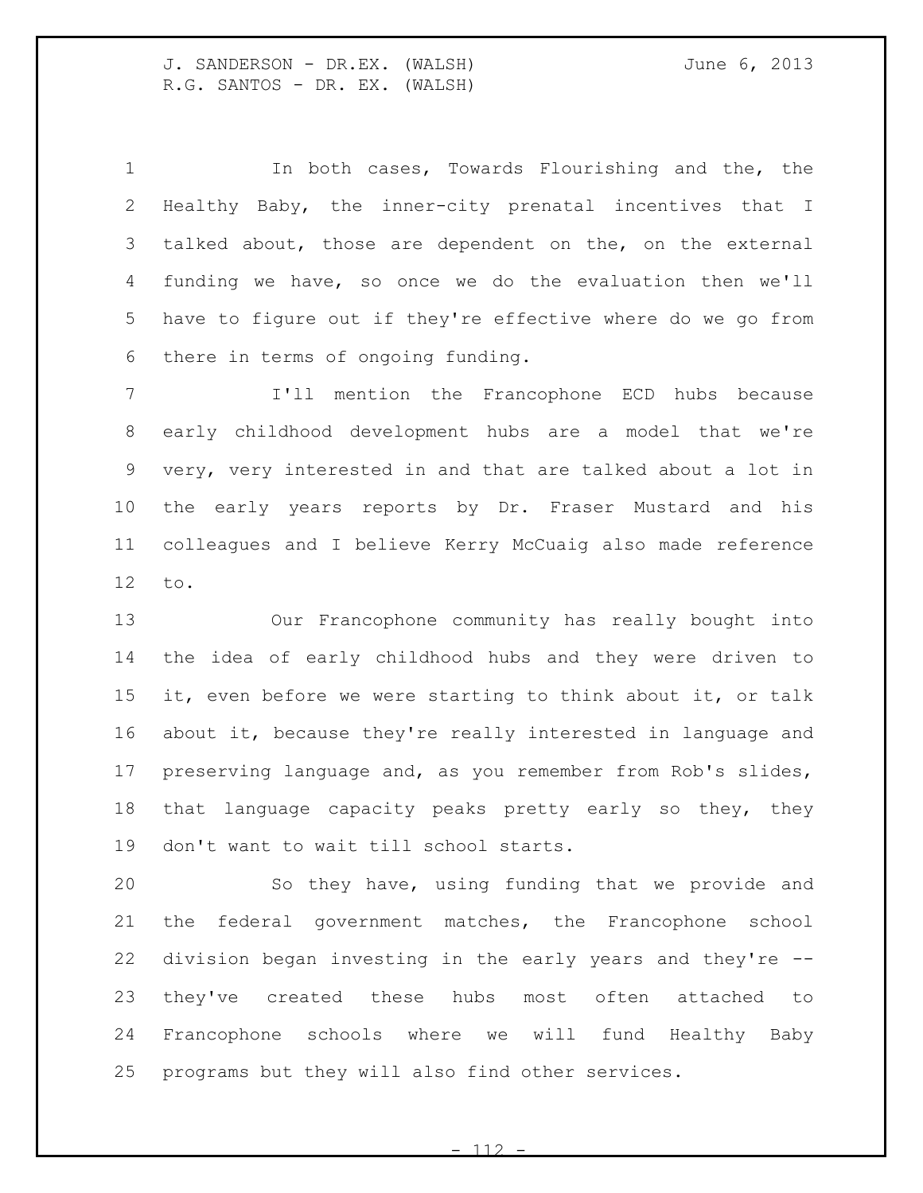In both cases, Towards Flourishing and the, the Healthy Baby, the inner-city prenatal incentives that I talked about, those are dependent on the, on the external funding we have, so once we do the evaluation then we'll have to figure out if they're effective where do we go from there in terms of ongoing funding.

I'll mention the Francophone ECD hubs because early childhood development hubs are a model that we're very, very interested in and that are talked about a lot in the early years reports by Dr. Fraser Mustard and his colleagues and I believe Kerry McCuaig also made reference to.

Our Francophone community has really bought into the idea of early childhood hubs and they were driven to it, even before we were starting to think about it, or talk about it, because they're really interested in language and preserving language and, as you remember from Rob's slides, that language capacity peaks pretty early so they, they don't want to wait till school starts.

So they have, using funding that we provide and the federal government matches, the Francophone school division began investing in the early years and they're -- they've created these hubs most often attached to Francophone schools where we will fund Healthy Baby programs but they will also find other services.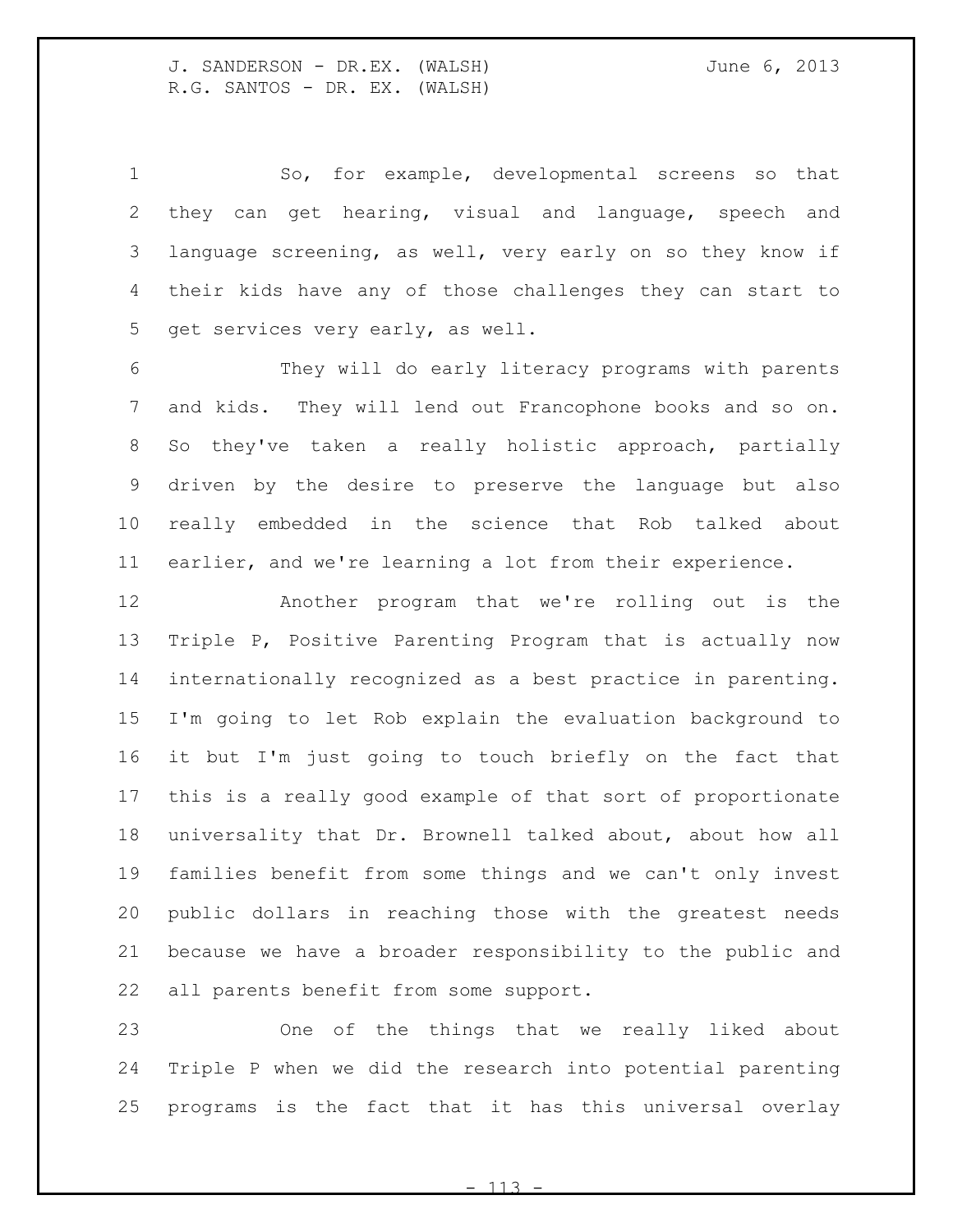So, for example, developmental screens so that they can get hearing, visual and language, speech and language screening, as well, very early on so they know if their kids have any of those challenges they can start to get services very early, as well.

They will do early literacy programs with parents and kids. They will lend out Francophone books and so on. So they've taken a really holistic approach, partially driven by the desire to preserve the language but also really embedded in the science that Rob talked about earlier, and we're learning a lot from their experience.

Another program that we're rolling out is the Triple P, Positive Parenting Program that is actually now internationally recognized as a best practice in parenting. I'm going to let Rob explain the evaluation background to it but I'm just going to touch briefly on the fact that this is a really good example of that sort of proportionate universality that Dr. Brownell talked about, about how all families benefit from some things and we can't only invest public dollars in reaching those with the greatest needs because we have a broader responsibility to the public and all parents benefit from some support.

One of the things that we really liked about Triple P when we did the research into potential parenting programs is the fact that it has this universal overlay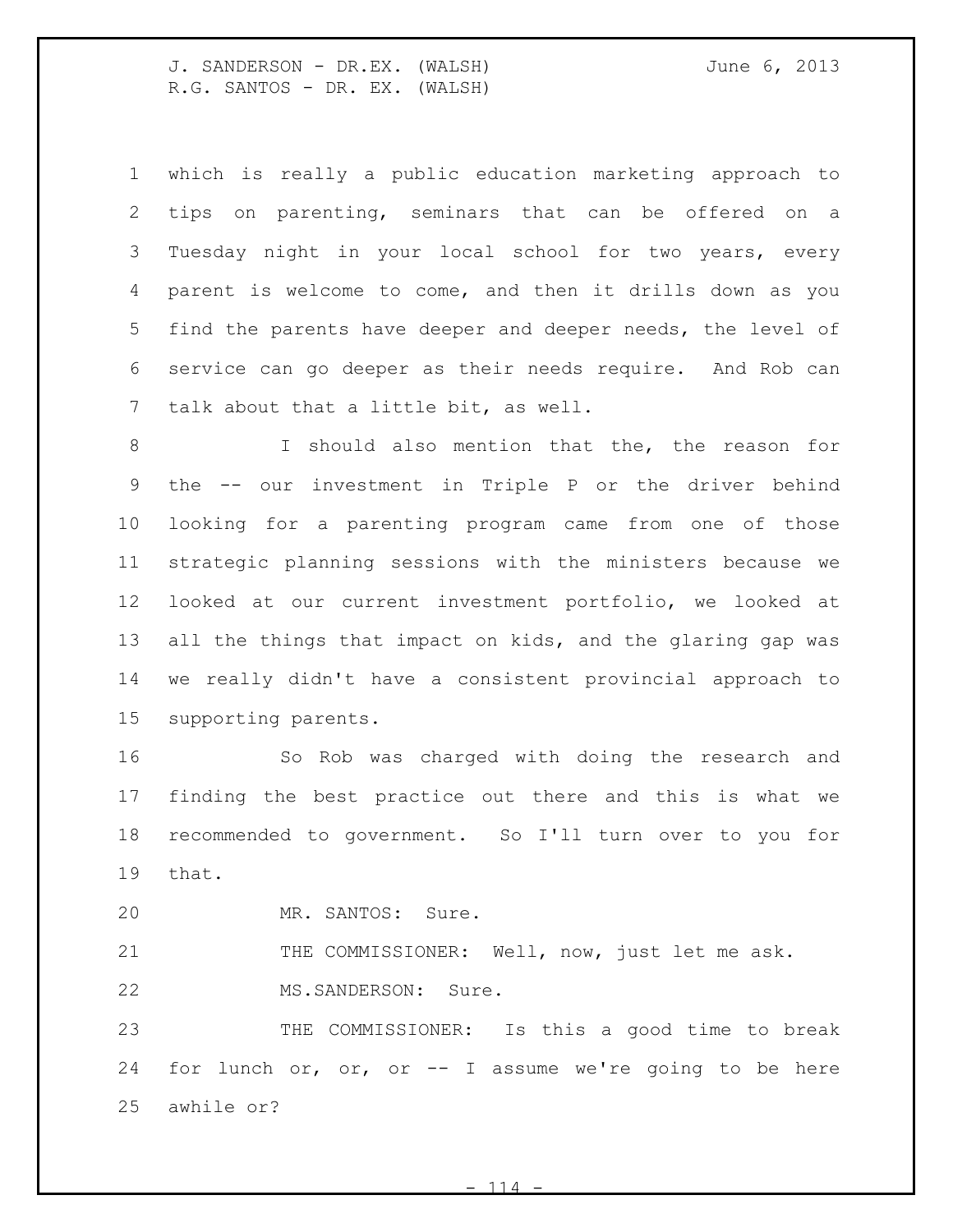which is really a public education marketing approach to tips on parenting, seminars that can be offered on a Tuesday night in your local school for two years, every parent is welcome to come, and then it drills down as you find the parents have deeper and deeper needs, the level of service can go deeper as their needs require. And Rob can talk about that a little bit, as well.

I should also mention that the, the reason for the -- our investment in Triple P or the driver behind looking for a parenting program came from one of those strategic planning sessions with the ministers because we looked at our current investment portfolio, we looked at all the things that impact on kids, and the glaring gap was we really didn't have a consistent provincial approach to supporting parents.

So Rob was charged with doing the research and finding the best practice out there and this is what we recommended to government. So I'll turn over to you for that.

MR. SANTOS: Sure.

THE COMMISSIONER: Well, now, just let me ask.

MS.SANDERSON: Sure.

THE COMMISSIONER: Is this a good time to break for lunch or, or, or -- I assume we're going to be here awhile or?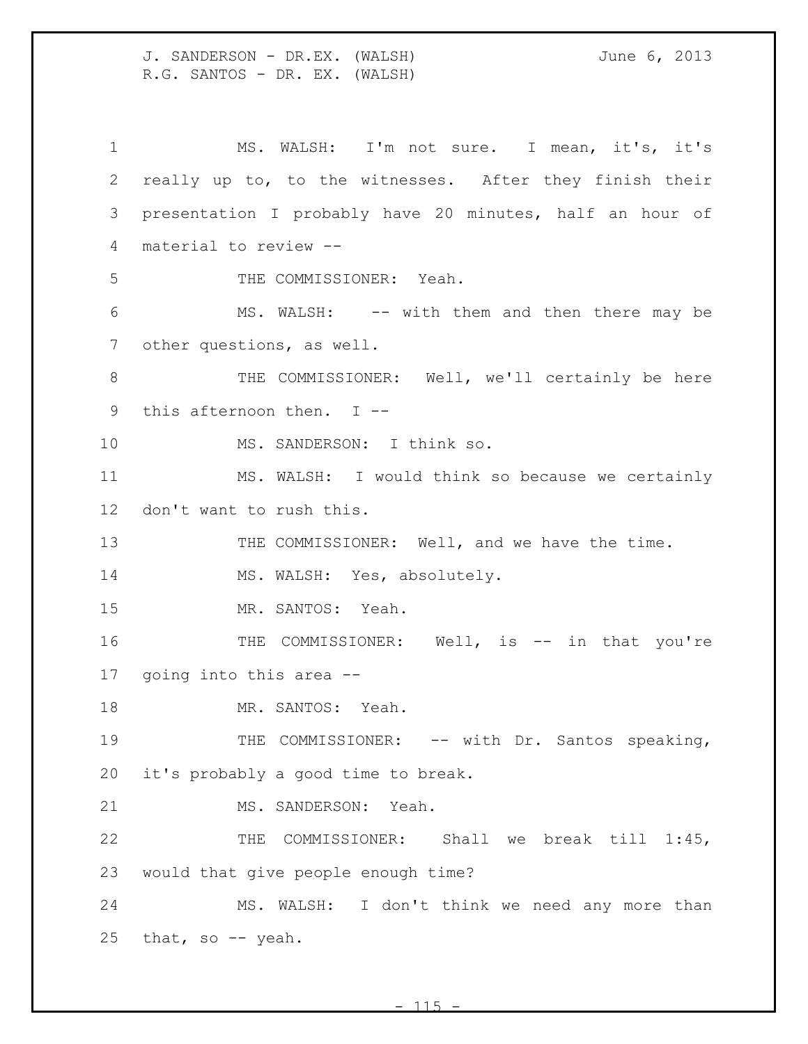MS. WALSH: I'm not sure. I mean, it's, it's really up to, to the witnesses. After they finish their presentation I probably have 20 minutes, half an hour of material to review --

THE COMMISSIONER: Yeah.

MS. WALSH: -- with them and then there may be other questions, as well.

THE COMMISSIONER: Well, we'll certainly be here this afternoon then. I --

MS. SANDERSON: I think so.

MS. WALSH: I would think so because we certainly don't want to rush this.

THE COMMISSIONER: Well, and we have the time.

MS. WALSH: Yes, absolutely.

MR. SANTOS: Yeah.

THE COMMISSIONER: Well, is -- in that you're going into this area --

MR. SANTOS: Yeah.

THE COMMISSIONER: -- with Dr. Santos speaking, it's probably a good time to break.

MS. SANDERSON: Yeah.

THE COMMISSIONER: Shall we break till 1:45, would that give people enough time?

MS. WALSH: I don't think we need any more than that, so -- yeah.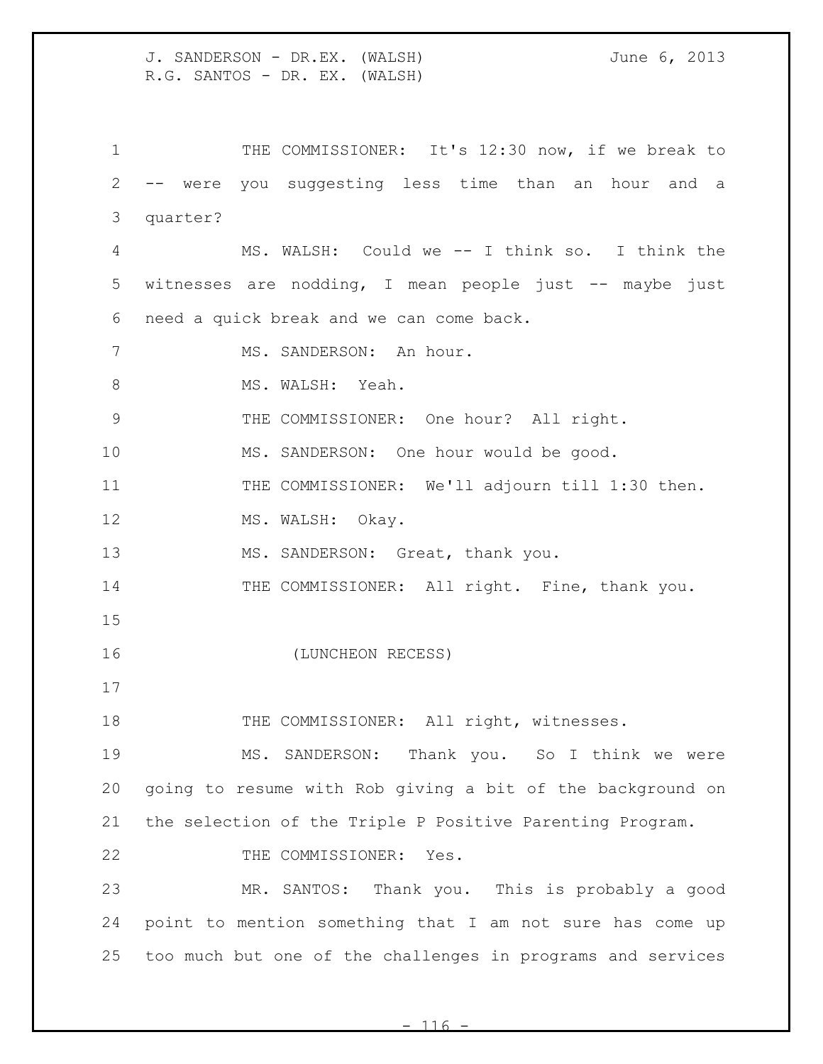THE COMMISSIONER: It's 12:30 now, if we break to -- were you suggesting less time than an hour and a quarter?

MS. WALSH: Could we -- I think so. I think the witnesses are nodding, I mean people just -- maybe just need a quick break and we can come back.

MS. SANDERSON: An hour.

MS. WALSH: Yeah.

THE COMMISSIONER: One hour? All right.

MS. SANDERSON: One hour would be good.

THE COMMISSIONER: We'll adjourn till 1:30 then.

MS. WALSH: Okay.

MS. SANDERSON: Great, thank you.

THE COMMISSIONER: All right. Fine, thank you.

(LUNCHEON RECESS)

THE COMMISSIONER: All right, witnesses.

MS. SANDERSON: Thank you. So I think we were going to resume with Rob giving a bit of the background on the selection of the Triple P Positive Parenting Program.

THE COMMISSIONER: Yes.

MR. SANTOS: Thank you. This is probably a good point to mention something that I am not sure has come up too much but one of the challenges in programs and services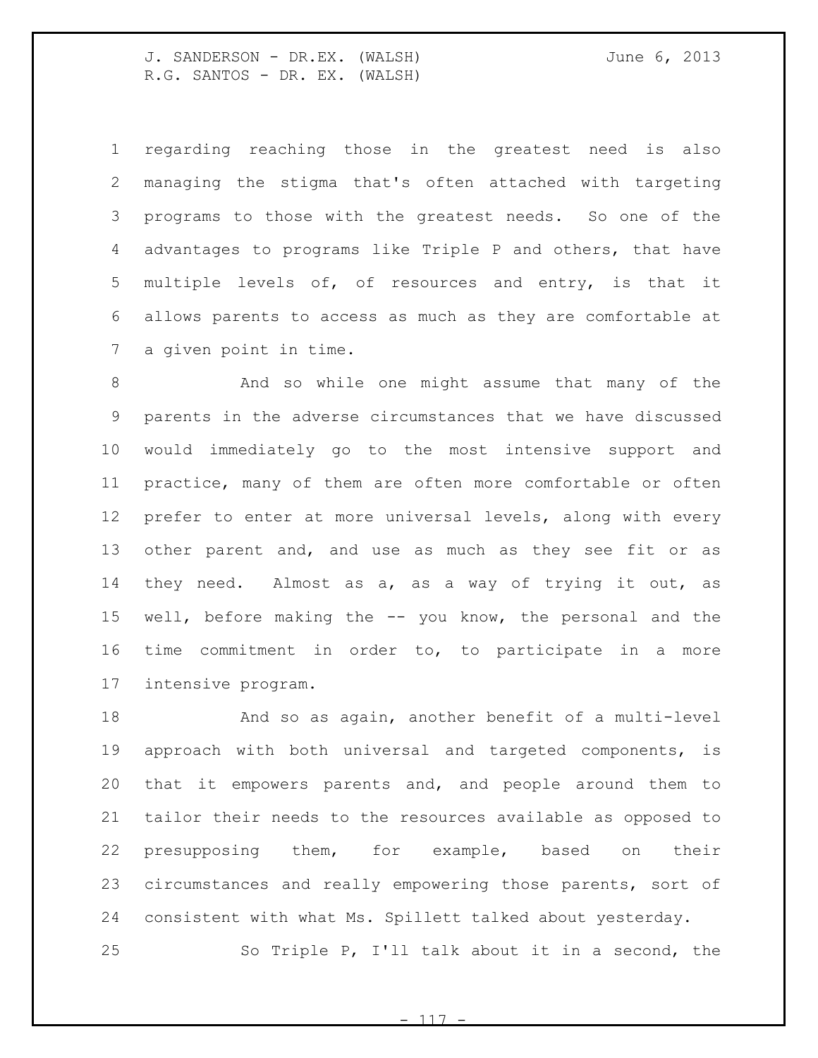regarding reaching those in the greatest need is also managing the stigma that's often attached with targeting programs to those with the greatest needs. So one of the advantages to programs like Triple P and others, that have multiple levels of, of resources and entry, is that it allows parents to access as much as they are comfortable at a given point in time.

And so while one might assume that many of the parents in the adverse circumstances that we have discussed would immediately go to the most intensive support and practice, many of them are often more comfortable or often prefer to enter at more universal levels, along with every other parent and, and use as much as they see fit or as they need. Almost as a, as a way of trying it out, as well, before making the -- you know, the personal and the time commitment in order to, to participate in a more intensive program.

And so as again, another benefit of a multi-level approach with both universal and targeted components, is that it empowers parents and, and people around them to tailor their needs to the resources available as opposed to presupposing them, for example, based on their circumstances and really empowering those parents, sort of consistent with what Ms. Spillett talked about yesterday.

So Triple P, I'll talk about it in a second, the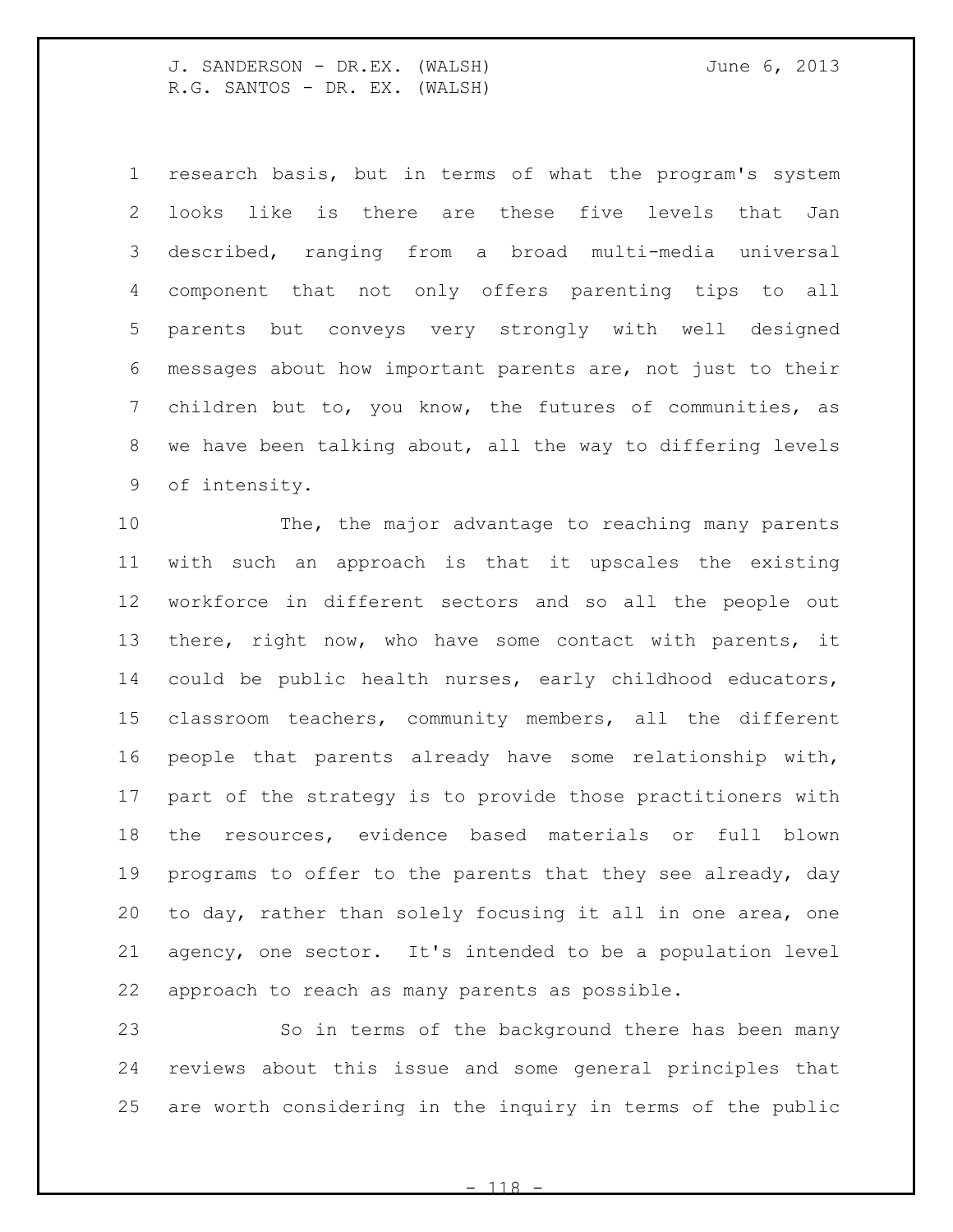research basis, but in terms of what the program's system looks like is there are these five levels that Jan described, ranging from a broad multi-media universal component that not only offers parenting tips to all parents but conveys very strongly with well designed messages about how important parents are, not just to their children but to, you know, the futures of communities, as we have been talking about, all the way to differing levels of intensity.

The, the major advantage to reaching many parents with such an approach is that it upscales the existing workforce in different sectors and so all the people out there, right now, who have some contact with parents, it could be public health nurses, early childhood educators, classroom teachers, community members, all the different people that parents already have some relationship with, part of the strategy is to provide those practitioners with the resources, evidence based materials or full blown programs to offer to the parents that they see already, day to day, rather than solely focusing it all in one area, one agency, one sector. It's intended to be a population level approach to reach as many parents as possible.

So in terms of the background there has been many reviews about this issue and some general principles that are worth considering in the inquiry in terms of the public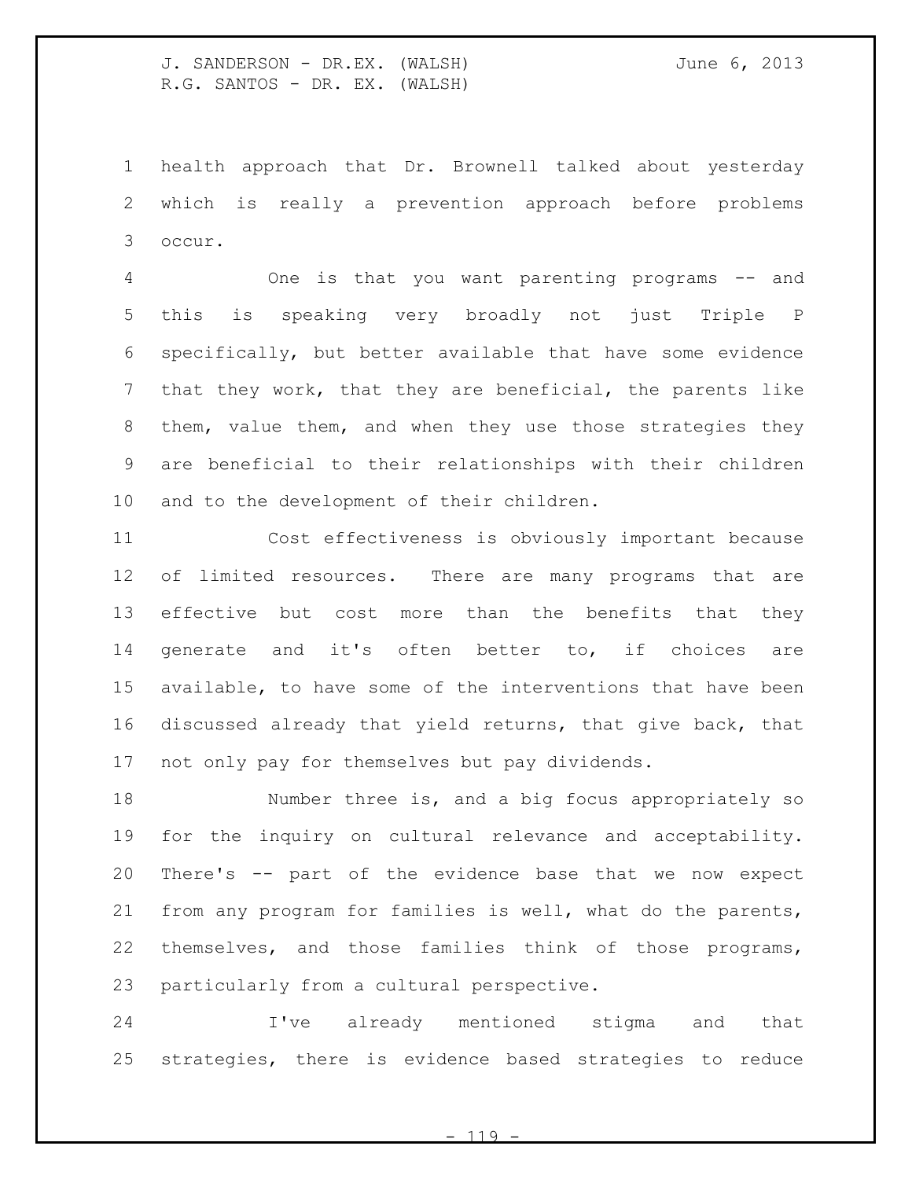health approach that Dr. Brownell talked about yesterday which is really a prevention approach before problems occur.

One is that you want parenting programs -- and this is speaking very broadly not just Triple P specifically, but better available that have some evidence that they work, that they are beneficial, the parents like them, value them, and when they use those strategies they are beneficial to their relationships with their children and to the development of their children.

Cost effectiveness is obviously important because of limited resources. There are many programs that are effective but cost more than the benefits that they generate and it's often better to, if choices are available, to have some of the interventions that have been discussed already that yield returns, that give back, that not only pay for themselves but pay dividends.

Number three is, and a big focus appropriately so for the inquiry on cultural relevance and acceptability. There's -- part of the evidence base that we now expect from any program for families is well, what do the parents, themselves, and those families think of those programs, particularly from a cultural perspective.

I've already mentioned stigma and that strategies, there is evidence based strategies to reduce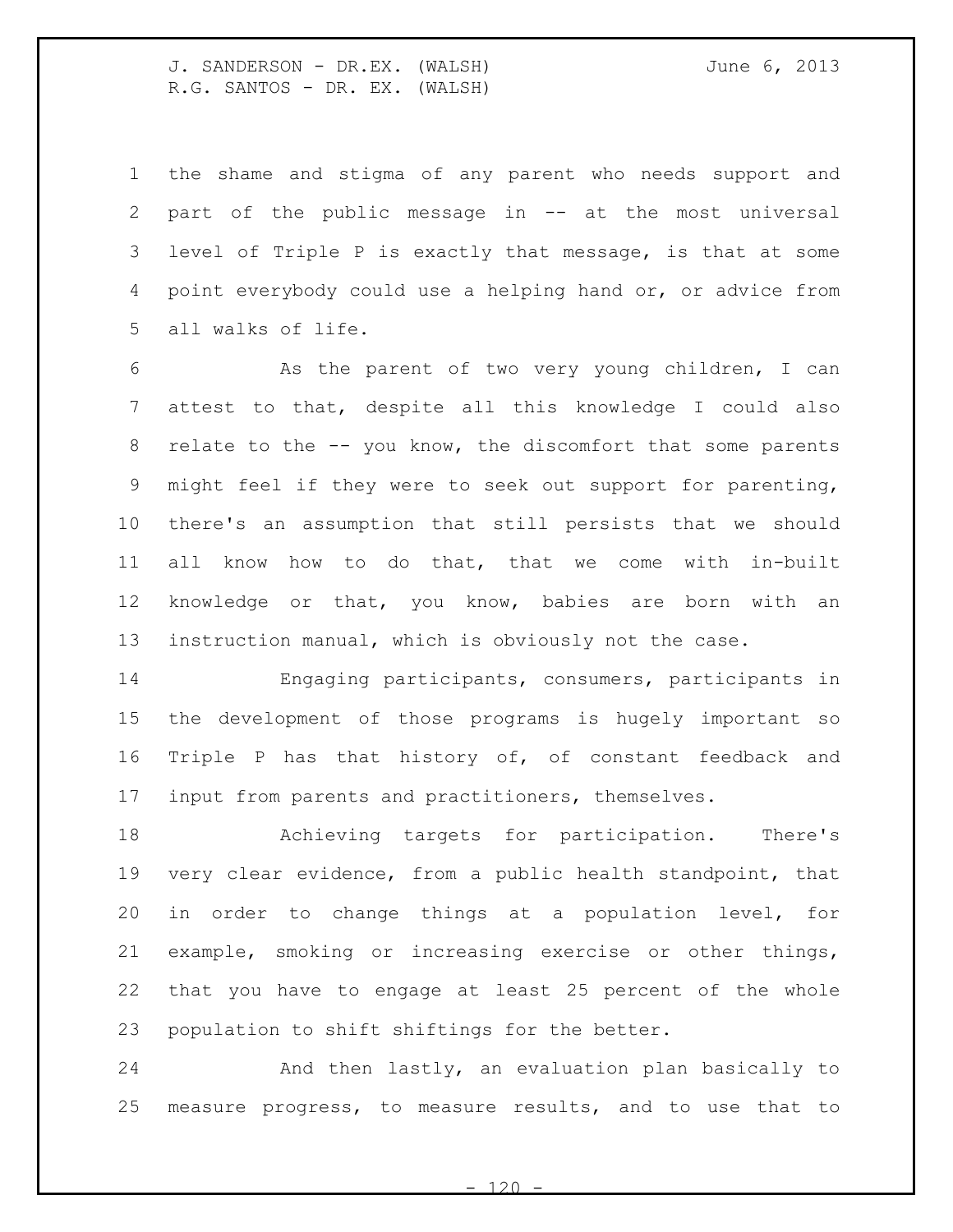the shame and stigma of any parent who needs support and part of the public message in -- at the most universal level of Triple P is exactly that message, is that at some point everybody could use a helping hand or, or advice from all walks of life.

As the parent of two very young children, I can attest to that, despite all this knowledge I could also relate to the -- you know, the discomfort that some parents might feel if they were to seek out support for parenting, there's an assumption that still persists that we should all know how to do that, that we come with in-built knowledge or that, you know, babies are born with an instruction manual, which is obviously not the case.

Engaging participants, consumers, participants in the development of those programs is hugely important so Triple P has that history of, of constant feedback and input from parents and practitioners, themselves.

Achieving targets for participation. There's very clear evidence, from a public health standpoint, that in order to change things at a population level, for example, smoking or increasing exercise or other things, that you have to engage at least 25 percent of the whole population to shift shiftings for the better.

And then lastly, an evaluation plan basically to measure progress, to measure results, and to use that to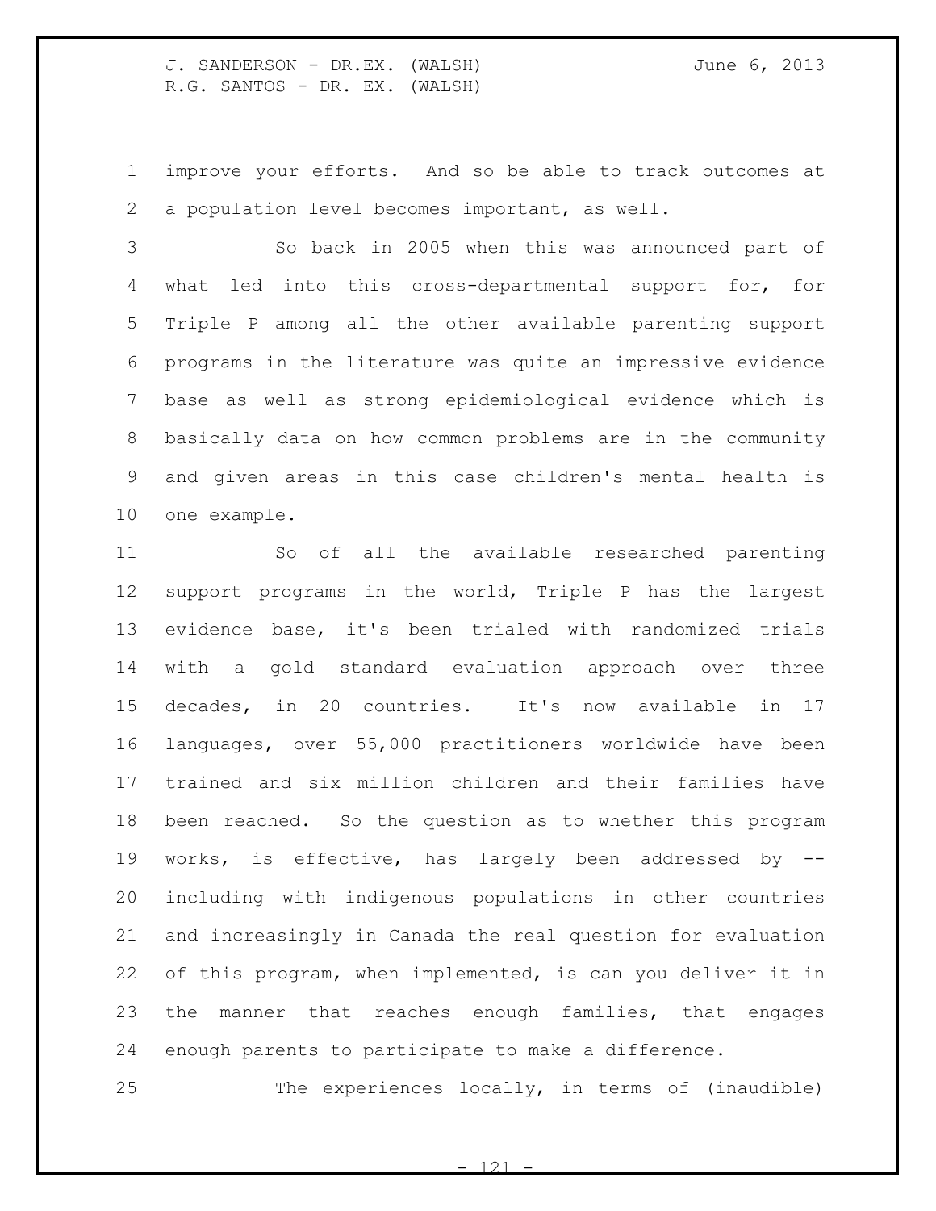improve your efforts. And so be able to track outcomes at a population level becomes important, as well.

So back in 2005 when this was announced part of what led into this cross-departmental support for, for Triple P among all the other available parenting support programs in the literature was quite an impressive evidence base as well as strong epidemiological evidence which is basically data on how common problems are in the community and given areas in this case children's mental health is one example.

So of all the available researched parenting support programs in the world, Triple P has the largest evidence base, it's been trialed with randomized trials with a gold standard evaluation approach over three decades, in 20 countries. It's now available in 17 languages, over 55,000 practitioners worldwide have been trained and six million children and their families have been reached. So the question as to whether this program works, is effective, has largely been addressed by -- including with indigenous populations in other countries and increasingly in Canada the real question for evaluation of this program, when implemented, is can you deliver it in the manner that reaches enough families, that engages enough parents to participate to make a difference.

The experiences locally, in terms of (inaudible)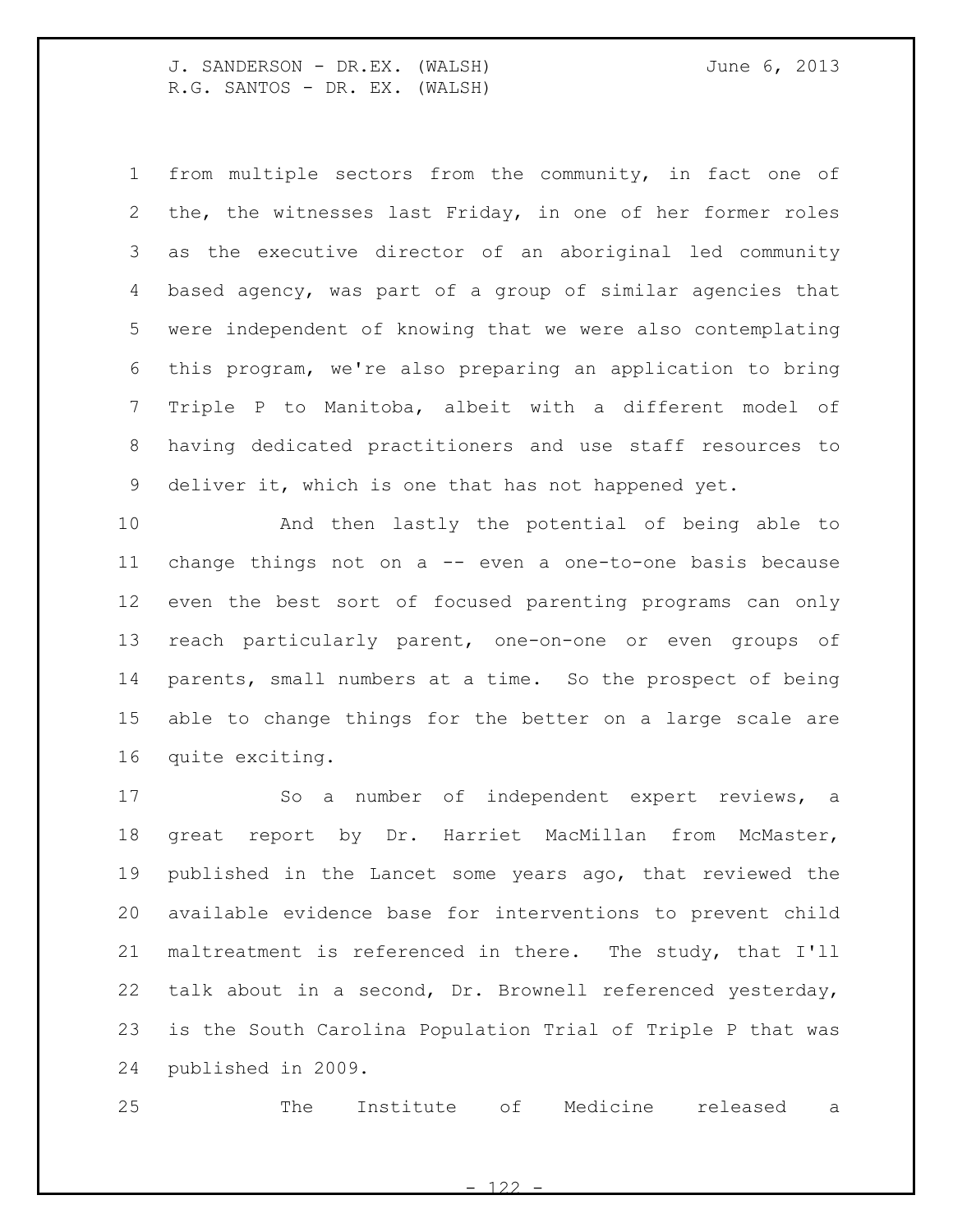from multiple sectors from the community, in fact one of the, the witnesses last Friday, in one of her former roles as the executive director of an aboriginal led community based agency, was part of a group of similar agencies that were independent of knowing that we were also contemplating this program, we're also preparing an application to bring Triple P to Manitoba, albeit with a different model of having dedicated practitioners and use staff resources to deliver it, which is one that has not happened yet.

And then lastly the potential of being able to change things not on a -- even a one-to-one basis because even the best sort of focused parenting programs can only reach particularly parent, one-on-one or even groups of parents, small numbers at a time. So the prospect of being able to change things for the better on a large scale are quite exciting.

So a number of independent expert reviews, a great report by Dr. Harriet MacMillan from McMaster, published in the Lancet some years ago, that reviewed the available evidence base for interventions to prevent child maltreatment is referenced in there. The study, that I'll talk about in a second, Dr. Brownell referenced yesterday, is the South Carolina Population Trial of Triple P that was published in 2009.

The Institute of Medicine released a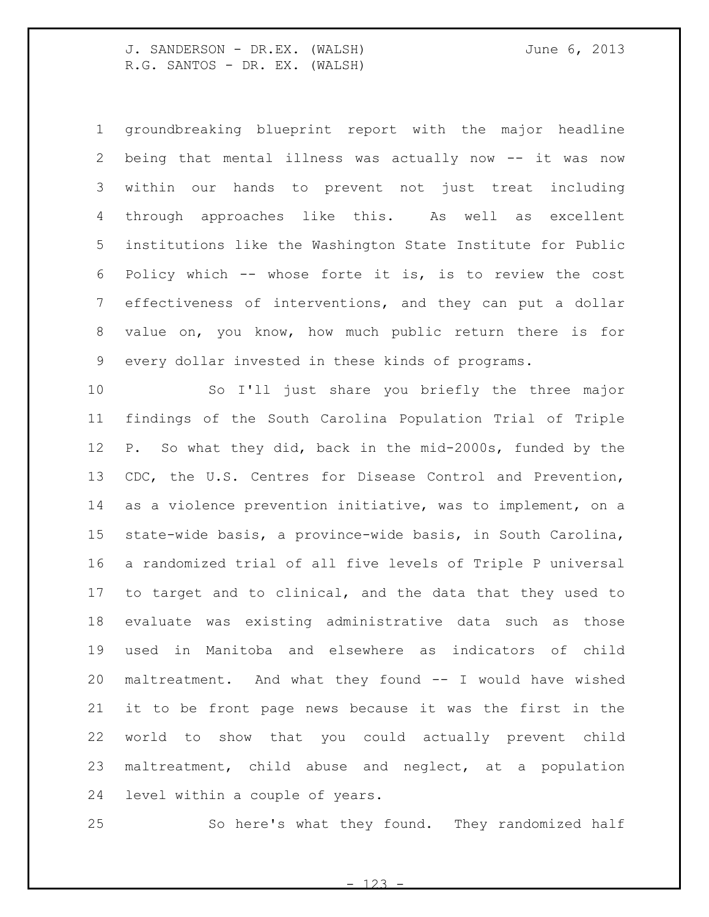groundbreaking blueprint report with the major headline being that mental illness was actually now -- it was now within our hands to prevent not just treat including through approaches like this. As well as excellent institutions like the Washington State Institute for Public Policy which -- whose forte it is, is to review the cost effectiveness of interventions, and they can put a dollar value on, you know, how much public return there is for every dollar invested in these kinds of programs.

So I'll just share you briefly the three major findings of the South Carolina Population Trial of Triple P. So what they did, back in the mid-2000s, funded by the CDC, the U.S. Centres for Disease Control and Prevention, as a violence prevention initiative, was to implement, on a state-wide basis, a province-wide basis, in South Carolina, a randomized trial of all five levels of Triple P universal to target and to clinical, and the data that they used to evaluate was existing administrative data such as those used in Manitoba and elsewhere as indicators of child maltreatment. And what they found -- I would have wished it to be front page news because it was the first in the world to show that you could actually prevent child maltreatment, child abuse and neglect, at a population level within a couple of years.

So here's what they found. They randomized half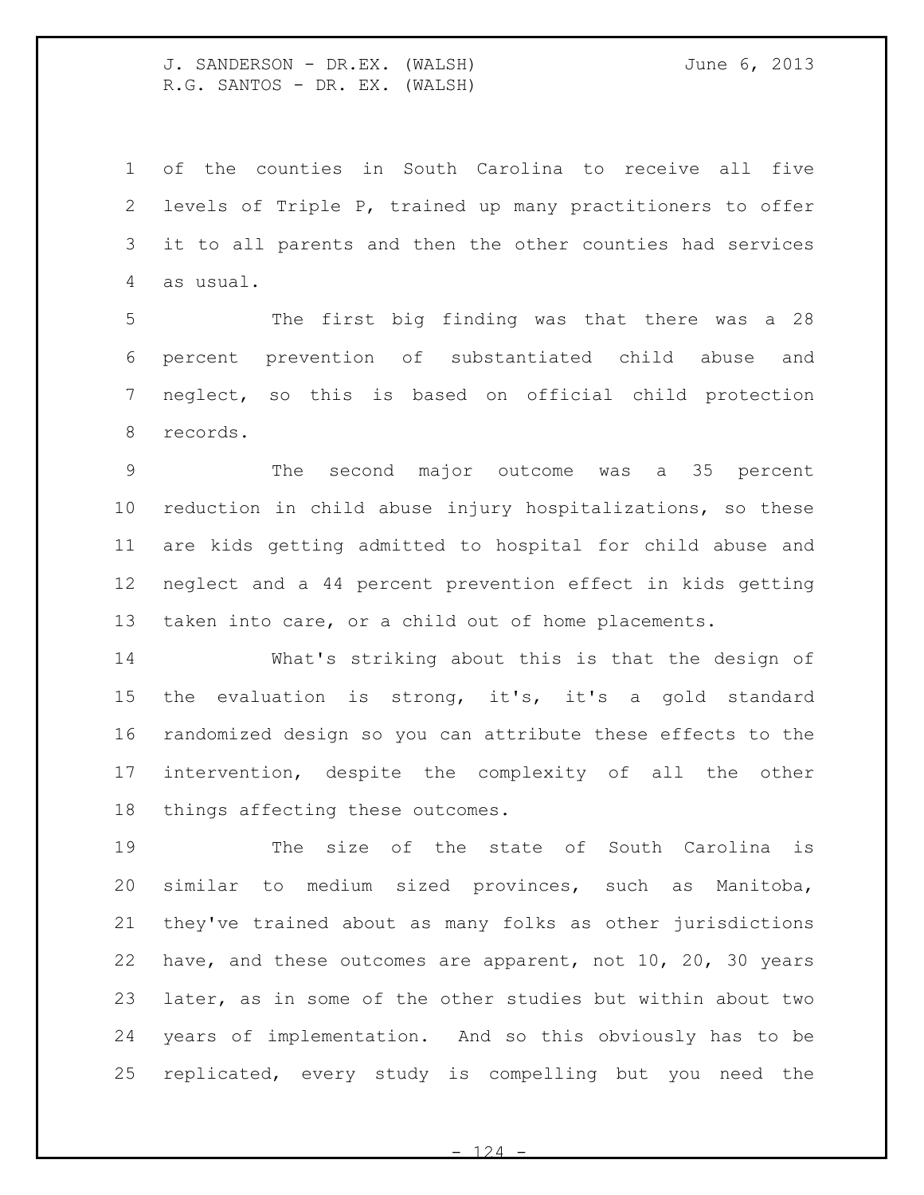of the counties in South Carolina to receive all five levels of Triple P, trained up many practitioners to offer it to all parents and then the other counties had services as usual.

The first big finding was that there was a 28 percent prevention of substantiated child abuse and neglect, so this is based on official child protection records.

The second major outcome was a 35 percent reduction in child abuse injury hospitalizations, so these are kids getting admitted to hospital for child abuse and neglect and a 44 percent prevention effect in kids getting taken into care, or a child out of home placements.

What's striking about this is that the design of the evaluation is strong, it's, it's a gold standard randomized design so you can attribute these effects to the intervention, despite the complexity of all the other things affecting these outcomes.

The size of the state of South Carolina is similar to medium sized provinces, such as Manitoba, they've trained about as many folks as other jurisdictions have, and these outcomes are apparent, not 10, 20, 30 years later, as in some of the other studies but within about two years of implementation. And so this obviously has to be replicated, every study is compelling but you need the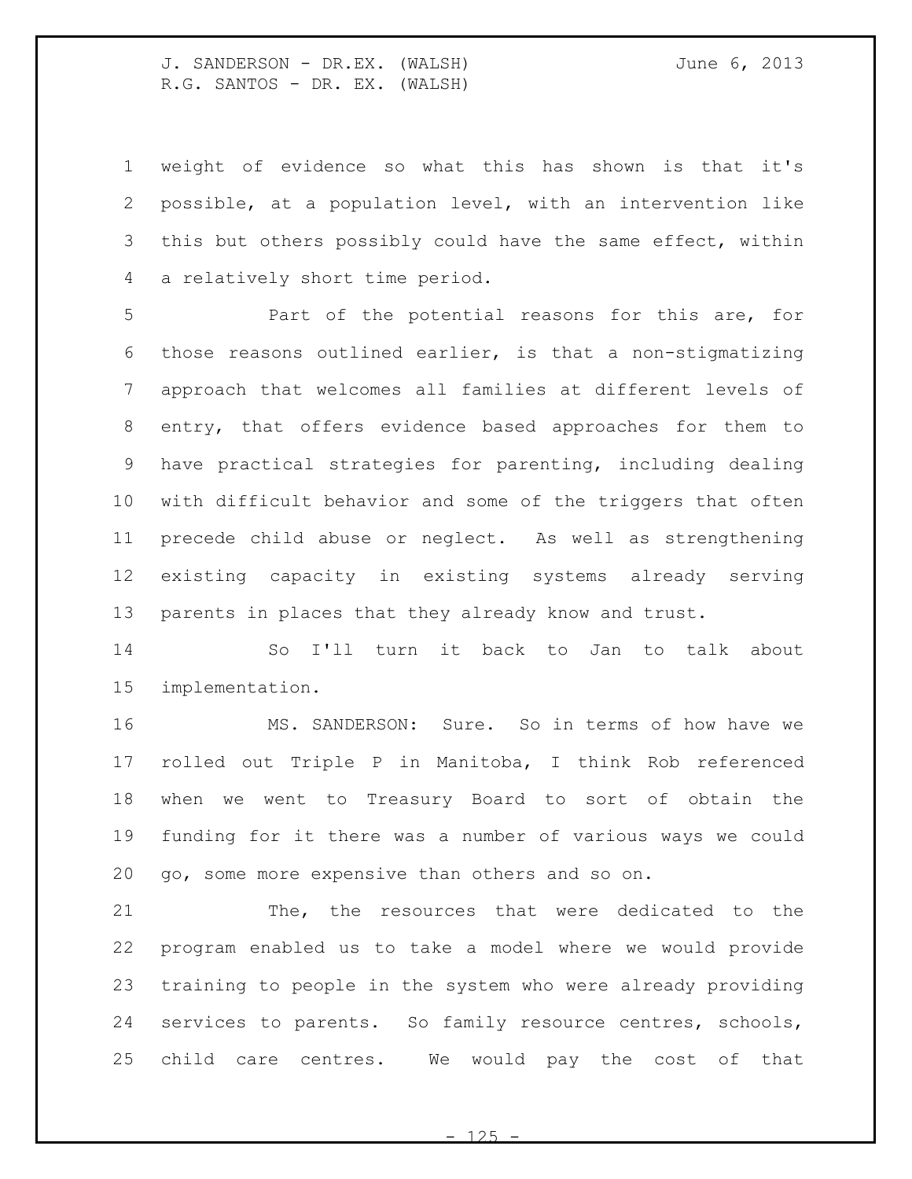weight of evidence so what this has shown is that it's possible, at a population level, with an intervention like this but others possibly could have the same effect, within a relatively short time period.

Part of the potential reasons for this are, for those reasons outlined earlier, is that a non-stigmatizing approach that welcomes all families at different levels of entry, that offers evidence based approaches for them to have practical strategies for parenting, including dealing with difficult behavior and some of the triggers that often precede child abuse or neglect. As well as strengthening existing capacity in existing systems already serving parents in places that they already know and trust.

So I'll turn it back to Jan to talk about implementation.

MS. SANDERSON: Sure. So in terms of how have we rolled out Triple P in Manitoba, I think Rob referenced when we went to Treasury Board to sort of obtain the funding for it there was a number of various ways we could go, some more expensive than others and so on.

The, the resources that were dedicated to the program enabled us to take a model where we would provide training to people in the system who were already providing services to parents. So family resource centres, schools, child care centres. We would pay the cost of that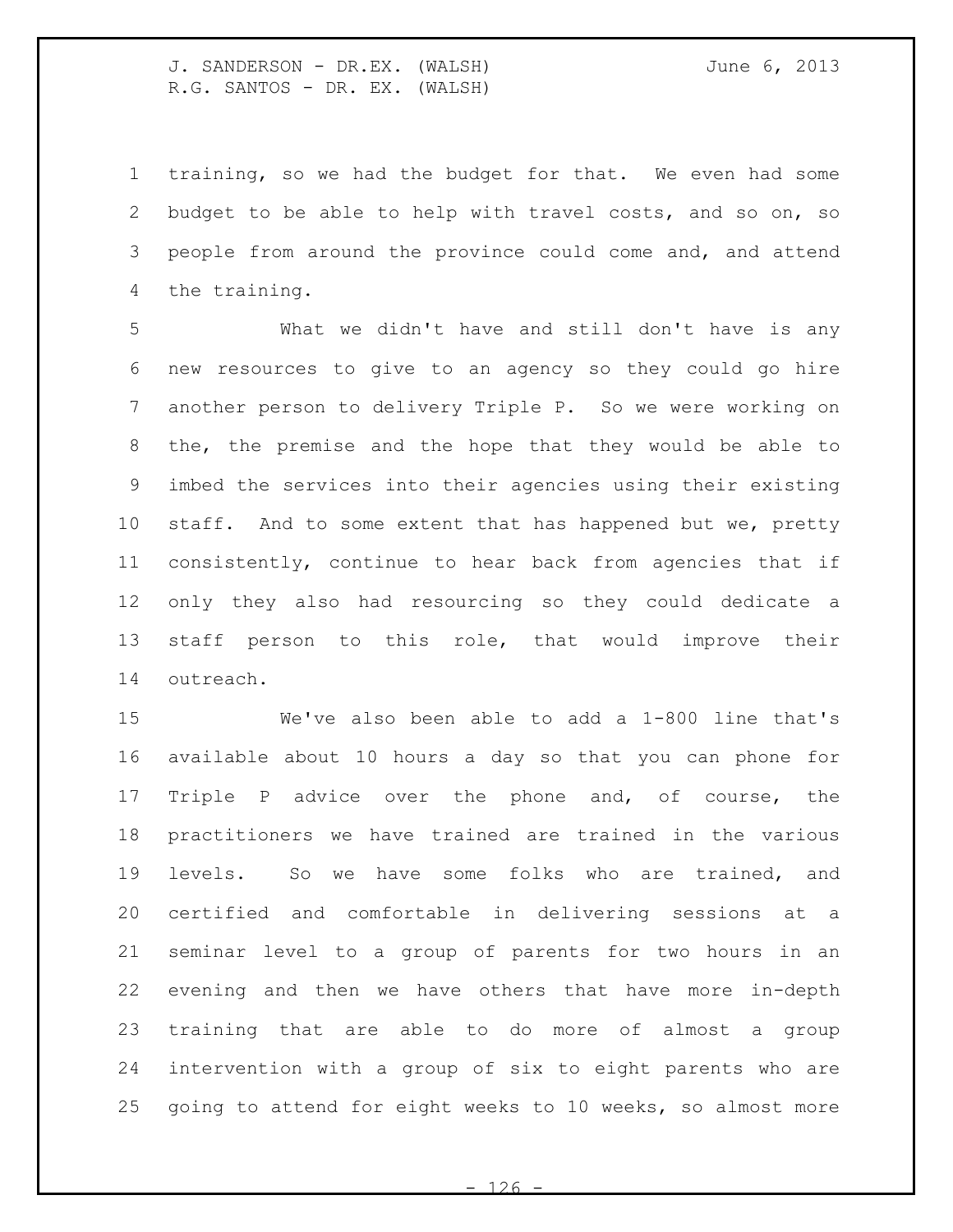training, so we had the budget for that. We even had some budget to be able to help with travel costs, and so on, so people from around the province could come and, and attend the training.

What we didn't have and still don't have is any new resources to give to an agency so they could go hire another person to delivery Triple P. So we were working on the, the premise and the hope that they would be able to imbed the services into their agencies using their existing staff. And to some extent that has happened but we, pretty consistently, continue to hear back from agencies that if only they also had resourcing so they could dedicate a staff person to this role, that would improve their outreach.

We've also been able to add a 1-800 line that's available about 10 hours a day so that you can phone for Triple P advice over the phone and, of course, the practitioners we have trained are trained in the various levels. So we have some folks who are trained, and certified and comfortable in delivering sessions at a seminar level to a group of parents for two hours in an evening and then we have others that have more in-depth training that are able to do more of almost a group intervention with a group of six to eight parents who are going to attend for eight weeks to 10 weeks, so almost more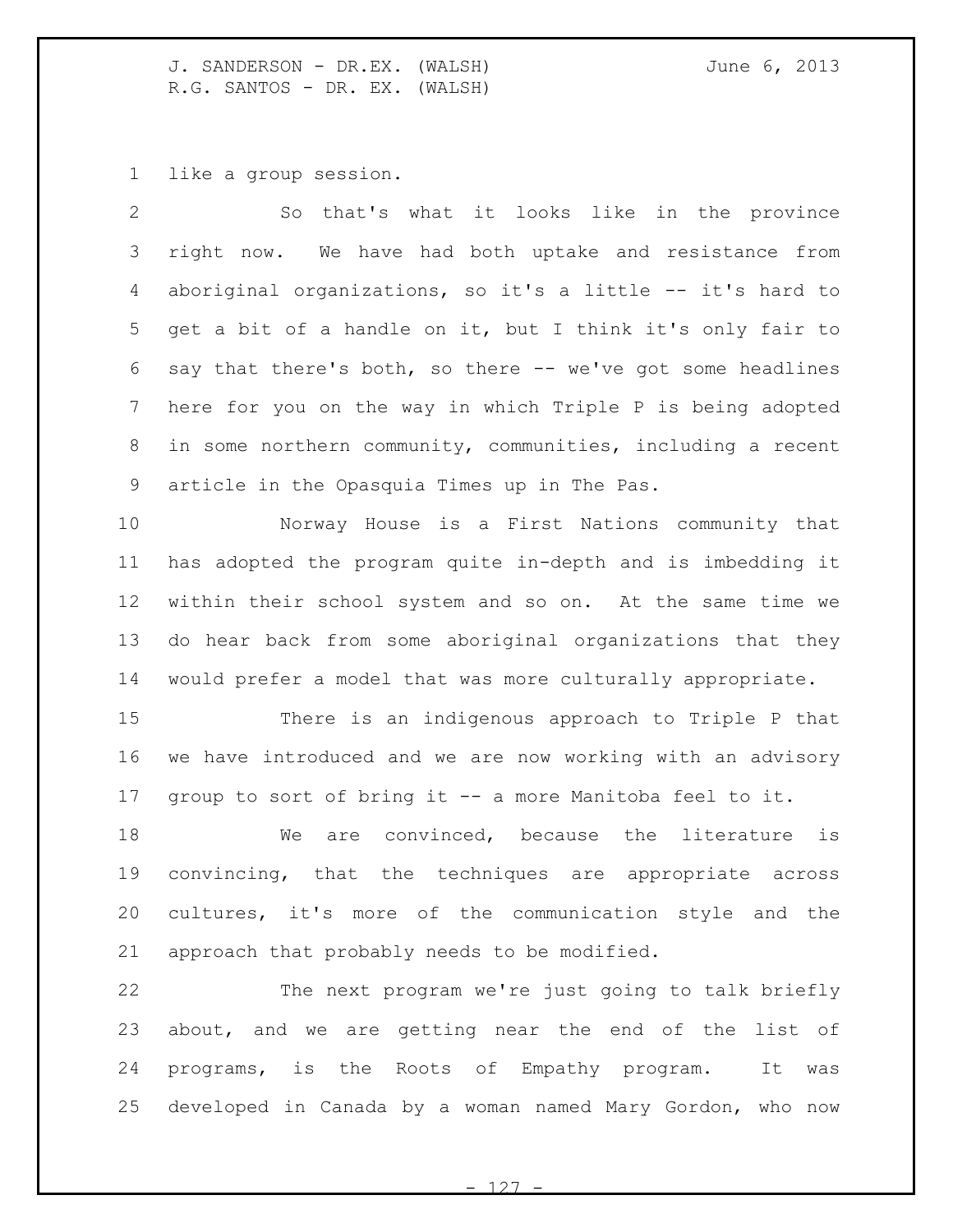like a group session.

So that's what it looks like in the province right now. We have had both uptake and resistance from aboriginal organizations, so it's a little -- it's hard to get a bit of a handle on it, but I think it's only fair to say that there's both, so there -- we've got some headlines here for you on the way in which Triple P is being adopted in some northern community, communities, including a recent article in the Opasquia Times up in The Pas.

Norway House is a First Nations community that has adopted the program quite in-depth and is imbedding it within their school system and so on. At the same time we do hear back from some aboriginal organizations that they would prefer a model that was more culturally appropriate.

There is an indigenous approach to Triple P that we have introduced and we are now working with an advisory group to sort of bring it -- a more Manitoba feel to it.

We are convinced, because the literature is convincing, that the techniques are appropriate across cultures, it's more of the communication style and the approach that probably needs to be modified.

The next program we're just going to talk briefly about, and we are getting near the end of the list of programs, is the Roots of Empathy program. It was developed in Canada by a woman named Mary Gordon, who now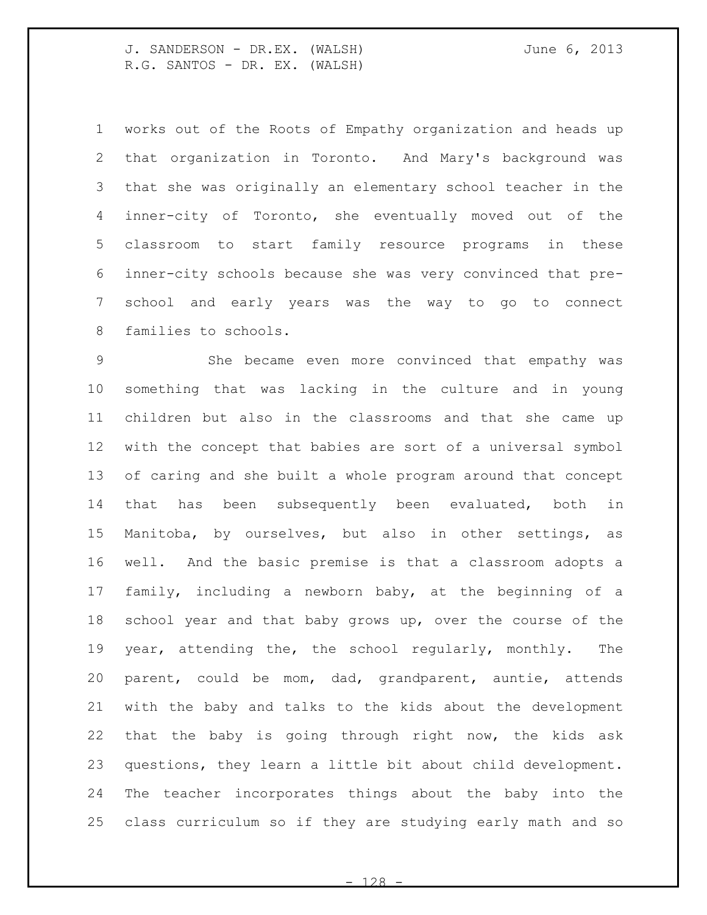works out of the Roots of Empathy organization and heads up that organization in Toronto. And Mary's background was that she was originally an elementary school teacher in the inner-city of Toronto, she eventually moved out of the classroom to start family resource programs in these inner-city schools because she was very convinced that pre-school and early years was the way to go to connect families to schools.

She became even more convinced that empathy was something that was lacking in the culture and in young children but also in the classrooms and that she came up with the concept that babies are sort of a universal symbol of caring and she built a whole program around that concept that has been subsequently been evaluated, both in Manitoba, by ourselves, but also in other settings, as well. And the basic premise is that a classroom adopts a family, including a newborn baby, at the beginning of a school year and that baby grows up, over the course of the year, attending the, the school regularly, monthly. The parent, could be mom, dad, grandparent, auntie, attends with the baby and talks to the kids about the development that the baby is going through right now, the kids ask questions, they learn a little bit about child development. The teacher incorporates things about the baby into the class curriculum so if they are studying early math and so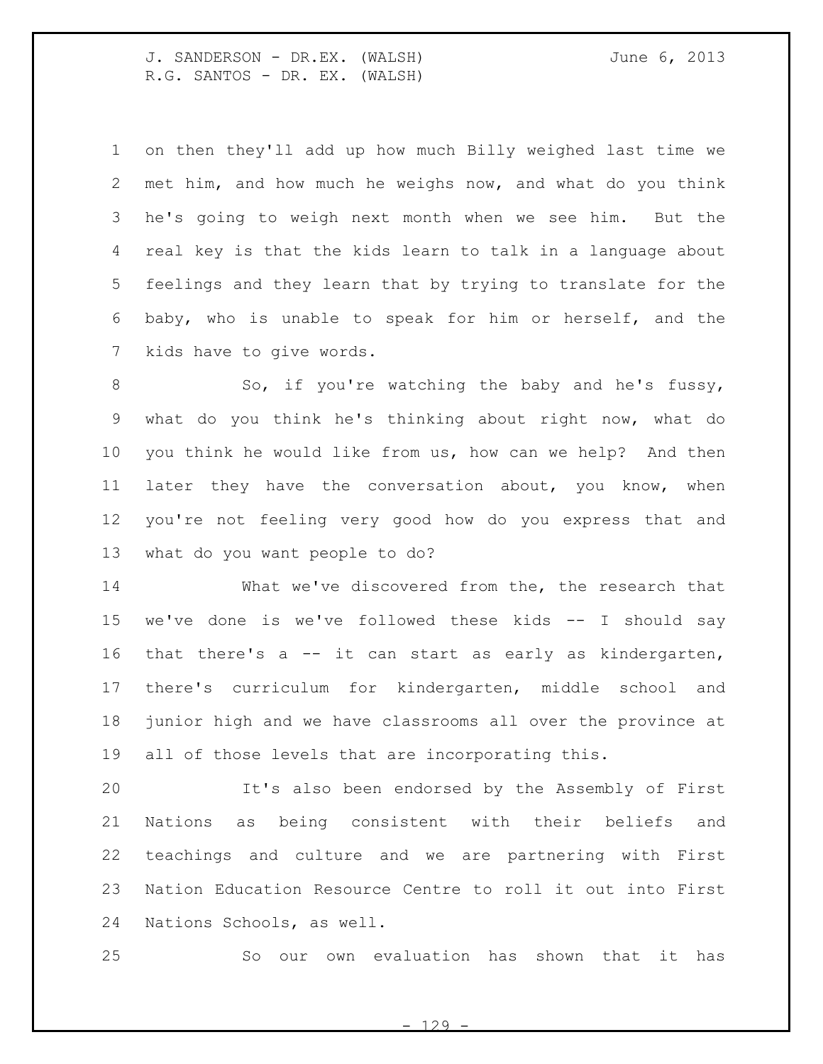on then they'll add up how much Billy weighed last time we met him, and how much he weighs now, and what do you think he's going to weigh next month when we see him. But the real key is that the kids learn to talk in a language about feelings and they learn that by trying to translate for the baby, who is unable to speak for him or herself, and the kids have to give words.

So, if you're watching the baby and he's fussy, what do you think he's thinking about right now, what do you think he would like from us, how can we help? And then later they have the conversation about, you know, when you're not feeling very good how do you express that and what do you want people to do?

What we've discovered from the, the research that we've done is we've followed these kids -- I should say that there's a -- it can start as early as kindergarten, there's curriculum for kindergarten, middle school and junior high and we have classrooms all over the province at all of those levels that are incorporating this.

It's also been endorsed by the Assembly of First Nations as being consistent with their beliefs and teachings and culture and we are partnering with First Nation Education Resource Centre to roll it out into First Nations Schools, as well.

So our own evaluation has shown that it has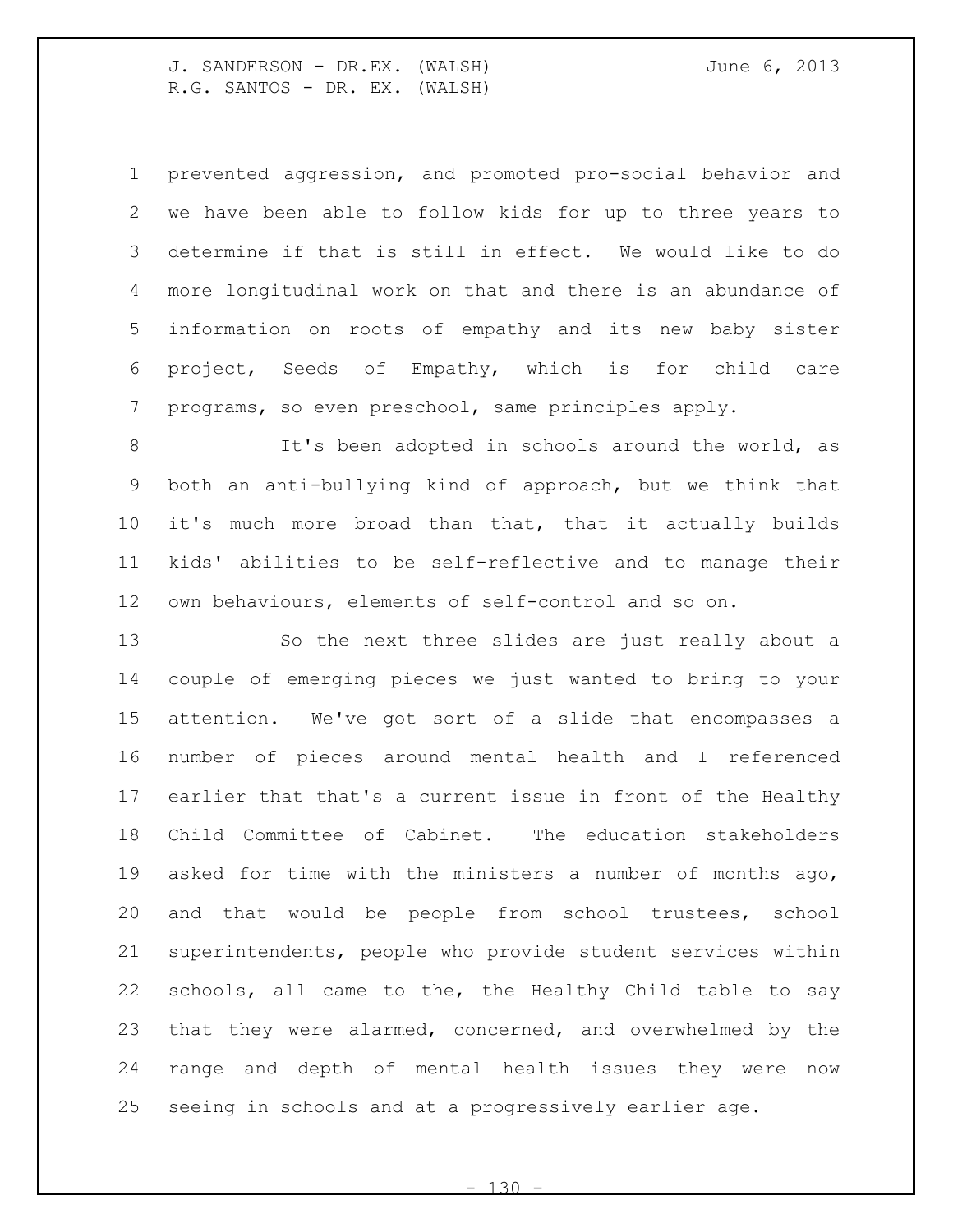prevented aggression, and promoted pro-social behavior and we have been able to follow kids for up to three years to determine if that is still in effect. We would like to do more longitudinal work on that and there is an abundance of information on roots of empathy and its new baby sister project, Seeds of Empathy, which is for child care programs, so even preschool, same principles apply.

It's been adopted in schools around the world, as both an anti-bullying kind of approach, but we think that it's much more broad than that, that it actually builds kids' abilities to be self-reflective and to manage their own behaviours, elements of self-control and so on.

So the next three slides are just really about a couple of emerging pieces we just wanted to bring to your attention. We've got sort of a slide that encompasses a number of pieces around mental health and I referenced earlier that that's a current issue in front of the Healthy Child Committee of Cabinet. The education stakeholders asked for time with the ministers a number of months ago, and that would be people from school trustees, school superintendents, people who provide student services within schools, all came to the, the Healthy Child table to say that they were alarmed, concerned, and overwhelmed by the range and depth of mental health issues they were now seeing in schools and at a progressively earlier age.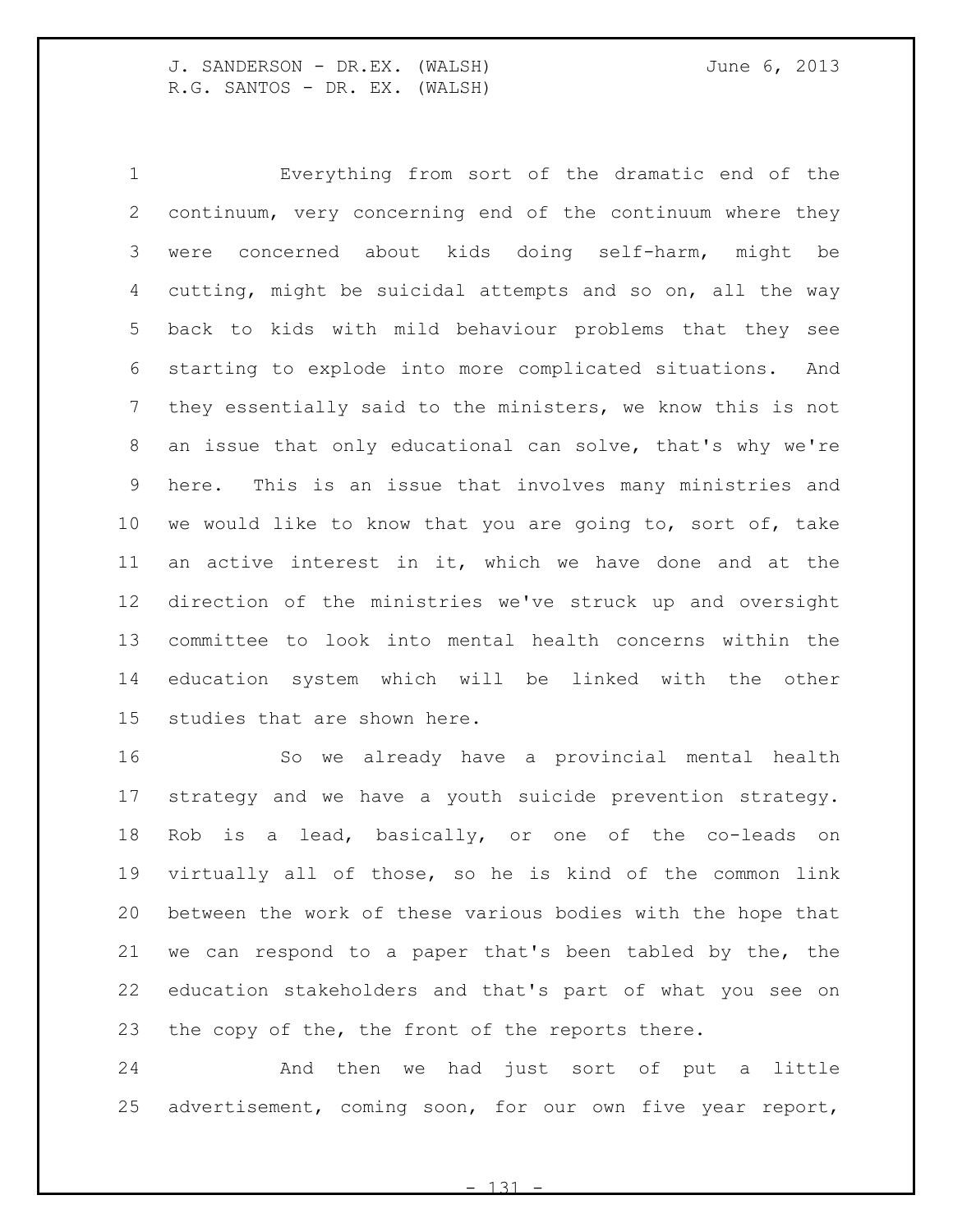Everything from sort of the dramatic end of the continuum, very concerning end of the continuum where they were concerned about kids doing self-harm, might be cutting, might be suicidal attempts and so on, all the way back to kids with mild behaviour problems that they see starting to explode into more complicated situations. And they essentially said to the ministers, we know this is not an issue that only educational can solve, that's why we're here. This is an issue that involves many ministries and we would like to know that you are going to, sort of, take an active interest in it, which we have done and at the direction of the ministries we've struck up and oversight committee to look into mental health concerns within the education system which will be linked with the other studies that are shown here.

So we already have a provincial mental health strategy and we have a youth suicide prevention strategy. Rob is a lead, basically, or one of the co-leads on virtually all of those, so he is kind of the common link between the work of these various bodies with the hope that we can respond to a paper that's been tabled by the, the education stakeholders and that's part of what you see on the copy of the, the front of the reports there.

And then we had just sort of put a little advertisement, coming soon, for our own five year report,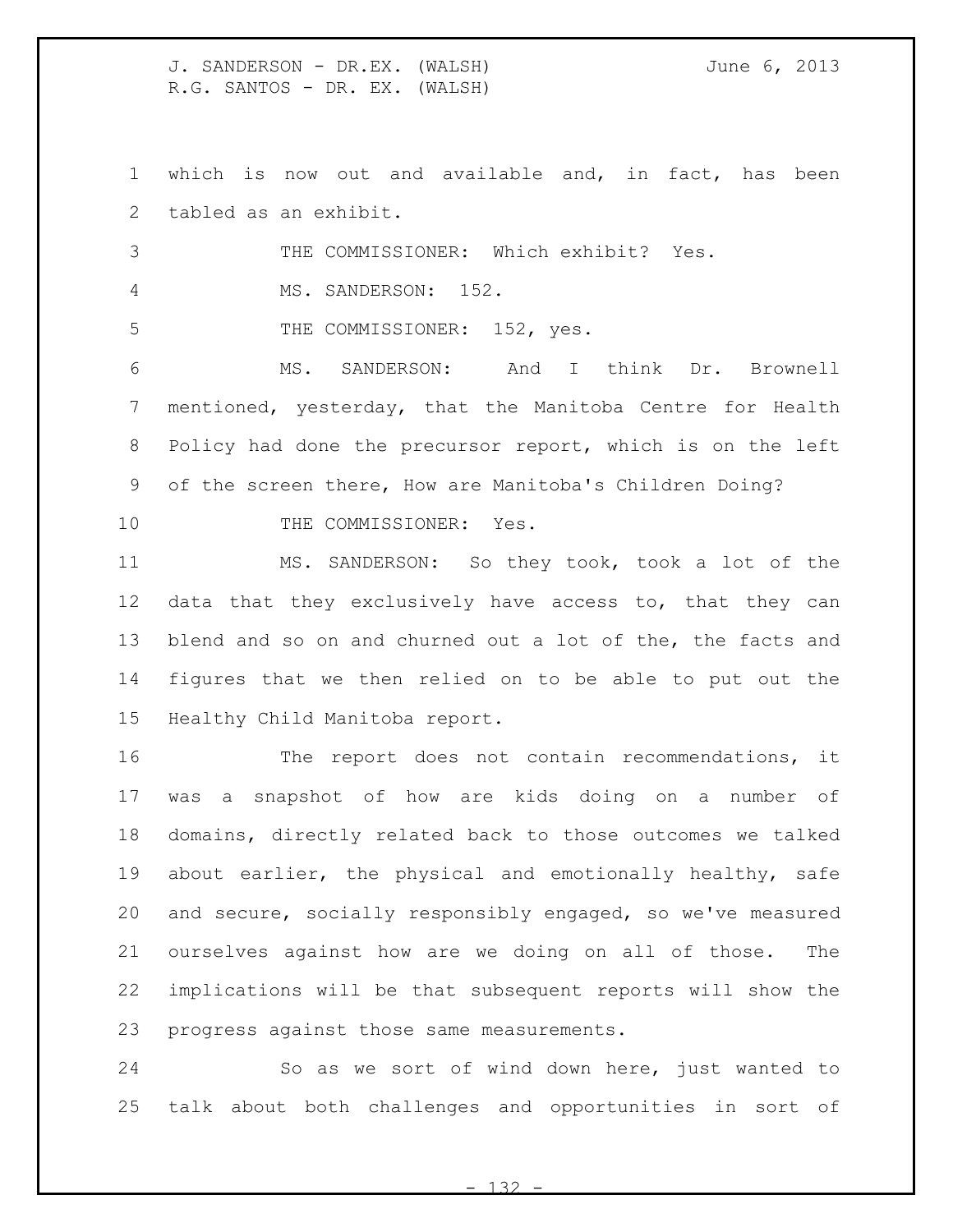which is now out and available and, in fact, has been tabled as an exhibit.

THE COMMISSIONER: Which exhibit? Yes.

MS. SANDERSON: 152.

THE COMMISSIONER: 152, yes.

MS. SANDERSON: And I think Dr. Brownell mentioned, yesterday, that the Manitoba Centre for Health Policy had done the precursor report, which is on the left of the screen there, How are Manitoba's Children Doing?

THE COMMISSIONER: Yes.

MS. SANDERSON: So they took, took a lot of the data that they exclusively have access to, that they can blend and so on and churned out a lot of the, the facts and figures that we then relied on to be able to put out the Healthy Child Manitoba report.

The report does not contain recommendations, it was a snapshot of how are kids doing on a number of domains, directly related back to those outcomes we talked about earlier, the physical and emotionally healthy, safe and secure, socially responsibly engaged, so we've measured ourselves against how are we doing on all of those. The implications will be that subsequent reports will show the progress against those same measurements.

So as we sort of wind down here, just wanted to talk about both challenges and opportunities in sort of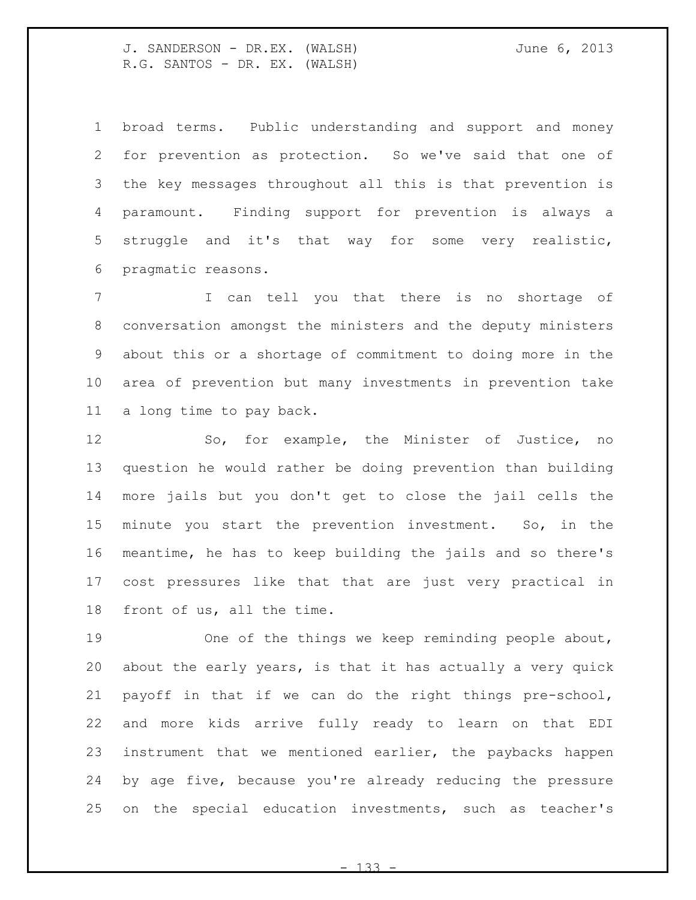broad terms. Public understanding and support and money for prevention as protection. So we've said that one of the key messages throughout all this is that prevention is paramount. Finding support for prevention is always a struggle and it's that way for some very realistic, pragmatic reasons.

I can tell you that there is no shortage of conversation amongst the ministers and the deputy ministers about this or a shortage of commitment to doing more in the area of prevention but many investments in prevention take a long time to pay back.

So, for example, the Minister of Justice, no question he would rather be doing prevention than building more jails but you don't get to close the jail cells the minute you start the prevention investment. So, in the meantime, he has to keep building the jails and so there's cost pressures like that that are just very practical in front of us, all the time.

One of the things we keep reminding people about, about the early years, is that it has actually a very quick payoff in that if we can do the right things pre-school, and more kids arrive fully ready to learn on that EDI instrument that we mentioned earlier, the paybacks happen by age five, because you're already reducing the pressure on the special education investments, such as teacher's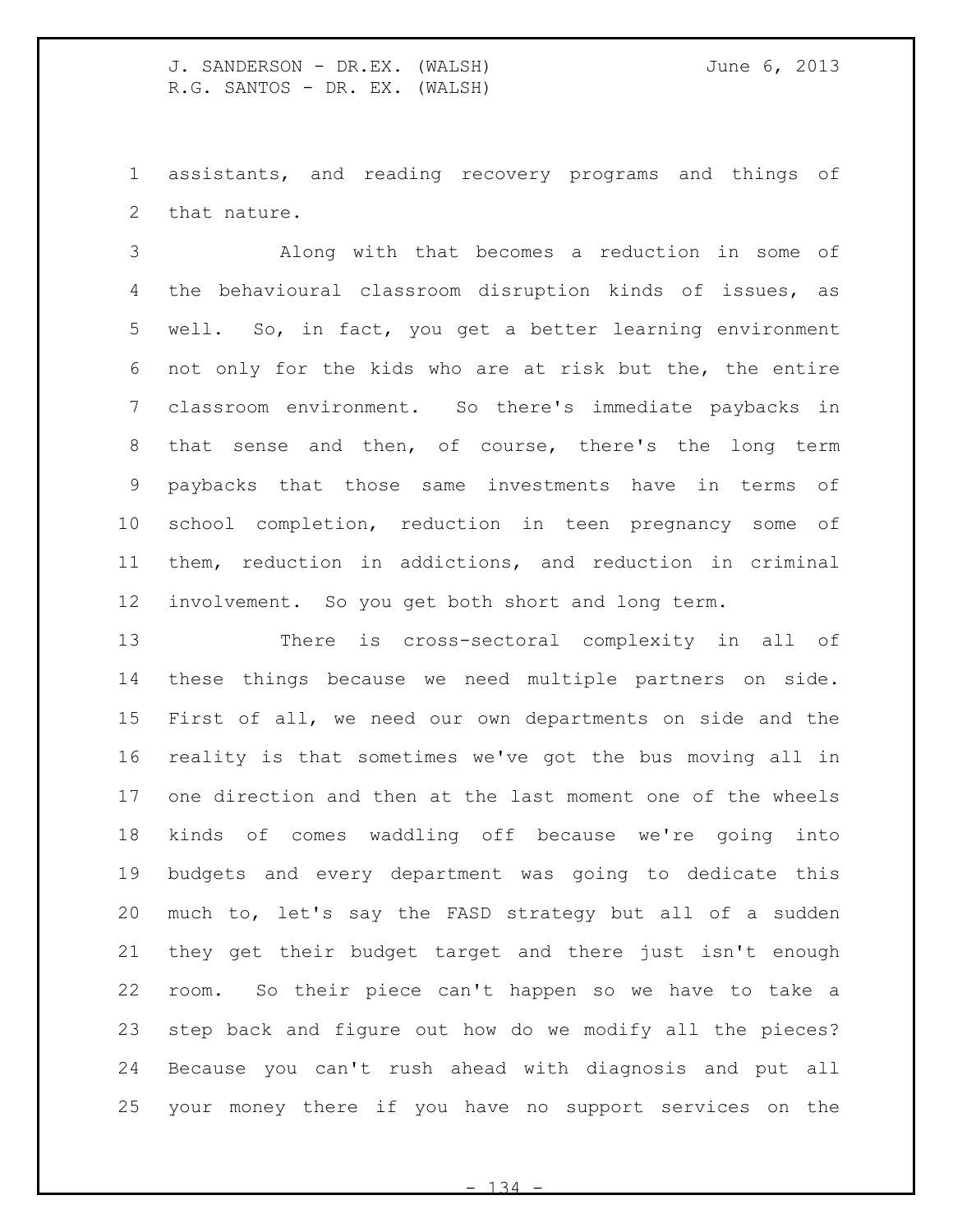assistants, and reading recovery programs and things of that nature.

Along with that becomes a reduction in some of the behavioural classroom disruption kinds of issues, as well. So, in fact, you get a better learning environment not only for the kids who are at risk but the, the entire classroom environment. So there's immediate paybacks in that sense and then, of course, there's the long term paybacks that those same investments have in terms of school completion, reduction in teen pregnancy some of them, reduction in addictions, and reduction in criminal involvement. So you get both short and long term.

There is cross-sectoral complexity in all of these things because we need multiple partners on side. First of all, we need our own departments on side and the reality is that sometimes we've got the bus moving all in one direction and then at the last moment one of the wheels kinds of comes waddling off because we're going into budgets and every department was going to dedicate this much to, let's say the FASD strategy but all of a sudden they get their budget target and there just isn't enough room. So their piece can't happen so we have to take a step back and figure out how do we modify all the pieces? Because you can't rush ahead with diagnosis and put all your money there if you have no support services on the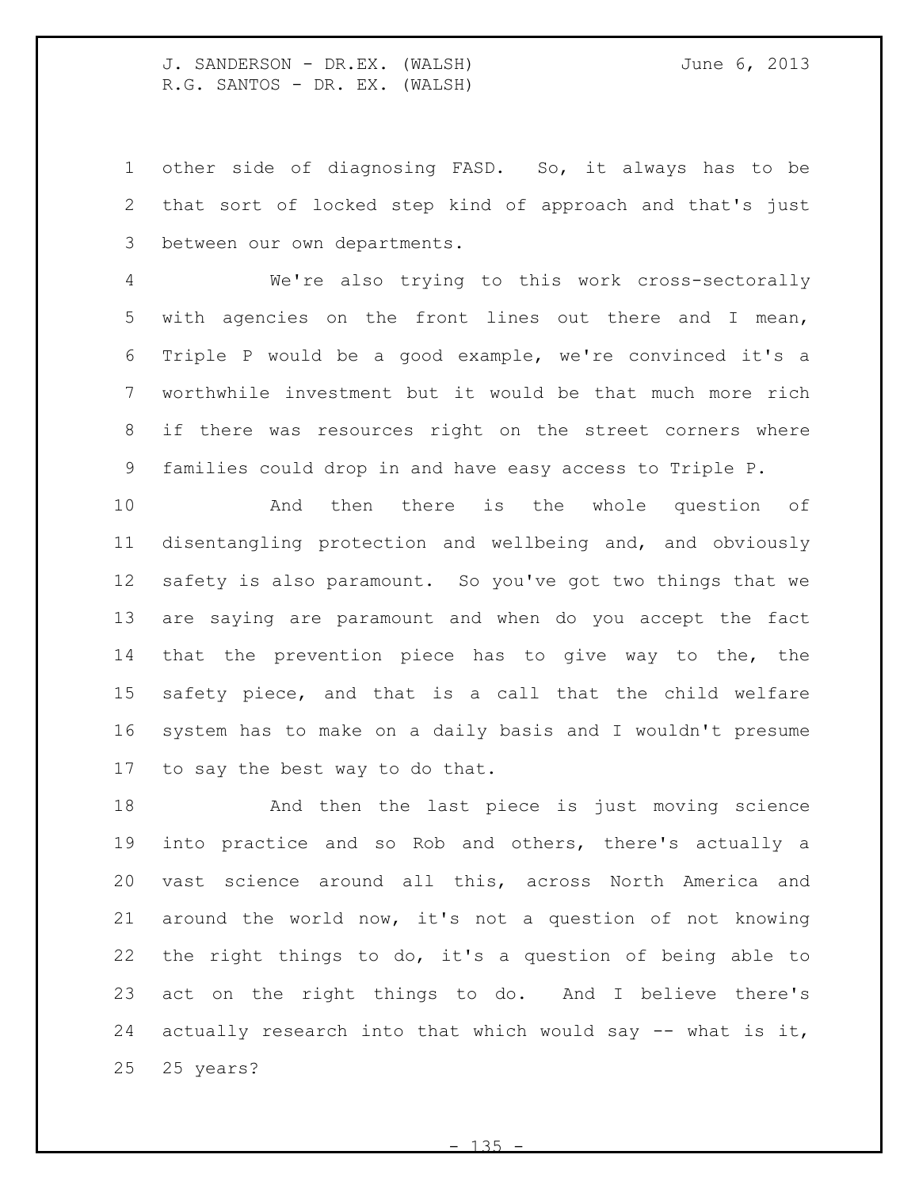other side of diagnosing FASD. So, it always has to be that sort of locked step kind of approach and that's just between our own departments.

We're also trying to this work cross-sectorally with agencies on the front lines out there and I mean, Triple P would be a good example, we're convinced it's a worthwhile investment but it would be that much more rich if there was resources right on the street corners where families could drop in and have easy access to Triple P.

And then there is the whole question of disentangling protection and wellbeing and, and obviously safety is also paramount. So you've got two things that we are saying are paramount and when do you accept the fact that the prevention piece has to give way to the, the safety piece, and that is a call that the child welfare system has to make on a daily basis and I wouldn't presume to say the best way to do that.

And then the last piece is just moving science into practice and so Rob and others, there's actually a vast science around all this, across North America and around the world now, it's not a question of not knowing the right things to do, it's a question of being able to act on the right things to do. And I believe there's actually research into that which would say -- what is it, 25 years?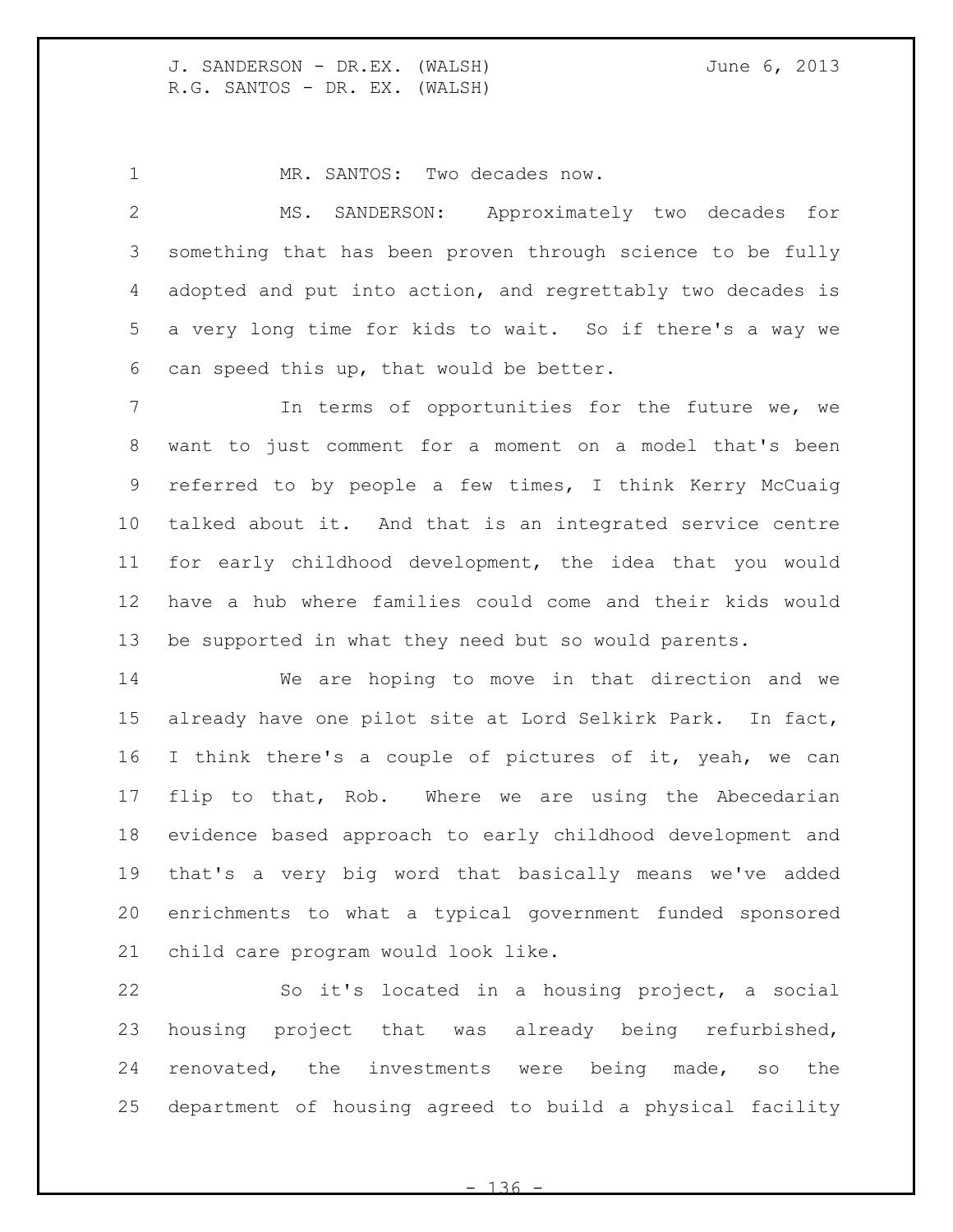MR. SANTOS: Two decades now.

MS. SANDERSON: Approximately two decades for something that has been proven through science to be fully adopted and put into action, and regrettably two decades is a very long time for kids to wait. So if there's a way we can speed this up, that would be better.

In terms of opportunities for the future we, we want to just comment for a moment on a model that's been referred to by people a few times, I think Kerry McCuaig talked about it. And that is an integrated service centre for early childhood development, the idea that you would have a hub where families could come and their kids would be supported in what they need but so would parents.

We are hoping to move in that direction and we already have one pilot site at Lord Selkirk Park. In fact, I think there's a couple of pictures of it, yeah, we can flip to that, Rob. Where we are using the Abecedarian evidence based approach to early childhood development and that's a very big word that basically means we've added enrichments to what a typical government funded sponsored child care program would look like.

So it's located in a housing project, a social housing project that was already being refurbished, renovated, the investments were being made, so the department of housing agreed to build a physical facility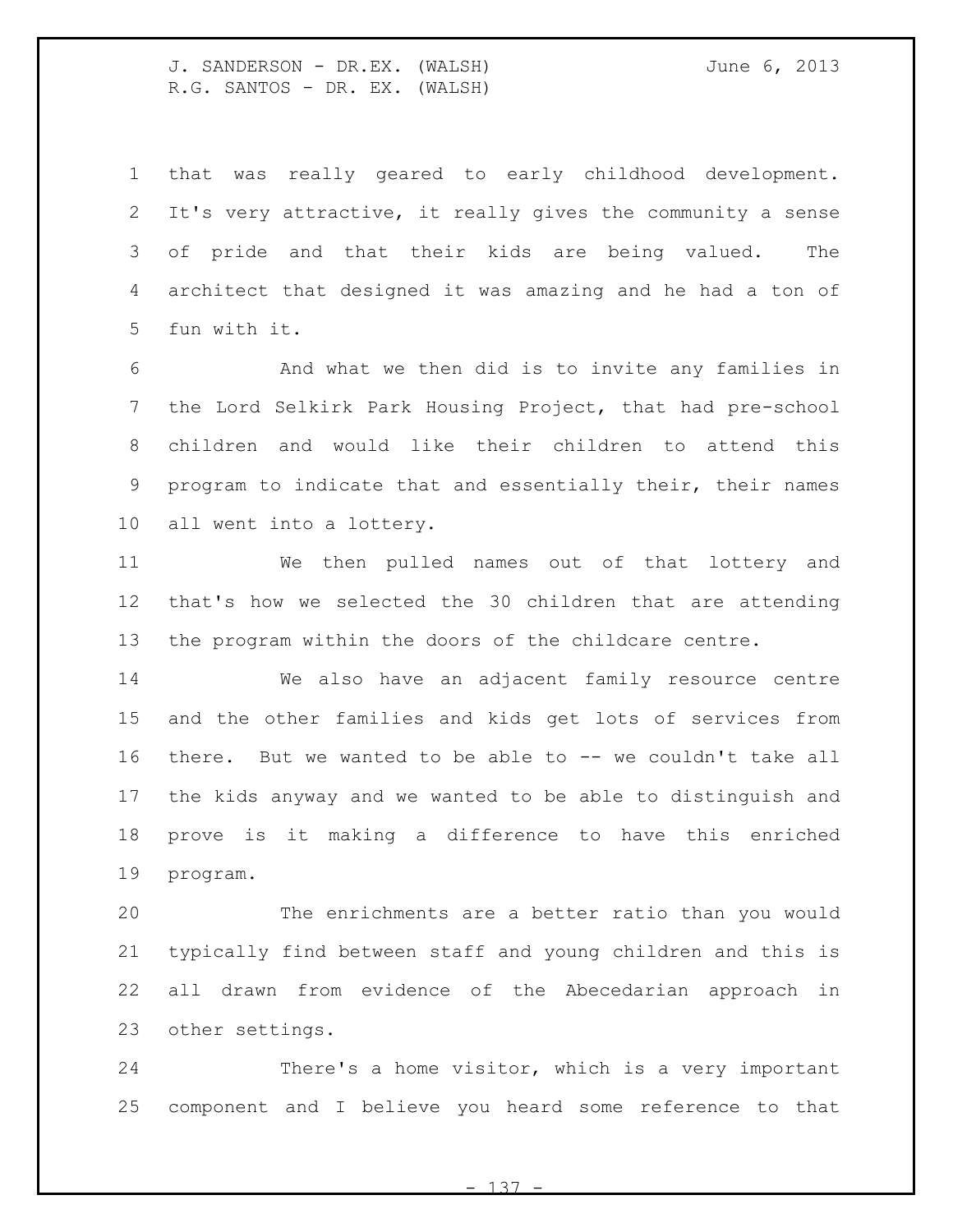that was really geared to early childhood development. It's very attractive, it really gives the community a sense of pride and that their kids are being valued. The architect that designed it was amazing and he had a ton of fun with it.

And what we then did is to invite any families in the Lord Selkirk Park Housing Project, that had pre-school children and would like their children to attend this program to indicate that and essentially their, their names all went into a lottery.

We then pulled names out of that lottery and that's how we selected the 30 children that are attending the program within the doors of the childcare centre.

We also have an adjacent family resource centre and the other families and kids get lots of services from there. But we wanted to be able to -- we couldn't take all the kids anyway and we wanted to be able to distinguish and prove is it making a difference to have this enriched program.

The enrichments are a better ratio than you would typically find between staff and young children and this is all drawn from evidence of the Abecedarian approach in other settings.

There's a home visitor, which is a very important component and I believe you heard some reference to that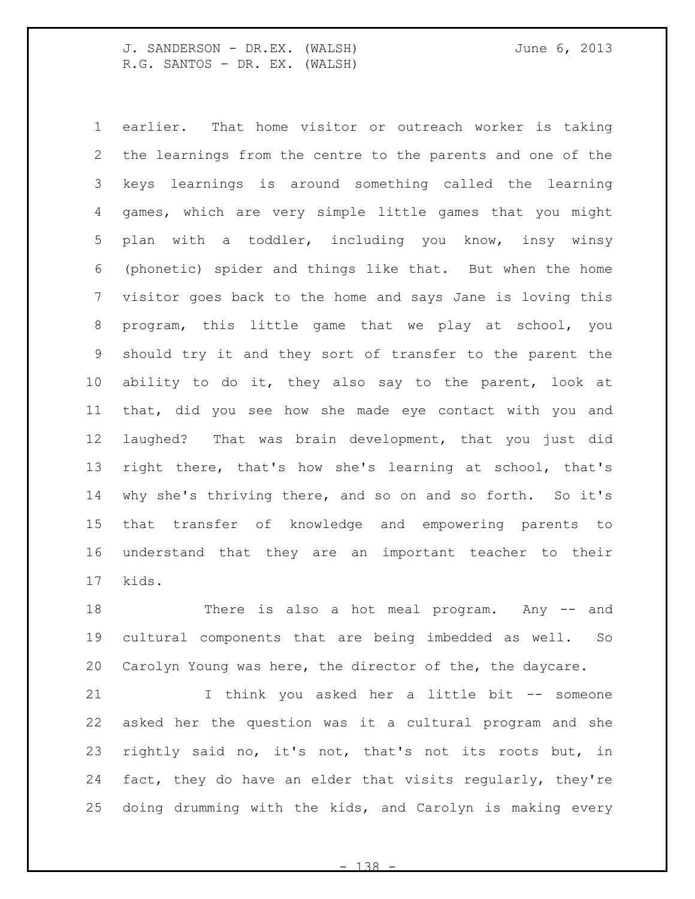earlier. That home visitor or outreach worker is taking the learnings from the centre to the parents and one of the keys learnings is around something called the learning games, which are very simple little games that you might plan with a toddler, including you know, insy winsy (phonetic) spider and things like that. But when the home visitor goes back to the home and says Jane is loving this program, this little game that we play at school, you should try it and they sort of transfer to the parent the ability to do it, they also say to the parent, look at that, did you see how she made eye contact with you and laughed? That was brain development, that you just did right there, that's how she's learning at school, that's why she's thriving there, and so on and so forth. So it's that transfer of knowledge and empowering parents to understand that they are an important teacher to their kids.

There is also a hot meal program. Any -- and cultural components that are being imbedded as well. So Carolyn Young was here, the director of the, the daycare.

I think you asked her a little bit -- someone asked her the question was it a cultural program and she rightly said no, it's not, that's not its roots but, in fact, they do have an elder that visits regularly, they're doing drumming with the kids, and Carolyn is making every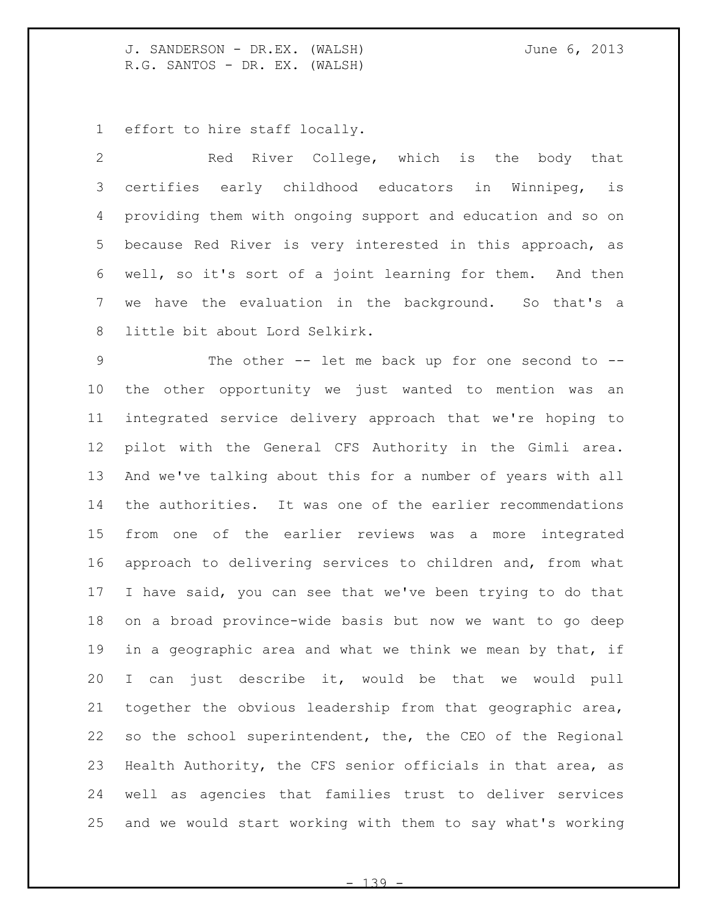effort to hire staff locally.

Red River College, which is the body that certifies early childhood educators in Winnipeg, is providing them with ongoing support and education and so on because Red River is very interested in this approach, as well, so it's sort of a joint learning for them. And then we have the evaluation in the background. So that's a little bit about Lord Selkirk.

The other -- let me back up for one second to -- the other opportunity we just wanted to mention was an integrated service delivery approach that we're hoping to pilot with the General CFS Authority in the Gimli area. And we've talking about this for a number of years with all the authorities. It was one of the earlier recommendations from one of the earlier reviews was a more integrated approach to delivering services to children and, from what I have said, you can see that we've been trying to do that on a broad province-wide basis but now we want to go deep in a geographic area and what we think we mean by that, if I can just describe it, would be that we would pull together the obvious leadership from that geographic area, so the school superintendent, the, the CEO of the Regional Health Authority, the CFS senior officials in that area, as well as agencies that families trust to deliver services and we would start working with them to say what's working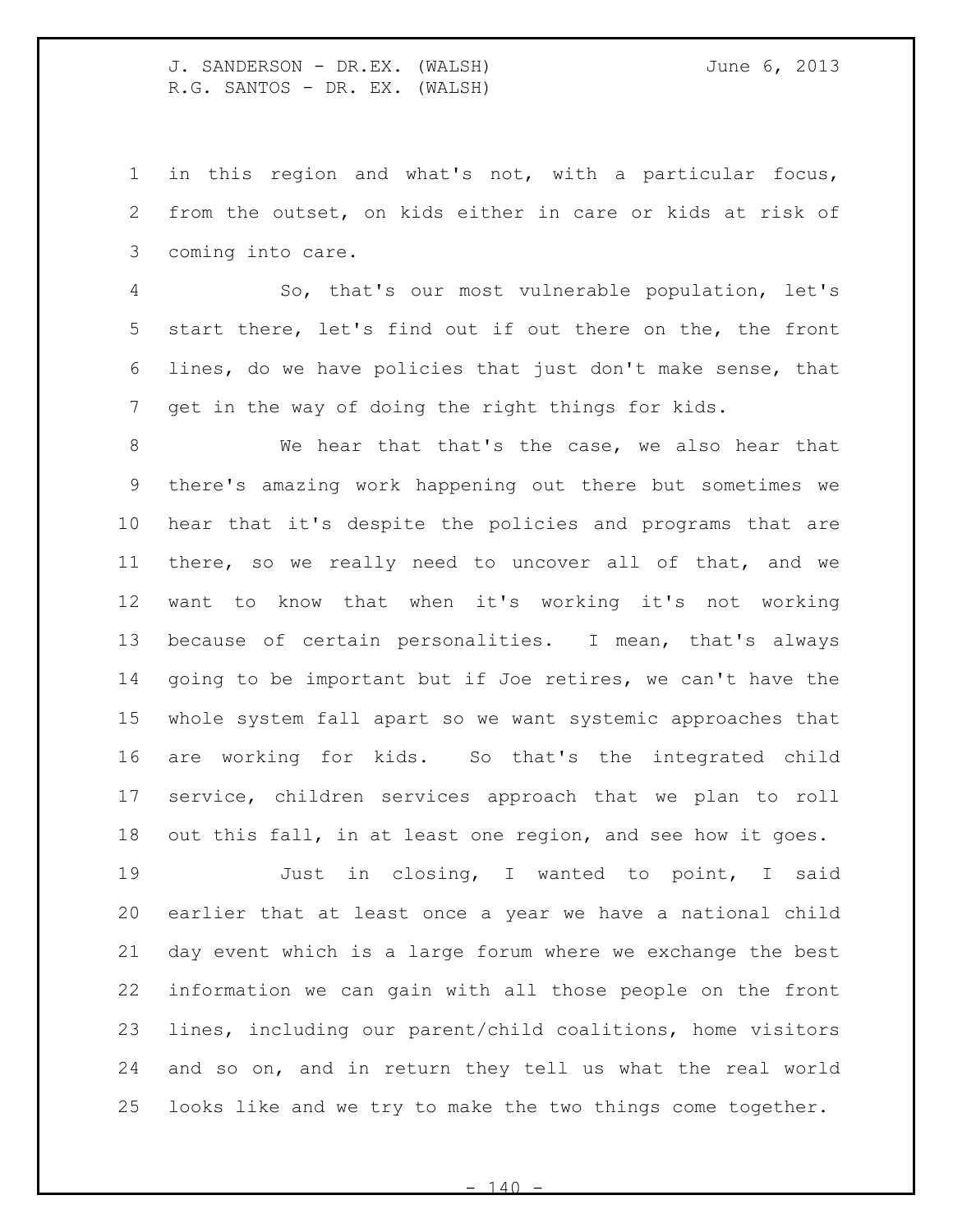in this region and what's not, with a particular focus, from the outset, on kids either in care or kids at risk of coming into care.

So, that's our most vulnerable population, let's start there, let's find out if out there on the, the front lines, do we have policies that just don't make sense, that get in the way of doing the right things for kids.

We hear that that's the case, we also hear that there's amazing work happening out there but sometimes we hear that it's despite the policies and programs that are there, so we really need to uncover all of that, and we want to know that when it's working it's not working because of certain personalities. I mean, that's always going to be important but if Joe retires, we can't have the whole system fall apart so we want systemic approaches that are working for kids. So that's the integrated child service, children services approach that we plan to roll out this fall, in at least one region, and see how it goes.

Just in closing, I wanted to point, I said earlier that at least once a year we have a national child day event which is a large forum where we exchange the best information we can gain with all those people on the front lines, including our parent/child coalitions, home visitors and so on, and in return they tell us what the real world looks like and we try to make the two things come together.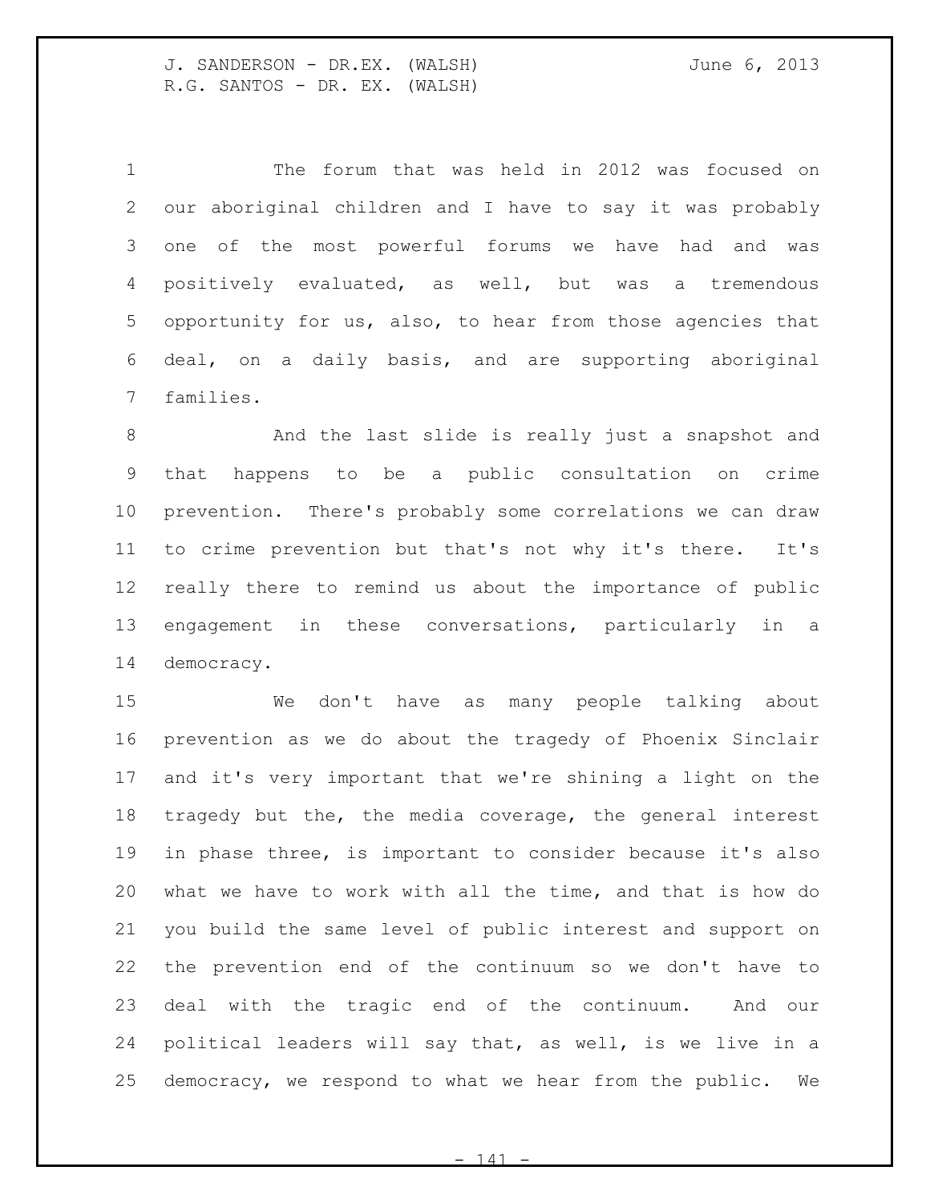The forum that was held in 2012 was focused on our aboriginal children and I have to say it was probably one of the most powerful forums we have had and was positively evaluated, as well, but was a tremendous opportunity for us, also, to hear from those agencies that deal, on a daily basis, and are supporting aboriginal families.

And the last slide is really just a snapshot and that happens to be a public consultation on crime prevention. There's probably some correlations we can draw to crime prevention but that's not why it's there. It's really there to remind us about the importance of public engagement in these conversations, particularly in a democracy.

We don't have as many people talking about prevention as we do about the tragedy of Phoenix Sinclair and it's very important that we're shining a light on the tragedy but the, the media coverage, the general interest in phase three, is important to consider because it's also what we have to work with all the time, and that is how do you build the same level of public interest and support on the prevention end of the continuum so we don't have to deal with the tragic end of the continuum. And our political leaders will say that, as well, is we live in a democracy, we respond to what we hear from the public. We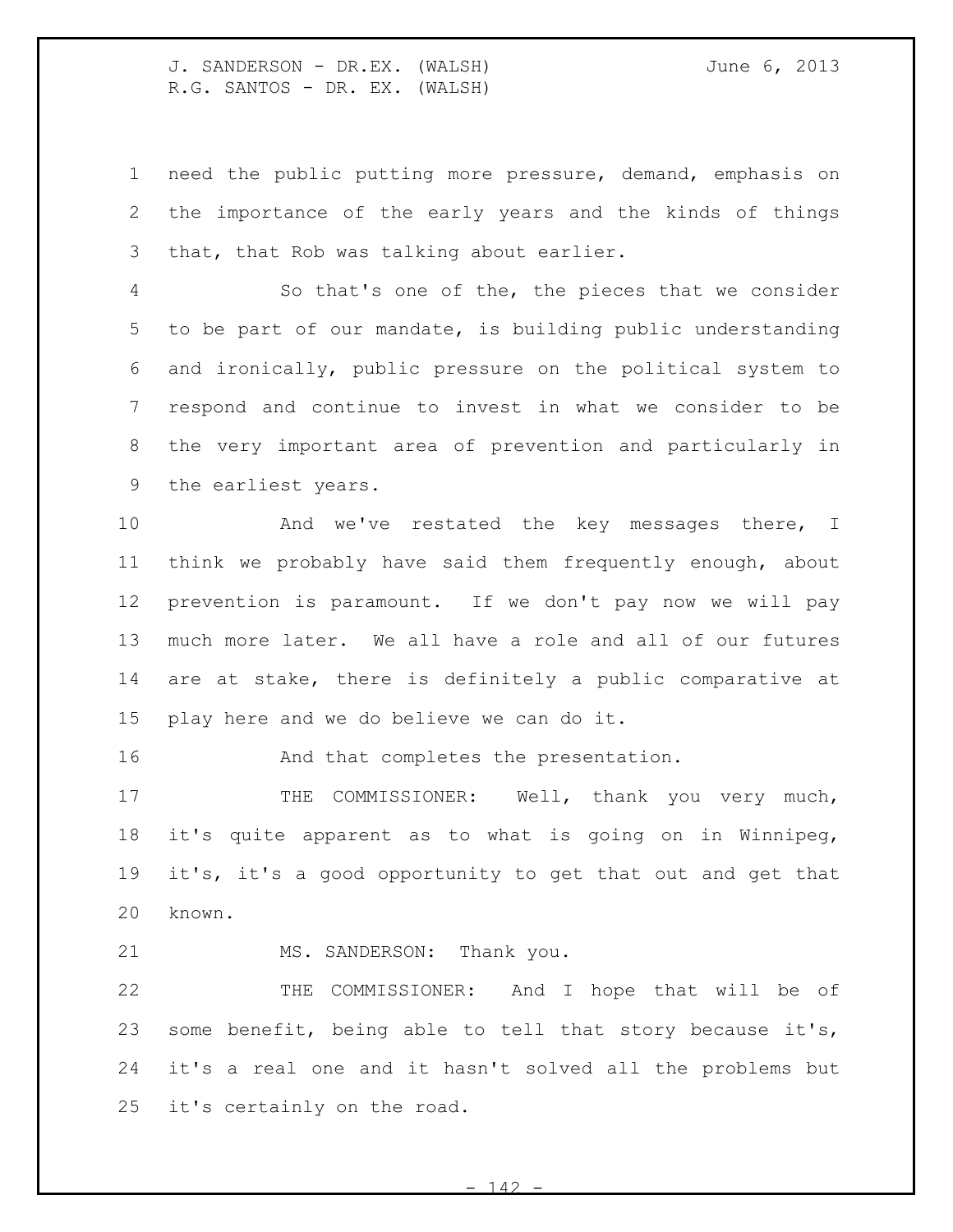need the public putting more pressure, demand, emphasis on the importance of the early years and the kinds of things that, that Rob was talking about earlier.

So that's one of the, the pieces that we consider to be part of our mandate, is building public understanding and ironically, public pressure on the political system to respond and continue to invest in what we consider to be the very important area of prevention and particularly in the earliest years.

And we've restated the key messages there, I think we probably have said them frequently enough, about prevention is paramount. If we don't pay now we will pay much more later. We all have a role and all of our futures are at stake, there is definitely a public comparative at play here and we do believe we can do it.

And that completes the presentation.

THE COMMISSIONER: Well, thank you very much, it's quite apparent as to what is going on in Winnipeg, it's, it's a good opportunity to get that out and get that known.

MS. SANDERSON: Thank you.

THE COMMISSIONER: And I hope that will be of some benefit, being able to tell that story because it's, it's a real one and it hasn't solved all the problems but it's certainly on the road.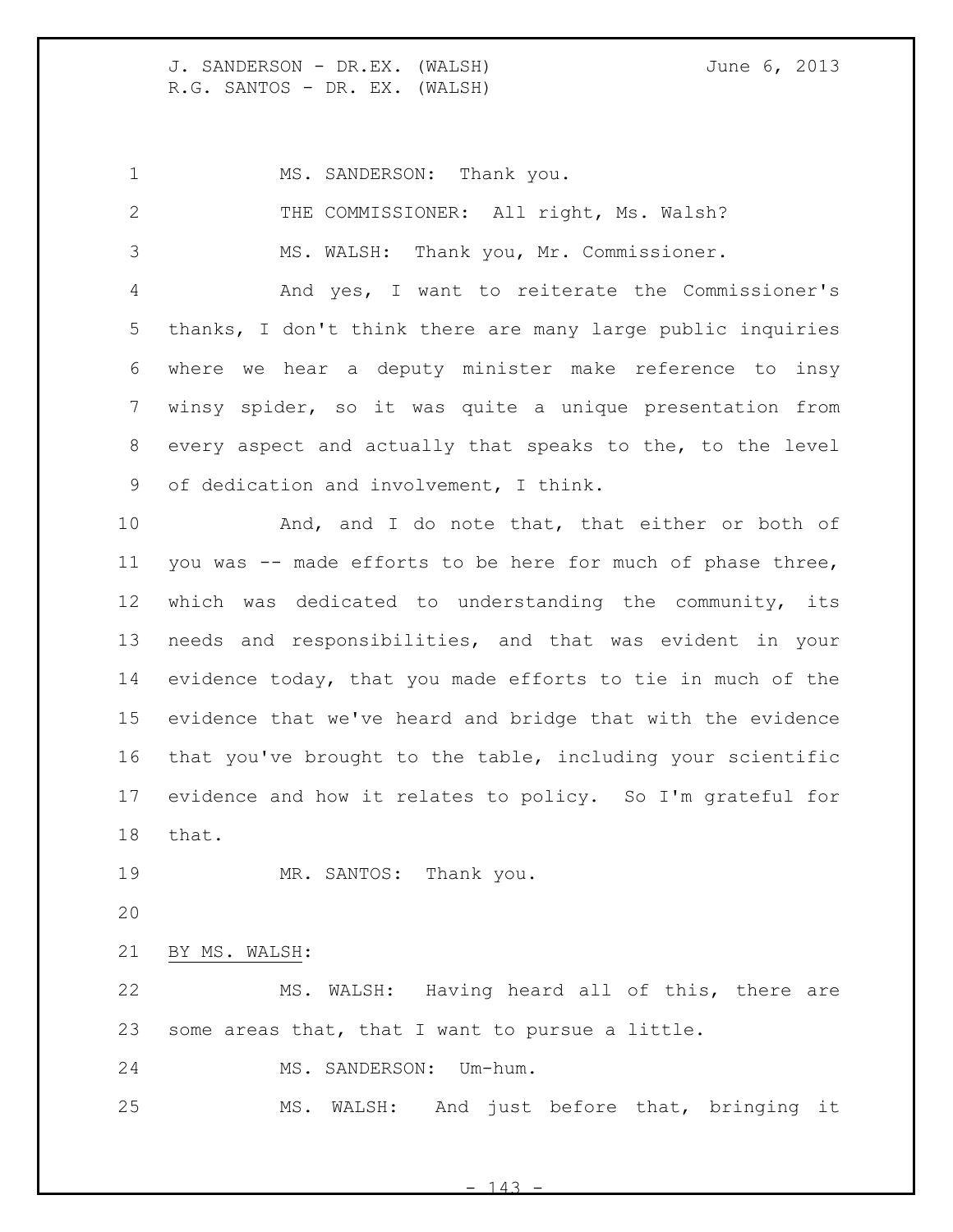MS. SANDERSON: Thank you.

THE COMMISSIONER: All right, Ms. Walsh?

MS. WALSH: Thank you, Mr. Commissioner.

And yes, I want to reiterate the Commissioner's thanks, I don't think there are many large public inquiries where we hear a deputy minister make reference to insy winsy spider, so it was quite a unique presentation from every aspect and actually that speaks to the, to the level of dedication and involvement, I think.

And, and I do note that, that either or both of you was -- made efforts to be here for much of phase three, which was dedicated to understanding the community, its needs and responsibilities, and that was evident in your evidence today, that you made efforts to tie in much of the evidence that we've heard and bridge that with the evidence that you've brought to the table, including your scientific evidence and how it relates to policy. So I'm grateful for that.

MR. SANTOS: Thank you.

BY MS. WALSH:

MS. WALSH: Having heard all of this, there are some areas that, that I want to pursue a little.

MS. SANDERSON: Um-hum.

MS. WALSH: And just before that, bringing it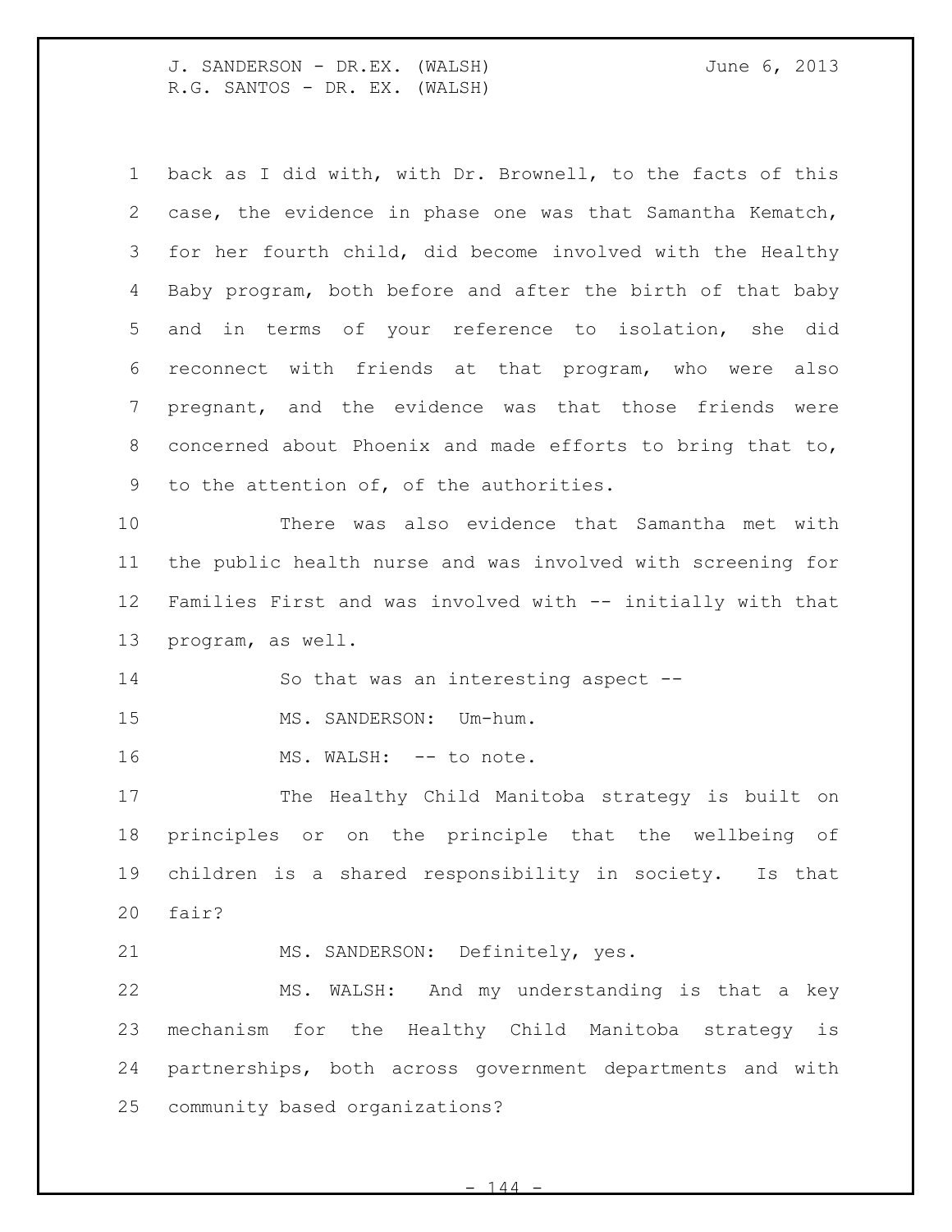back as I did with, with Dr. Brownell, to the facts of this case, the evidence in phase one was that Samantha Kematch, for her fourth child, did become involved with the Healthy Baby program, both before and after the birth of that baby and in terms of your reference to isolation, she did reconnect with friends at that program, who were also pregnant, and the evidence was that those friends were concerned about Phoenix and made efforts to bring that to, to the attention of, of the authorities.

There was also evidence that Samantha met with the public health nurse and was involved with screening for Families First and was involved with -- initially with that program, as well.

So that was an interesting aspect --

MS. SANDERSON: Um-hum.

MS. WALSH: -- to note.

The Healthy Child Manitoba strategy is built on principles or on the principle that the wellbeing of children is a shared responsibility in society. Is that fair?

MS. SANDERSON: Definitely, yes.

MS. WALSH: And my understanding is that a key mechanism for the Healthy Child Manitoba strategy is partnerships, both across government departments and with community based organizations?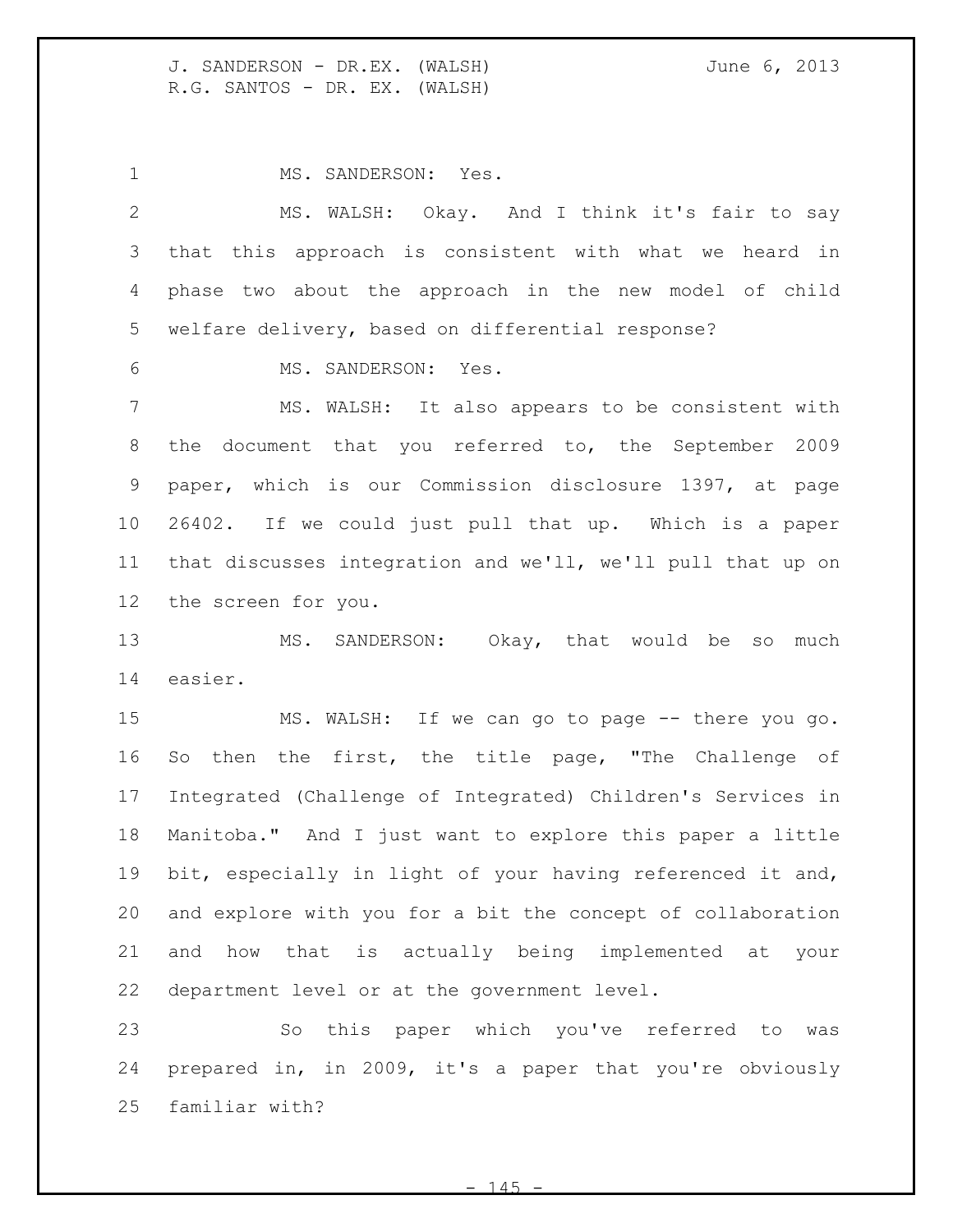MS. SANDERSON: Yes.

MS. WALSH: Okay. And I think it's fair to say that this approach is consistent with what we heard in phase two about the approach in the new model of child welfare delivery, based on differential response?

MS. SANDERSON: Yes.

MS. WALSH: It also appears to be consistent with the document that you referred to, the September 2009 paper, which is our Commission disclosure 1397, at page 26402. If we could just pull that up. Which is a paper that discusses integration and we'll, we'll pull that up on the screen for you.

MS. SANDERSON: Okay, that would be so much easier.

MS. WALSH: If we can go to page -- there you go. So then the first, the title page, "The Challenge of Integrated (Challenge of Integrated) Children's Services in Manitoba." And I just want to explore this paper a little bit, especially in light of your having referenced it and, and explore with you for a bit the concept of collaboration and how that is actually being implemented at your department level or at the government level.

So this paper which you've referred to was prepared in, in 2009, it's a paper that you're obviously familiar with?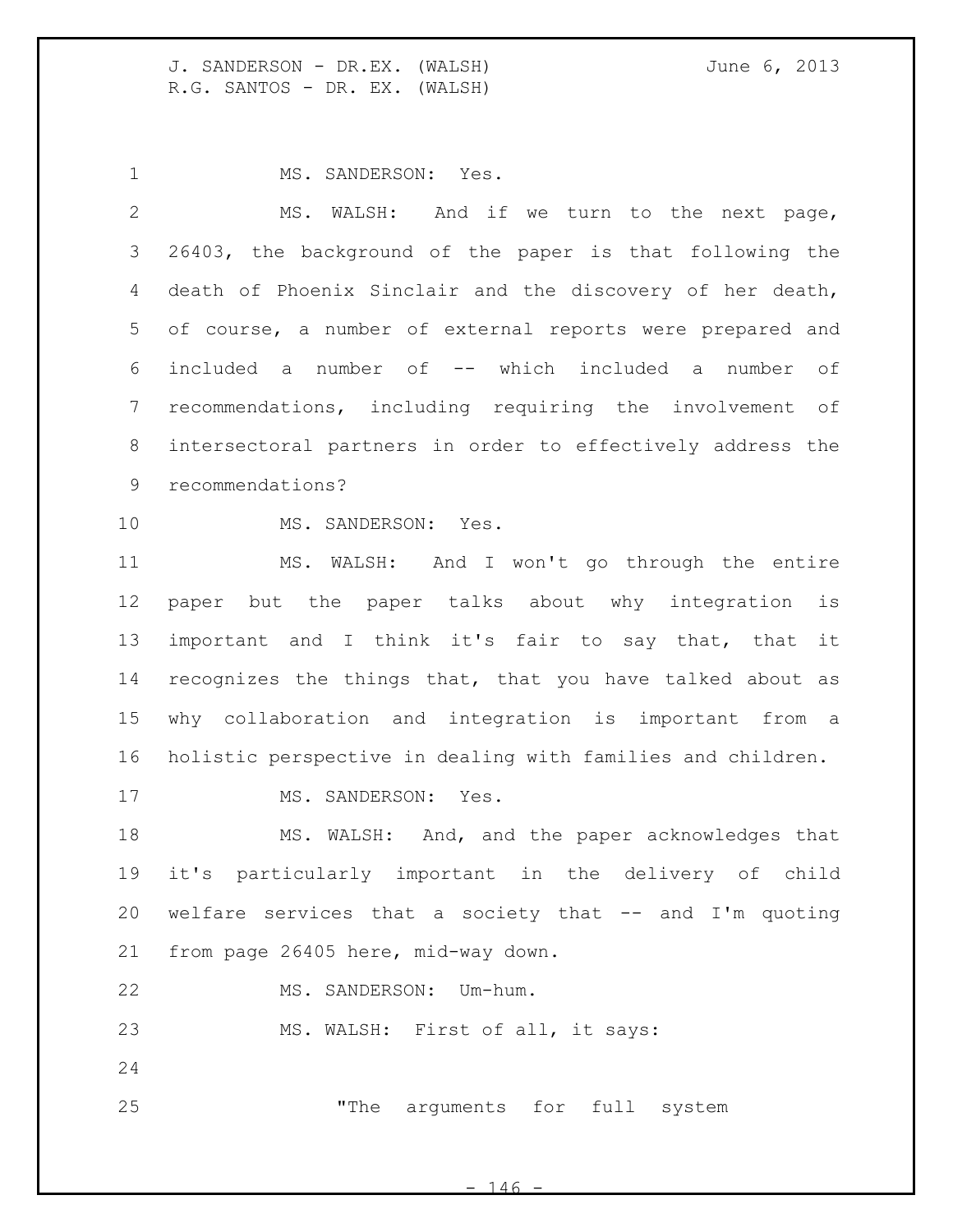MS. SANDERSON: Yes.

MS. WALSH: And if we turn to the next page, 26403, the background of the paper is that following the death of Phoenix Sinclair and the discovery of her death, of course, a number of external reports were prepared and included a number of -- which included a number of recommendations, including requiring the involvement of intersectoral partners in order to effectively address the recommendations?

MS. SANDERSON: Yes.

MS. WALSH: And I won't go through the entire paper but the paper talks about why integration is important and I think it's fair to say that, that it recognizes the things that, that you have talked about as why collaboration and integration is important from a holistic perspective in dealing with families and children.

MS. SANDERSON: Yes.

MS. WALSH: And, and the paper acknowledges that it's particularly important in the delivery of child welfare services that a society that -- and I'm quoting from page 26405 here, mid-way down.

MS. SANDERSON: Um-hum.

MS. WALSH: First of all, it says:

> "The arguments for full system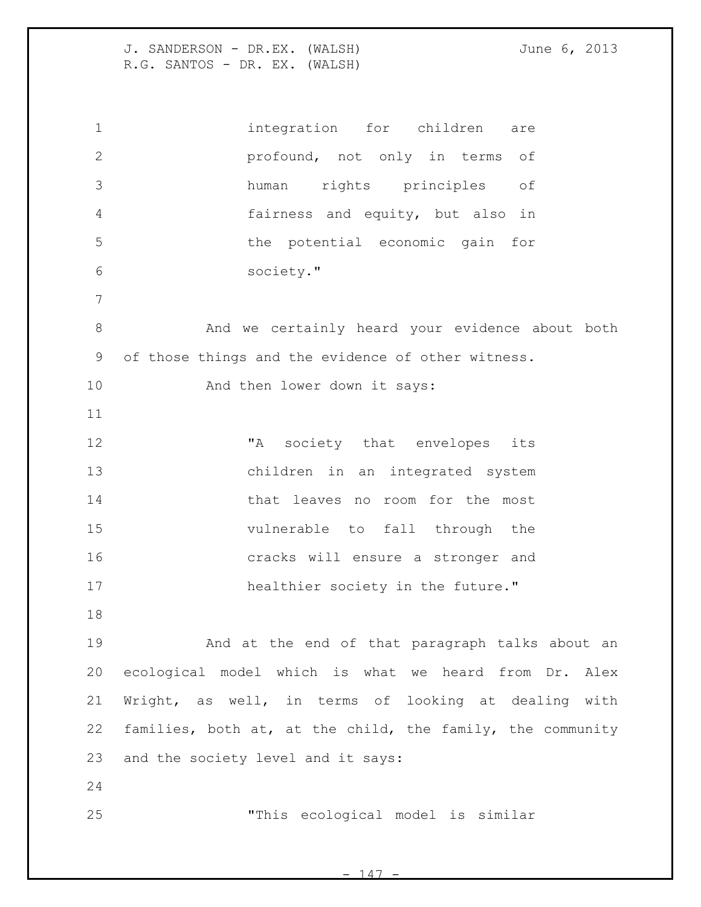integration for children are profound, not only in terms of human rights principles of fairness and equity, but also in the potential economic gain for society."

And we certainly heard your evidence about both of those things and the evidence of other witness.

And then lower down it says:

> "A society that envelopes its children in an integrated system that leaves no room for the most vulnerable to fall through the cracks will ensure a stronger and healthier society in the future."

And at the end of that paragraph talks about an ecological model which is what we heard from Dr. Alex Wright, as well, in terms of looking at dealing with families, both at, at the child, the family, the community and the society level and it says:

> "This ecological model is similar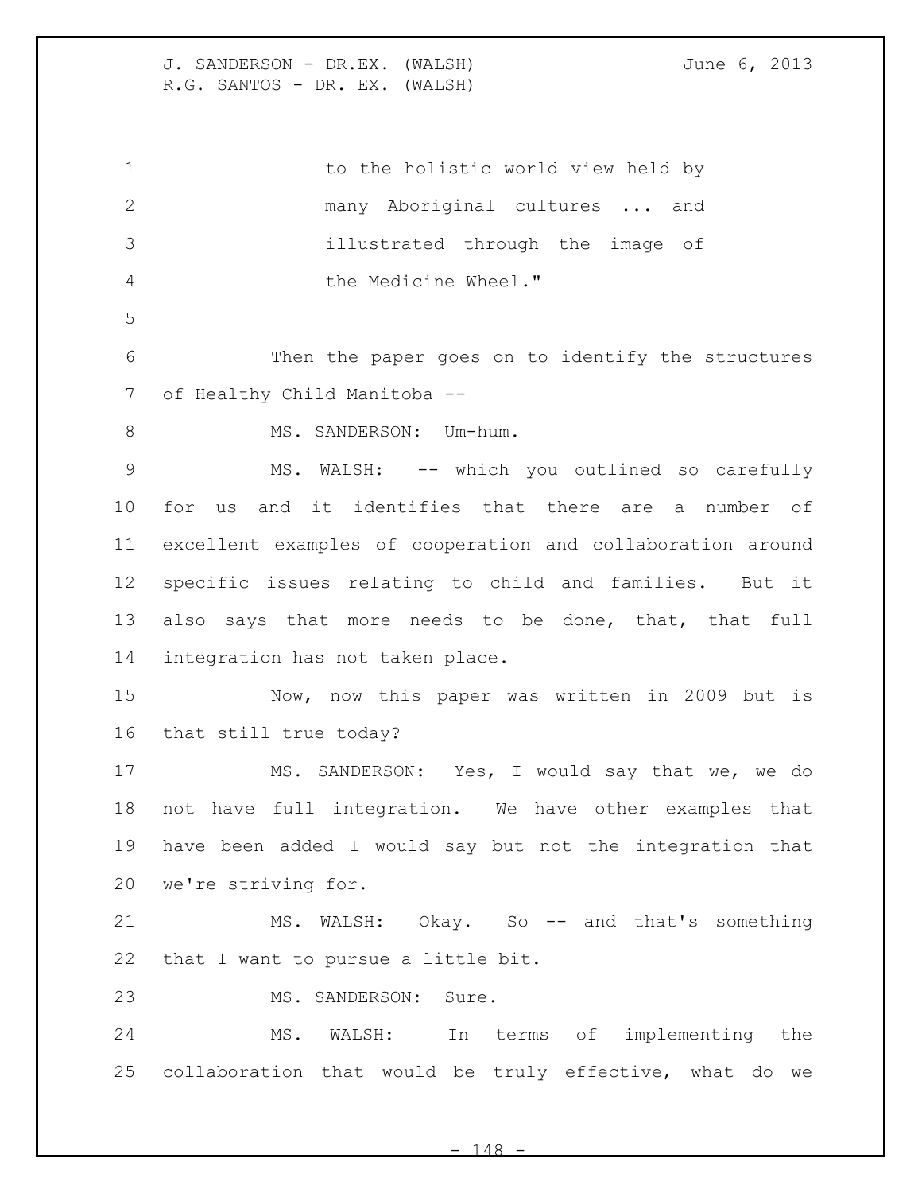to the holistic world view held by many Aboriginal cultures ... and illustrated through the image of the Medicine Wheel."

Then the paper goes on to identify the structures of Healthy Child Manitoba --

MS. SANDERSON: Um-hum.

MS. WALSH: -- which you outlined so carefully for us and it identifies that there are a number of excellent examples of cooperation and collaboration around specific issues relating to child and families. But it also says that more needs to be done, that, that full integration has not taken place.

Now, now this paper was written in 2009 but is that still true today?

MS. SANDERSON: Yes, I would say that we, we do not have full integration. We have other examples that have been added I would say but not the integration that we're striving for.

MS. WALSH: Okay. So -- and that's something that I want to pursue a little bit.

MS. SANDERSON: Sure.

MS. WALSH: In terms of implementing the collaboration that would be truly effective, what do we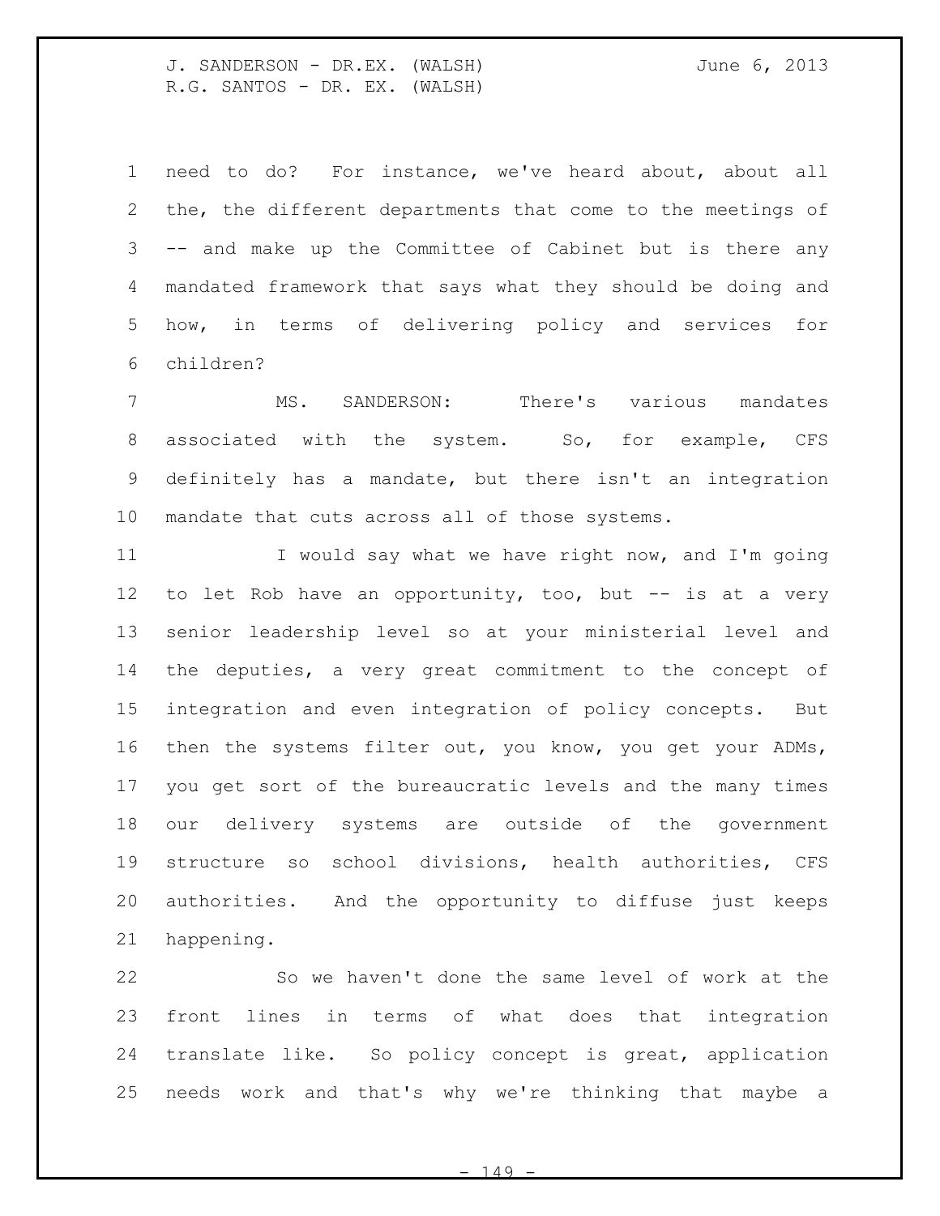need to do? For instance, we've heard about, about all the, the different departments that come to the meetings of -- and make up the Committee of Cabinet but is there any mandated framework that says what they should be doing and how, in terms of delivering policy and services for children?

MS. SANDERSON: There's various mandates associated with the system. So, for example, CFS definitely has a mandate, but there isn't an integration mandate that cuts across all of those systems.

I would say what we have right now, and I'm going to let Rob have an opportunity, too, but -- is at a very senior leadership level so at your ministerial level and the deputies, a very great commitment to the concept of integration and even integration of policy concepts. But then the systems filter out, you know, you get your ADMs, you get sort of the bureaucratic levels and the many times our delivery systems are outside of the government structure so school divisions, health authorities, CFS authorities. And the opportunity to diffuse just keeps happening.

So we haven't done the same level of work at the front lines in terms of what does that integration translate like. So policy concept is great, application needs work and that's why we're thinking that maybe a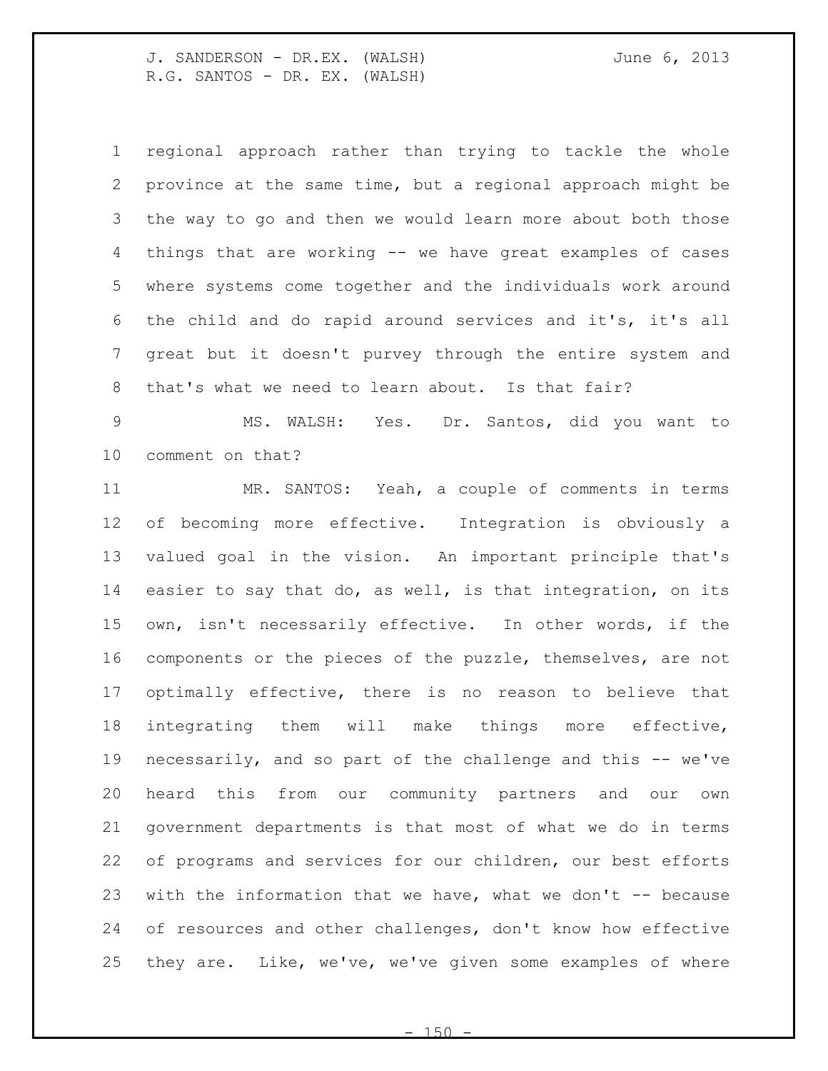regional approach rather than trying to tackle the whole province at the same time, but a regional approach might be the way to go and then we would learn more about both those things that are working -- we have great examples of cases where systems come together and the individuals work around the child and do rapid around services and it's, it's all great but it doesn't purvey through the entire system and that's what we need to learn about. Is that fair?

MS. WALSH: Yes. Dr. Santos, did you want to comment on that?

MR. SANTOS: Yeah, a couple of comments in terms of becoming more effective. Integration is obviously a valued goal in the vision. An important principle that's easier to say that do, as well, is that integration, on its own, isn't necessarily effective. In other words, if the components or the pieces of the puzzle, themselves, are not optimally effective, there is no reason to believe that integrating them will make things more effective, necessarily, and so part of the challenge and this -- we've heard this from our community partners and our own government departments is that most of what we do in terms of programs and services for our children, our best efforts with the information that we have, what we don't -- because of resources and other challenges, don't know how effective they are. Like, we've, we've given some examples of where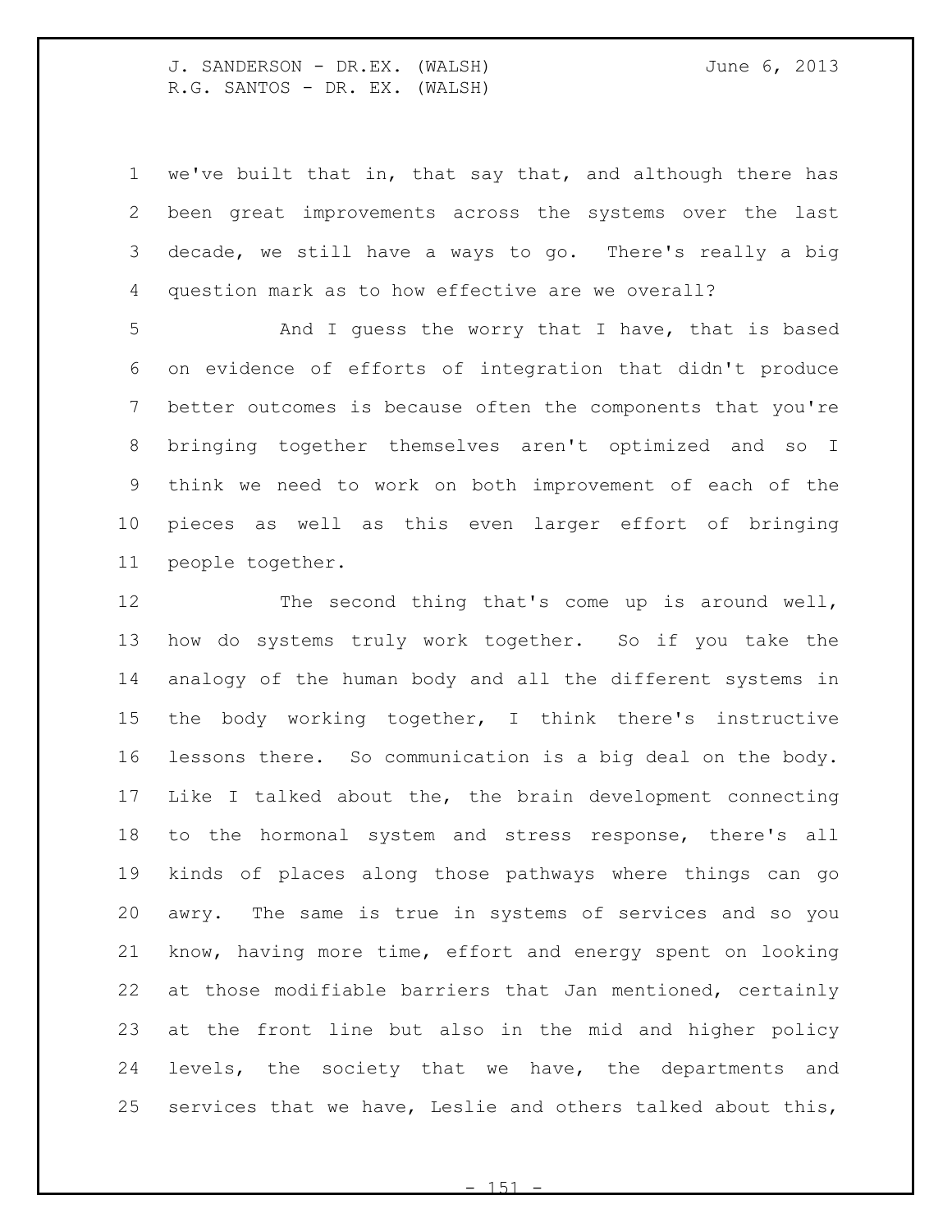we've built that in, that say that, and although there has been great improvements across the systems over the last decade, we still have a ways to go. There's really a big question mark as to how effective are we overall?

And I guess the worry that I have, that is based on evidence of efforts of integration that didn't produce better outcomes is because often the components that you're bringing together themselves aren't optimized and so I think we need to work on both improvement of each of the pieces as well as this even larger effort of bringing people together.

The second thing that's come up is around well, how do systems truly work together. So if you take the analogy of the human body and all the different systems in the body working together, I think there's instructive lessons there. So communication is a big deal on the body. Like I talked about the, the brain development connecting to the hormonal system and stress response, there's all kinds of places along those pathways where things can go awry. The same is true in systems of services and so you know, having more time, effort and energy spent on looking at those modifiable barriers that Jan mentioned, certainly at the front line but also in the mid and higher policy levels, the society that we have, the departments and services that we have, Leslie and others talked about this,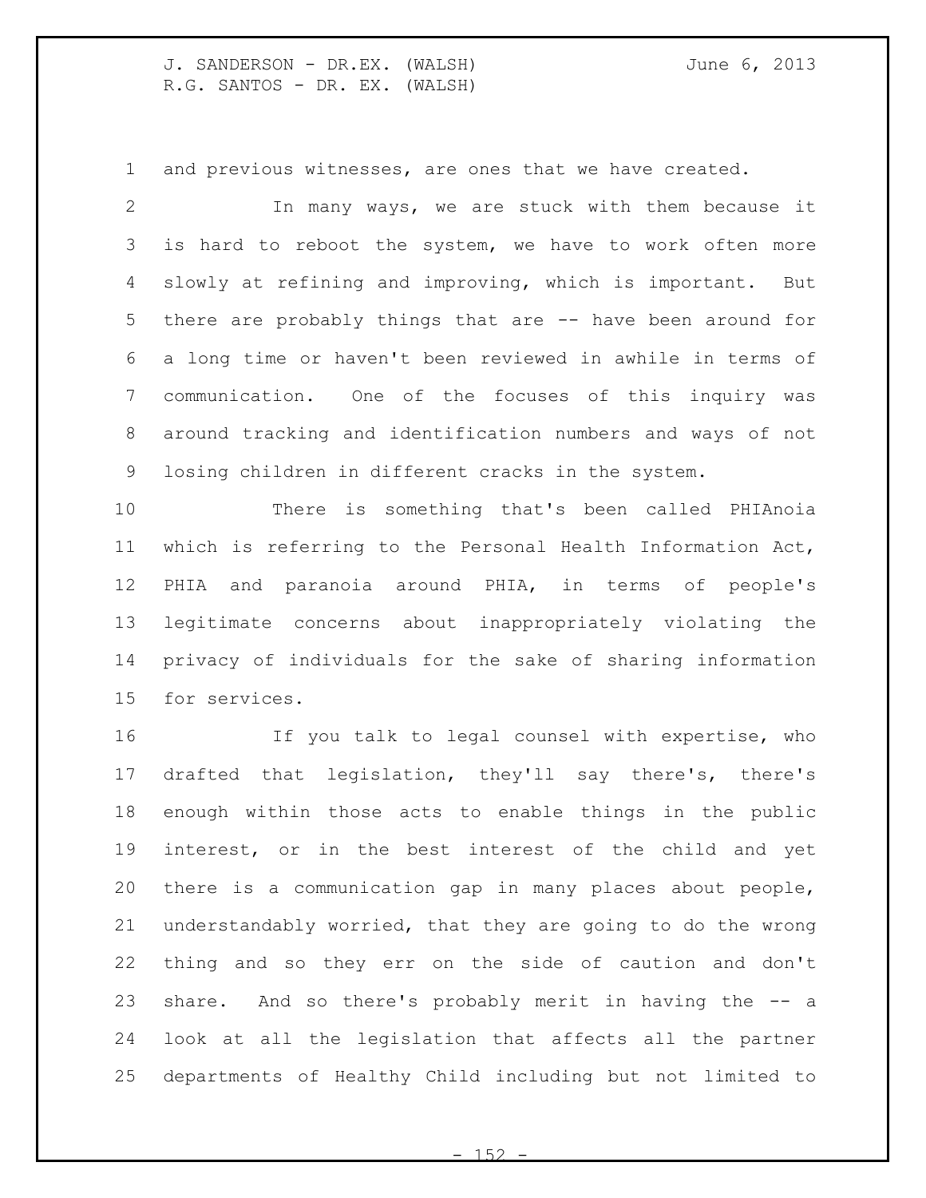and previous witnesses, are ones that we have created.

In many ways, we are stuck with them because it is hard to reboot the system, we have to work often more slowly at refining and improving, which is important. But there are probably things that are -- have been around for a long time or haven't been reviewed in awhile in terms of communication. One of the focuses of this inquiry was around tracking and identification numbers and ways of not losing children in different cracks in the system.

There is something that's been called PHIAnoia which is referring to the Personal Health Information Act, PHIA and paranoia around PHIA, in terms of people's legitimate concerns about inappropriately violating the privacy of individuals for the sake of sharing information for services.

If you talk to legal counsel with expertise, who drafted that legislation, they'll say there's, there's enough within those acts to enable things in the public interest, or in the best interest of the child and yet there is a communication gap in many places about people, understandably worried, that they are going to do the wrong thing and so they err on the side of caution and don't share. And so there's probably merit in having the -- a look at all the legislation that affects all the partner departments of Healthy Child including but not limited to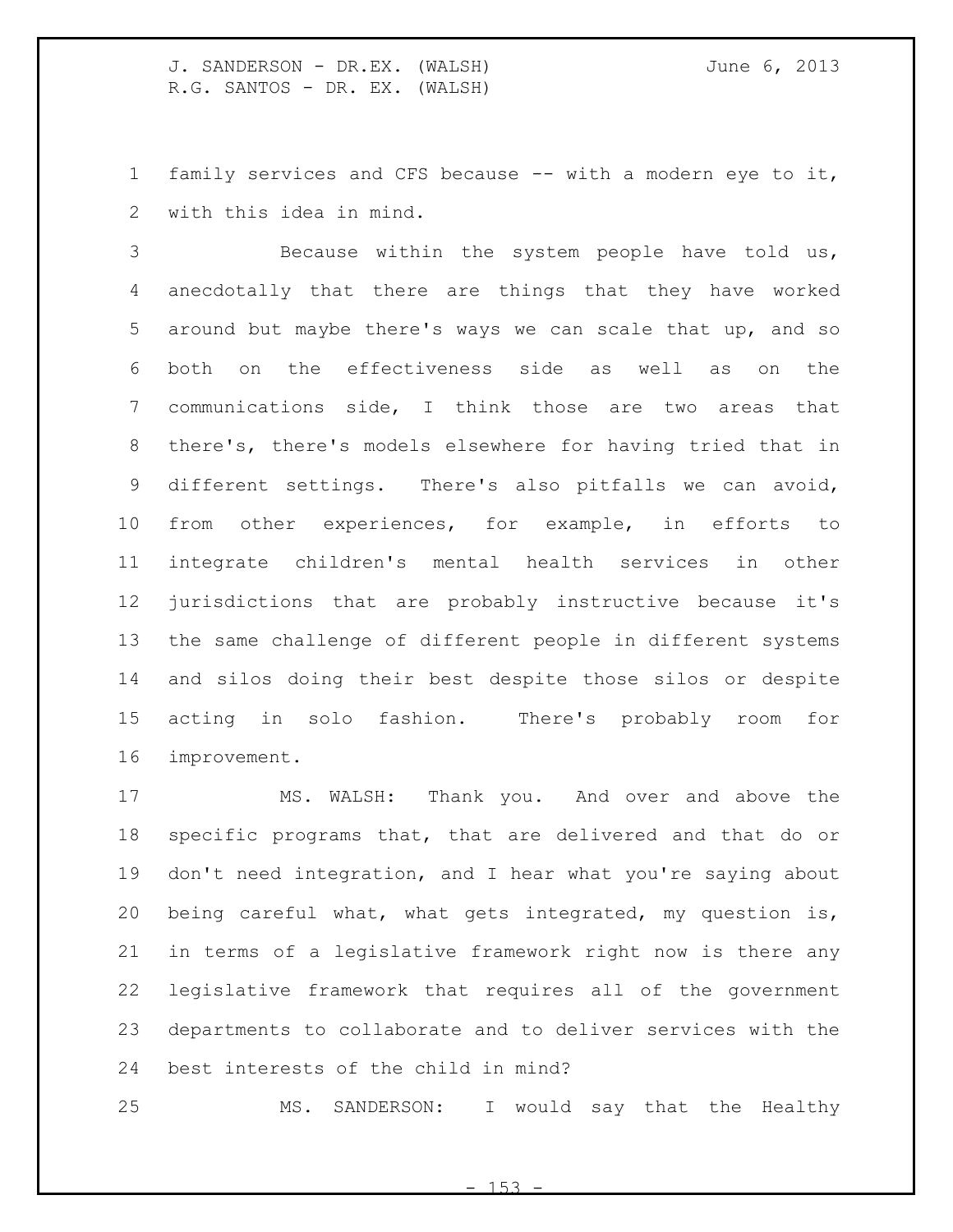family services and CFS because -- with a modern eye to it, with this idea in mind.

Because within the system people have told us, anecdotally that there are things that they have worked around but maybe there's ways we can scale that up, and so both on the effectiveness side as well as on the communications side, I think those are two areas that there's, there's models elsewhere for having tried that in different settings. There's also pitfalls we can avoid, from other experiences, for example, in efforts to integrate children's mental health services in other jurisdictions that are probably instructive because it's the same challenge of different people in different systems and silos doing their best despite those silos or despite acting in solo fashion. There's probably room for improvement.

MS. WALSH: Thank you. And over and above the specific programs that, that are delivered and that do or don't need integration, and I hear what you're saying about being careful what, what gets integrated, my question is, in terms of a legislative framework right now is there any legislative framework that requires all of the government departments to collaborate and to deliver services with the best interests of the child in mind?

MS. SANDERSON: I would say that the Healthy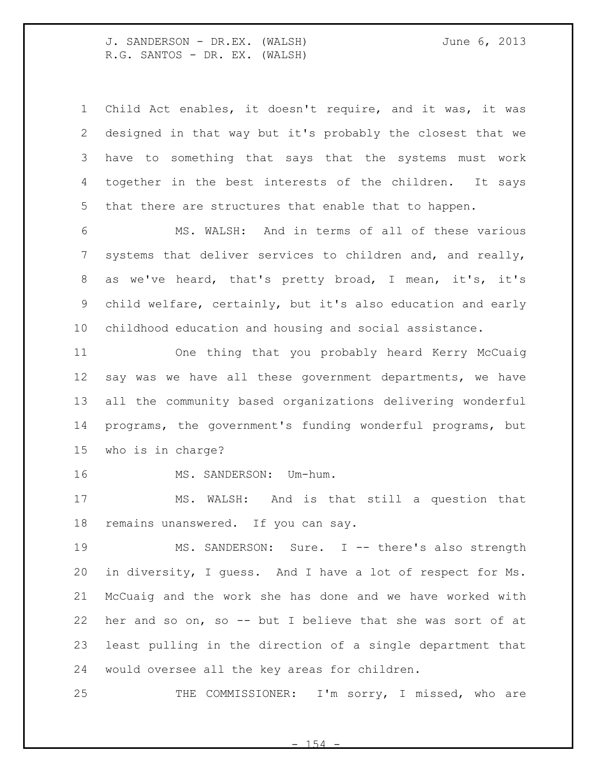Child Act enables, it doesn't require, and it was, it was designed in that way but it's probably the closest that we have to something that says that the systems must work together in the best interests of the children. It says that there are structures that enable that to happen.

MS. WALSH: And in terms of all of these various systems that deliver services to children and, and really, as we've heard, that's pretty broad, I mean, it's, it's child welfare, certainly, but it's also education and early childhood education and housing and social assistance.

One thing that you probably heard Kerry McCuaig say was we have all these government departments, we have all the community based organizations delivering wonderful programs, the government's funding wonderful programs, but who is in charge?

MS. SANDERSON: Um-hum.

MS. WALSH: And is that still a question that remains unanswered. If you can say.

MS. SANDERSON: Sure. I -- there's also strength in diversity, I guess. And I have a lot of respect for Ms. McCuaig and the work she has done and we have worked with her and so on, so -- but I believe that she was sort of at least pulling in the direction of a single department that would oversee all the key areas for children.

THE COMMISSIONER: I'm sorry, I missed, who are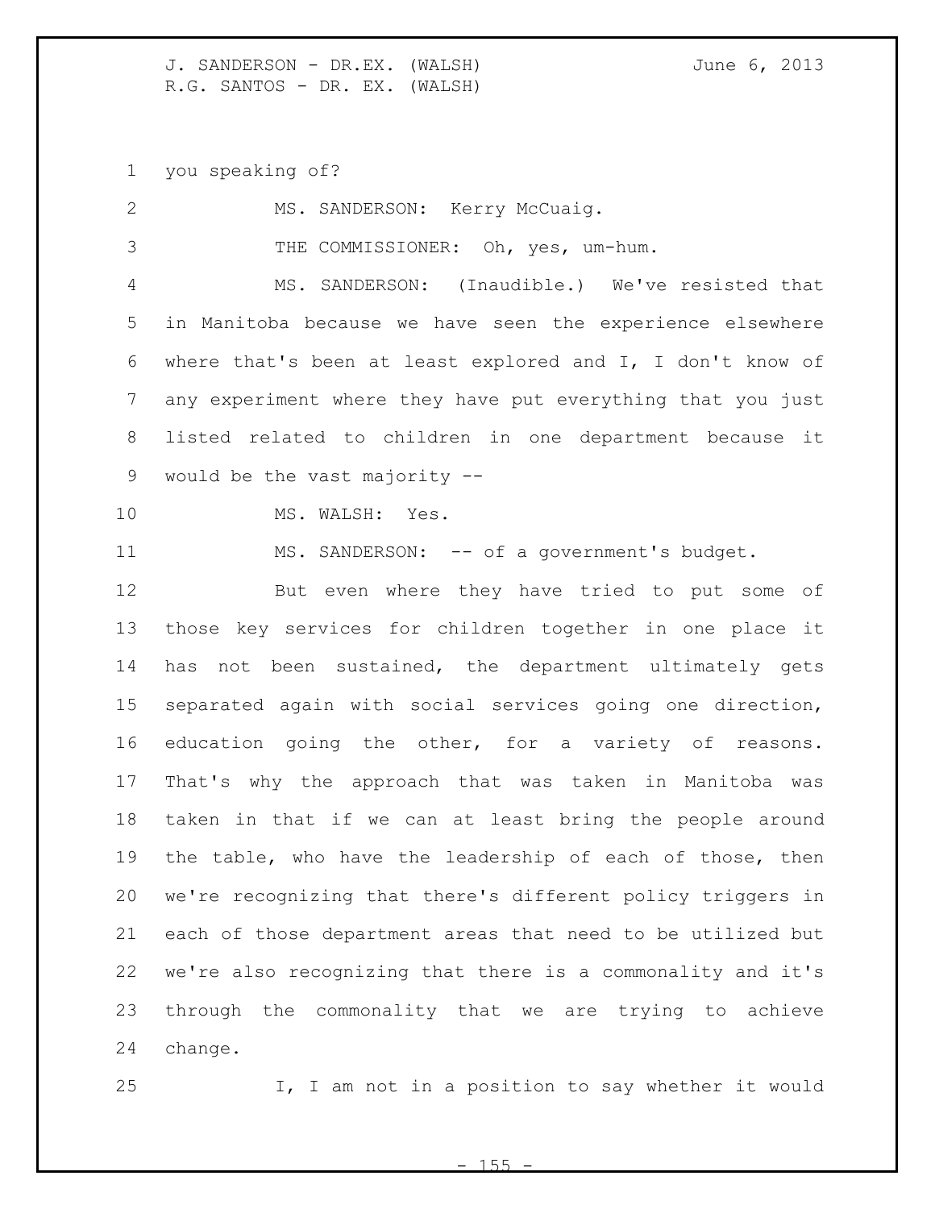you speaking of?

MS. SANDERSON: Kerry McCuaig.

THE COMMISSIONER: Oh, yes, um-hum.

MS. SANDERSON: (Inaudible.) We've resisted that in Manitoba because we have seen the experience elsewhere where that's been at least explored and I, I don't know of any experiment where they have put everything that you just listed related to children in one department because it would be the vast majority --

MS. WALSH: Yes.

MS. SANDERSON: -- of a government's budget.

But even where they have tried to put some of those key services for children together in one place it has not been sustained, the department ultimately gets separated again with social services going one direction, education going the other, for a variety of reasons. That's why the approach that was taken in Manitoba was taken in that if we can at least bring the people around the table, who have the leadership of each of those, then we're recognizing that there's different policy triggers in each of those department areas that need to be utilized but we're also recognizing that there is a commonality and it's through the commonality that we are trying to achieve change.

I, I am not in a position to say whether it would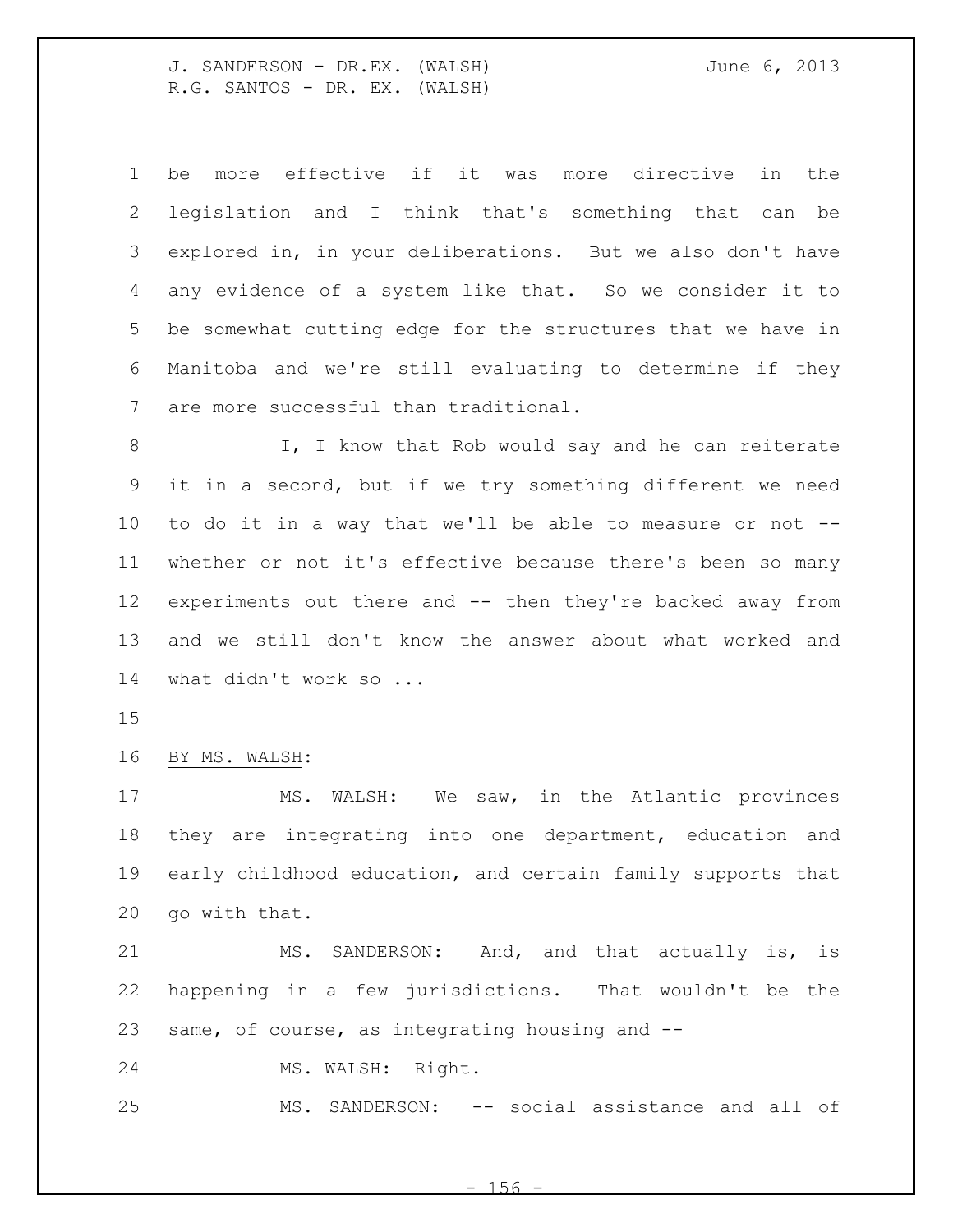be more effective if it was more directive in the legislation and I think that's something that can be explored in, in your deliberations. But we also don't have any evidence of a system like that. So we consider it to be somewhat cutting edge for the structures that we have in Manitoba and we're still evaluating to determine if they are more successful than traditional.

I, I know that Rob would say and he can reiterate it in a second, but if we try something different we need to do it in a way that we'll be able to measure or not -- whether or not it's effective because there's been so many experiments out there and -- then they're backed away from and we still don't know the answer about what worked and what didn't work so ...

BY MS. WALSH:

MS. WALSH: We saw, in the Atlantic provinces they are integrating into one department, education and early childhood education, and certain family supports that go with that.

MS. SANDERSON: And, and that actually is, is happening in a few jurisdictions. That wouldn't be the same, of course, as integrating housing and --

MS. WALSH: Right.

MS. SANDERSON: -- social assistance and all of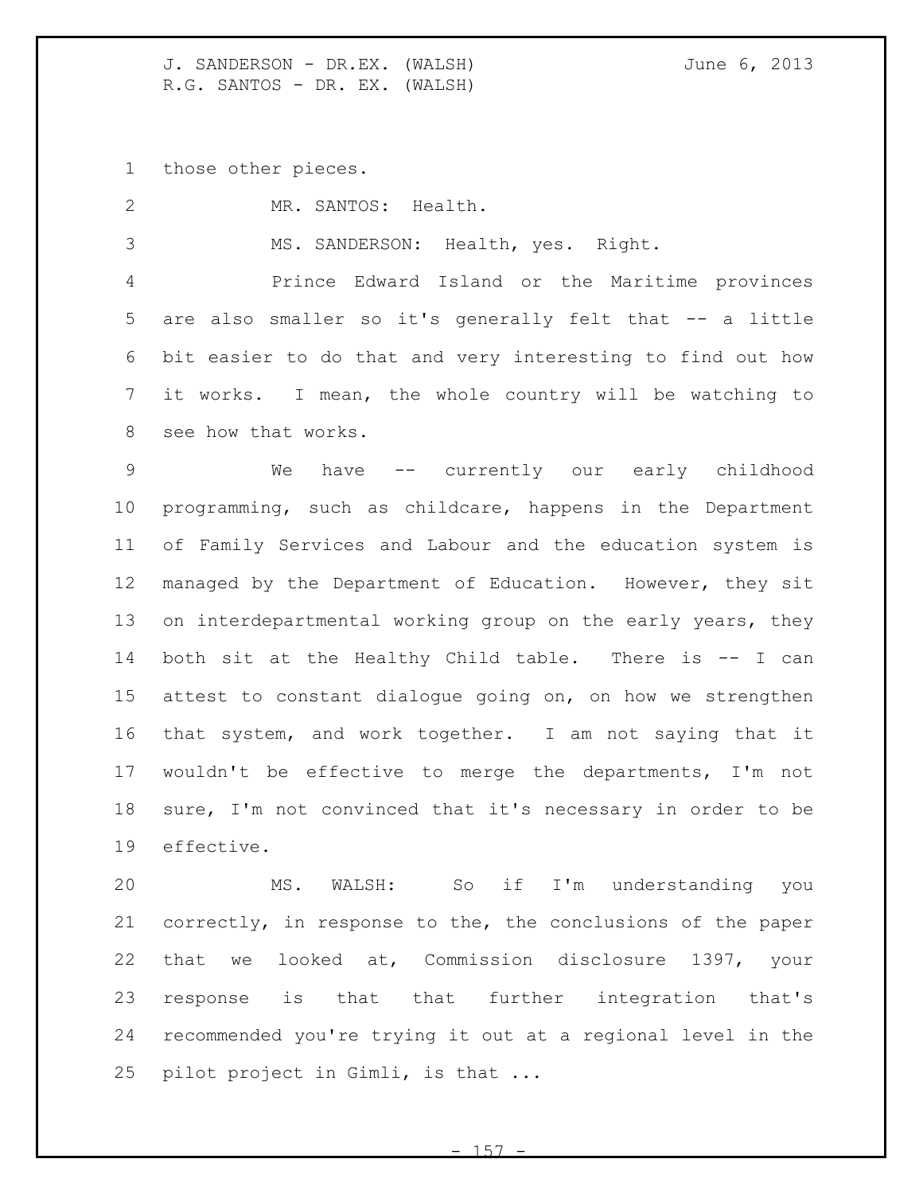those other pieces.

MR. SANTOS: Health.

MS. SANDERSON: Health, yes. Right.

Prince Edward Island or the Maritime provinces are also smaller so it's generally felt that -- a little bit easier to do that and very interesting to find out how it works. I mean, the whole country will be watching to see how that works.

We have -- currently our early childhood programming, such as childcare, happens in the Department of Family Services and Labour and the education system is managed by the Department of Education. However, they sit on interdepartmental working group on the early years, they both sit at the Healthy Child table. There is -- I can attest to constant dialogue going on, on how we strengthen that system, and work together. I am not saying that it wouldn't be effective to merge the departments, I'm not sure, I'm not convinced that it's necessary in order to be effective.

MS. WALSH: So if I'm understanding you correctly, in response to the, the conclusions of the paper that we looked at, Commission disclosure 1397, your response is that that further integration that's recommended you're trying it out at a regional level in the pilot project in Gimli, is that ...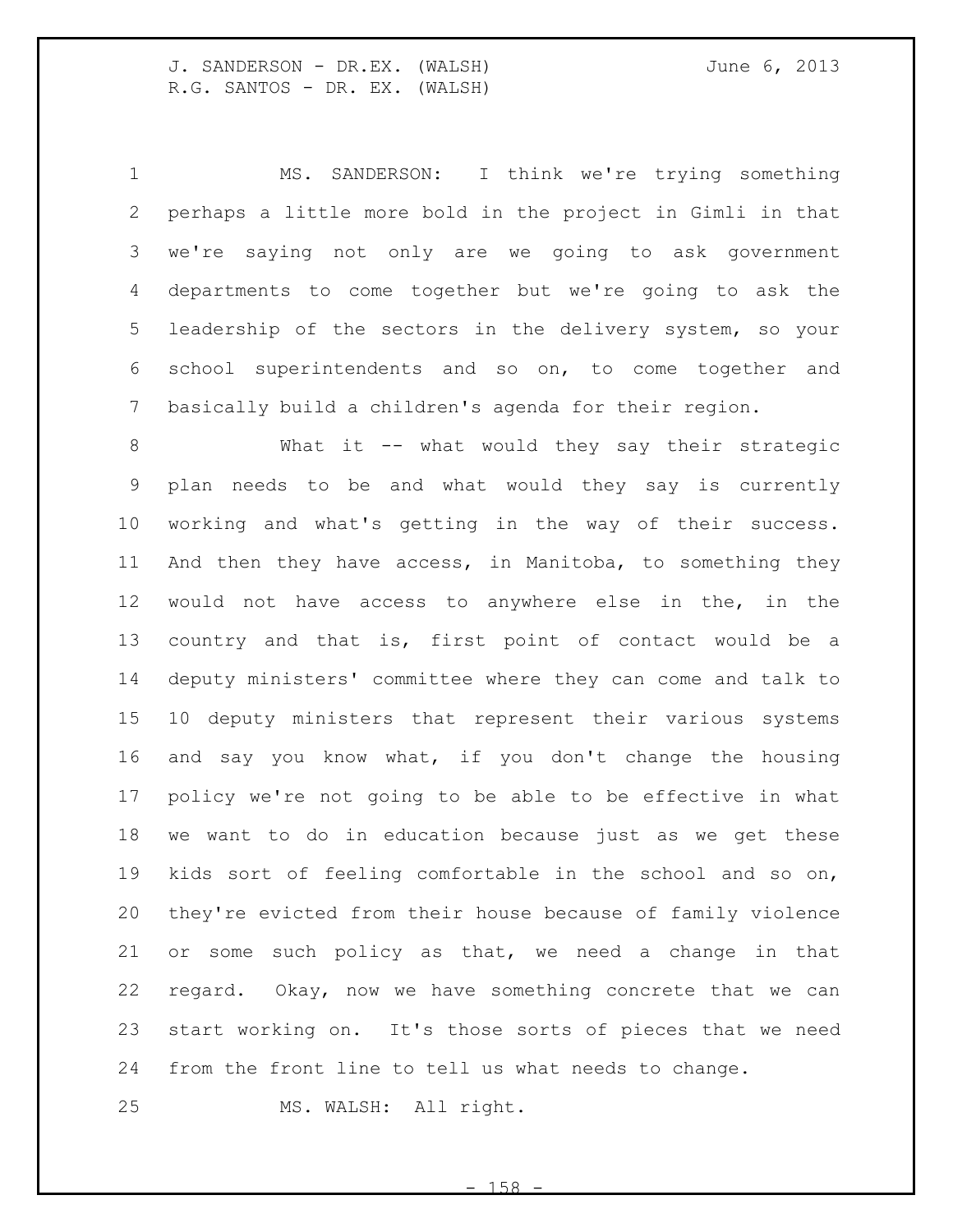MS. SANDERSON: I think we're trying something perhaps a little more bold in the project in Gimli in that we're saying not only are we going to ask government departments to come together but we're going to ask the leadership of the sectors in the delivery system, so your school superintendents and so on, to come together and basically build a children's agenda for their region.

What it -- what would they say their strategic plan needs to be and what would they say is currently working and what's getting in the way of their success. And then they have access, in Manitoba, to something they would not have access to anywhere else in the, in the country and that is, first point of contact would be a deputy ministers' committee where they can come and talk to 10 deputy ministers that represent their various systems and say you know what, if you don't change the housing policy we're not going to be able to be effective in what we want to do in education because just as we get these kids sort of feeling comfortable in the school and so on, they're evicted from their house because of family violence or some such policy as that, we need a change in that regard. Okay, now we have something concrete that we can start working on. It's those sorts of pieces that we need from the front line to tell us what needs to change.

MS. WALSH: All right.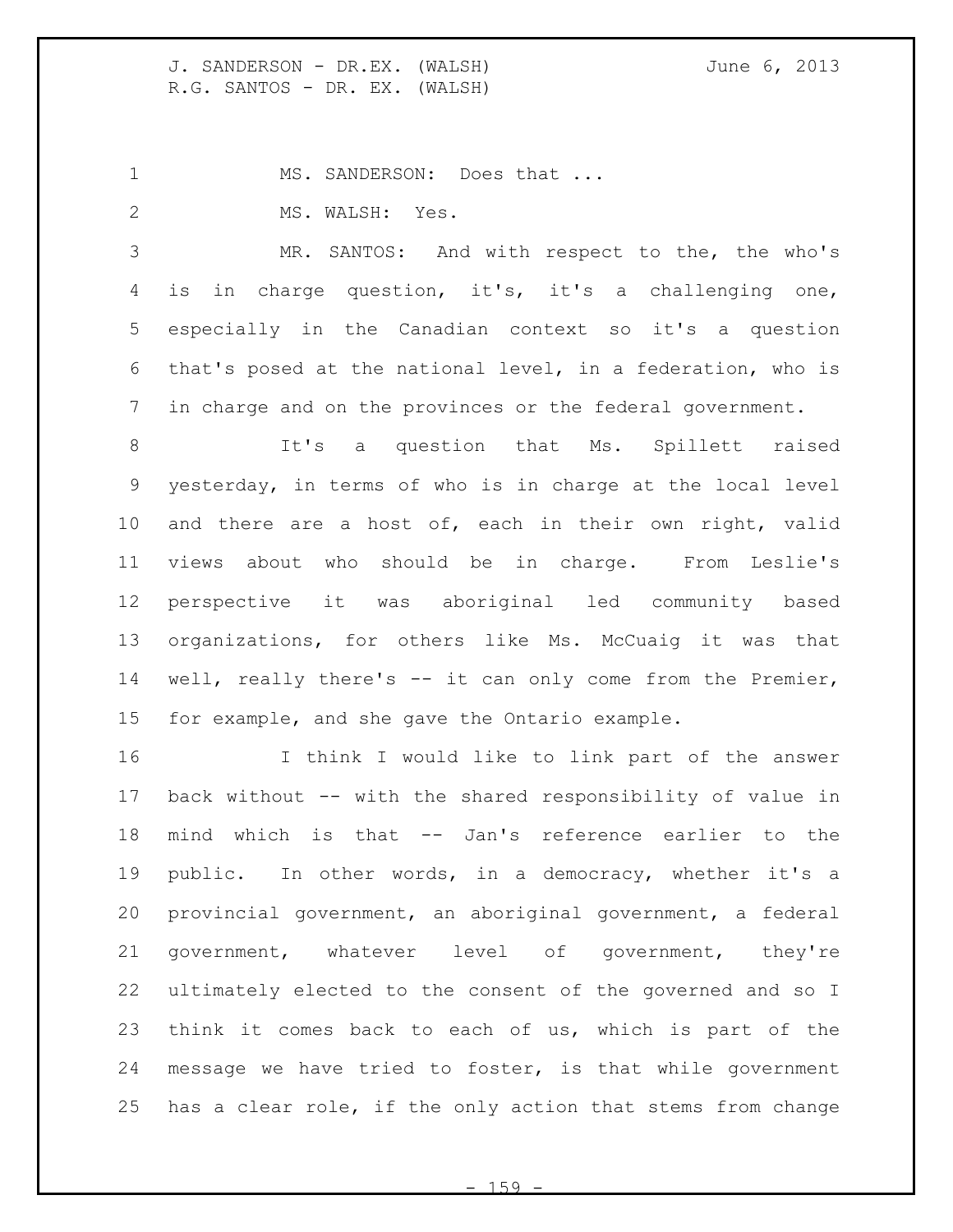MS. SANDERSON: Does that ...

MS. WALSH: Yes.

MR. SANTOS: And with respect to the, the who's is in charge question, it's, it's a challenging one, especially in the Canadian context so it's a question that's posed at the national level, in a federation, who is in charge and on the provinces or the federal government.

It's a question that Ms. Spillett raised yesterday, in terms of who is in charge at the local level and there are a host of, each in their own right, valid views about who should be in charge. From Leslie's perspective it was aboriginal led community based organizations, for others like Ms. McCuaig it was that well, really there's -- it can only come from the Premier, for example, and she gave the Ontario example.

I think I would like to link part of the answer back without -- with the shared responsibility of value in mind which is that -- Jan's reference earlier to the public. In other words, in a democracy, whether it's a provincial government, an aboriginal government, a federal government, whatever level of government, they're ultimately elected to the consent of the governed and so I think it comes back to each of us, which is part of the message we have tried to foster, is that while government has a clear role, if the only action that stems from change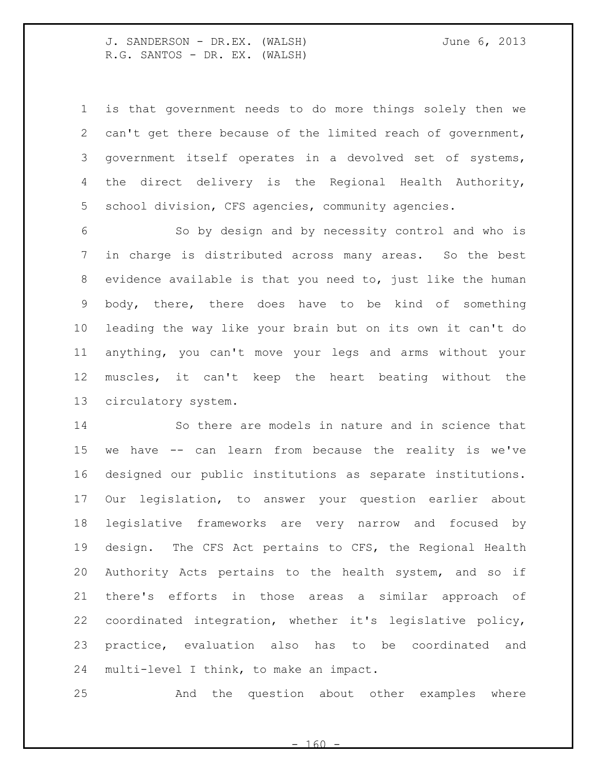is that government needs to do more things solely then we can't get there because of the limited reach of government, government itself operates in a devolved set of systems, the direct delivery is the Regional Health Authority, school division, CFS agencies, community agencies.

So by design and by necessity control and who is in charge is distributed across many areas. So the best evidence available is that you need to, just like the human body, there, there does have to be kind of something leading the way like your brain but on its own it can't do anything, you can't move your legs and arms without your muscles, it can't keep the heart beating without the circulatory system.

So there are models in nature and in science that we have -- can learn from because the reality is we've designed our public institutions as separate institutions. Our legislation, to answer your question earlier about legislative frameworks are very narrow and focused by design. The CFS Act pertains to CFS, the Regional Health Authority Acts pertains to the health system, and so if there's efforts in those areas a similar approach of coordinated integration, whether it's legislative policy, practice, evaluation also has to be coordinated and multi-level I think, to make an impact.

And the question about other examples where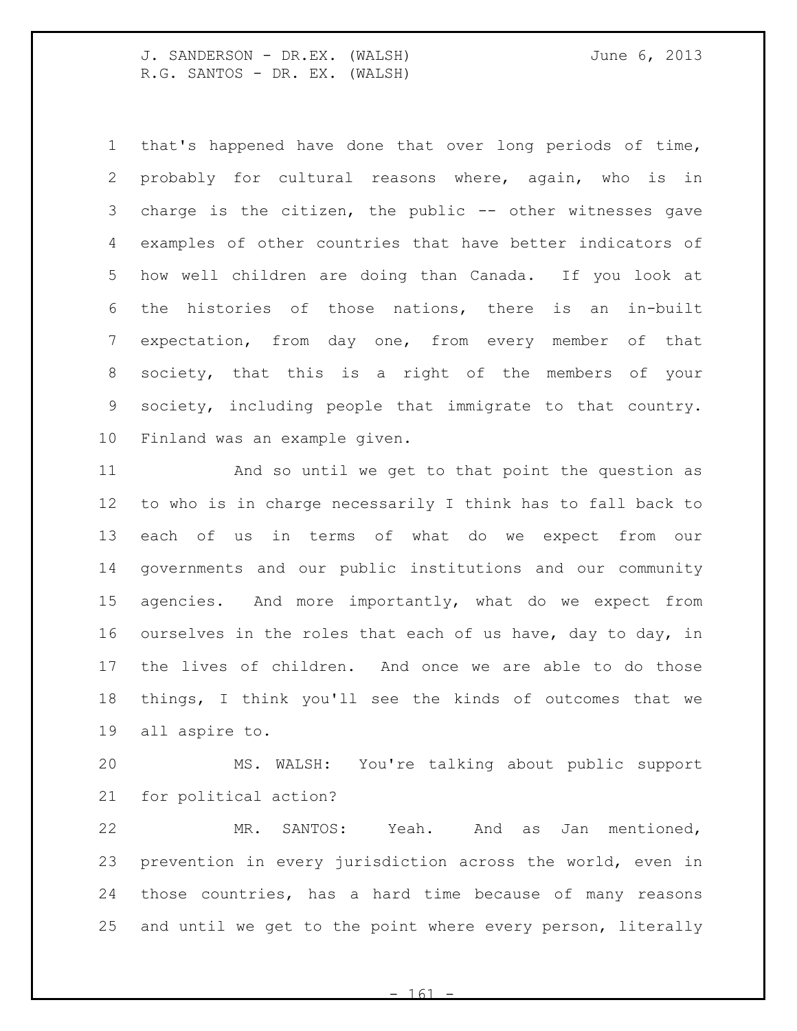that's happened have done that over long periods of time, probably for cultural reasons where, again, who is in charge is the citizen, the public -- other witnesses gave examples of other countries that have better indicators of how well children are doing than Canada. If you look at the histories of those nations, there is an in-built expectation, from day one, from every member of that society, that this is a right of the members of your society, including people that immigrate to that country. Finland was an example given.

And so until we get to that point the question as to who is in charge necessarily I think has to fall back to each of us in terms of what do we expect from our governments and our public institutions and our community agencies. And more importantly, what do we expect from ourselves in the roles that each of us have, day to day, in the lives of children. And once we are able to do those things, I think you'll see the kinds of outcomes that we all aspire to.

MS. WALSH: You're talking about public support for political action?

MR. SANTOS: Yeah. And as Jan mentioned, prevention in every jurisdiction across the world, even in those countries, has a hard time because of many reasons and until we get to the point where every person, literally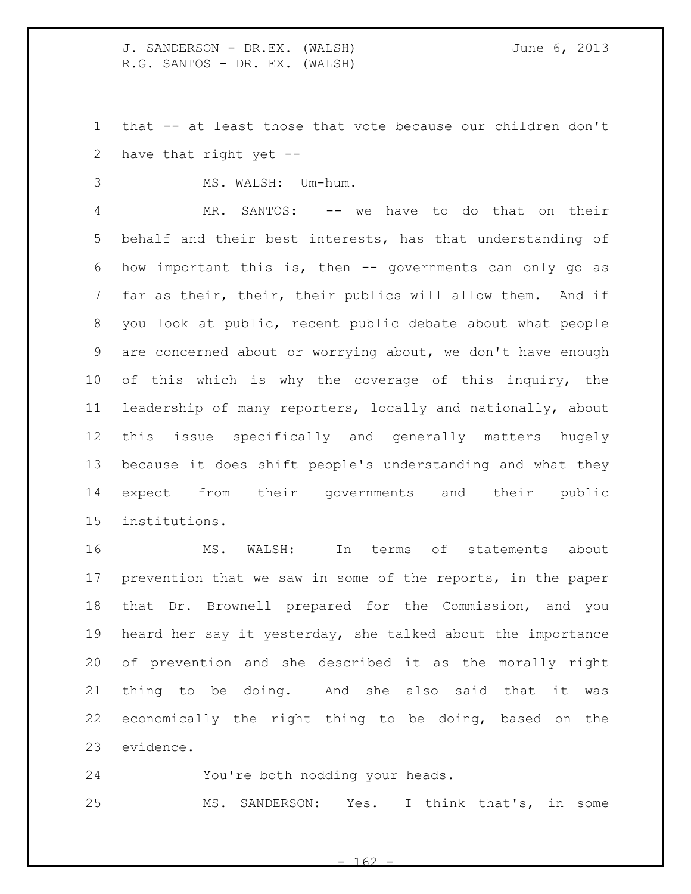that -- at least those that vote because our children don't have that right yet --

MS. WALSH: Um-hum.

MR. SANTOS: -- we have to do that on their behalf and their best interests, has that understanding of how important this is, then -- governments can only go as far as their, their, their publics will allow them. And if you look at public, recent public debate about what people are concerned about or worrying about, we don't have enough of this which is why the coverage of this inquiry, the leadership of many reporters, locally and nationally, about this issue specifically and generally matters hugely because it does shift people's understanding and what they expect from their governments and their public institutions.

MS. WALSH: In terms of statements about prevention that we saw in some of the reports, in the paper that Dr. Brownell prepared for the Commission, and you heard her say it yesterday, she talked about the importance of prevention and she described it as the morally right thing to be doing. And she also said that it was economically the right thing to be doing, based on the evidence.

You're both nodding your heads.

MS. SANDERSON: Yes. I think that's, in some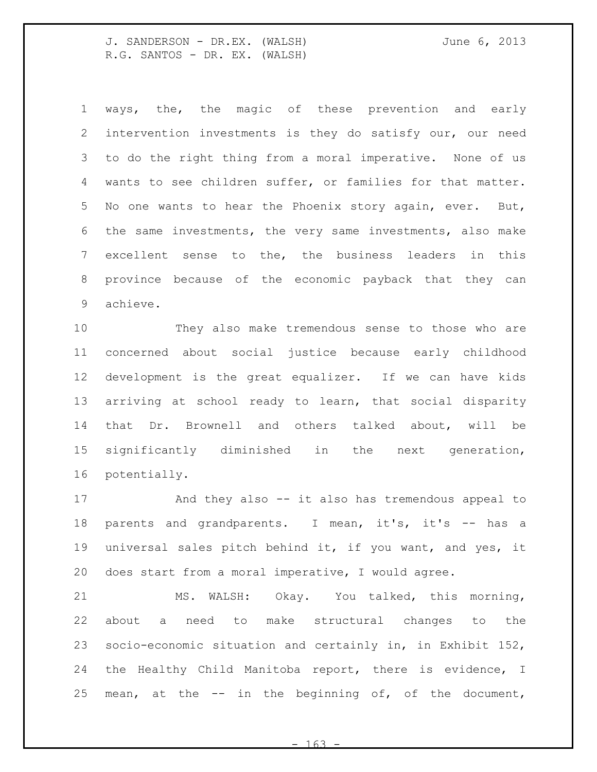ways, the, the magic of these prevention and early intervention investments is they do satisfy our, our need to do the right thing from a moral imperative. None of us wants to see children suffer, or families for that matter. No one wants to hear the Phoenix story again, ever. But, the same investments, the very same investments, also make excellent sense to the, the business leaders in this province because of the economic payback that they can achieve.

They also make tremendous sense to those who are concerned about social justice because early childhood development is the great equalizer. If we can have kids arriving at school ready to learn, that social disparity that Dr. Brownell and others talked about, will be significantly diminished in the next generation, potentially.

And they also -- it also has tremendous appeal to parents and grandparents. I mean, it's, it's -- has a universal sales pitch behind it, if you want, and yes, it does start from a moral imperative, I would agree.

MS. WALSH: Okay. You talked, this morning, about a need to make structural changes to the socio-economic situation and certainly in, in Exhibit 152, the Healthy Child Manitoba report, there is evidence, I mean, at the -- in the beginning of, of the document,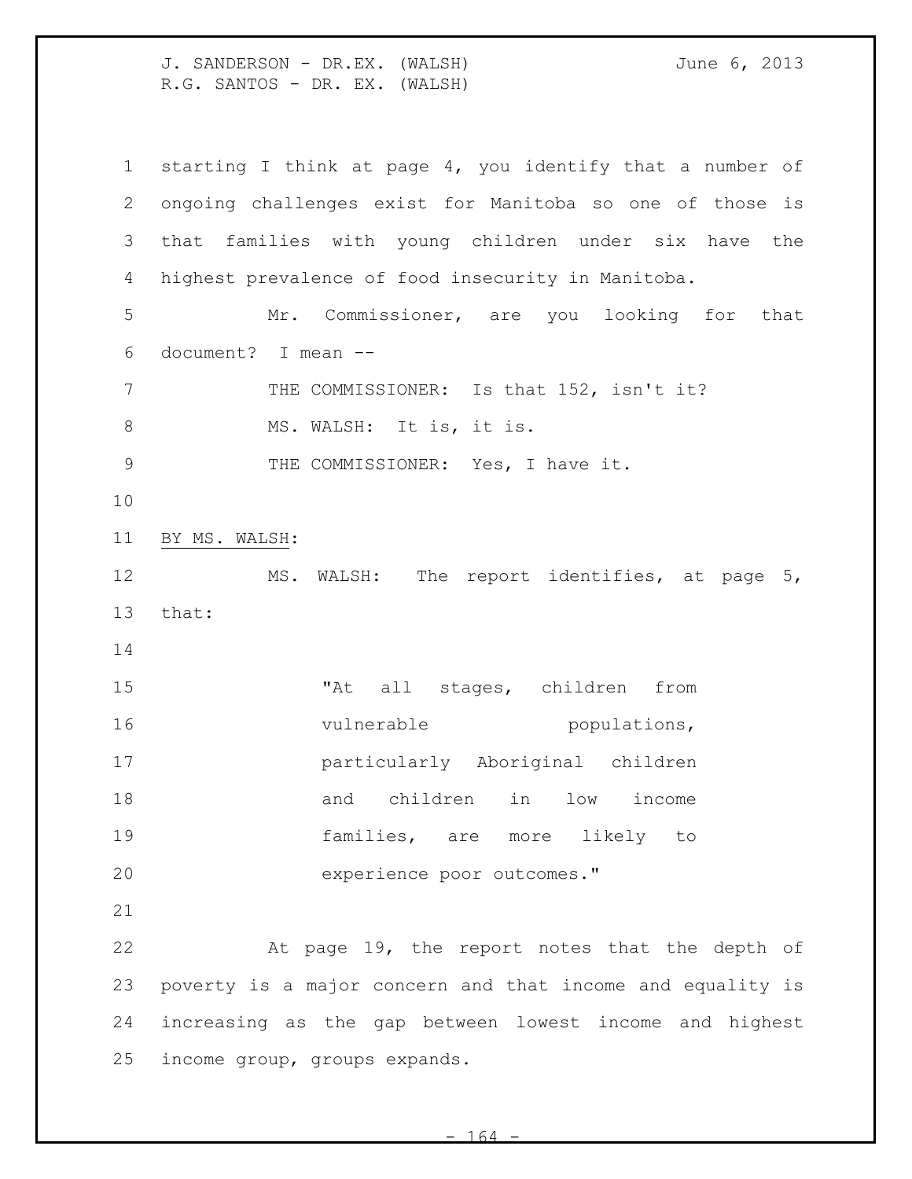starting I think at page 4, you identify that a number of ongoing challenges exist for Manitoba so one of those is that families with young children under six have the highest prevalence of food insecurity in Manitoba.

Mr. Commissioner, are you looking for that document? I mean --

THE COMMISSIONER: Is that 152, isn't it?

MS. WALSH: It is, it is.

THE COMMISSIONER: Yes, I have it.

BY MS. WALSH:

MS. WALSH: The report identifies, at page 5, that:

> "At all stages, children from vulnerable populations, particularly Aboriginal children and children in low income families, are more likely to experience poor outcomes."

At page 19, the report notes that the depth of poverty is a major concern and that income and equality is increasing as the gap between lowest income and highest income group, groups expands.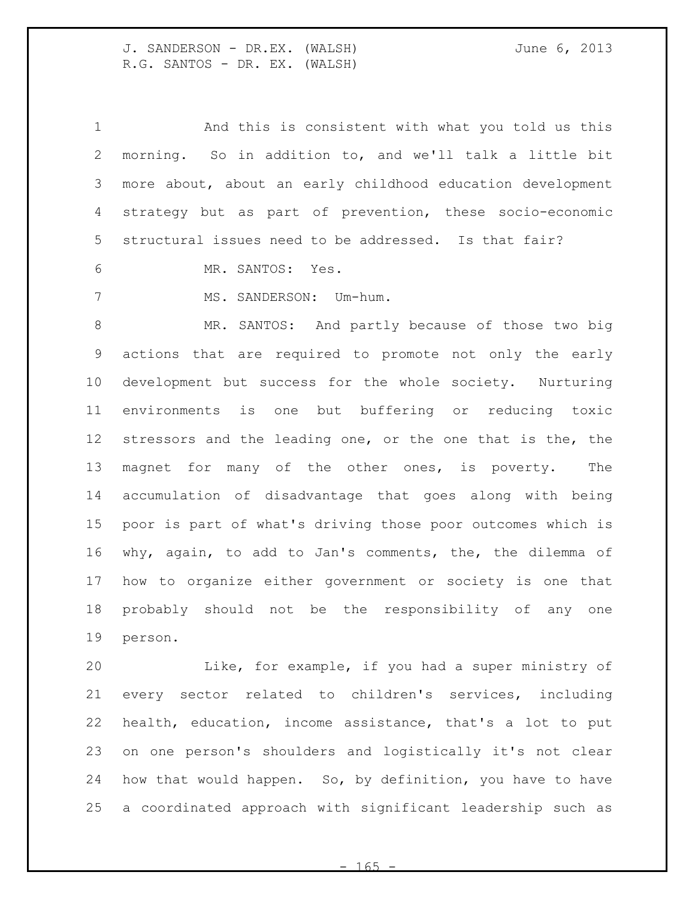And this is consistent with what you told us this morning. So in addition to, and we'll talk a little bit more about, about an early childhood education development strategy but as part of prevention, these socio-economic structural issues need to be addressed. Is that fair?

MR. SANTOS: Yes.

MS. SANDERSON: Um-hum.

MR. SANTOS: And partly because of those two big actions that are required to promote not only the early development but success for the whole society. Nurturing environments is one but buffering or reducing toxic stressors and the leading one, or the one that is the, the magnet for many of the other ones, is poverty. The accumulation of disadvantage that goes along with being poor is part of what's driving those poor outcomes which is why, again, to add to Jan's comments, the, the dilemma of how to organize either government or society is one that probably should not be the responsibility of any one person.

Like, for example, if you had a super ministry of every sector related to children's services, including health, education, income assistance, that's a lot to put on one person's shoulders and logistically it's not clear how that would happen. So, by definition, you have to have a coordinated approach with significant leadership such as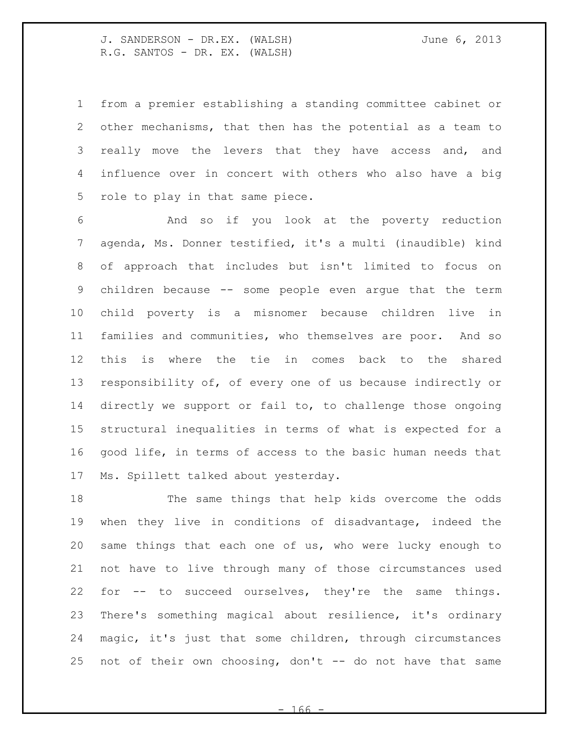from a premier establishing a standing committee cabinet or other mechanisms, that then has the potential as a team to really move the levers that they have access and, and influence over in concert with others who also have a big role to play in that same piece.

And so if you look at the poverty reduction agenda, Ms. Donner testified, it's a multi (inaudible) kind of approach that includes but isn't limited to focus on children because -- some people even argue that the term child poverty is a misnomer because children live in families and communities, who themselves are poor. And so this is where the tie in comes back to the shared responsibility of, of every one of us because indirectly or directly we support or fail to, to challenge those ongoing structural inequalities in terms of what is expected for a good life, in terms of access to the basic human needs that Ms. Spillett talked about yesterday.

The same things that help kids overcome the odds when they live in conditions of disadvantage, indeed the same things that each one of us, who were lucky enough to not have to live through many of those circumstances used for -- to succeed ourselves, they're the same things. There's something magical about resilience, it's ordinary magic, it's just that some children, through circumstances not of their own choosing, don't -- do not have that same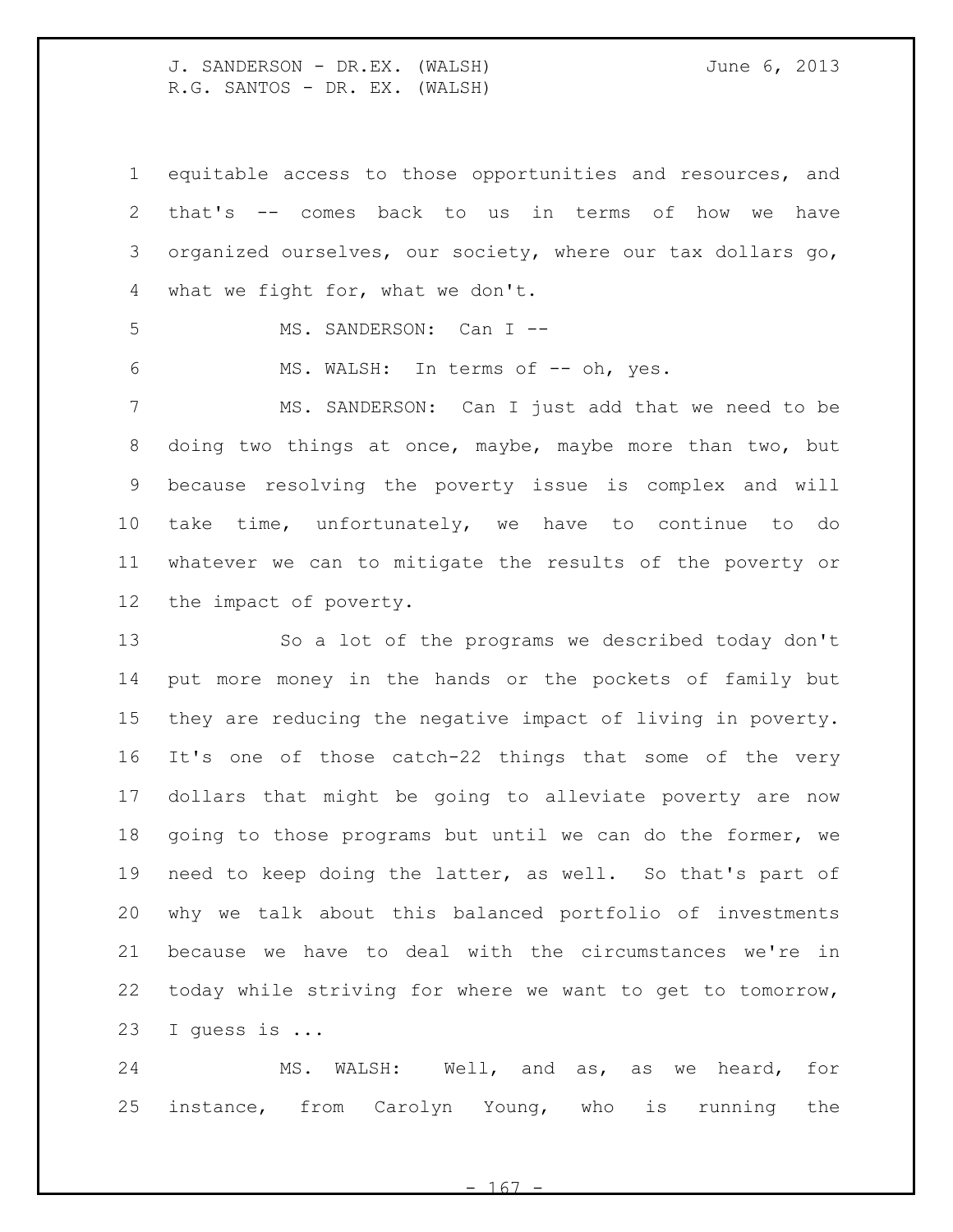equitable access to those opportunities and resources, and that's -- comes back to us in terms of how we have organized ourselves, our society, where our tax dollars go, what we fight for, what we don't.

MS. SANDERSON: Can I --

MS. WALSH: In terms of -- oh, yes.

MS. SANDERSON: Can I just add that we need to be doing two things at once, maybe, maybe more than two, but because resolving the poverty issue is complex and will take time, unfortunately, we have to continue to do whatever we can to mitigate the results of the poverty or the impact of poverty.

So a lot of the programs we described today don't put more money in the hands or the pockets of family but they are reducing the negative impact of living in poverty. It's one of those catch-22 things that some of the very dollars that might be going to alleviate poverty are now going to those programs but until we can do the former, we need to keep doing the latter, as well. So that's part of why we talk about this balanced portfolio of investments because we have to deal with the circumstances we're in today while striving for where we want to get to tomorrow, I guess is ...

MS. WALSH: Well, and as, as we heard, for instance, from Carolyn Young, who is running the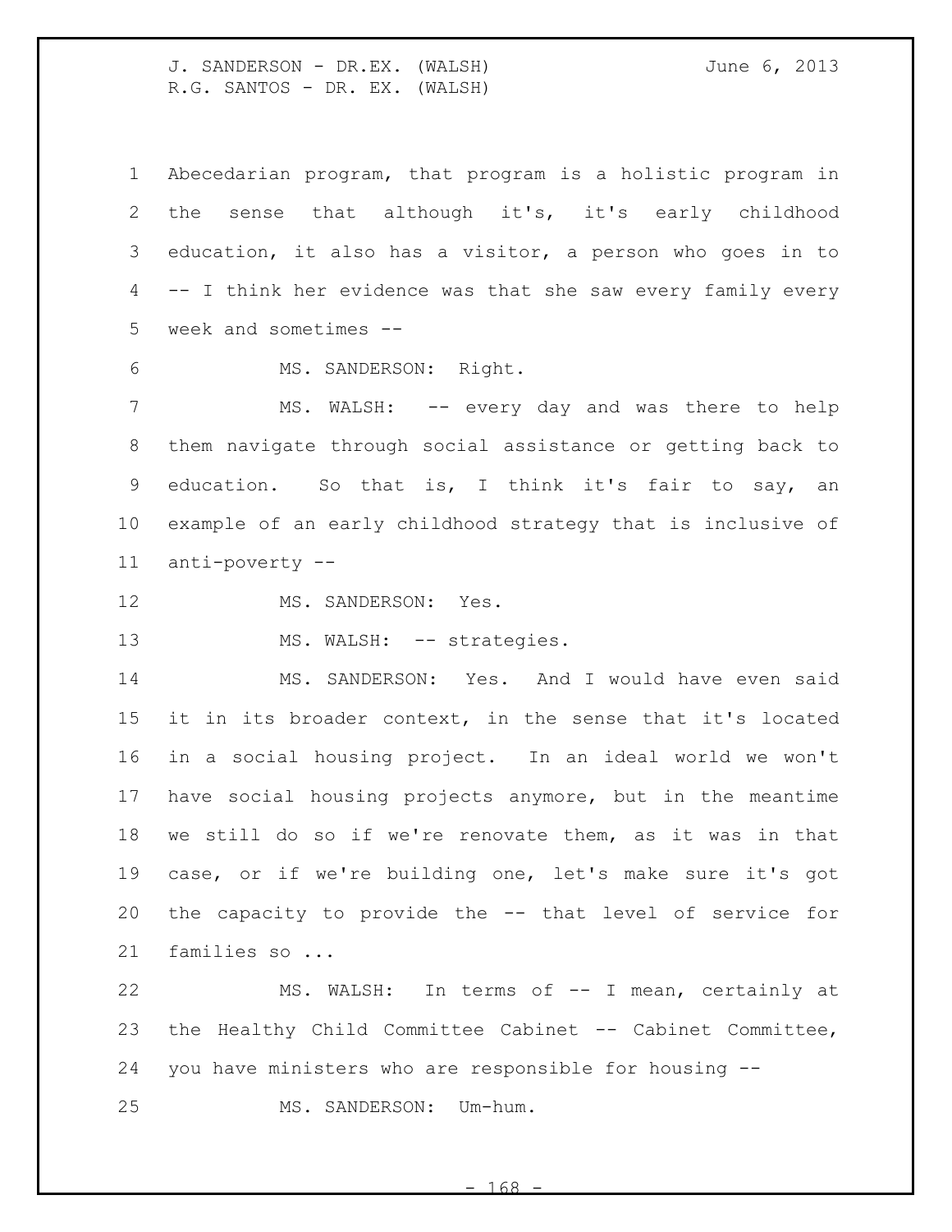Abecedarian program, that program is a holistic program in the sense that although it's, it's early childhood education, it also has a visitor, a person who goes in to -- I think her evidence was that she saw every family every week and sometimes --

MS. SANDERSON: Right.

MS. WALSH: -- every day and was there to help them navigate through social assistance or getting back to education. So that is, I think it's fair to say, an example of an early childhood strategy that is inclusive of anti-poverty --

MS. SANDERSON: Yes.

MS. WALSH: -- strategies.

MS. SANDERSON: Yes. And I would have even said it in its broader context, in the sense that it's located in a social housing project. In an ideal world we won't have social housing projects anymore, but in the meantime we still do so if we're renovate them, as it was in that case, or if we're building one, let's make sure it's got the capacity to provide the -- that level of service for families so ...

MS. WALSH: In terms of -- I mean, certainly at the Healthy Child Committee Cabinet -- Cabinet Committee, you have ministers who are responsible for housing --

MS. SANDERSON: Um-hum.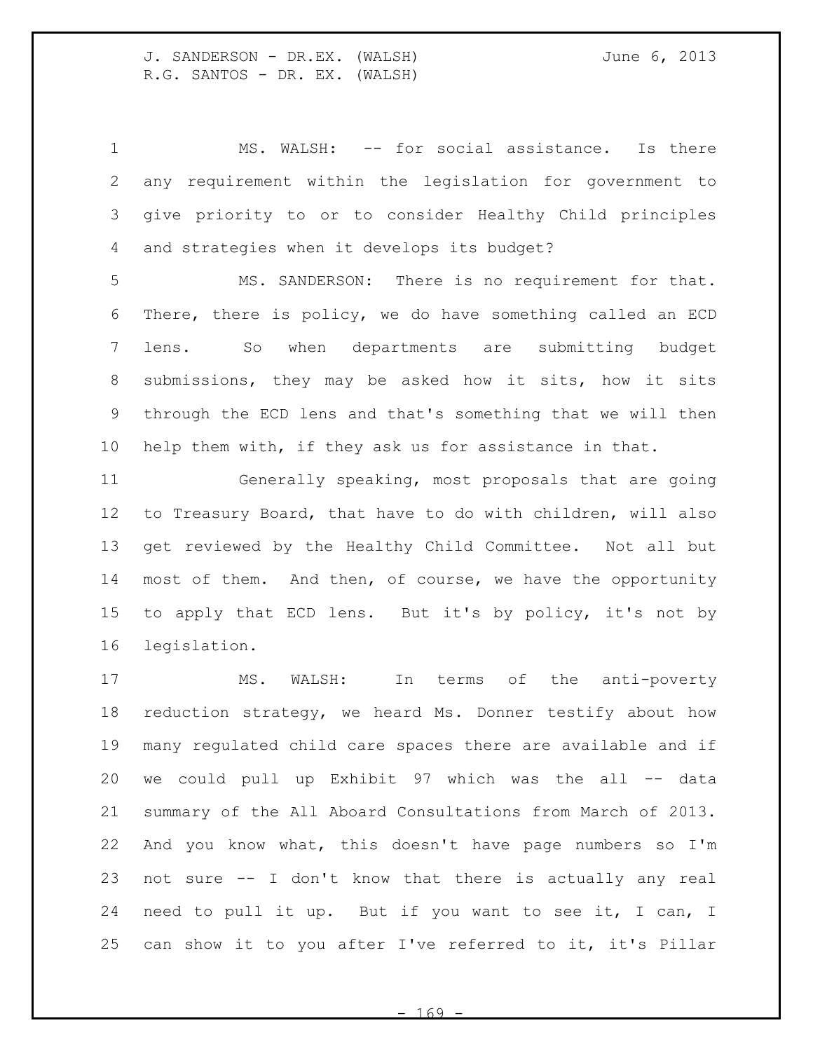MS. WALSH: -- for social assistance. Is there any requirement within the legislation for government to give priority to or to consider Healthy Child principles and strategies when it develops its budget?

MS. SANDERSON: There is no requirement for that. There, there is policy, we do have something called an ECD lens. So when departments are submitting budget submissions, they may be asked how it sits, how it sits through the ECD lens and that's something that we will then help them with, if they ask us for assistance in that.

Generally speaking, most proposals that are going to Treasury Board, that have to do with children, will also get reviewed by the Healthy Child Committee. Not all but most of them. And then, of course, we have the opportunity to apply that ECD lens. But it's by policy, it's not by legislation.

MS. WALSH: In terms of the anti-poverty reduction strategy, we heard Ms. Donner testify about how many regulated child care spaces there are available and if we could pull up Exhibit 97 which was the all -- data summary of the All Aboard Consultations from March of 2013. And you know what, this doesn't have page numbers so I'm not sure -- I don't know that there is actually any real need to pull it up. But if you want to see it, I can, I can show it to you after I've referred to it, it's Pillar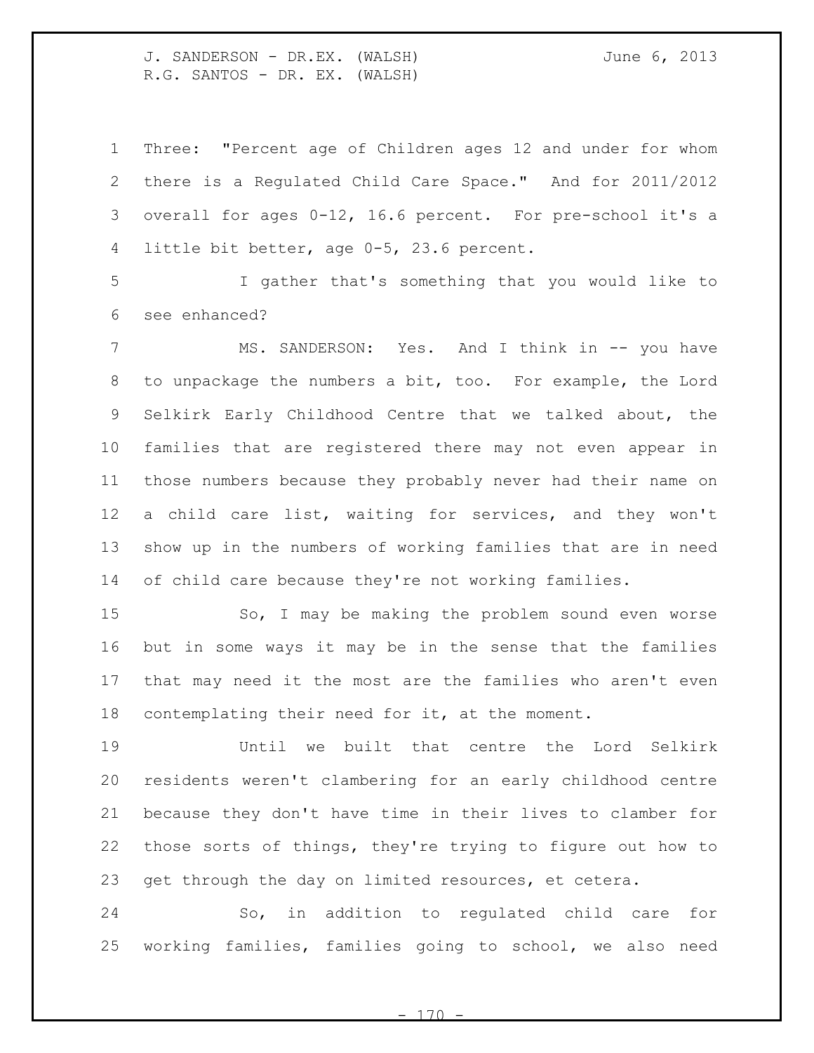Three: "Percent age of Children ages 12 and under for whom there is a Regulated Child Care Space." And for 2011/2012 overall for ages 0-12, 16.6 percent. For pre-school it's a little bit better, age 0-5, 23.6 percent.

I gather that's something that you would like to see enhanced?

MS. SANDERSON: Yes. And I think in -- you have to unpackage the numbers a bit, too. For example, the Lord Selkirk Early Childhood Centre that we talked about, the families that are registered there may not even appear in those numbers because they probably never had their name on a child care list, waiting for services, and they won't show up in the numbers of working families that are in need of child care because they're not working families.

So, I may be making the problem sound even worse but in some ways it may be in the sense that the families that may need it the most are the families who aren't even contemplating their need for it, at the moment.

Until we built that centre the Lord Selkirk residents weren't clambering for an early childhood centre because they don't have time in their lives to clamber for those sorts of things, they're trying to figure out how to get through the day on limited resources, et cetera.

So, in addition to regulated child care for working families, families going to school, we also need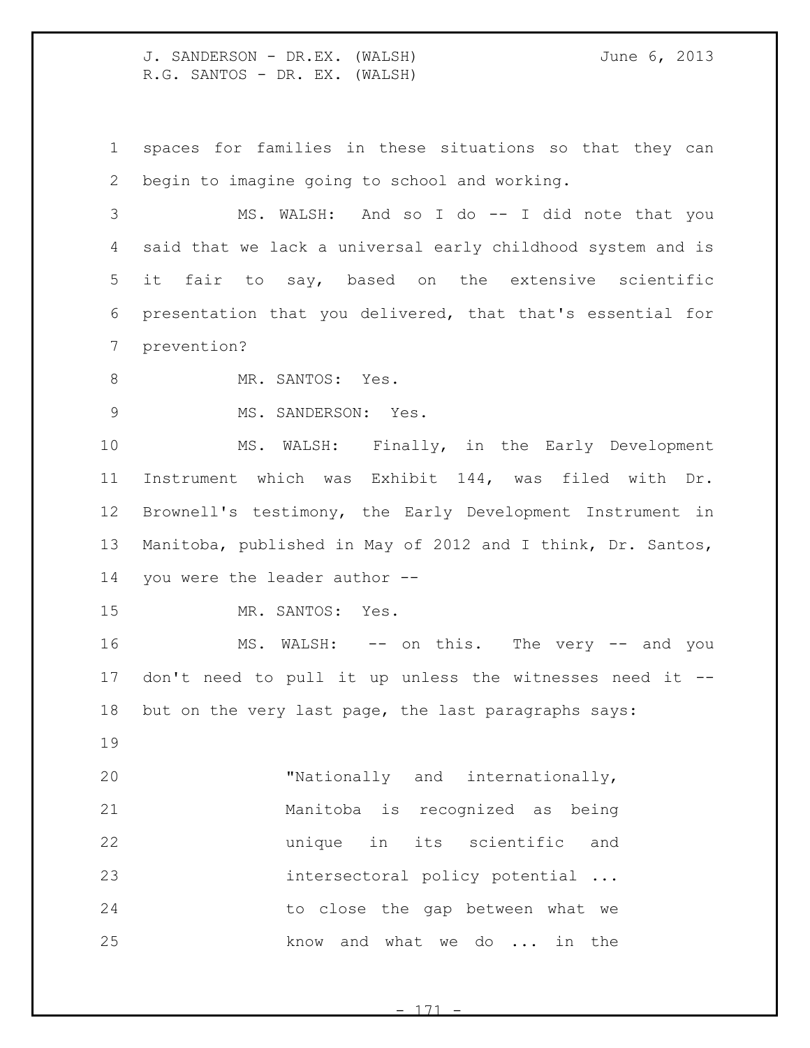spaces for families in these situations so that they can begin to imagine going to school and working.

MS. WALSH: And so I do -- I did note that you said that we lack a universal early childhood system and is it fair to say, based on the extensive scientific presentation that you delivered, that that's essential for prevention?

MR. SANTOS: Yes.

MS. SANDERSON: Yes.

MS. WALSH: Finally, in the Early Development Instrument which was Exhibit 144, was filed with Dr. Brownell's testimony, the Early Development Instrument in Manitoba, published in May of 2012 and I think, Dr. Santos, you were the leader author --

MR. SANTOS: Yes.

MS. WALSH: -- on this. The very -- and you don't need to pull it up unless the witnesses need it -- but on the very last page, the last paragraphs says:

> "Nationally and internationally, Manitoba is recognized as being unique in its scientific and intersectoral policy potential ... to close the gap between what we know and what we do ... in the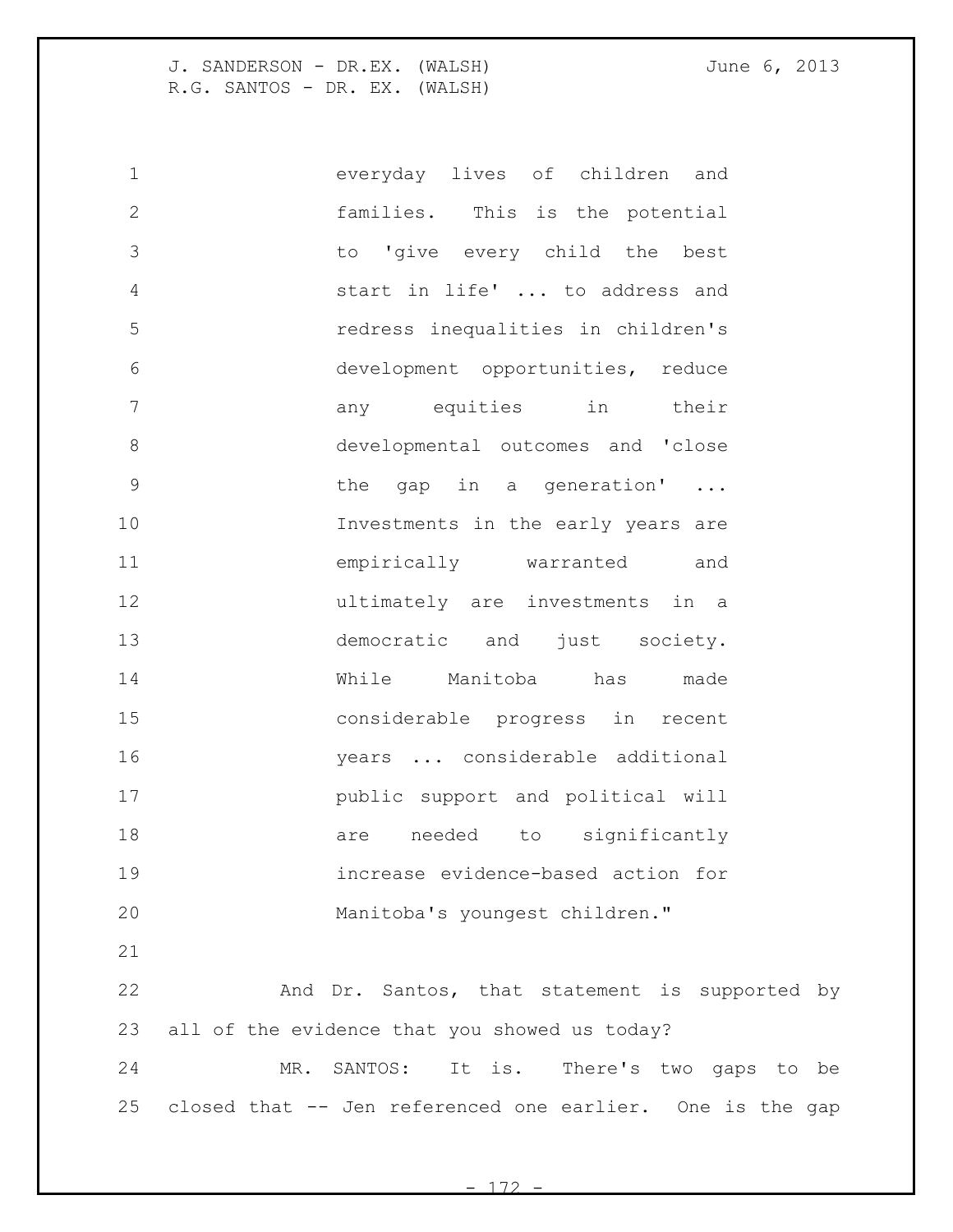everyday lives of children and families. This is the potential to 'give every child the best start in life' ... to address and redress inequalities in children's development opportunities, reduce any equities in their developmental outcomes and 'close the gap in a generation' ... Investments in the early years are empirically warranted and ultimately are investments in a democratic and just society. While Manitoba has made considerable progress in recent years ... considerable additional public support and political will are needed to significantly increase evidence-based action for Manitoba's youngest children."

And Dr. Santos, that statement is supported by all of the evidence that you showed us today?

MR. SANTOS: It is. There's two gaps to be closed that -- Jen referenced one earlier. One is the gap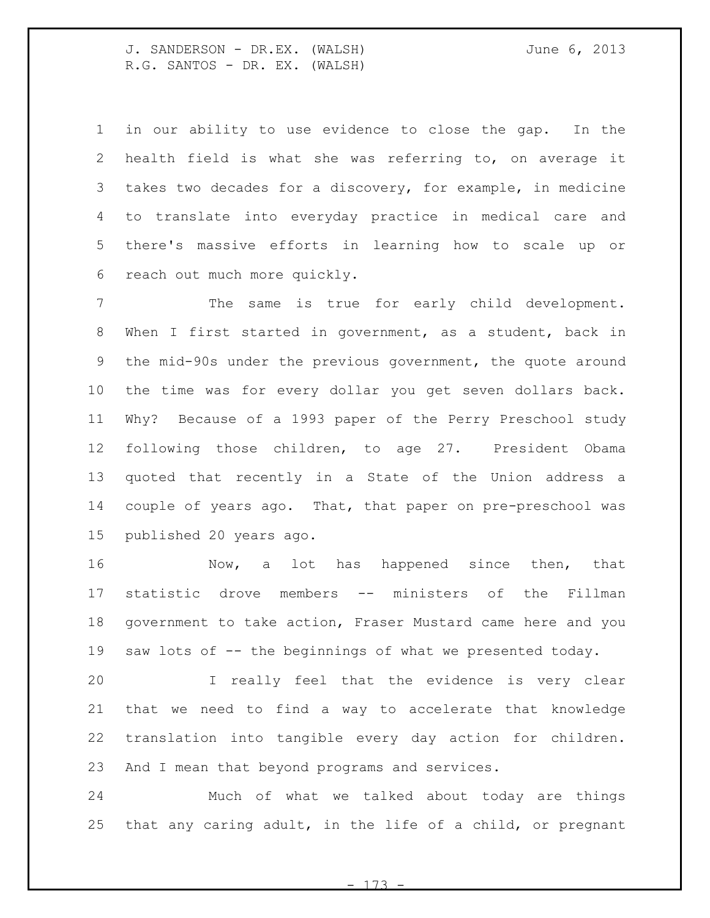in our ability to use evidence to close the gap. In the health field is what she was referring to, on average it takes two decades for a discovery, for example, in medicine to translate into everyday practice in medical care and there's massive efforts in learning how to scale up or reach out much more quickly.

The same is true for early child development. When I first started in government, as a student, back in the mid-90s under the previous government, the quote around the time was for every dollar you get seven dollars back. Why? Because of a 1993 paper of the Perry Preschool study following those children, to age 27. President Obama quoted that recently in a State of the Union address a couple of years ago. That, that paper on pre-preschool was published 20 years ago.

Now, a lot has happened since then, that statistic drove members -- ministers of the Fillman government to take action, Fraser Mustard came here and you saw lots of -- the beginnings of what we presented today.

I really feel that the evidence is very clear that we need to find a way to accelerate that knowledge translation into tangible every day action for children. And I mean that beyond programs and services.

Much of what we talked about today are things that any caring adult, in the life of a child, or pregnant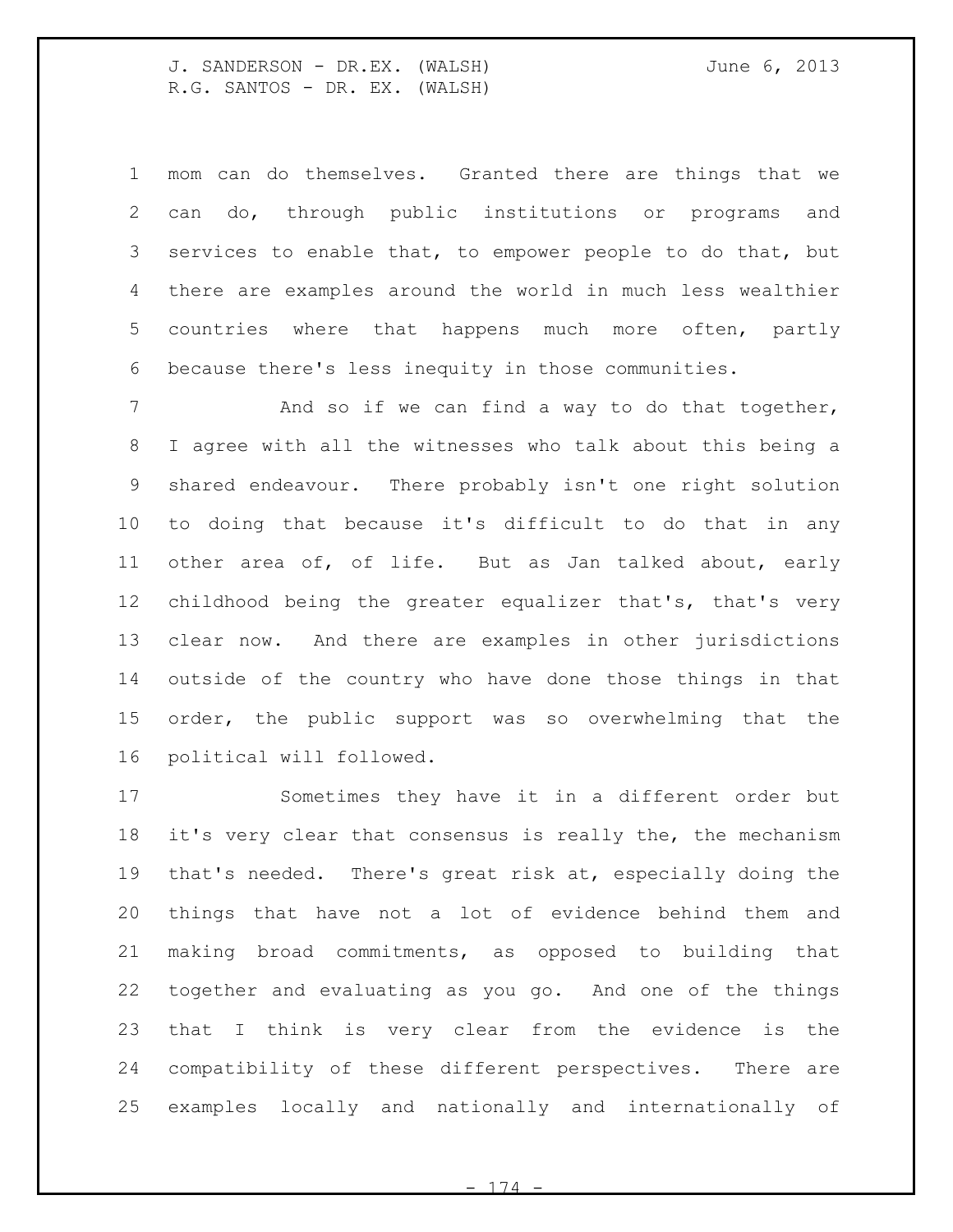mom can do themselves. Granted there are things that we can do, through public institutions or programs and services to enable that, to empower people to do that, but there are examples around the world in much less wealthier countries where that happens much more often, partly because there's less inequity in those communities.

And so if we can find a way to do that together, I agree with all the witnesses who talk about this being a shared endeavour. There probably isn't one right solution to doing that because it's difficult to do that in any other area of, of life. But as Jan talked about, early childhood being the greater equalizer that's, that's very clear now. And there are examples in other jurisdictions outside of the country who have done those things in that order, the public support was so overwhelming that the political will followed.

Sometimes they have it in a different order but it's very clear that consensus is really the, the mechanism that's needed. There's great risk at, especially doing the things that have not a lot of evidence behind them and making broad commitments, as opposed to building that together and evaluating as you go. And one of the things that I think is very clear from the evidence is the compatibility of these different perspectives. There are examples locally and nationally and internationally of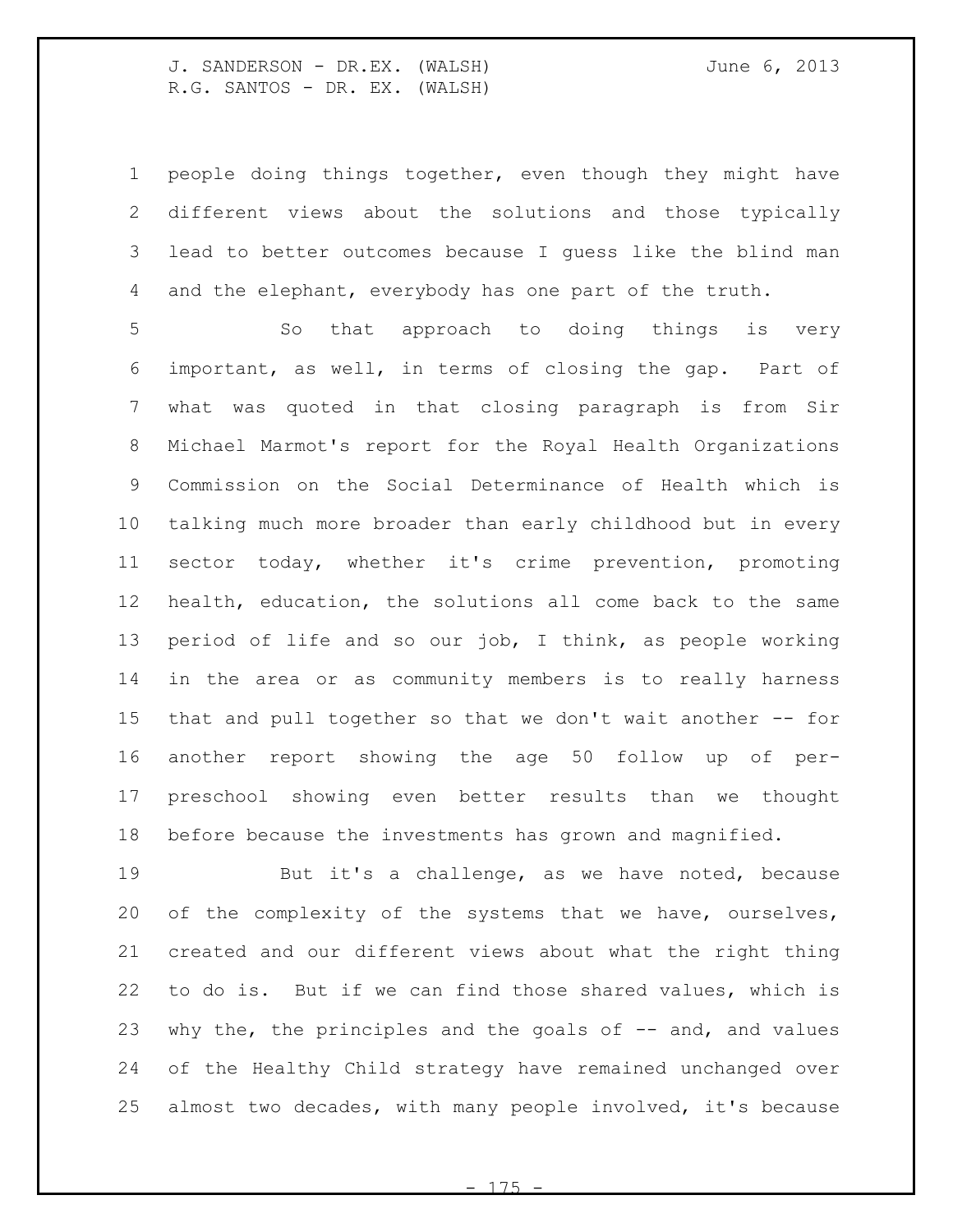people doing things together, even though they might have different views about the solutions and those typically lead to better outcomes because I guess like the blind man and the elephant, everybody has one part of the truth.

So that approach to doing things is very important, as well, in terms of closing the gap. Part of what was quoted in that closing paragraph is from Sir Michael Marmot's report for the Royal Health Organizations Commission on the Social Determinance of Health which is talking much more broader than early childhood but in every sector today, whether it's crime prevention, promoting health, education, the solutions all come back to the same period of life and so our job, I think, as people working in the area or as community members is to really harness that and pull together so that we don't wait another -- for another report showing the age 50 follow up of per-preschool showing even better results than we thought before because the investments has grown and magnified.

But it's a challenge, as we have noted, because of the complexity of the systems that we have, ourselves, created and our different views about what the right thing to do is. But if we can find those shared values, which is why the, the principles and the goals of -- and, and values of the Healthy Child strategy have remained unchanged over almost two decades, with many people involved, it's because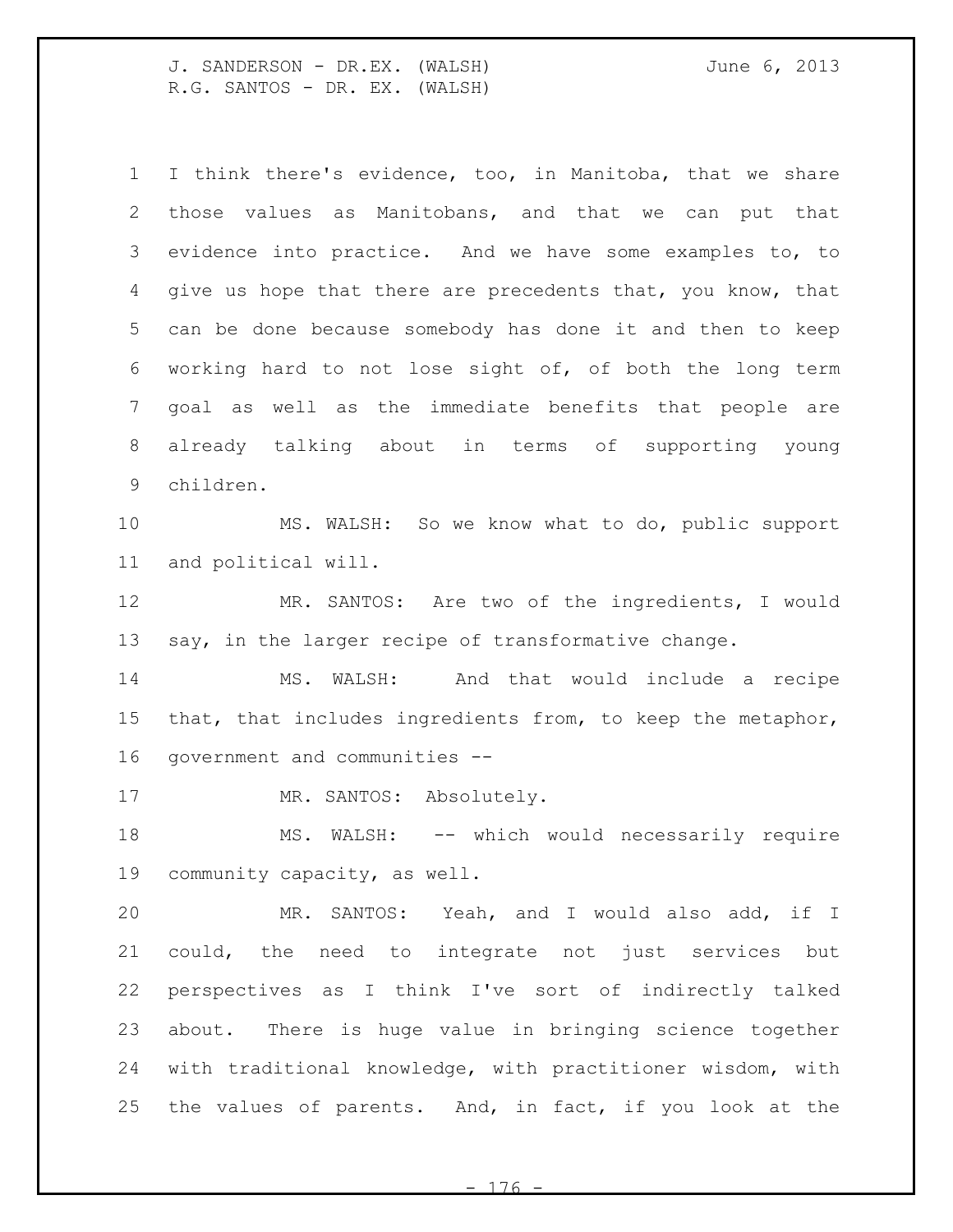I think there's evidence, too, in Manitoba, that we share those values as Manitobans, and that we can put that evidence into practice. And we have some examples to, to give us hope that there are precedents that, you know, that can be done because somebody has done it and then to keep working hard to not lose sight of, of both the long term goal as well as the immediate benefits that people are already talking about in terms of supporting young children.

MS. WALSH: So we know what to do, public support and political will.

MR. SANTOS: Are two of the ingredients, I would say, in the larger recipe of transformative change.

MS. WALSH: And that would include a recipe that, that includes ingredients from, to keep the metaphor, government and communities --

MR. SANTOS: Absolutely.

MS. WALSH: -- which would necessarily require community capacity, as well.

MR. SANTOS: Yeah, and I would also add, if I could, the need to integrate not just services but perspectives as I think I've sort of indirectly talked about. There is huge value in bringing science together with traditional knowledge, with practitioner wisdom, with the values of parents. And, in fact, if you look at the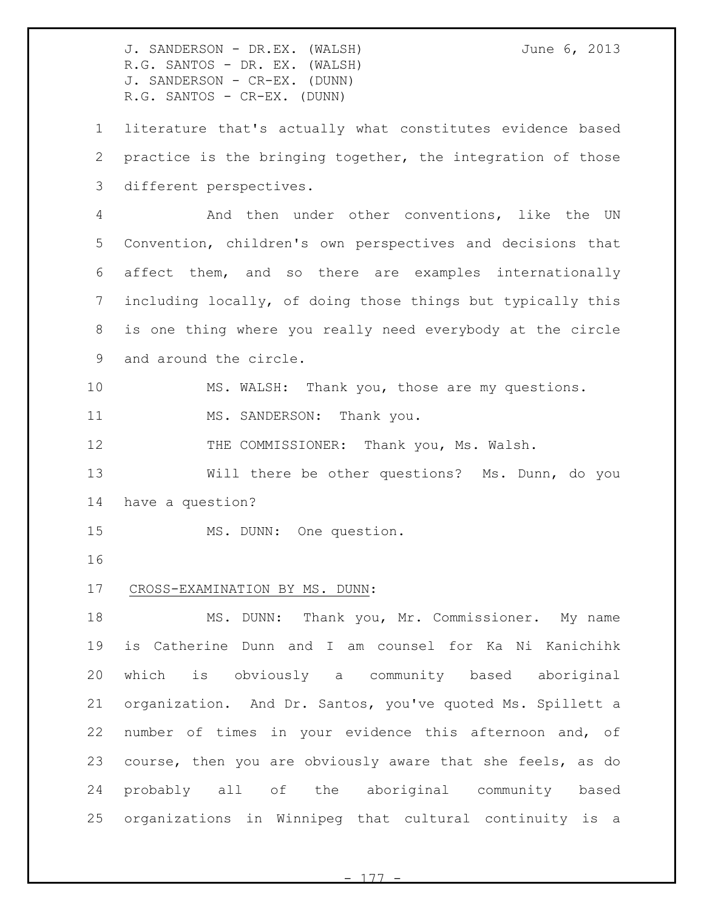literature that's actually what constitutes evidence based practice is the bringing together, the integration of those different perspectives.

And then under other conventions, like the UN Convention, children's own perspectives and decisions that affect them, and so there are examples internationally including locally, of doing those things but typically this is one thing where you really need everybody at the circle and around the circle.

MS. WALSH: Thank you, those are my questions.

MS. SANDERSON: Thank you.

THE COMMISSIONER: Thank you, Ms. Walsh.

Will there be other questions? Ms. Dunn, do you have a question?

MS. DUNN: One question.

CROSS-EXAMINATION BY MS. DUNN:

MS. DUNN: Thank you, Mr. Commissioner. My name is Catherine Dunn and I am counsel for Ka Ni Kanichihk which is obviously a community based aboriginal organization. And Dr. Santos, you've quoted Ms. Spillett a number of times in your evidence this afternoon and, of course, then you are obviously aware that she feels, as do probably all of the aboriginal community based organizations in Winnipeg that cultural continuity is a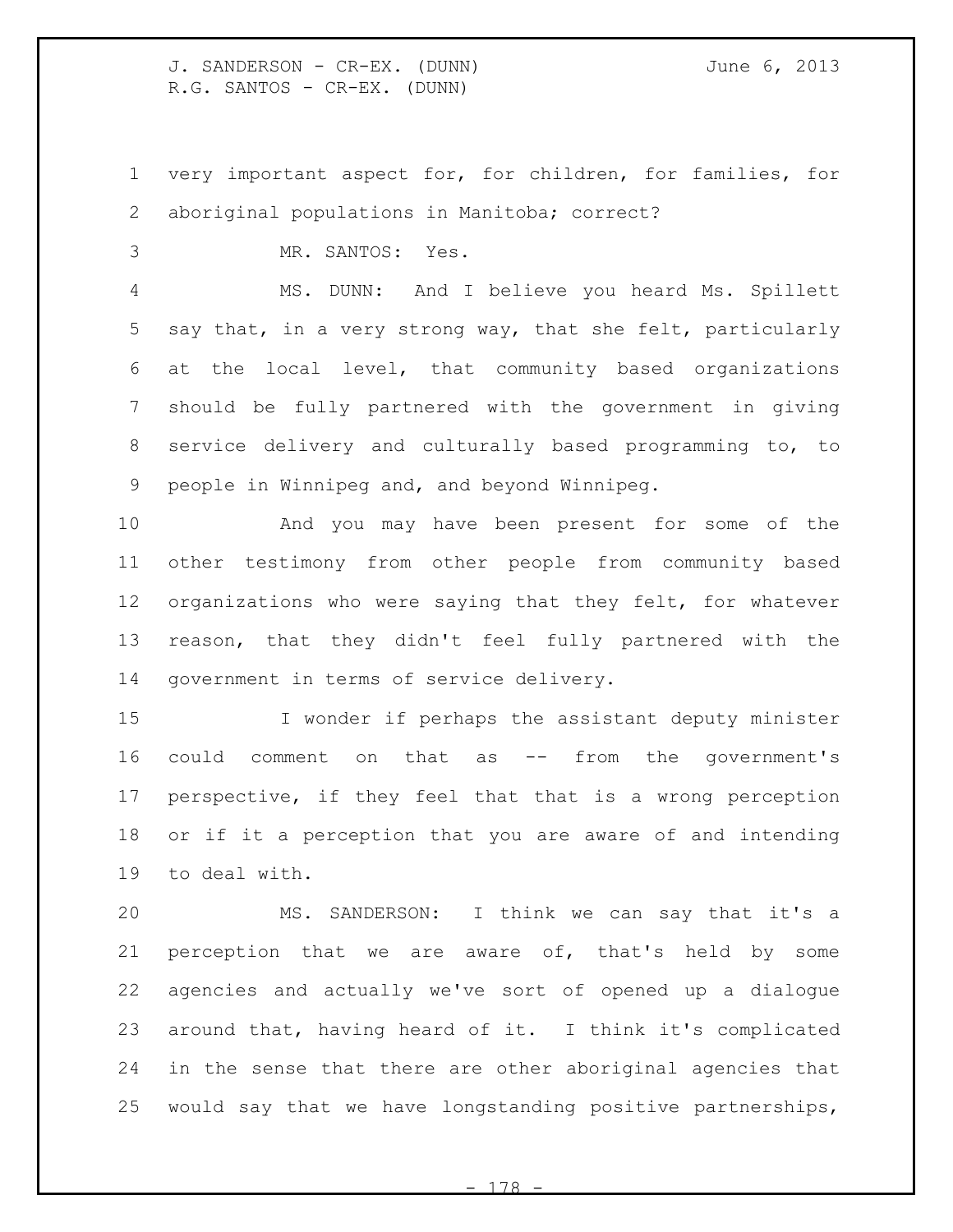very important aspect for, for children, for families, for aboriginal populations in Manitoba; correct?

MR. SANTOS: Yes.

MS. DUNN: And I believe you heard Ms. Spillett say that, in a very strong way, that she felt, particularly at the local level, that community based organizations should be fully partnered with the government in giving service delivery and culturally based programming to, to people in Winnipeg and, and beyond Winnipeg.

And you may have been present for some of the other testimony from other people from community based organizations who were saying that they felt, for whatever reason, that they didn't feel fully partnered with the government in terms of service delivery.

I wonder if perhaps the assistant deputy minister could comment on that as -- from the government's perspective, if they feel that that is a wrong perception or if it a perception that you are aware of and intending to deal with.

MS. SANDERSON: I think we can say that it's a perception that we are aware of, that's held by some agencies and actually we've sort of opened up a dialogue around that, having heard of it. I think it's complicated in the sense that there are other aboriginal agencies that would say that we have longstanding positive partnerships,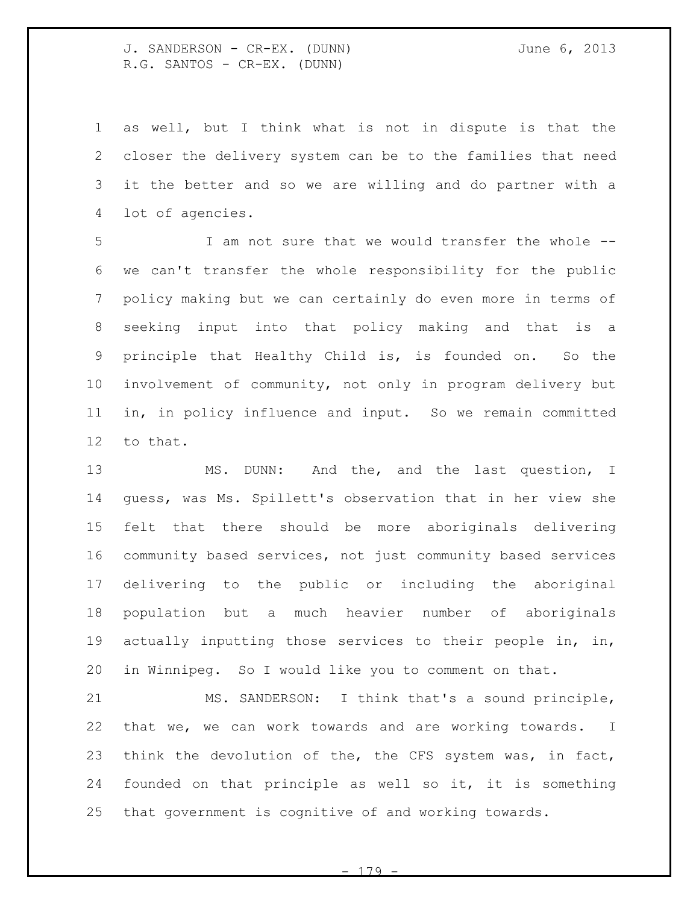as well, but I think what is not in dispute is that the closer the delivery system can be to the families that need it the better and so we are willing and do partner with a lot of agencies.

I am not sure that we would transfer the whole -- we can't transfer the whole responsibility for the public policy making but we can certainly do even more in terms of seeking input into that policy making and that is a principle that Healthy Child is, is founded on. So the involvement of community, not only in program delivery but in, in policy influence and input. So we remain committed to that.

MS. DUNN: And the, and the last question, I guess, was Ms. Spillett's observation that in her view she felt that there should be more aboriginals delivering community based services, not just community based services delivering to the public or including the aboriginal population but a much heavier number of aboriginals actually inputting those services to their people in, in, in Winnipeg. So I would like you to comment on that.

MS. SANDERSON: I think that's a sound principle, that we, we can work towards and are working towards. I think the devolution of the, the CFS system was, in fact, founded on that principle as well so it, it is something that government is cognitive of and working towards.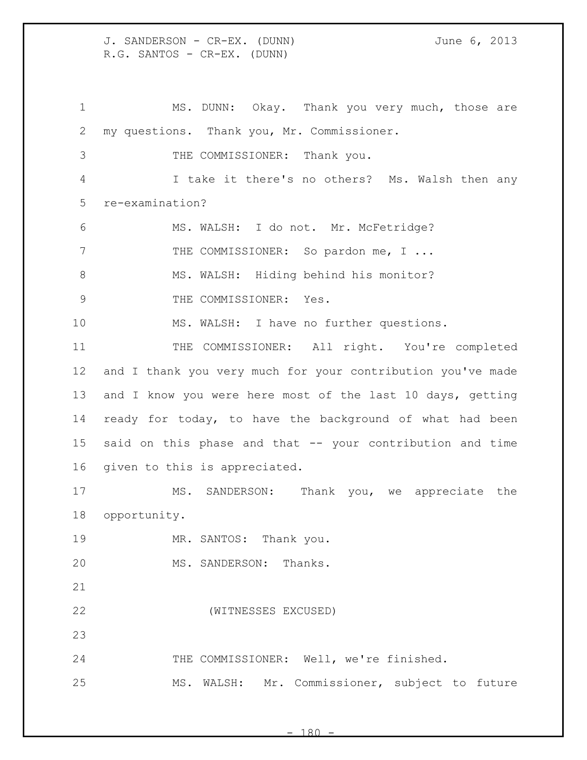MS. DUNN: Okay. Thank you very much, those are my questions. Thank you, Mr. Commissioner.

THE COMMISSIONER: Thank you.

I take it there's no others? Ms. Walsh then any re-examination?

MS. WALSH: I do not. Mr. McFetridge?

THE COMMISSIONER: So pardon me, I ...

MS. WALSH: Hiding behind his monitor?

THE COMMISSIONER: Yes.

MS. WALSH: I have no further questions.

THE COMMISSIONER: All right. You're completed and I thank you very much for your contribution you've made and I know you were here most of the last 10 days, getting ready for today, to have the background of what had been said on this phase and that -- your contribution and time given to this is appreciated.

MS. SANDERSON: Thank you, we appreciate the opportunity.

MR. SANTOS: Thank you.

MS. SANDERSON: Thanks.

(WITNESSES EXCUSED)

THE COMMISSIONER: Well, we're finished.

MS. WALSH: Mr. Commissioner, subject to future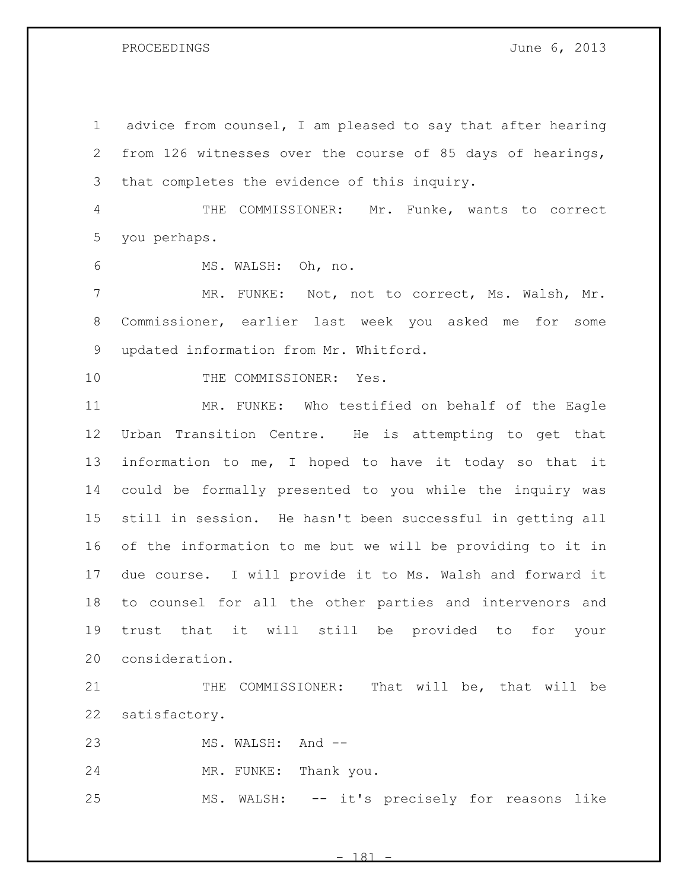advice from counsel, I am pleased to say that after hearing from 126 witnesses over the course of 85 days of hearings, that completes the evidence of this inquiry.

THE COMMISSIONER: Mr. Funke, wants to correct you perhaps.

MS. WALSH: Oh, no.

MR. FUNKE: Not, not to correct, Ms. Walsh, Mr. Commissioner, earlier last week you asked me for some updated information from Mr. Whitford.

THE COMMISSIONER: Yes.

MR. FUNKE: Who testified on behalf of the Eagle Urban Transition Centre. He is attempting to get that information to me, I hoped to have it today so that it could be formally presented to you while the inquiry was still in session. He hasn't been successful in getting all of the information to me but we will be providing to it in due course. I will provide it to Ms. Walsh and forward it to counsel for all the other parties and intervenors and trust that it will still be provided to for your consideration.

THE COMMISSIONER: That will be, that will be satisfactory.

MS. WALSH: And --

MR. FUNKE: Thank you.

MS. WALSH: -- it's precisely for reasons like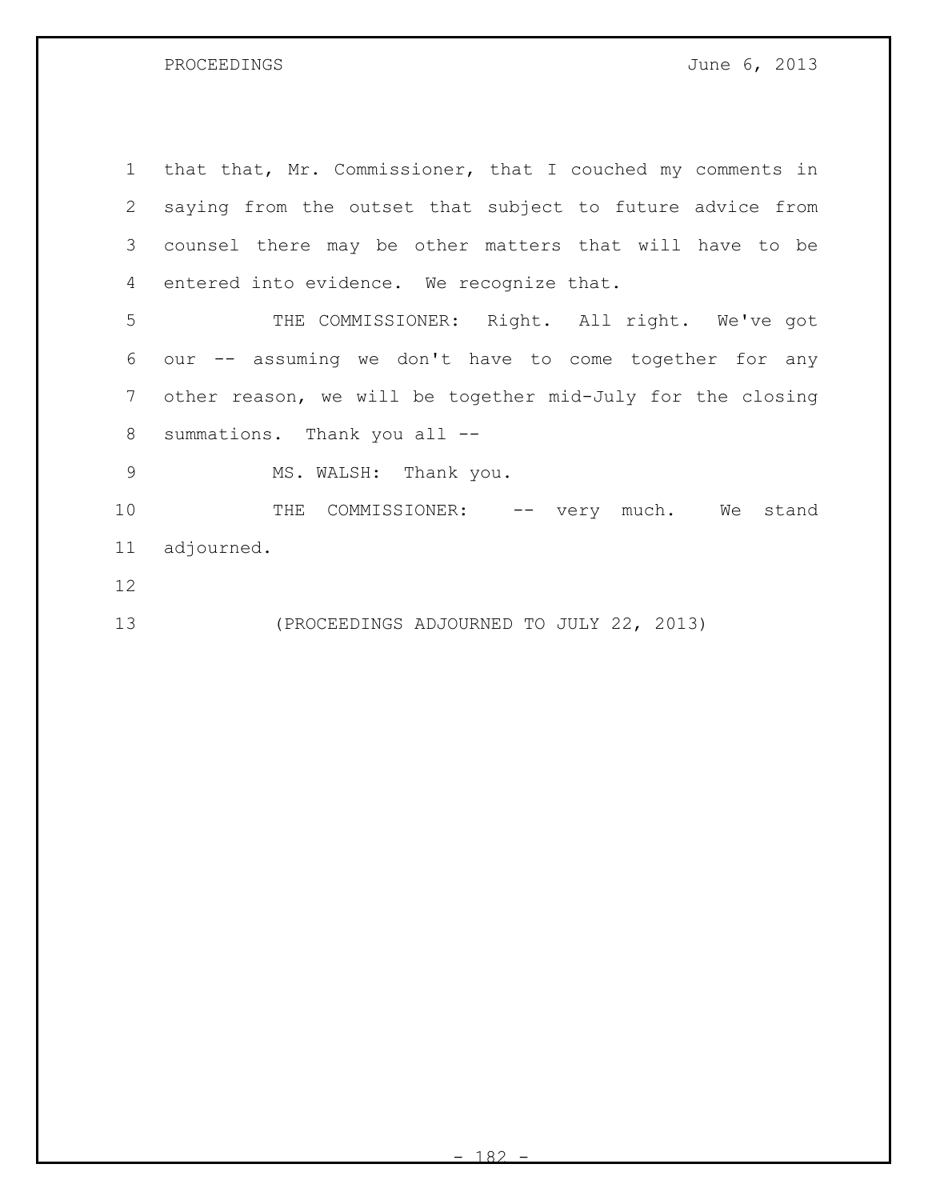that that, Mr. Commissioner, that I couched my comments in saying from the outset that subject to future advice from counsel there may be other matters that will have to be entered into evidence. We recognize that.

THE COMMISSIONER: Right. All right. We've got our -- assuming we don't have to come together for any other reason, we will be together mid-July for the closing summations. Thank you all --

MS. WALSH: Thank you.

THE COMMISSIONER: -- very much. We stand adjourned.

(PROCEEDINGS ADJOURNED TO JULY 22, 2013)